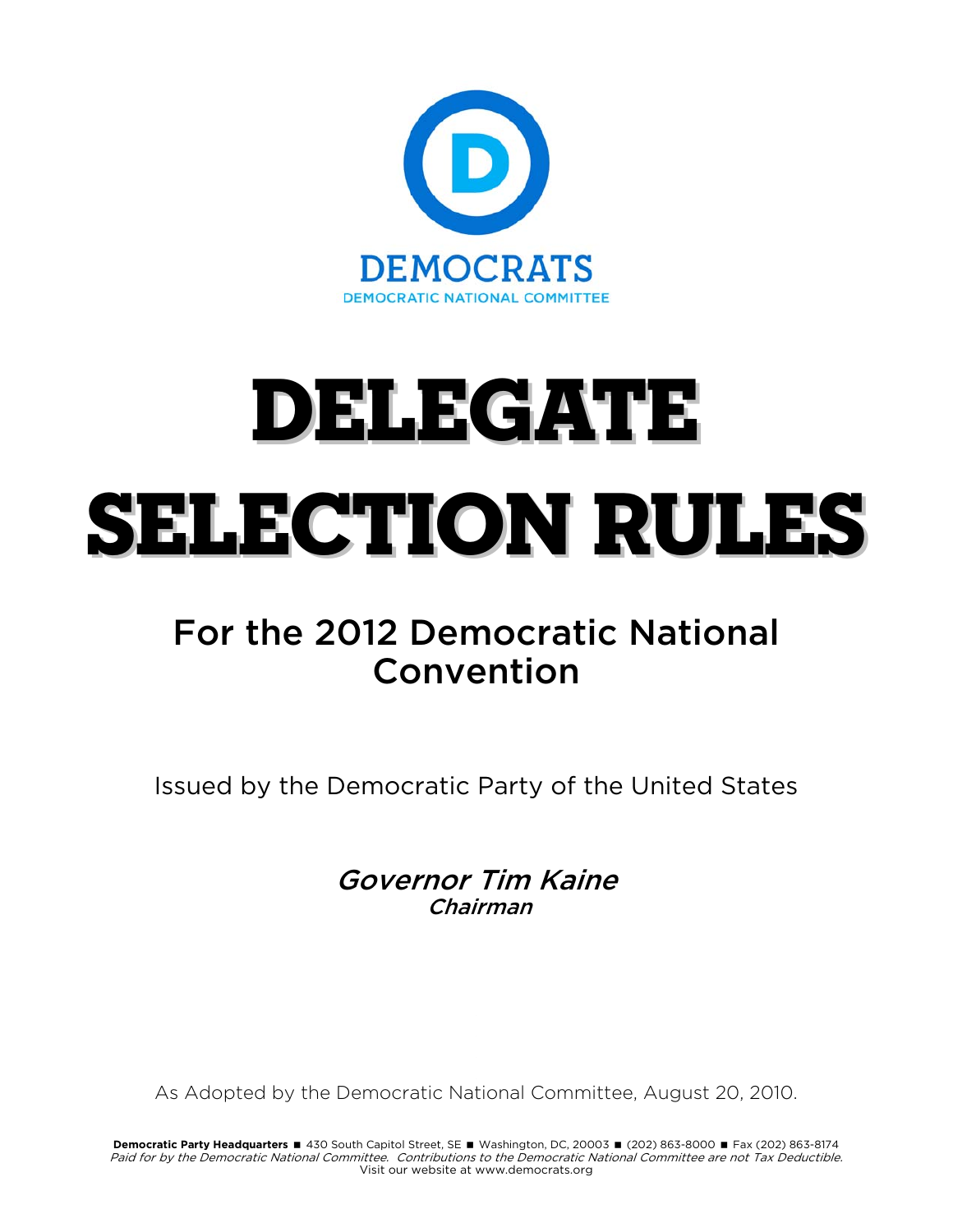DEMOCRATS

DEMOCRATIC NATIONAL COMMITTEE

# DELEGATE SELECTION RULES

## For the 2012 Democratic National Convention

Issued by the Democratic Party of the United States

***Governor Tim Kaine***
***Chairman***

As Adopted by the Democratic National Committee, August 20, 2010.

**Democratic Party Headquarters** ■ 430 South Capitol Street, SE ■ Washington, DC, 20003 ■ (202) 863-8000 ■ Fax (202) 863-8174
*Paid for by the Democratic National Committee. Contributions to the Democratic National Committee are not Tax Deductible.*
Visit our website at www.democrats.org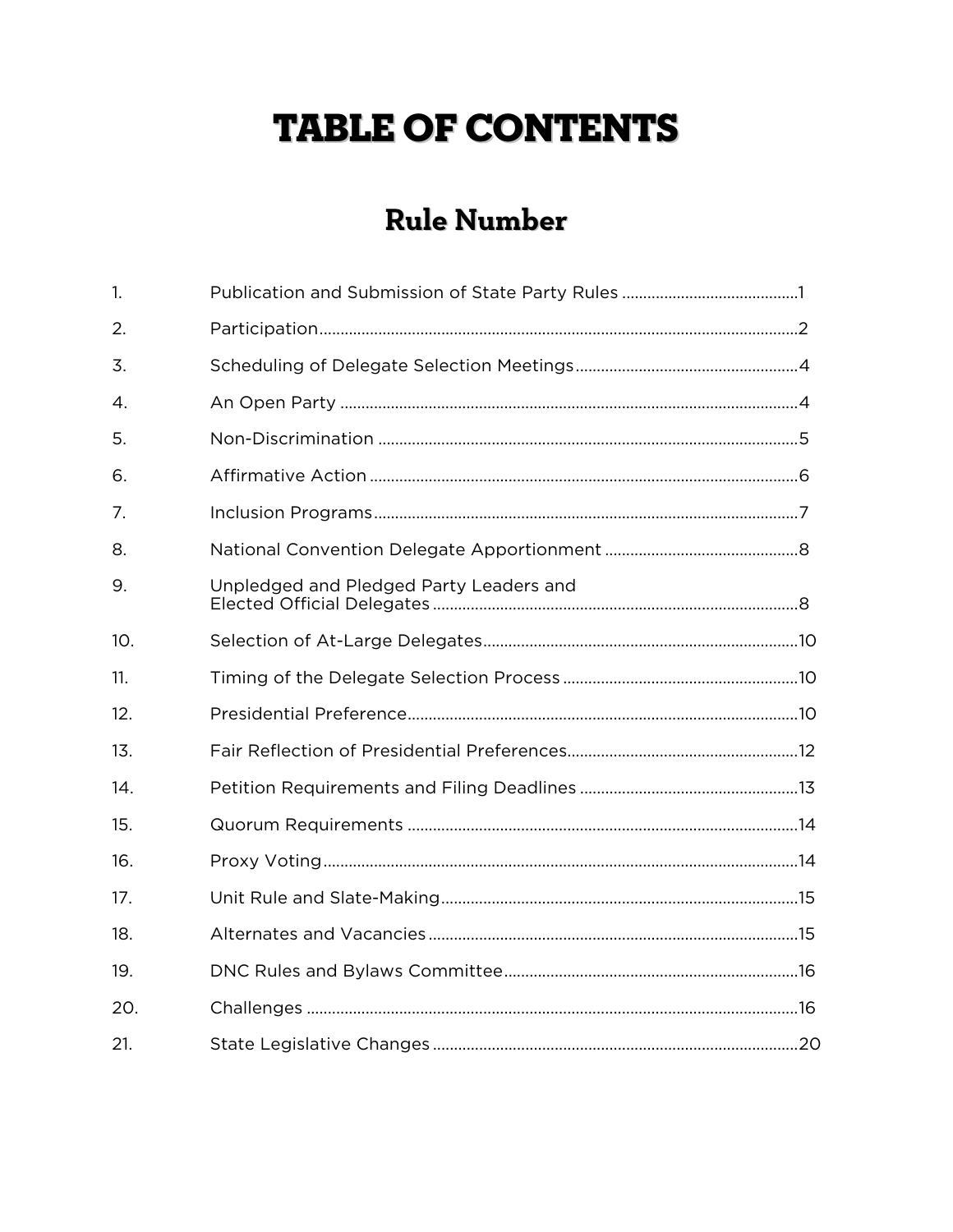# TABLE OF CONTENTS

## Rule Number

| | | |
|---|---|---|
| 1. | Publication and Submission of State Party Rules | 1 |
| 2. | Participation | 2 |
| 3. | Scheduling of Delegate Selection Meetings | 4 |
| 4. | An Open Party | 4 |
| 5. | Non-Discrimination | 5 |
| 6. | Affirmative Action | 6 |
| 7. | Inclusion Programs | 7 |
| 8. | National Convention Delegate Apportionment | 8 |
| 9. | Unpledged and Pledged Party Leaders and Elected Official Delegates | 8 |
| 10. | Selection of At-Large Delegates | 10 |
| 11. | Timing of the Delegate Selection Process | 10 |
| 12. | Presidential Preference | 10 |
| 13. | Fair Reflection of Presidential Preferences | 12 |
| 14. | Petition Requirements and Filing Deadlines | 13 |
| 15. | Quorum Requirements | 14 |
| 16. | Proxy Voting | 14 |
| 17. | Unit Rule and Slate-Making | 15 |
| 18. | Alternates and Vacancies | 15 |
| 19. | DNC Rules and Bylaws Committee | 16 |
| 20. | Challenges | 16 |
| 21. | State Legislative Changes | 20 |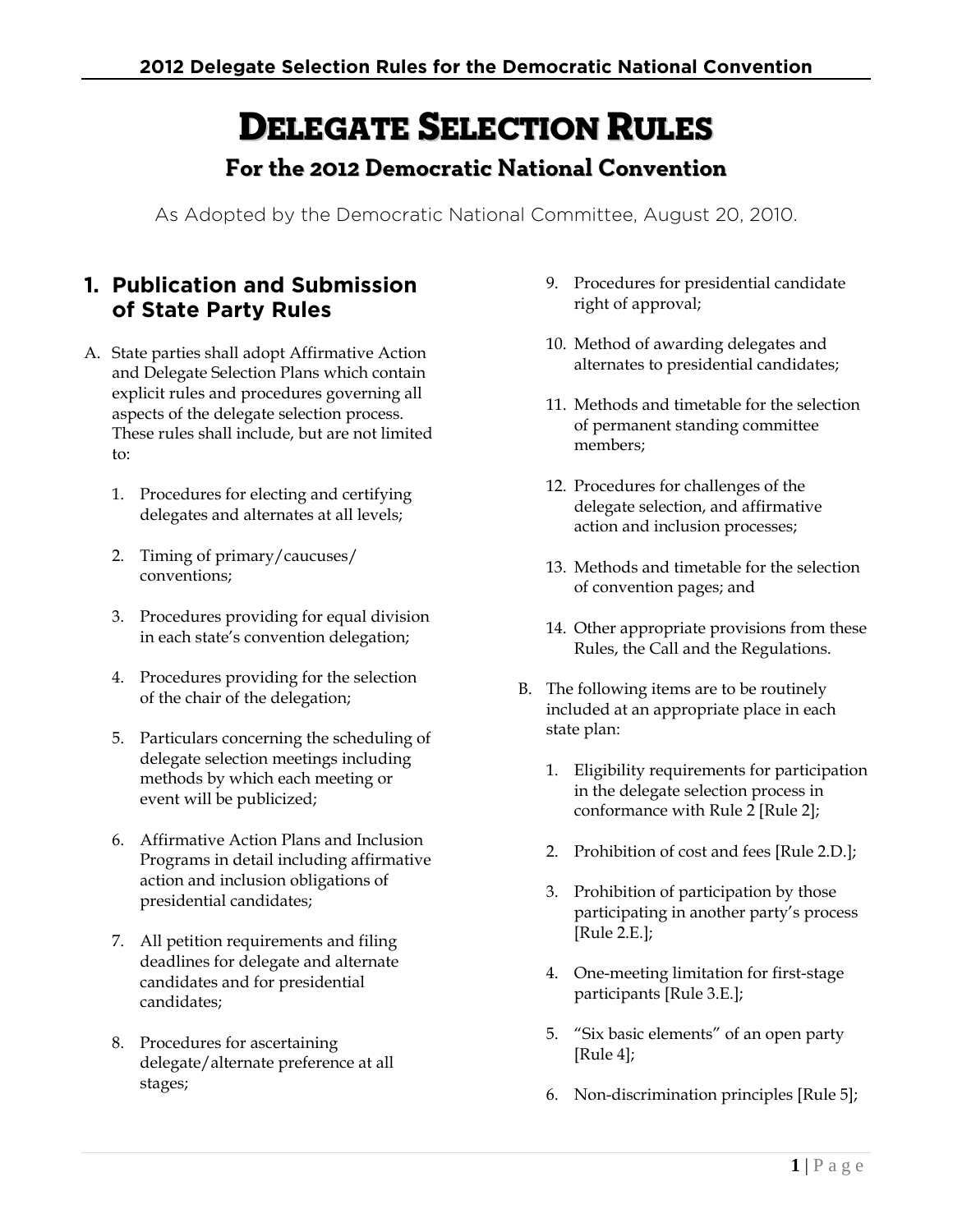# Delegate Selection Rules

## For the 2012 Democratic National Convention

As Adopted by the Democratic National Committee, August 20, 2010.

## 1. Publication and Submission of State Party Rules

A. State parties shall adopt Affirmative Action and Delegate Selection Plans which contain explicit rules and procedures governing all aspects of the delegate selection process. These rules shall include, but are not limited to:

1. Procedures for electing and certifying delegates and alternates at all levels;
2. Timing of primary/caucuses/conventions;
3. Procedures providing for equal division in each state's convention delegation;
4. Procedures providing for the selection of the chair of the delegation;
5. Particulars concerning the scheduling of delegate selection meetings including methods by which each meeting or event will be publicized;
6. Affirmative Action Plans and Inclusion Programs in detail including affirmative action and inclusion obligations of presidential candidates;
7. All petition requirements and filing deadlines for delegate and alternate candidates and for presidential candidates;
8. Procedures for ascertaining delegate/alternate preference at all stages;
9. Procedures for presidential candidate right of approval;
10. Method of awarding delegates and alternates to presidential candidates;
11. Methods and timetable for the selection of permanent standing committee members;
12. Procedures for challenges of the delegate selection, and affirmative action and inclusion processes;
13. Methods and timetable for the selection of convention pages; and
14. Other appropriate provisions from these Rules, the Call and the Regulations.

B. The following items are to be routinely included at an appropriate place in each state plan:

1. Eligibility requirements for participation in the delegate selection process in conformance with Rule 2 [Rule 2];
2. Prohibition of cost and fees [Rule 2.D.];
3. Prohibition of participation by those participating in another party's process [Rule 2.E.];
4. One-meeting limitation for first-stage participants [Rule 3.E.];
5. "Six basic elements" of an open party [Rule 4];
6. Non-discrimination principles [Rule 5];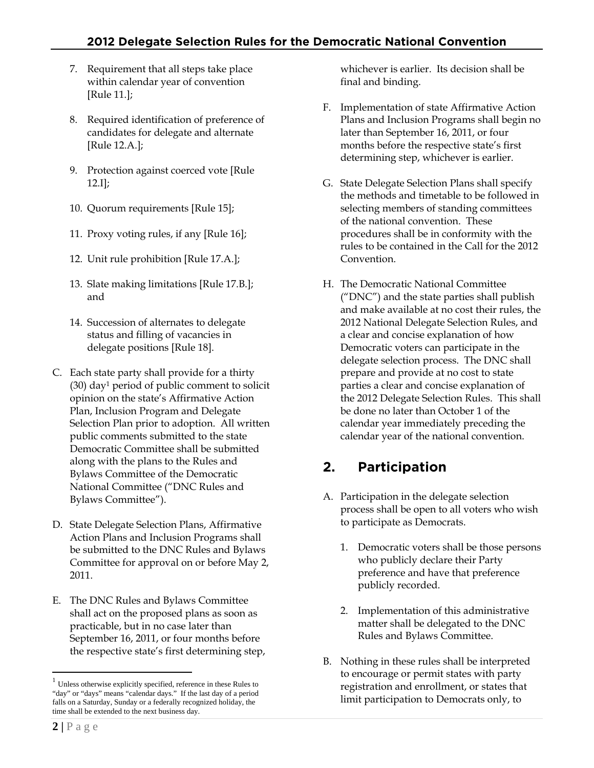7. Requirement that all steps take place within calendar year of convention [Rule 11.];

8. Required identification of preference of candidates for delegate and alternate [Rule 12.A.];

9. Protection against coerced vote [Rule 12.I];

10. Quorum requirements [Rule 15];

11. Proxy voting rules, if any [Rule 16];

12. Unit rule prohibition [Rule 17.A.];

13. Slate making limitations [Rule 17.B.]; and

14. Succession of alternates to delegate status and filling of vacancies in delegate positions [Rule 18].

C. Each state party shall provide for a thirty (30) day[1] period of public comment to solicit opinion on the state's Affirmative Action Plan, Inclusion Program and Delegate Selection Plan prior to adoption. All written public comments submitted to the state Democratic Committee shall be submitted along with the plans to the Rules and Bylaws Committee of the Democratic National Committee ("DNC Rules and Bylaws Committee").

D. State Delegate Selection Plans, Affirmative Action Plans and Inclusion Programs shall be submitted to the DNC Rules and Bylaws Committee for approval on or before May 2, 2011.

E. The DNC Rules and Bylaws Committee shall act on the proposed plans as soon as practicable, but in no case later than September 16, 2011, or four months before the respective state's first determining step, whichever is earlier. Its decision shall be final and binding.

F. Implementation of state Affirmative Action Plans and Inclusion Programs shall begin no later than September 16, 2011, or four months before the respective state's first determining step, whichever is earlier.

G. State Delegate Selection Plans shall specify the methods and timetable to be followed in selecting members of standing committees of the national convention. These procedures shall be in conformity with the rules to be contained in the Call for the 2012 Convention.

H. The Democratic National Committee ("DNC") and the state parties shall publish and make available at no cost their rules, the 2012 National Delegate Selection Rules, and a clear and concise explanation of how Democratic voters can participate in the delegate selection process. The DNC shall prepare and provide at no cost to state parties a clear and concise explanation of the 2012 Delegate Selection Rules. This shall be done no later than October 1 of the calendar year immediately preceding the calendar year of the national convention.

## 2. Participation

A. Participation in the delegate selection process shall be open to all voters who wish to participate as Democrats.

1. Democratic voters shall be those persons who publicly declare their Party preference and have that preference publicly recorded.

2. Implementation of this administrative matter shall be delegated to the DNC Rules and Bylaws Committee.

B. Nothing in these rules shall be interpreted to encourage or permit states with party registration and enrollment, or states that limit participation to Democrats only, to

---

[1] Unless otherwise explicitly specified, reference in these Rules to "day" or "days" means "calendar days." If the last day of a period falls on a Saturday, Sunday or a federally recognized holiday, the time shall be extended to the next business day.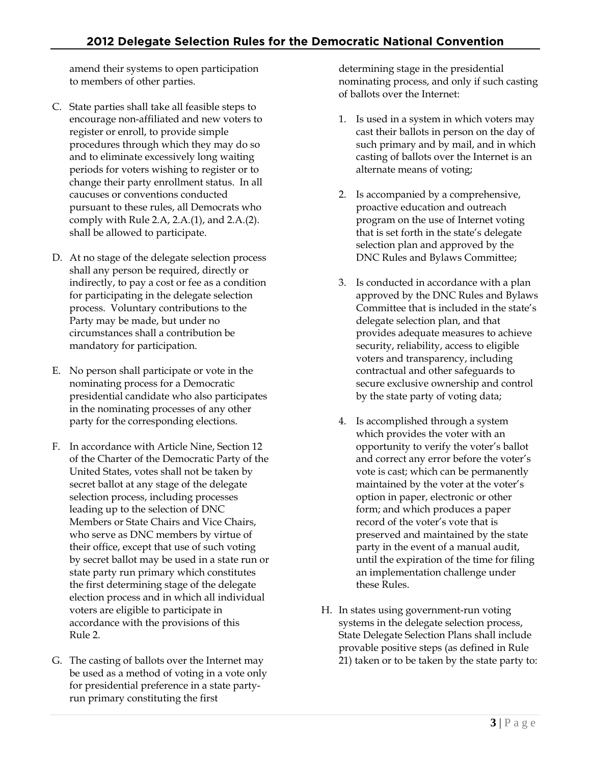amend their systems to open participation to members of other parties.

C. State parties shall take all feasible steps to encourage non-affiliated and new voters to register or enroll, to provide simple procedures through which they may do so and to eliminate excessively long waiting periods for voters wishing to register or to change their party enrollment status. In all caucuses or conventions conducted pursuant to these rules, all Democrats who comply with Rule 2.A, 2.A.(1), and 2.A.(2). shall be allowed to participate.

D. At no stage of the delegate selection process shall any person be required, directly or indirectly, to pay a cost or fee as a condition for participating in the delegate selection process. Voluntary contributions to the Party may be made, but under no circumstances shall a contribution be mandatory for participation.

E. No person shall participate or vote in the nominating process for a Democratic presidential candidate who also participates in the nominating processes of any other party for the corresponding elections.

F. In accordance with Article Nine, Section 12 of the Charter of the Democratic Party of the United States, votes shall not be taken by secret ballot at any stage of the delegate selection process, including processes leading up to the selection of DNC Members or State Chairs and Vice Chairs, who serve as DNC members by virtue of their office, except that use of such voting by secret ballot may be used in a state run or state party run primary which constitutes the first determining stage of the delegate election process and in which all individual voters are eligible to participate in accordance with the provisions of this Rule 2.

G. The casting of ballots over the Internet may be used as a method of voting in a vote only for presidential preference in a state party-run primary constituting the first determining stage in the presidential nominating process, and only if such casting of ballots over the Internet:

1. Is used in a system in which voters may cast their ballots in person on the day of such primary and by mail, and in which casting of ballots over the Internet is an alternate means of voting;

2. Is accompanied by a comprehensive, proactive education and outreach program on the use of Internet voting that is set forth in the state's delegate selection plan and approved by the DNC Rules and Bylaws Committee;

3. Is conducted in accordance with a plan approved by the DNC Rules and Bylaws Committee that is included in the state's delegate selection plan, and that provides adequate measures to achieve security, reliability, access to eligible voters and transparency, including contractual and other safeguards to secure exclusive ownership and control by the state party of voting data;

4. Is accomplished through a system which provides the voter with an opportunity to verify the voter's ballot and correct any error before the voter's vote is cast; which can be permanently maintained by the voter at the voter's option in paper, electronic or other form; and which produces a paper record of the voter's vote that is preserved and maintained by the state party in the event of a manual audit, until the expiration of the time for filing an implementation challenge under these Rules.

H. In states using government-run voting systems in the delegate selection process, State Delegate Selection Plans shall include provable positive steps (as defined in Rule 21) taken or to be taken by the state party to: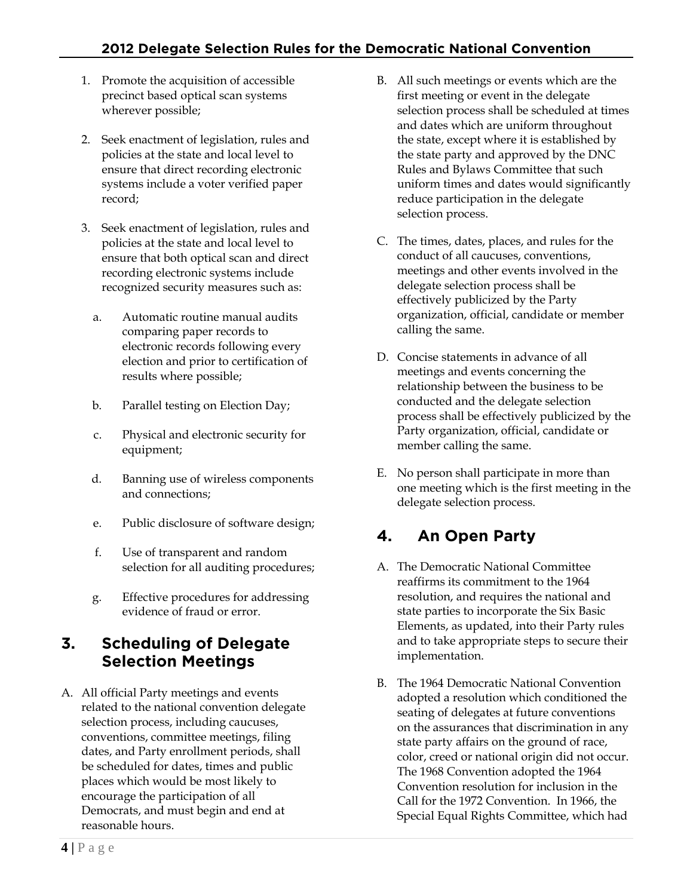1. Promote the acquisition of accessible precinct based optical scan systems wherever possible;

2. Seek enactment of legislation, rules and policies at the state and local level to ensure that direct recording electronic systems include a voter verified paper record;

3. Seek enactment of legislation, rules and policies at the state and local level to ensure that both optical scan and direct recording electronic systems include recognized security measures such as:

   a. Automatic routine manual audits comparing paper records to electronic records following every election and prior to certification of results where possible;

   b. Parallel testing on Election Day;

   c. Physical and electronic security for equipment;

   d. Banning use of wireless components and connections;

   e. Public disclosure of software design;

   f. Use of transparent and random selection for all auditing procedures;

   g. Effective procedures for addressing evidence of fraud or error.

## 3. Scheduling of Delegate Selection Meetings

A. All official Party meetings and events related to the national convention delegate selection process, including caucuses, conventions, committee meetings, filing dates, and Party enrollment periods, shall be scheduled for dates, times and public places which would be most likely to encourage the participation of all Democrats, and must begin and end at reasonable hours.

B. All such meetings or events which are the first meeting or event in the delegate selection process shall be scheduled at times and dates which are uniform throughout the state, except where it is established by the state party and approved by the DNC Rules and Bylaws Committee that such uniform times and dates would significantly reduce participation in the delegate selection process.

C. The times, dates, places, and rules for the conduct of all caucuses, conventions, meetings and other events involved in the delegate selection process shall be effectively publicized by the Party organization, official, candidate or member calling the same.

D. Concise statements in advance of all meetings and events concerning the relationship between the business to be conducted and the delegate selection process shall be effectively publicized by the Party organization, official, candidate or member calling the same.

E. No person shall participate in more than one meeting which is the first meeting in the delegate selection process.

## 4. An Open Party

A. The Democratic National Committee reaffirms its commitment to the 1964 resolution, and requires the national and state parties to incorporate the Six Basic Elements, as updated, into their Party rules and to take appropriate steps to secure their implementation.

B. The 1964 Democratic National Convention adopted a resolution which conditioned the seating of delegates at future conventions on the assurances that discrimination in any state party affairs on the ground of race, color, creed or national origin did not occur. The 1968 Convention adopted the 1964 Convention resolution for inclusion in the Call for the 1972 Convention. In 1966, the Special Equal Rights Committee, which had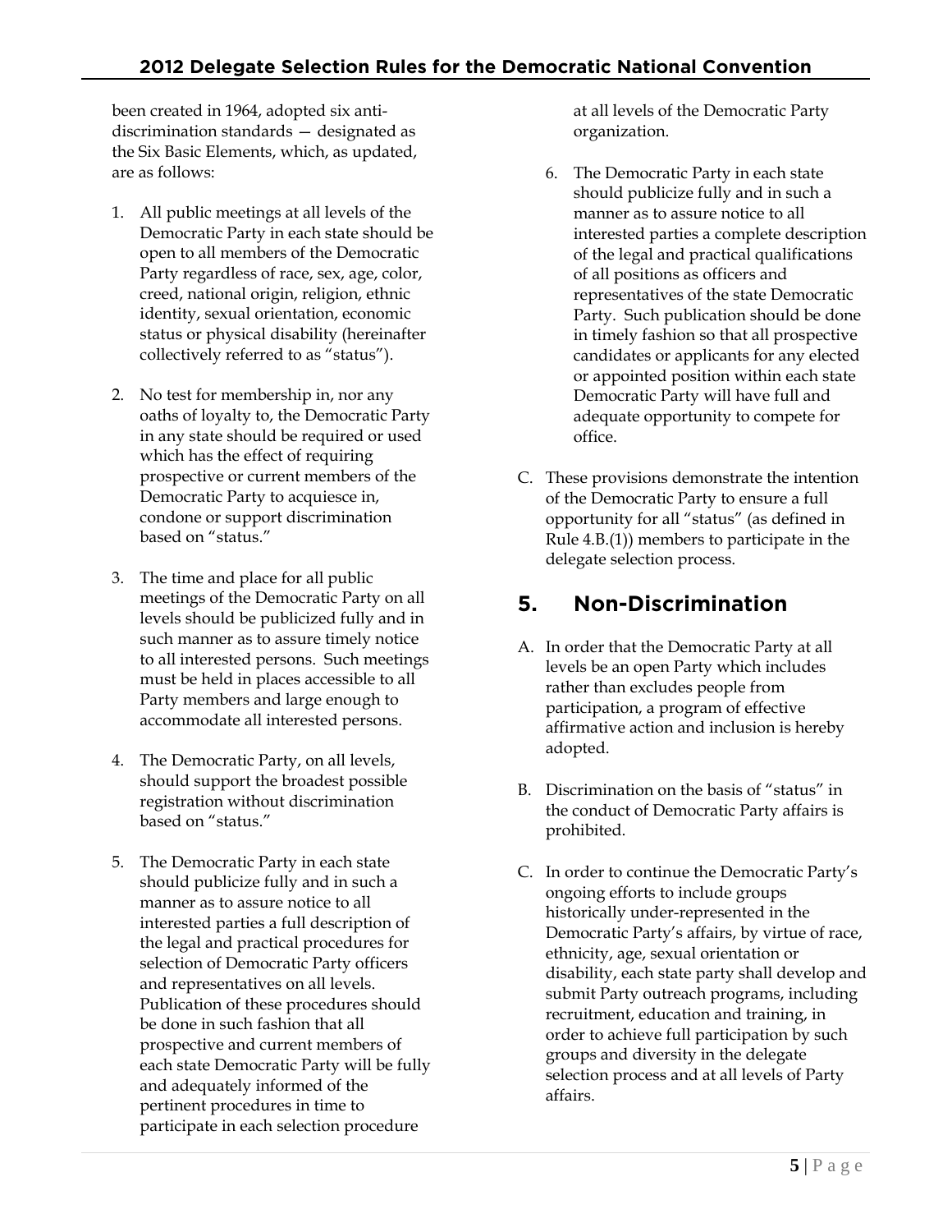been created in 1964, adopted six anti-discrimination standards — designated as the Six Basic Elements, which, as updated, are as follows:

1. All public meetings at all levels of the Democratic Party in each state should be open to all members of the Democratic Party regardless of race, sex, age, color, creed, national origin, religion, ethnic identity, sexual orientation, economic status or physical disability (hereinafter collectively referred to as "status").

2. No test for membership in, nor any oaths of loyalty to, the Democratic Party in any state should be required or used which has the effect of requiring prospective or current members of the Democratic Party to acquiesce in, condone or support discrimination based on "status."

3. The time and place for all public meetings of the Democratic Party on all levels should be publicized fully and in such manner as to assure timely notice to all interested persons. Such meetings must be held in places accessible to all Party members and large enough to accommodate all interested persons.

4. The Democratic Party, on all levels, should support the broadest possible registration without discrimination based on "status."

5. The Democratic Party in each state should publicize fully and in such a manner as to assure notice to all interested parties a full description of the legal and practical procedures for selection of Democratic Party officers and representatives on all levels. Publication of these procedures should be done in such fashion that all prospective and current members of each state Democratic Party will be fully and adequately informed of the pertinent procedures in time to participate in each selection procedure at all levels of the Democratic Party organization.

6. The Democratic Party in each state should publicize fully and in such a manner as to assure notice to all interested parties a complete description of the legal and practical qualifications of all positions as officers and representatives of the state Democratic Party. Such publication should be done in timely fashion so that all prospective candidates or applicants for any elected or appointed position within each state Democratic Party will have full and adequate opportunity to compete for office.

C. These provisions demonstrate the intention of the Democratic Party to ensure a full opportunity for all "status" (as defined in Rule 4.B.(1)) members to participate in the delegate selection process.

## 5. Non-Discrimination

A. In order that the Democratic Party at all levels be an open Party which includes rather than excludes people from participation, a program of effective affirmative action and inclusion is hereby adopted.

B. Discrimination on the basis of "status" in the conduct of Democratic Party affairs is prohibited.

C. In order to continue the Democratic Party's ongoing efforts to include groups historically under-represented in the Democratic Party's affairs, by virtue of race, ethnicity, age, sexual orientation or disability, each state party shall develop and submit Party outreach programs, including recruitment, education and training, in order to achieve full participation by such groups and diversity in the delegate selection process and at all levels of Party affairs.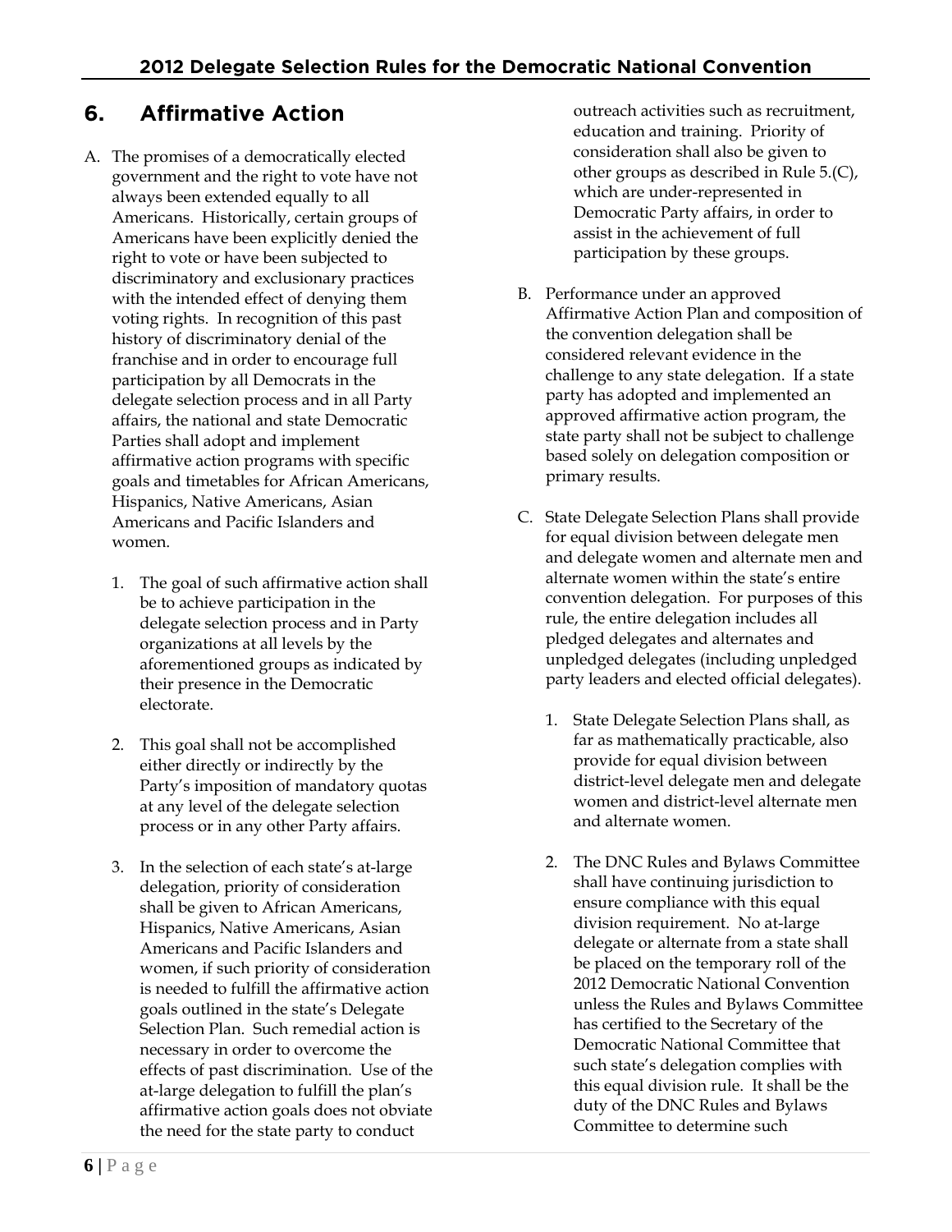## 6. Affirmative Action

A. The promises of a democratically elected government and the right to vote have not always been extended equally to all Americans. Historically, certain groups of Americans have been explicitly denied the right to vote or have been subjected to discriminatory and exclusionary practices with the intended effect of denying them voting rights. In recognition of this past history of discriminatory denial of the franchise and in order to encourage full participation by all Democrats in the delegate selection process and in all Party affairs, the national and state Democratic Parties shall adopt and implement affirmative action programs with specific goals and timetables for African Americans, Hispanics, Native Americans, Asian Americans and Pacific Islanders and women.

   1. The goal of such affirmative action shall be to achieve participation in the delegate selection process and in Party organizations at all levels by the aforementioned groups as indicated by their presence in the Democratic electorate.

   2. This goal shall not be accomplished either directly or indirectly by the Party's imposition of mandatory quotas at any level of the delegate selection process or in any other Party affairs.

   3. In the selection of each state's at-large delegation, priority of consideration shall be given to African Americans, Hispanics, Native Americans, Asian Americans and Pacific Islanders and women, if such priority of consideration is needed to fulfill the affirmative action goals outlined in the state's Delegate Selection Plan. Such remedial action is necessary in order to overcome the effects of past discrimination. Use of the at-large delegation to fulfill the plan's affirmative action goals does not obviate the need for the state party to conduct outreach activities such as recruitment, education and training. Priority of consideration shall also be given to other groups as described in Rule 5.(C), which are under-represented in Democratic Party affairs, in order to assist in the achievement of full participation by these groups.

B. Performance under an approved Affirmative Action Plan and composition of the convention delegation shall be considered relevant evidence in the challenge to any state delegation. If a state party has adopted and implemented an approved affirmative action program, the state party shall not be subject to challenge based solely on delegation composition or primary results.

C. State Delegate Selection Plans shall provide for equal division between delegate men and delegate women and alternate men and alternate women within the state's entire convention delegation. For purposes of this rule, the entire delegation includes all pledged delegates and alternates and unpledged delegates (including unpledged party leaders and elected official delegates).

   1. State Delegate Selection Plans shall, as far as mathematically practicable, also provide for equal division between district-level delegate men and delegate women and district-level alternate men and alternate women.

   2. The DNC Rules and Bylaws Committee shall have continuing jurisdiction to ensure compliance with this equal division requirement. No at-large delegate or alternate from a state shall be placed on the temporary roll of the 2012 Democratic National Convention unless the Rules and Bylaws Committee has certified to the Secretary of the Democratic National Committee that such state's delegation complies with this equal division rule. It shall be the duty of the DNC Rules and Bylaws Committee to determine such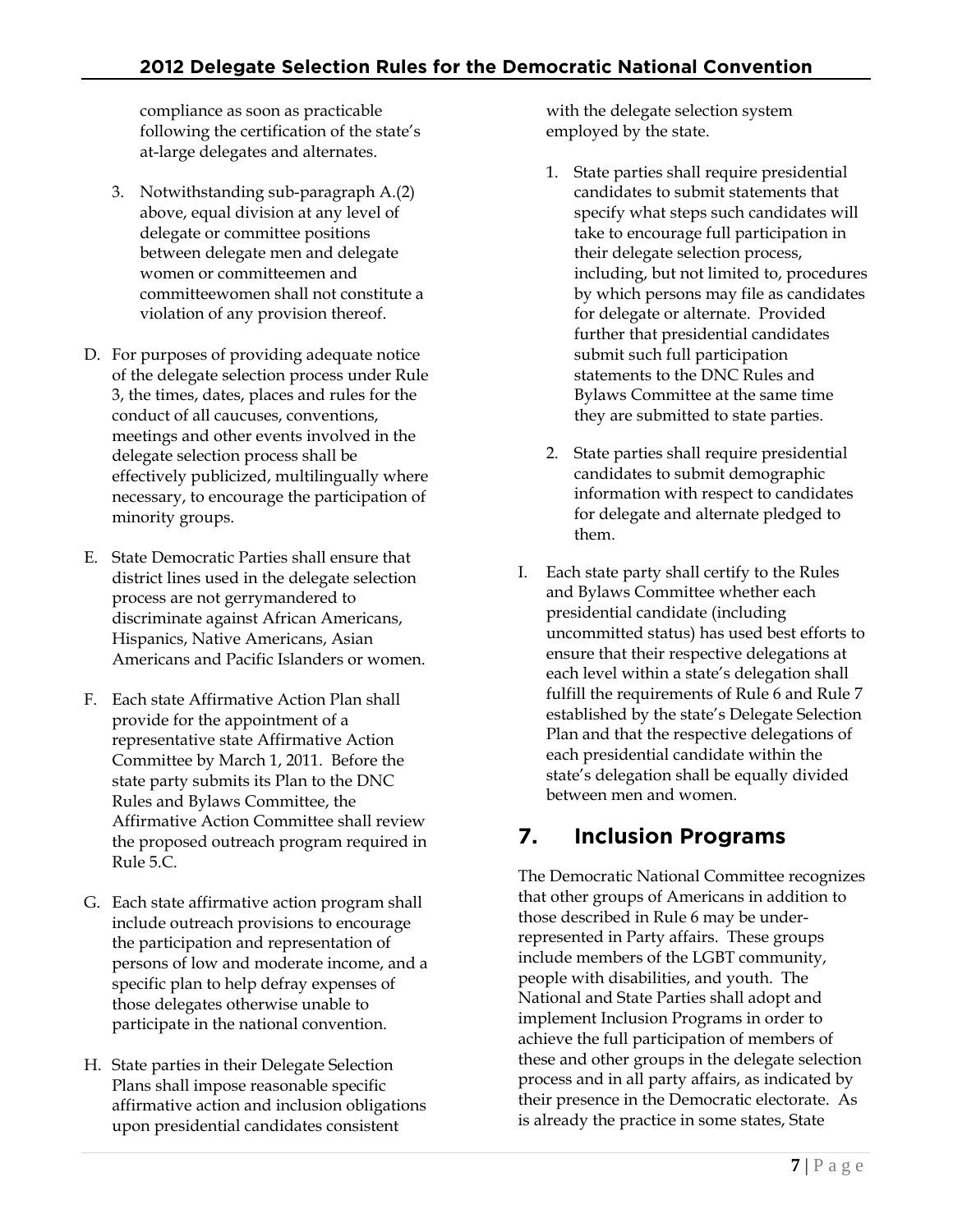compliance as soon as practicable following the certification of the state's at-large delegates and alternates.

3. Notwithstanding sub-paragraph A.(2) above, equal division at any level of delegate or committee positions between delegate men and delegate women or committeemen and committeewomen shall not constitute a violation of any provision thereof.

D. For purposes of providing adequate notice of the delegate selection process under Rule 3, the times, dates, places and rules for the conduct of all caucuses, conventions, meetings and other events involved in the delegate selection process shall be effectively publicized, multilingually where necessary, to encourage the participation of minority groups.

E. State Democratic Parties shall ensure that district lines used in the delegate selection process are not gerrymandered to discriminate against African Americans, Hispanics, Native Americans, Asian Americans and Pacific Islanders or women.

F. Each state Affirmative Action Plan shall provide for the appointment of a representative state Affirmative Action Committee by March 1, 2011. Before the state party submits its Plan to the DNC Rules and Bylaws Committee, the Affirmative Action Committee shall review the proposed outreach program required in Rule 5.C.

G. Each state affirmative action program shall include outreach provisions to encourage the participation and representation of persons of low and moderate income, and a specific plan to help defray expenses of those delegates otherwise unable to participate in the national convention.

H. State parties in their Delegate Selection Plans shall impose reasonable specific affirmative action and inclusion obligations upon presidential candidates consistent with the delegate selection system employed by the state.

1. State parties shall require presidential candidates to submit statements that specify what steps such candidates will take to encourage full participation in their delegate selection process, including, but not limited to, procedures by which persons may file as candidates for delegate or alternate. Provided further that presidential candidates submit such full participation statements to the DNC Rules and Bylaws Committee at the same time they are submitted to state parties.

2. State parties shall require presidential candidates to submit demographic information with respect to candidates for delegate and alternate pledged to them.

I. Each state party shall certify to the Rules and Bylaws Committee whether each presidential candidate (including uncommitted status) has used best efforts to ensure that their respective delegations at each level within a state's delegation shall fulfill the requirements of Rule 6 and Rule 7 established by the state's Delegate Selection Plan and that the respective delegations of each presidential candidate within the state's delegation shall be equally divided between men and women.

## 7. Inclusion Programs

The Democratic National Committee recognizes that other groups of Americans in addition to those described in Rule 6 may be under-represented in Party affairs. These groups include members of the LGBT community, people with disabilities, and youth. The National and State Parties shall adopt and implement Inclusion Programs in order to achieve the full participation of members of these and other groups in the delegate selection process and in all party affairs, as indicated by their presence in the Democratic electorate. As is already the practice in some states, State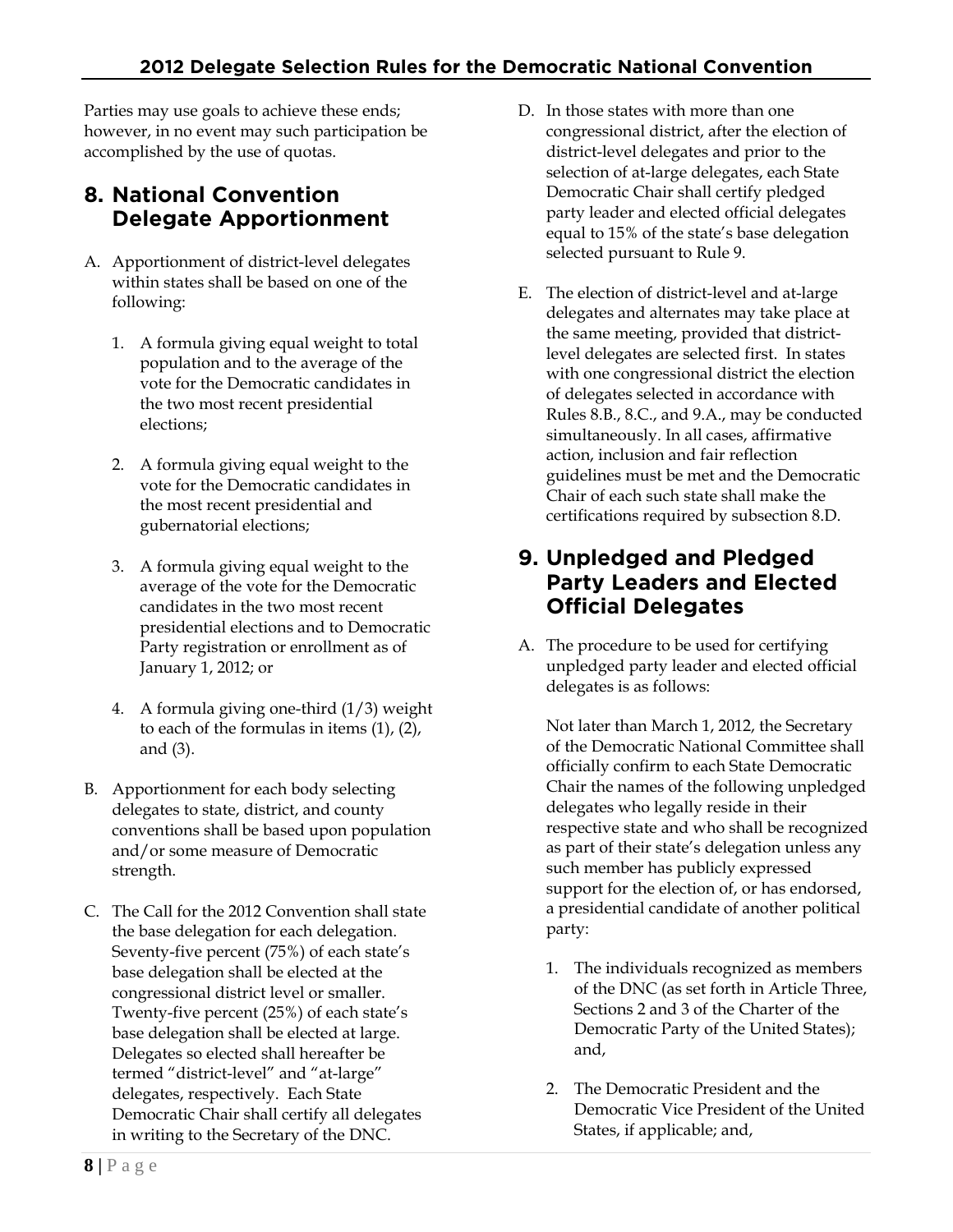Parties may use goals to achieve these ends; however, in no event may such participation be accomplished by the use of quotas.

## 8. National Convention Delegate Apportionment

A. Apportionment of district-level delegates within states shall be based on one of the following:

   1. A formula giving equal weight to total population and to the average of the vote for the Democratic candidates in the two most recent presidential elections;

   2. A formula giving equal weight to the vote for the Democratic candidates in the most recent presidential and gubernatorial elections;

   3. A formula giving equal weight to the average of the vote for the Democratic candidates in the two most recent presidential elections and to Democratic Party registration or enrollment as of January 1, 2012; or

   4. A formula giving one-third (1/3) weight to each of the formulas in items (1), (2), and (3).

B. Apportionment for each body selecting delegates to state, district, and county conventions shall be based upon population and/or some measure of Democratic strength.

C. The Call for the 2012 Convention shall state the base delegation for each delegation. Seventy-five percent (75%) of each state's base delegation shall be elected at the congressional district level or smaller. Twenty-five percent (25%) of each state's base delegation shall be elected at large. Delegates so elected shall hereafter be termed "district-level" and "at-large" delegates, respectively. Each State Democratic Chair shall certify all delegates in writing to the Secretary of the DNC.

D. In those states with more than one congressional district, after the election of district-level delegates and prior to the selection of at-large delegates, each State Democratic Chair shall certify pledged party leader and elected official delegates equal to 15% of the state's base delegation selected pursuant to Rule 9.

E. The election of district-level and at-large delegates and alternates may take place at the same meeting, provided that district-level delegates are selected first. In states with one congressional district the election of delegates selected in accordance with Rules 8.B., 8.C., and 9.A., may be conducted simultaneously. In all cases, affirmative action, inclusion and fair reflection guidelines must be met and the Democratic Chair of each such state shall make the certifications required by subsection 8.D.

## 9. Unpledged and Pledged Party Leaders and Elected Official Delegates

A. The procedure to be used for certifying unpledged party leader and elected official delegates is as follows:

   Not later than March 1, 2012, the Secretary of the Democratic National Committee shall officially confirm to each State Democratic Chair the names of the following unpledged delegates who legally reside in their respective state and who shall be recognized as part of their state's delegation unless any such member has publicly expressed support for the election of, or has endorsed, a presidential candidate of another political party:

   1. The individuals recognized as members of the DNC (as set forth in Article Three, Sections 2 and 3 of the Charter of the Democratic Party of the United States); and,

   2. The Democratic President and the Democratic Vice President of the United States, if applicable; and,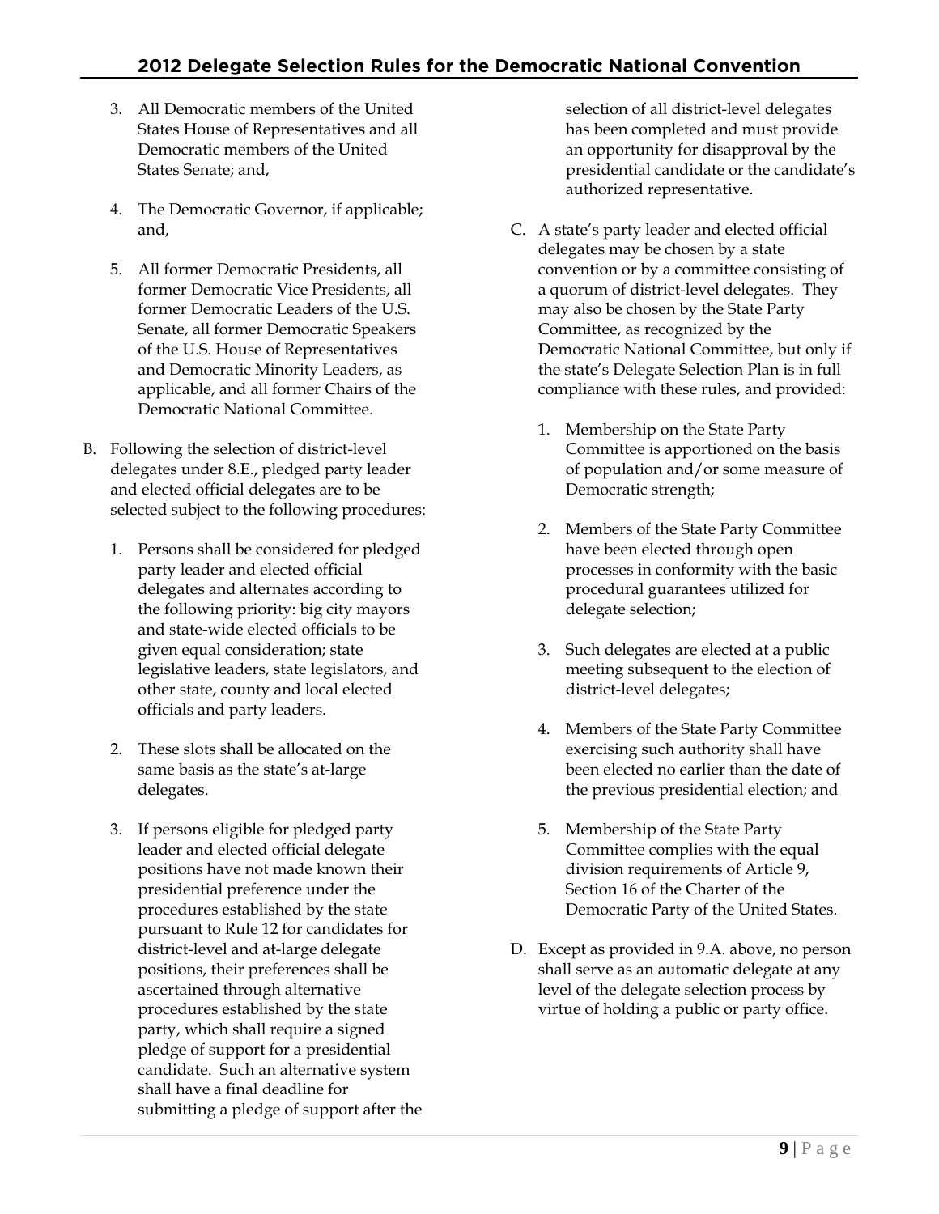3. All Democratic members of the United States House of Representatives and all Democratic members of the United States Senate; and,

4. The Democratic Governor, if applicable; and,

5. All former Democratic Presidents, all former Democratic Vice Presidents, all former Democratic Leaders of the U.S. Senate, all former Democratic Speakers of the U.S. House of Representatives and Democratic Minority Leaders, as applicable, and all former Chairs of the Democratic National Committee.

B. Following the selection of district-level delegates under 8.E., pledged party leader and elected official delegates are to be selected subject to the following procedures:

   1. Persons shall be considered for pledged party leader and elected official delegates and alternates according to the following priority: big city mayors and state-wide elected officials to be given equal consideration; state legislative leaders, state legislators, and other state, county and local elected officials and party leaders.

   2. These slots shall be allocated on the same basis as the state's at-large delegates.

   3. If persons eligible for pledged party leader and elected official delegate positions have not made known their presidential preference under the procedures established by the state pursuant to Rule 12 for candidates for district-level and at-large delegate positions, their preferences shall be ascertained through alternative procedures established by the state party, which shall require a signed pledge of support for a presidential candidate. Such an alternative system shall have a final deadline for submitting a pledge of support after the selection of all district-level delegates has been completed and must provide an opportunity for disapproval by the presidential candidate or the candidate's authorized representative.

C. A state's party leader and elected official delegates may be chosen by a state convention or by a committee consisting of a quorum of district-level delegates. They may also be chosen by the State Party Committee, as recognized by the Democratic National Committee, but only if the state's Delegate Selection Plan is in full compliance with these rules, and provided:

   1. Membership on the State Party Committee is apportioned on the basis of population and/or some measure of Democratic strength;

   2. Members of the State Party Committee have been elected through open processes in conformity with the basic procedural guarantees utilized for delegate selection;

   3. Such delegates are elected at a public meeting subsequent to the election of district-level delegates;

   4. Members of the State Party Committee exercising such authority shall have been elected no earlier than the date of the previous presidential election; and

   5. Membership of the State Party Committee complies with the equal division requirements of Article 9, Section 16 of the Charter of the Democratic Party of the United States.

D. Except as provided in 9.A. above, no person shall serve as an automatic delegate at any level of the delegate selection process by virtue of holding a public or party office.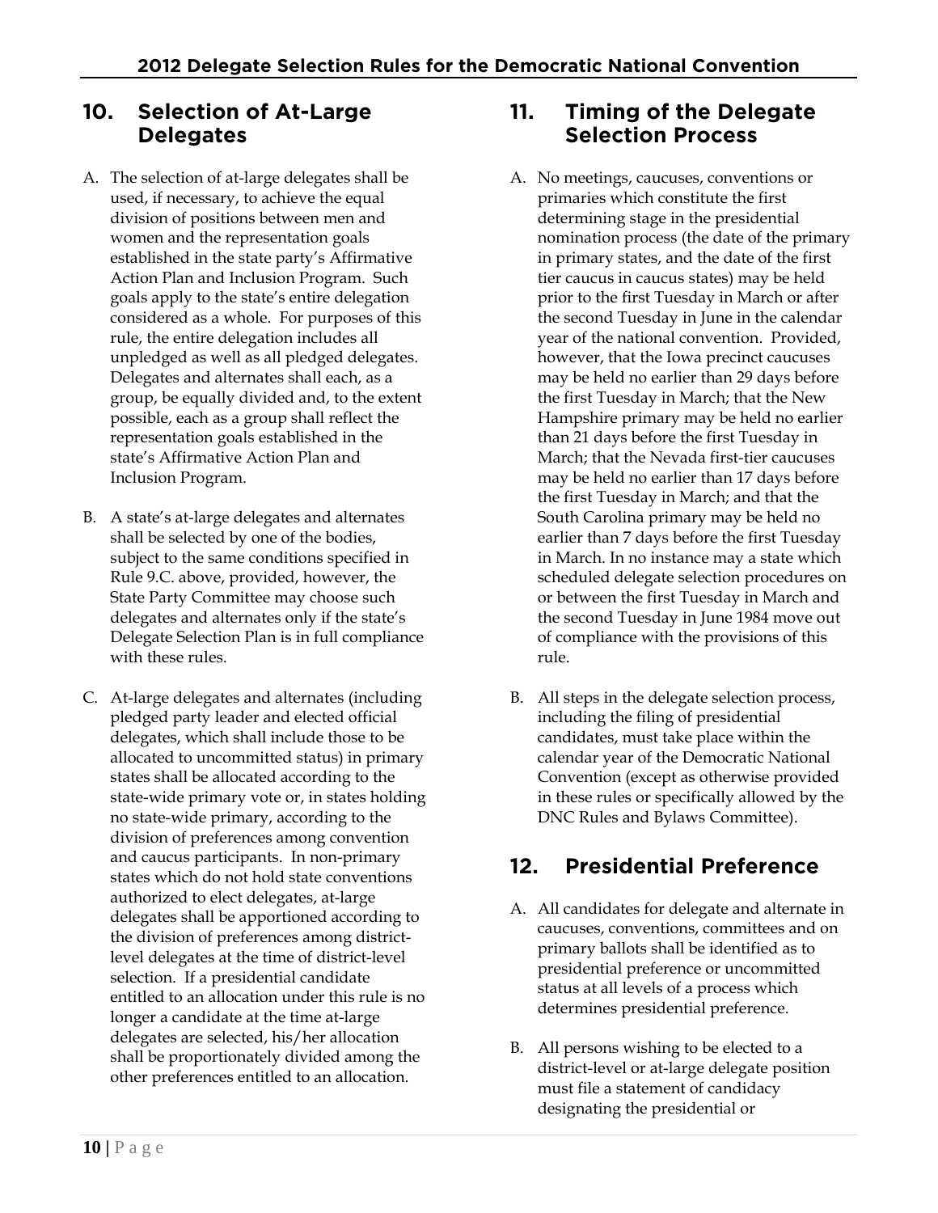## 10. Selection of At-Large Delegates

A. The selection of at-large delegates shall be used, if necessary, to achieve the equal division of positions between men and women and the representation goals established in the state party's Affirmative Action Plan and Inclusion Program. Such goals apply to the state's entire delegation considered as a whole. For purposes of this rule, the entire delegation includes all unpledged as well as all pledged delegates. Delegates and alternates shall each, as a group, be equally divided and, to the extent possible, each as a group shall reflect the representation goals established in the state's Affirmative Action Plan and Inclusion Program.

B. A state's at-large delegates and alternates shall be selected by one of the bodies, subject to the same conditions specified in Rule 9.C. above, provided, however, the State Party Committee may choose such delegates and alternates only if the state's Delegate Selection Plan is in full compliance with these rules.

C. At-large delegates and alternates (including pledged party leader and elected official delegates, which shall include those to be allocated to uncommitted status) in primary states shall be allocated according to the state-wide primary vote or, in states holding no state-wide primary, according to the division of preferences among convention and caucus participants. In non-primary states which do not hold state conventions authorized to elect delegates, at-large delegates shall be apportioned according to the division of preferences among district-level delegates at the time of district-level selection. If a presidential candidate entitled to an allocation under this rule is no longer a candidate at the time at-large delegates are selected, his/her allocation shall be proportionately divided among the other preferences entitled to an allocation.

## 11. Timing of the Delegate Selection Process

A. No meetings, caucuses, conventions or primaries which constitute the first determining stage in the presidential nomination process (the date of the primary in primary states, and the date of the first tier caucus in caucus states) may be held prior to the first Tuesday in March or after the second Tuesday in June in the calendar year of the national convention. Provided, however, that the Iowa precinct caucuses may be held no earlier than 29 days before the first Tuesday in March; that the New Hampshire primary may be held no earlier than 21 days before the first Tuesday in March; that the Nevada first-tier caucuses may be held no earlier than 17 days before the first Tuesday in March; and that the South Carolina primary may be held no earlier than 7 days before the first Tuesday in March. In no instance may a state which scheduled delegate selection procedures on or between the first Tuesday in March and the second Tuesday in June 1984 move out of compliance with the provisions of this rule.

B. All steps in the delegate selection process, including the filing of presidential candidates, must take place within the calendar year of the Democratic National Convention (except as otherwise provided in these rules or specifically allowed by the DNC Rules and Bylaws Committee).

## 12. Presidential Preference

A. All candidates for delegate and alternate in caucuses, conventions, committees and on primary ballots shall be identified as to presidential preference or uncommitted status at all levels of a process which determines presidential preference.

B. All persons wishing to be elected to a district-level or at-large delegate position must file a statement of candidacy designating the presidential or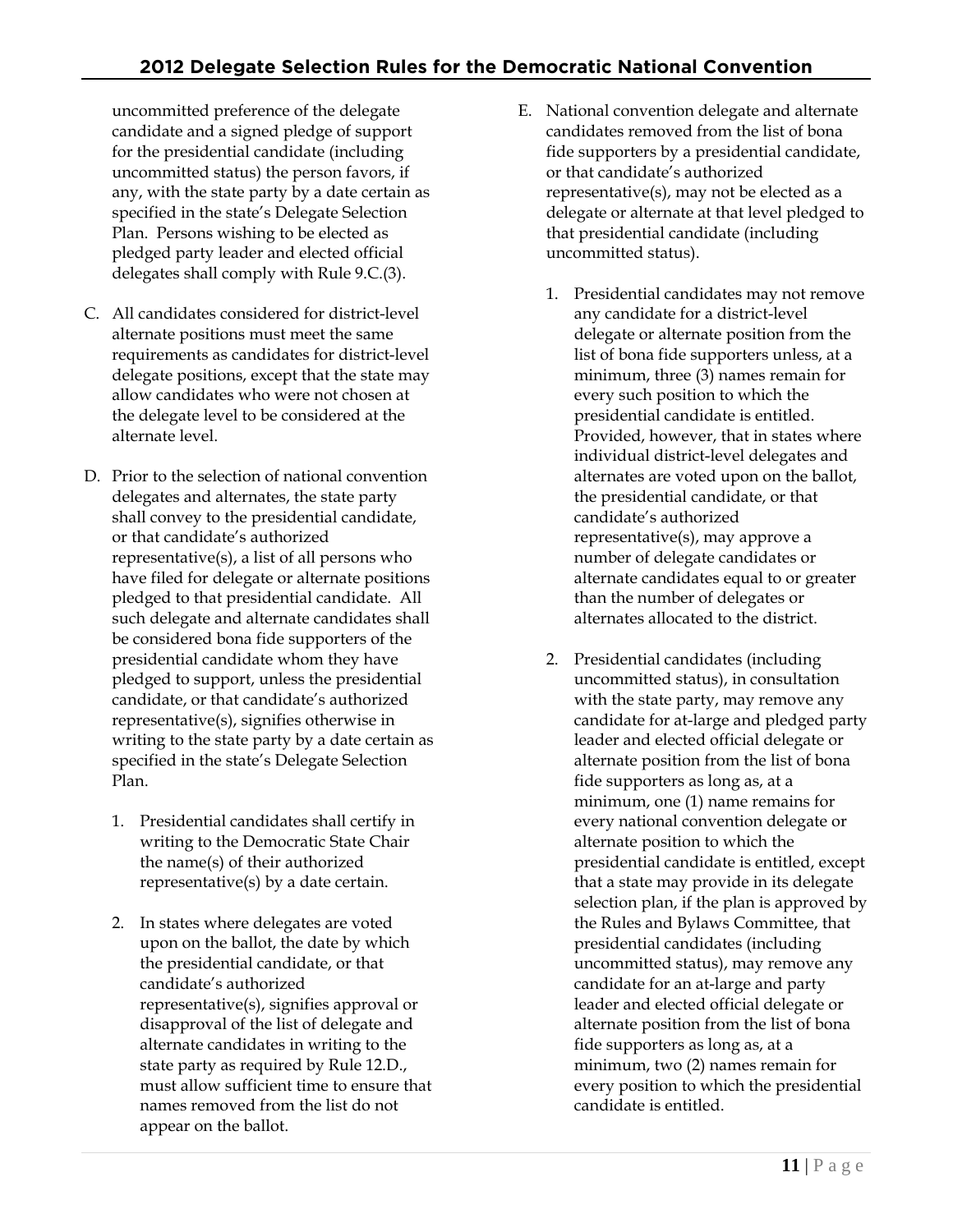uncommitted preference of the delegate candidate and a signed pledge of support for the presidential candidate (including uncommitted status) the person favors, if any, with the state party by a date certain as specified in the state's Delegate Selection Plan. Persons wishing to be elected as pledged party leader and elected official delegates shall comply with Rule 9.C.(3).

C. All candidates considered for district-level alternate positions must meet the same requirements as candidates for district-level delegate positions, except that the state may allow candidates who were not chosen at the delegate level to be considered at the alternate level.

D. Prior to the selection of national convention delegates and alternates, the state party shall convey to the presidential candidate, or that candidate's authorized representative(s), a list of all persons who have filed for delegate or alternate positions pledged to that presidential candidate. All such delegate and alternate candidates shall be considered bona fide supporters of the presidential candidate whom they have pledged to support, unless the presidential candidate, or that candidate's authorized representative(s), signifies otherwise in writing to the state party by a date certain as specified in the state's Delegate Selection Plan.

   1. Presidential candidates shall certify in writing to the Democratic State Chair the name(s) of their authorized representative(s) by a date certain.

   2. In states where delegates are voted upon on the ballot, the date by which the presidential candidate, or that candidate's authorized representative(s), signifies approval or disapproval of the list of delegate and alternate candidates in writing to the state party as required by Rule 12.D., must allow sufficient time to ensure that names removed from the list do not appear on the ballot.

E. National convention delegate and alternate candidates removed from the list of bona fide supporters by a presidential candidate, or that candidate's authorized representative(s), may not be elected as a delegate or alternate at that level pledged to that presidential candidate (including uncommitted status).

   1. Presidential candidates may not remove any candidate for a district-level delegate or alternate position from the list of bona fide supporters unless, at a minimum, three (3) names remain for every such position to which the presidential candidate is entitled. Provided, however, that in states where individual district-level delegates and alternates are voted upon on the ballot, the presidential candidate, or that candidate's authorized representative(s), may approve a number of delegate candidates or alternate candidates equal to or greater than the number of delegates or alternates allocated to the district.

   2. Presidential candidates (including uncommitted status), in consultation with the state party, may remove any candidate for at-large and pledged party leader and elected official delegate or alternate position from the list of bona fide supporters as long as, at a minimum, one (1) name remains for every national convention delegate or alternate position to which the presidential candidate is entitled, except that a state may provide in its delegate selection plan, if the plan is approved by the Rules and Bylaws Committee, that presidential candidates (including uncommitted status), may remove any candidate for an at-large and party leader and elected official delegate or alternate position from the list of bona fide supporters as long as, at a minimum, two (2) names remain for every position to which the presidential candidate is entitled.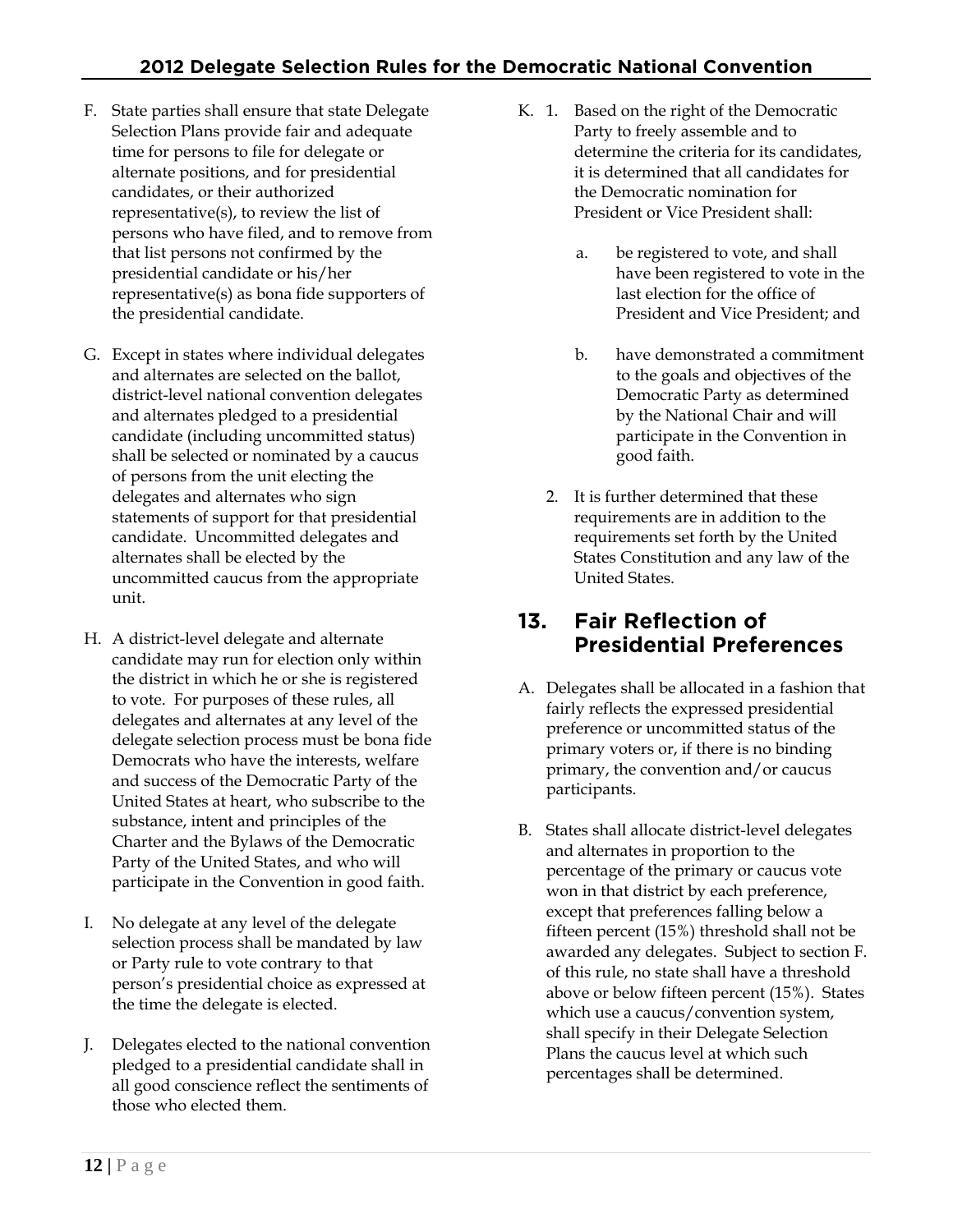F. State parties shall ensure that state Delegate Selection Plans provide fair and adequate time for persons to file for delegate or alternate positions, and for presidential candidates, or their authorized representative(s), to review the list of persons who have filed, and to remove from that list persons not confirmed by the presidential candidate or his/her representative(s) as bona fide supporters of the presidential candidate.

G. Except in states where individual delegates and alternates are selected on the ballot, district-level national convention delegates and alternates pledged to a presidential candidate (including uncommitted status) shall be selected or nominated by a caucus of persons from the unit electing the delegates and alternates who sign statements of support for that presidential candidate. Uncommitted delegates and alternates shall be elected by the uncommitted caucus from the appropriate unit.

H. A district-level delegate and alternate candidate may run for election only within the district in which he or she is registered to vote. For purposes of these rules, all delegates and alternates at any level of the delegate selection process must be bona fide Democrats who have the interests, welfare and success of the Democratic Party of the United States at heart, who subscribe to the substance, intent and principles of the Charter and the Bylaws of the Democratic Party of the United States, and who will participate in the Convention in good faith.

I. No delegate at any level of the delegate selection process shall be mandated by law or Party rule to vote contrary to that person's presidential choice as expressed at the time the delegate is elected.

J. Delegates elected to the national convention pledged to a presidential candidate shall in all good conscience reflect the sentiments of those who elected them.

K. 1. Based on the right of the Democratic Party to freely assemble and to determine the criteria for its candidates, it is determined that all candidates for the Democratic nomination for President or Vice President shall:

   a. be registered to vote, and shall have been registered to vote in the last election for the office of President and Vice President; and

   b. have demonstrated a commitment to the goals and objectives of the Democratic Party as determined by the National Chair and will participate in the Convention in good faith.

   2. It is further determined that these requirements are in addition to the requirements set forth by the United States Constitution and any law of the United States.

## 13. Fair Reflection of Presidential Preferences

A. Delegates shall be allocated in a fashion that fairly reflects the expressed presidential preference or uncommitted status of the primary voters or, if there is no binding primary, the convention and/or caucus participants.

B. States shall allocate district-level delegates and alternates in proportion to the percentage of the primary or caucus vote won in that district by each preference, except that preferences falling below a fifteen percent (15%) threshold shall not be awarded any delegates. Subject to section F. of this rule, no state shall have a threshold above or below fifteen percent (15%). States which use a caucus/convention system, shall specify in their Delegate Selection Plans the caucus level at which such percentages shall be determined.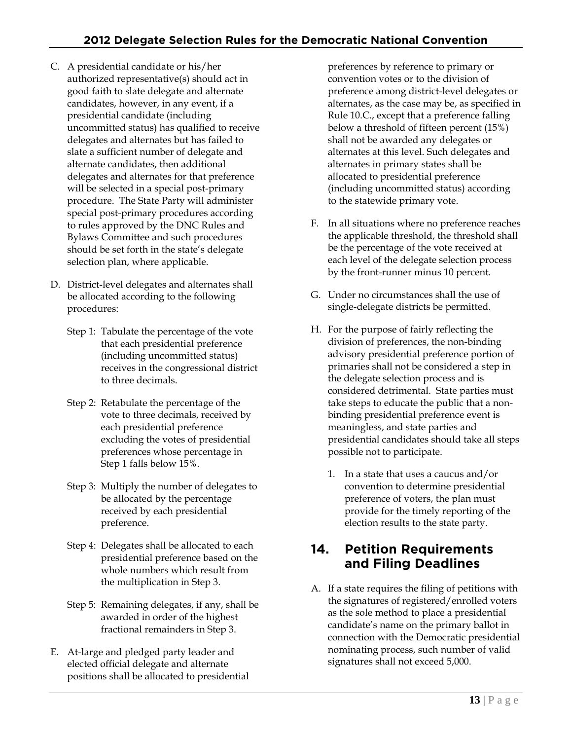C. A presidential candidate or his/her authorized representative(s) should act in good faith to slate delegate and alternate candidates, however, in any event, if a presidential candidate (including uncommitted status) has qualified to receive delegates and alternates but has failed to slate a sufficient number of delegate and alternate candidates, then additional delegates and alternates for that preference will be selected in a special post-primary procedure. The State Party will administer special post-primary procedures according to rules approved by the DNC Rules and Bylaws Committee and such procedures should be set forth in the state's delegate selection plan, where applicable.

D. District-level delegates and alternates shall be allocated according to the following procedures:

   Step 1: Tabulate the percentage of the vote that each presidential preference (including uncommitted status) receives in the congressional district to three decimals.

   Step 2: Retabulate the percentage of the vote to three decimals, received by each presidential preference excluding the votes of presidential preferences whose percentage in Step 1 falls below 15%.

   Step 3: Multiply the number of delegates to be allocated by the percentage received by each presidential preference.

   Step 4: Delegates shall be allocated to each presidential preference based on the whole numbers which result from the multiplication in Step 3.

   Step 5: Remaining delegates, if any, shall be awarded in order of the highest fractional remainders in Step 3.

E. At-large and pledged party leader and elected official delegate and alternate positions shall be allocated to presidential preferences by reference to primary or convention votes or to the division of preference among district-level delegates or alternates, as the case may be, as specified in Rule 10.C., except that a preference falling below a threshold of fifteen percent (15%) shall not be awarded any delegates or alternates at this level. Such delegates and alternates in primary states shall be allocated to presidential preference (including uncommitted status) according to the statewide primary vote.

F. In all situations where no preference reaches the applicable threshold, the threshold shall be the percentage of the vote received at each level of the delegate selection process by the front-runner minus 10 percent.

G. Under no circumstances shall the use of single-delegate districts be permitted.

H. For the purpose of fairly reflecting the division of preferences, the non-binding advisory presidential preference portion of primaries shall not be considered a step in the delegate selection process and is considered detrimental. State parties must take steps to educate the public that a non-binding presidential preference event is meaningless, and state parties and presidential candidates should take all steps possible not to participate.

   1. In a state that uses a caucus and/or convention to determine presidential preference of voters, the plan must provide for the timely reporting of the election results to the state party.

## 14. Petition Requirements and Filing Deadlines

A. If a state requires the filing of petitions with the signatures of registered/enrolled voters as the sole method to place a presidential candidate's name on the primary ballot in connection with the Democratic presidential nominating process, such number of valid signatures shall not exceed 5,000.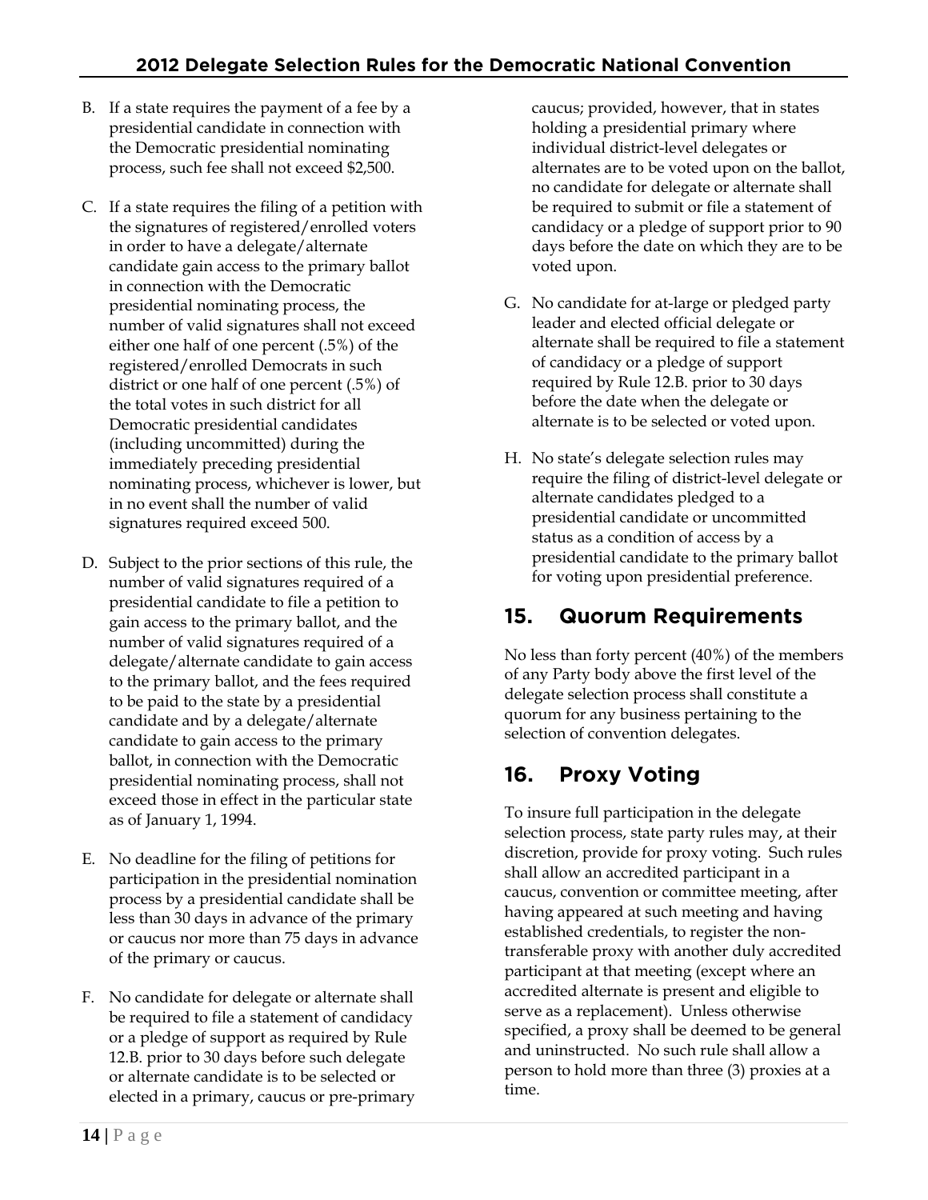B. If a state requires the payment of a fee by a presidential candidate in connection with the Democratic presidential nominating process, such fee shall not exceed $2,500.

C. If a state requires the filing of a petition with the signatures of registered/enrolled voters in order to have a delegate/alternate candidate gain access to the primary ballot in connection with the Democratic presidential nominating process, the number of valid signatures shall not exceed either one half of one percent (.5%) of the registered/enrolled Democrats in such district or one half of one percent (.5%) of the total votes in such district for all Democratic presidential candidates (including uncommitted) during the immediately preceding presidential nominating process, whichever is lower, but in no event shall the number of valid signatures required exceed 500.

D. Subject to the prior sections of this rule, the number of valid signatures required of a presidential candidate to file a petition to gain access to the primary ballot, and the number of valid signatures required of a delegate/alternate candidate to gain access to the primary ballot, and the fees required to be paid to the state by a presidential candidate and by a delegate/alternate candidate to gain access to the primary ballot, in connection with the Democratic presidential nominating process, shall not exceed those in effect in the particular state as of January 1, 1994.

E. No deadline for the filing of petitions for participation in the presidential nomination process by a presidential candidate shall be less than 30 days in advance of the primary or caucus nor more than 75 days in advance of the primary or caucus.

F. No candidate for delegate or alternate shall be required to file a statement of candidacy or a pledge of support as required by Rule 12.B. prior to 30 days before such delegate or alternate candidate is to be selected or elected in a primary, caucus or pre-primary caucus; provided, however, that in states holding a presidential primary where individual district-level delegates or alternates are to be voted upon on the ballot, no candidate for delegate or alternate shall be required to submit or file a statement of candidacy or a pledge of support prior to 90 days before the date on which they are to be voted upon.

G. No candidate for at-large or pledged party leader and elected official delegate or alternate shall be required to file a statement of candidacy or a pledge of support required by Rule 12.B. prior to 30 days before the date when the delegate or alternate is to be selected or voted upon.

H. No state's delegate selection rules may require the filing of district-level delegate or alternate candidates pledged to a presidential candidate or uncommitted status as a condition of access by a presidential candidate to the primary ballot for voting upon presidential preference.

## 15. Quorum Requirements

No less than forty percent (40%) of the members of any Party body above the first level of the delegate selection process shall constitute a quorum for any business pertaining to the selection of convention delegates.

## 16. Proxy Voting

To insure full participation in the delegate selection process, state party rules may, at their discretion, provide for proxy voting. Such rules shall allow an accredited participant in a caucus, convention or committee meeting, after having appeared at such meeting and having established credentials, to register the non-transferable proxy with another duly accredited participant at that meeting (except where an accredited alternate is present and eligible to serve as a replacement). Unless otherwise specified, a proxy shall be deemed to be general and uninstructed. No such rule shall allow a person to hold more than three (3) proxies at a time.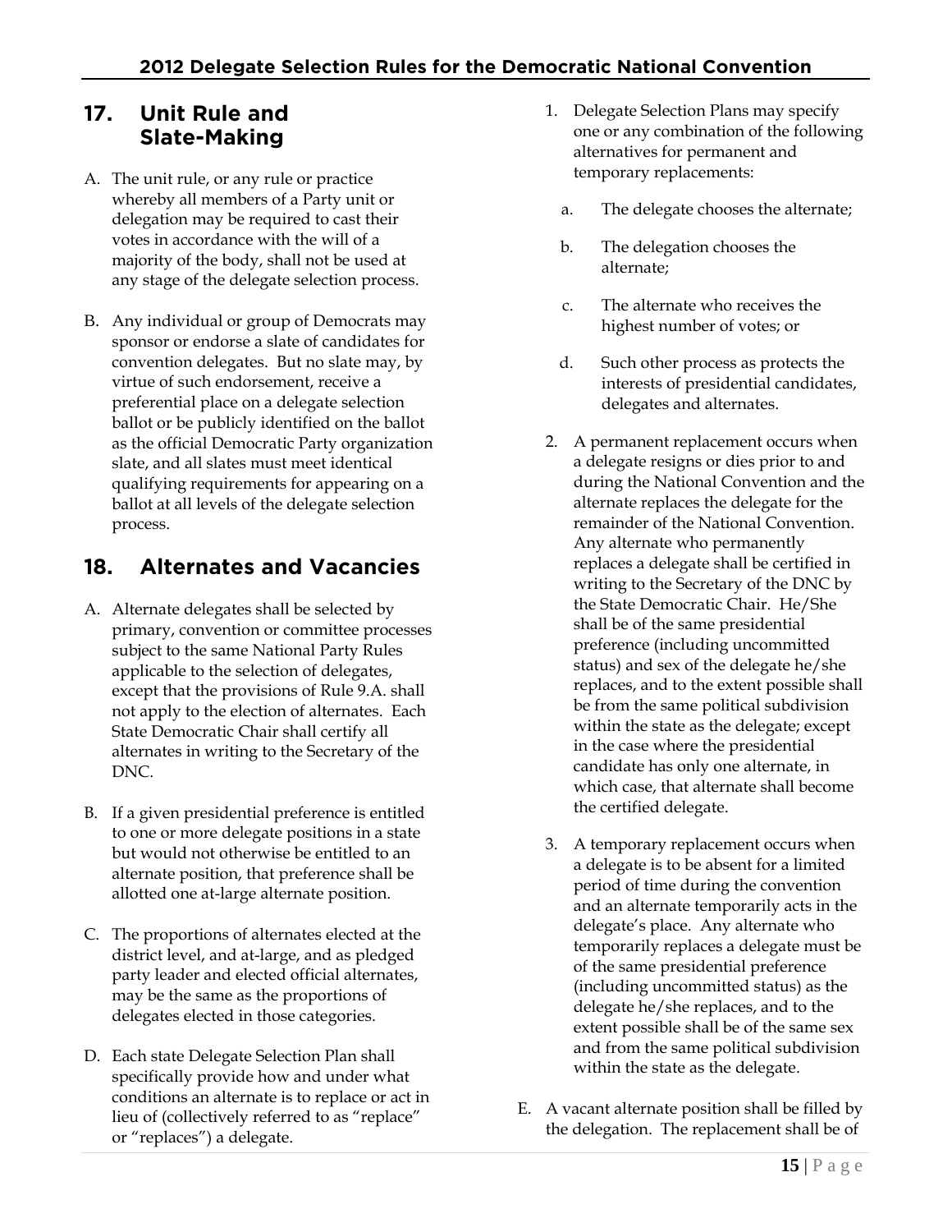## 17. Unit Rule and Slate-Making

A. The unit rule, or any rule or practice whereby all members of a Party unit or delegation may be required to cast their votes in accordance with the will of a majority of the body, shall not be used at any stage of the delegate selection process.

B. Any individual or group of Democrats may sponsor or endorse a slate of candidates for convention delegates. But no slate may, by virtue of such endorsement, receive a preferential place on a delegate selection ballot or be publicly identified on the ballot as the official Democratic Party organization slate, and all slates must meet identical qualifying requirements for appearing on a ballot at all levels of the delegate selection process.

## 18. Alternates and Vacancies

A. Alternate delegates shall be selected by primary, convention or committee processes subject to the same National Party Rules applicable to the selection of delegates, except that the provisions of Rule 9.A. shall not apply to the election of alternates. Each State Democratic Chair shall certify all alternates in writing to the Secretary of the DNC.

B. If a given presidential preference is entitled to one or more delegate positions in a state but would not otherwise be entitled to an alternate position, that preference shall be allotted one at-large alternate position.

C. The proportions of alternates elected at the district level, and at-large, and as pledged party leader and elected official alternates, may be the same as the proportions of delegates elected in those categories.

D. Each state Delegate Selection Plan shall specifically provide how and under what conditions an alternate is to replace or act in lieu of (collectively referred to as "replace" or "replaces") a delegate.

1. Delegate Selection Plans may specify one or any combination of the following alternatives for permanent and temporary replacements:
   a. The delegate chooses the alternate;
   b. The delegation chooses the alternate;
   c. The alternate who receives the highest number of votes; or
   d. Such other process as protects the interests of presidential candidates, delegates and alternates.
2. A permanent replacement occurs when a delegate resigns or dies prior to and during the National Convention and the alternate replaces the delegate for the remainder of the National Convention. Any alternate who permanently replaces a delegate shall be certified in writing to the Secretary of the DNC by the State Democratic Chair. He/She shall be of the same presidential preference (including uncommitted status) and sex of the delegate he/she replaces, and to the extent possible shall be from the same political subdivision within the state as the delegate; except in the case where the presidential candidate has only one alternate, in which case, that alternate shall become the certified delegate.
3. A temporary replacement occurs when a delegate is to be absent for a limited period of time during the convention and an alternate temporarily acts in the delegate's place. Any alternate who temporarily replaces a delegate must be of the same presidential preference (including uncommitted status) as the delegate he/she replaces, and to the extent possible shall be of the same sex and from the same political subdivision within the state as the delegate.

E. A vacant alternate position shall be filled by the delegation. The replacement shall be of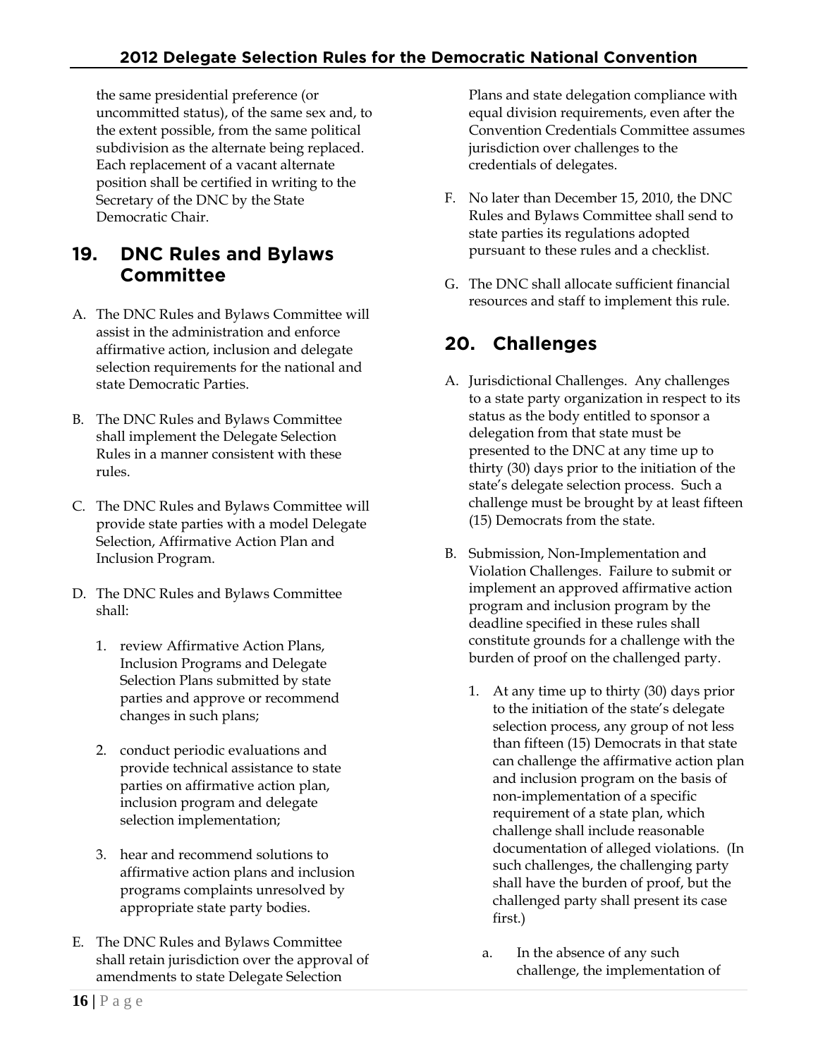the same presidential preference (or uncommitted status), of the same sex and, to the extent possible, from the same political subdivision as the alternate being replaced. Each replacement of a vacant alternate position shall be certified in writing to the Secretary of the DNC by the State Democratic Chair.

## 19. DNC Rules and Bylaws Committee

A. The DNC Rules and Bylaws Committee will assist in the administration and enforce affirmative action, inclusion and delegate selection requirements for the national and state Democratic Parties.

B. The DNC Rules and Bylaws Committee shall implement the Delegate Selection Rules in a manner consistent with these rules.

C. The DNC Rules and Bylaws Committee will provide state parties with a model Delegate Selection, Affirmative Action Plan and Inclusion Program.

D. The DNC Rules and Bylaws Committee shall:

   1. review Affirmative Action Plans, Inclusion Programs and Delegate Selection Plans submitted by state parties and approve or recommend changes in such plans;

   2. conduct periodic evaluations and provide technical assistance to state parties on affirmative action plan, inclusion program and delegate selection implementation;

   3. hear and recommend solutions to affirmative action plans and inclusion programs complaints unresolved by appropriate state party bodies.

E. The DNC Rules and Bylaws Committee shall retain jurisdiction over the approval of amendments to state Delegate Selection Plans and state delegation compliance with equal division requirements, even after the Convention Credentials Committee assumes jurisdiction over challenges to the credentials of delegates.

F. No later than December 15, 2010, the DNC Rules and Bylaws Committee shall send to state parties its regulations adopted pursuant to these rules and a checklist.

G. The DNC shall allocate sufficient financial resources and staff to implement this rule.

## 20. Challenges

A. Jurisdictional Challenges. Any challenges to a state party organization in respect to its status as the body entitled to sponsor a delegation from that state must be presented to the DNC at any time up to thirty (30) days prior to the initiation of the state's delegate selection process. Such a challenge must be brought by at least fifteen (15) Democrats from the state.

B. Submission, Non-Implementation and Violation Challenges. Failure to submit or implement an approved affirmative action program and inclusion program by the deadline specified in these rules shall constitute grounds for a challenge with the burden of proof on the challenged party.

   1. At any time up to thirty (30) days prior to the initiation of the state's delegate selection process, any group of not less than fifteen (15) Democrats in that state can challenge the affirmative action plan and inclusion program on the basis of non-implementation of a specific requirement of a state plan, which challenge shall include reasonable documentation of alleged violations. (In such challenges, the challenging party shall have the burden of proof, but the challenged party shall present its case first.)

      a. In the absence of any such challenge, the implementation of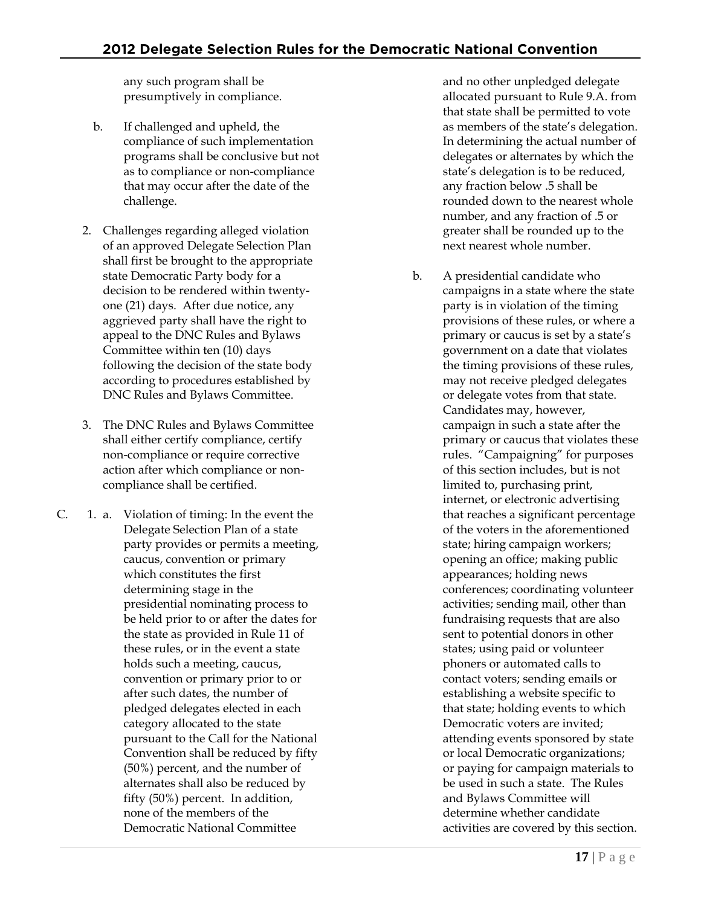any such program shall be presumptively in compliance.

b. If challenged and upheld, the compliance of such implementation programs shall be conclusive but not as to compliance or non-compliance that may occur after the date of the challenge.

2. Challenges regarding alleged violation of an approved Delegate Selection Plan shall first be brought to the appropriate state Democratic Party body for a decision to be rendered within twenty-one (21) days. After due notice, any aggrieved party shall have the right to appeal to the DNC Rules and Bylaws Committee within ten (10) days following the decision of the state body according to procedures established by DNC Rules and Bylaws Committee.

3. The DNC Rules and Bylaws Committee shall either certify compliance, certify non-compliance or require corrective action after which compliance or non-compliance shall be certified.

C. 1. a. Violation of timing: In the event the Delegate Selection Plan of a state party provides or permits a meeting, caucus, convention or primary which constitutes the first determining stage in the presidential nominating process to be held prior to or after the dates for the state as provided in Rule 11 of these rules, or in the event a state holds such a meeting, caucus, convention or primary prior to or after such dates, the number of pledged delegates elected in each category allocated to the state pursuant to the Call for the National Convention shall be reduced by fifty (50%) percent, and the number of alternates shall also be reduced by fifty (50%) percent. In addition, none of the members of the Democratic National Committee and no other unpledged delegate allocated pursuant to Rule 9.A. from that state shall be permitted to vote as members of the state's delegation. In determining the actual number of delegates or alternates by which the state's delegation is to be reduced, any fraction below .5 shall be rounded down to the nearest whole number, and any fraction of .5 or greater shall be rounded up to the next nearest whole number.

b. A presidential candidate who campaigns in a state where the state party is in violation of the timing provisions of these rules, or where a primary or caucus is set by a state's government on a date that violates the timing provisions of these rules, may not receive pledged delegates or delegate votes from that state. Candidates may, however, campaign in such a state after the primary or caucus that violates these rules. "Campaigning" for purposes of this section includes, but is not limited to, purchasing print, internet, or electronic advertising that reaches a significant percentage of the voters in the aforementioned state; hiring campaign workers; opening an office; making public appearances; holding news conferences; coordinating volunteer activities; sending mail, other than fundraising requests that are also sent to potential donors in other states; using paid or volunteer phoners or automated calls to contact voters; sending emails or establishing a website specific to that state; holding events to which Democratic voters are invited; attending events sponsored by state or local Democratic organizations; or paying for campaign materials to be used in such a state. The Rules and Bylaws Committee will determine whether candidate activities are covered by this section.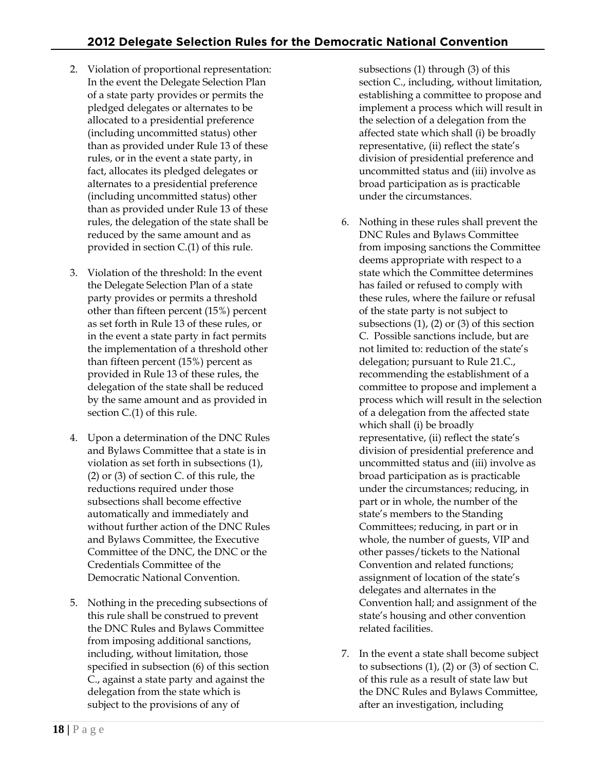2. Violation of proportional representation: In the event the Delegate Selection Plan of a state party provides or permits the pledged delegates or alternates to be allocated to a presidential preference (including uncommitted status) other than as provided under Rule 13 of these rules, or in the event a state party, in fact, allocates its pledged delegates or alternates to a presidential preference (including uncommitted status) other than as provided under Rule 13 of these rules, the delegation of the state shall be reduced by the same amount and as provided in section C.(1) of this rule.

3. Violation of the threshold: In the event the Delegate Selection Plan of a state party provides or permits a threshold other than fifteen percent (15%) percent as set forth in Rule 13 of these rules, or in the event a state party in fact permits the implementation of a threshold other than fifteen percent (15%) percent as provided in Rule 13 of these rules, the delegation of the state shall be reduced by the same amount and as provided in section C.(1) of this rule.

4. Upon a determination of the DNC Rules and Bylaws Committee that a state is in violation as set forth in subsections (1), (2) or (3) of section C. of this rule, the reductions required under those subsections shall become effective automatically and immediately and without further action of the DNC Rules and Bylaws Committee, the Executive Committee of the DNC, the DNC or the Credentials Committee of the Democratic National Convention.

5. Nothing in the preceding subsections of this rule shall be construed to prevent the DNC Rules and Bylaws Committee from imposing additional sanctions, including, without limitation, those specified in subsection (6) of this section C., against a state party and against the delegation from the state which is subject to the provisions of any of subsections (1) through (3) of this section C., including, without limitation, establishing a committee to propose and implement a process which will result in the selection of a delegation from the affected state which shall (i) be broadly representative, (ii) reflect the state's division of presidential preference and uncommitted status and (iii) involve as broad participation as is practicable under the circumstances.

6. Nothing in these rules shall prevent the DNC Rules and Bylaws Committee from imposing sanctions the Committee deems appropriate with respect to a state which the Committee determines has failed or refused to comply with these rules, where the failure or refusal of the state party is not subject to subsections (1), (2) or (3) of this section C. Possible sanctions include, but are not limited to: reduction of the state's delegation; pursuant to Rule 21.C., recommending the establishment of a committee to propose and implement a process which will result in the selection of a delegation from the affected state which shall (i) be broadly representative, (ii) reflect the state's division of presidential preference and uncommitted status and (iii) involve as broad participation as is practicable under the circumstances; reducing, in part or in whole, the number of the state's members to the Standing Committees; reducing, in part or in whole, the number of guests, VIP and other passes/tickets to the National Convention and related functions; assignment of location of the state's delegates and alternates in the Convention hall; and assignment of the state's housing and other convention related facilities.

7. In the event a state shall become subject to subsections (1), (2) or (3) of section C. of this rule as a result of state law but the DNC Rules and Bylaws Committee, after an investigation, including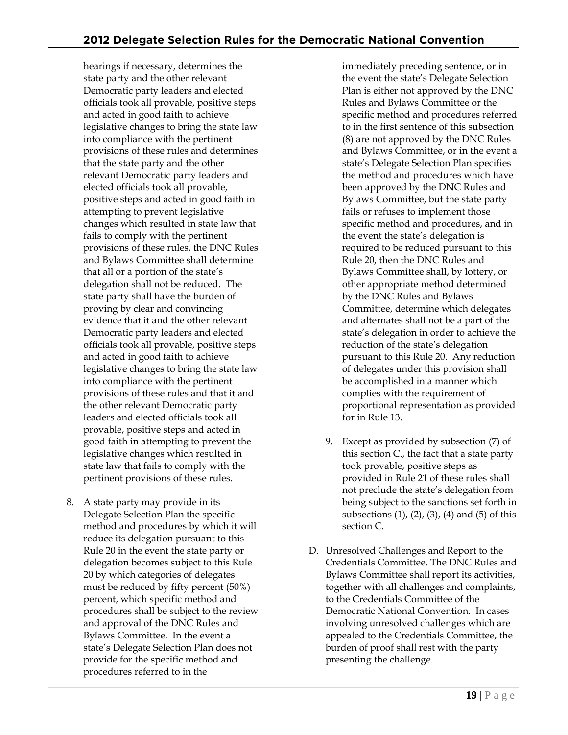hearings if necessary, determines the state party and the other relevant Democratic party leaders and elected officials took all provable, positive steps and acted in good faith to achieve legislative changes to bring the state law into compliance with the pertinent provisions of these rules and determines that the state party and the other relevant Democratic party leaders and elected officials took all provable, positive steps and acted in good faith in attempting to prevent legislative changes which resulted in state law that fails to comply with the pertinent provisions of these rules, the DNC Rules and Bylaws Committee shall determine that all or a portion of the state's delegation shall not be reduced. The state party shall have the burden of proving by clear and convincing evidence that it and the other relevant Democratic party leaders and elected officials took all provable, positive steps and acted in good faith to achieve legislative changes to bring the state law into compliance with the pertinent provisions of these rules and that it and the other relevant Democratic party leaders and elected officials took all provable, positive steps and acted in good faith in attempting to prevent the legislative changes which resulted in state law that fails to comply with the pertinent provisions of these rules.

8. A state party may provide in its Delegate Selection Plan the specific method and procedures by which it will reduce its delegation pursuant to this Rule 20 in the event the state party or delegation becomes subject to this Rule 20 by which categories of delegates must be reduced by fifty percent (50%) percent, which specific method and procedures shall be subject to the review and approval of the DNC Rules and Bylaws Committee. In the event a state's Delegate Selection Plan does not provide for the specific method and procedures referred to in the immediately preceding sentence, or in the event the state's Delegate Selection Plan is either not approved by the DNC Rules and Bylaws Committee or the specific method and procedures referred to in the first sentence of this subsection (8) are not approved by the DNC Rules and Bylaws Committee, or in the event a state's Delegate Selection Plan specifies the method and procedures which have been approved by the DNC Rules and Bylaws Committee, but the state party fails or refuses to implement those specific method and procedures, and in the event the state's delegation is required to be reduced pursuant to this Rule 20, then the DNC Rules and Bylaws Committee shall, by lottery, or other appropriate method determined by the DNC Rules and Bylaws Committee, determine which delegates and alternates shall not be a part of the state's delegation in order to achieve the reduction of the state's delegation pursuant to this Rule 20. Any reduction of delegates under this provision shall be accomplished in a manner which complies with the requirement of proportional representation as provided for in Rule 13.

9. Except as provided by subsection (7) of this section C., the fact that a state party took provable, positive steps as provided in Rule 21 of these rules shall not preclude the state's delegation from being subject to the sanctions set forth in subsections (1), (2), (3), (4) and (5) of this section C.

D. Unresolved Challenges and Report to the Credentials Committee. The DNC Rules and Bylaws Committee shall report its activities, together with all challenges and complaints, to the Credentials Committee of the Democratic National Convention. In cases involving unresolved challenges which are appealed to the Credentials Committee, the burden of proof shall rest with the party presenting the challenge.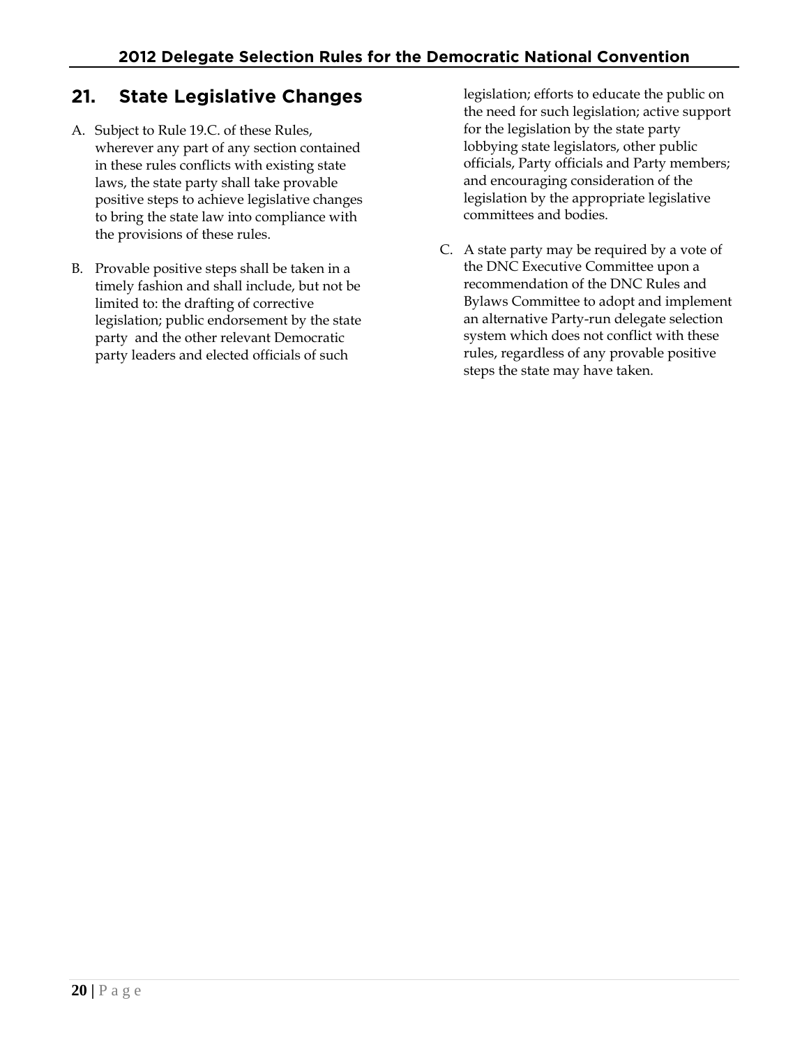## 21. State Legislative Changes

A. Subject to Rule 19.C. of these Rules, wherever any part of any section contained in these rules conflicts with existing state laws, the state party shall take provable positive steps to achieve legislative changes to bring the state law into compliance with the provisions of these rules.

B. Provable positive steps shall be taken in a timely fashion and shall include, but not be limited to: the drafting of corrective legislation; public endorsement by the state party and the other relevant Democratic party leaders and elected officials of such legislation; efforts to educate the public on the need for such legislation; active support for the legislation by the state party lobbying state legislators, other public officials, Party officials and Party members; and encouraging consideration of the legislation by the appropriate legislative committees and bodies.

C. A state party may be required by a vote of the DNC Executive Committee upon a recommendation of the DNC Rules and Bylaws Committee to adopt and implement an alternative Party-run delegate selection system which does not conflict with these rules, regardless of any provable positive steps the state may have taken.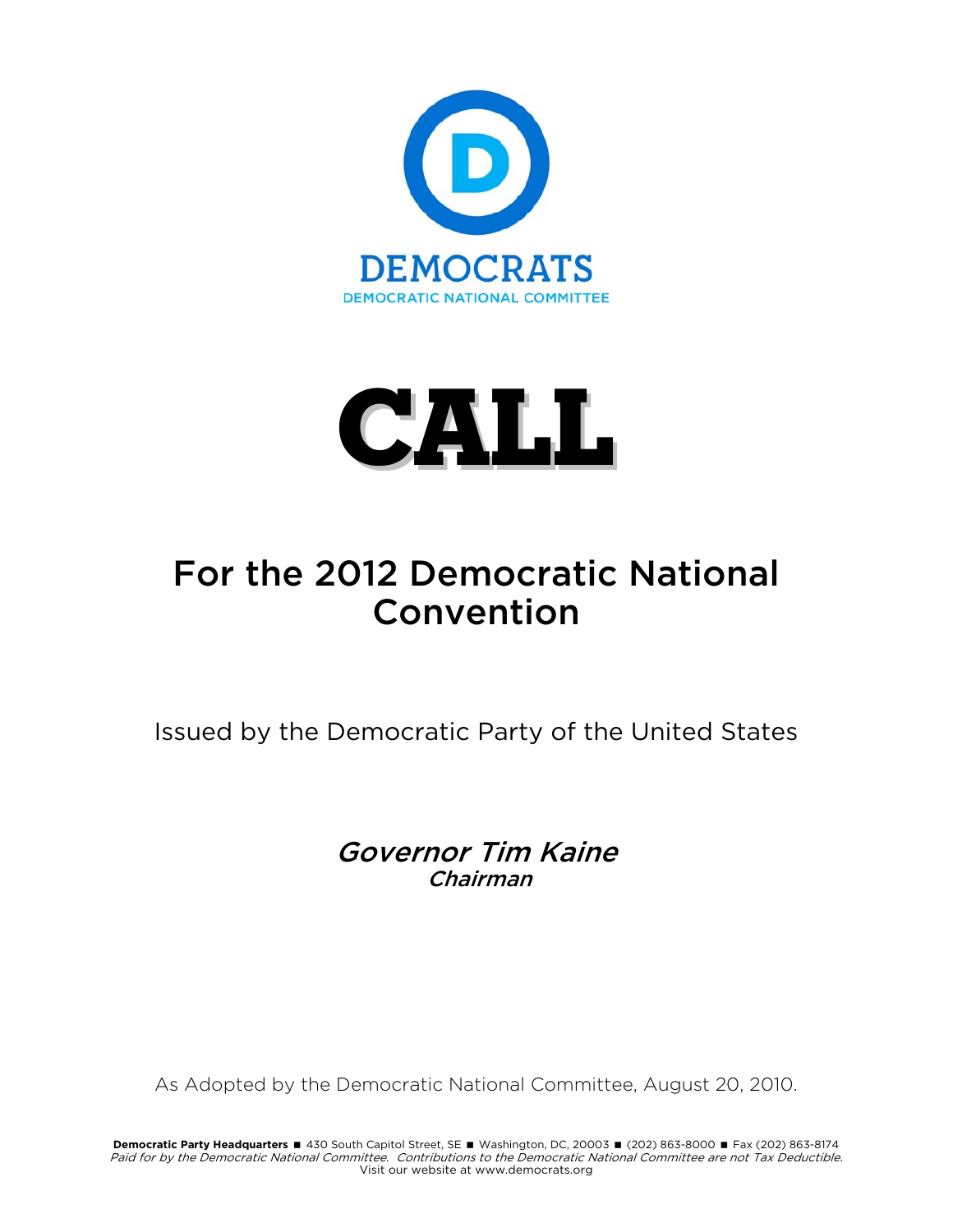DEMOCRATS

DEMOCRATIC NATIONAL COMMITTEE

# CALL

## For the 2012 Democratic National Convention

Issued by the Democratic Party of the United States

*Governor Tim Kaine*
*Chairman*

As Adopted by the Democratic National Committee, August 20, 2010.

**Democratic Party Headquarters** ■ 430 South Capitol Street, SE ■ Washington, DC, 20003 ■ (202) 863-8000 ■ Fax (202) 863-8174
*Paid for by the Democratic National Committee. Contributions to the Democratic National Committee are not Tax Deductible.*
Visit our website at www.democrats.org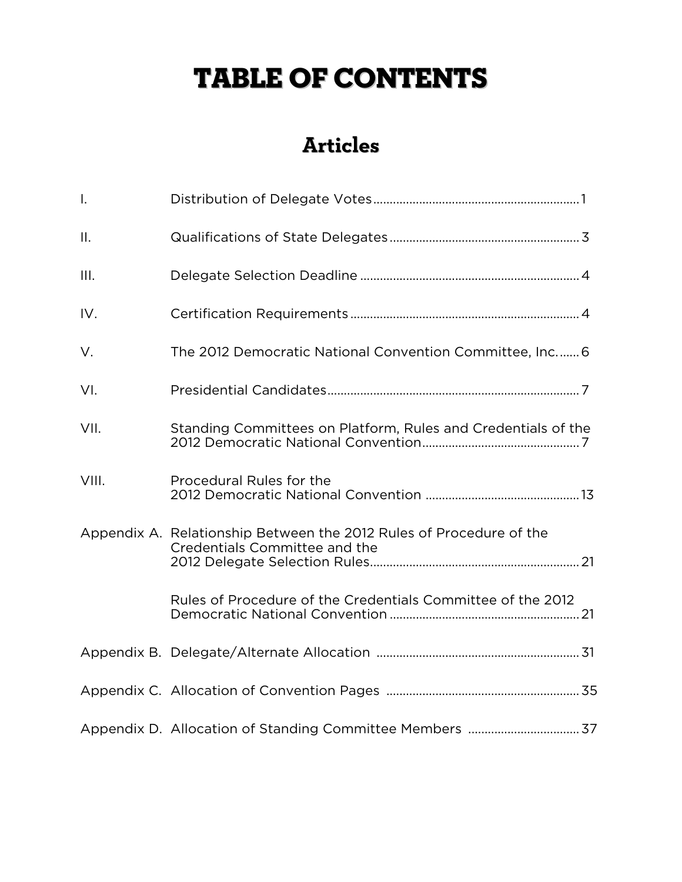# TABLE OF CONTENTS

## Articles

| | | |
|---|---|---|
| I. | Distribution of Delegate Votes | 1 |
| II. | Qualifications of State Delegates | 3 |
| III. | Delegate Selection Deadline | 4 |
| IV. | Certification Requirements | 4 |
| V. | The 2012 Democratic National Convention Committee, Inc. | 6 |
| VI. | Presidential Candidates | 7 |
| VII. | Standing Committees on Platform, Rules and Credentials of the 2012 Democratic National Convention | 7 |
| VIII. | Procedural Rules for the 2012 Democratic National Convention | 13 |
| Appendix A. | Relationship Between the 2012 Rules of Procedure of the Credentials Committee and the 2012 Delegate Selection Rules | 21 |
| | Rules of Procedure of the Credentials Committee of the 2012 Democratic National Convention | 21 |
| Appendix B. | Delegate/Alternate Allocation | 31 |
| Appendix C. | Allocation of Convention Pages | 35 |
| Appendix D. | Allocation of Standing Committee Members | 37 |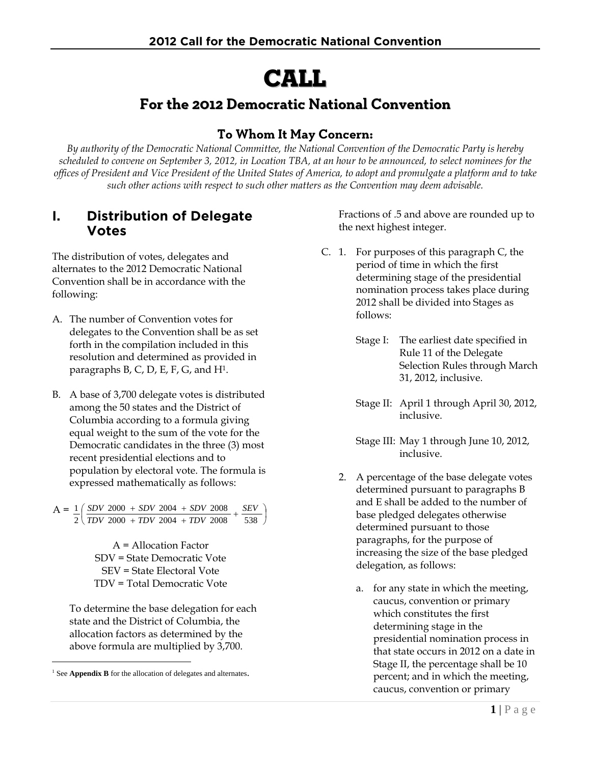# CALL

## For the 2012 Democratic National Convention

### To Whom It May Concern:

*By authority of the Democratic National Committee, the National Convention of the Democratic Party is hereby scheduled to convene on September 3, 2012, in Location TBA, at an hour to be announced, to select nominees for the offices of President and Vice President of the United States of America, to adopt and promulgate a platform and to take such other actions with respect to such other matters as the Convention may deem advisable.*

## I. Distribution of Delegate Votes

The distribution of votes, delegates and alternates to the 2012 Democratic National Convention shall be in accordance with the following:

A. The number of Convention votes for delegates to the Convention shall be as set forth in the compilation included in this resolution and determined as provided in paragraphs B, C, D, E, F, G, and H[1].

B. A base of 3,700 delegate votes is distributed among the 50 states and the District of Columbia according to a formula giving equal weight to the sum of the vote for the Democratic candidates in the three (3) most recent presidential elections and to population by electoral vote. The formula is expressed mathematically as follows:

$$A = \frac{1}{2}\left(\frac{SDV\ 2000 + SDV\ 2004 + SDV\ 2008}{TDV\ 2000 + TDV\ 2004 + TDV\ 2008} + \frac{SEV}{538}\right)$$

A = Allocation Factor
SDV = State Democratic Vote
SEV = State Electoral Vote
TDV = Total Democratic Vote

To determine the base delegation for each state and the District of Columbia, the allocation factors as determined by the above formula are multiplied by 3,700. Fractions of .5 and above are rounded up to the next highest integer.

C. 1. For purposes of this paragraph C, the period of time in which the first determining stage of the presidential nomination process takes place during 2012 shall be divided into Stages as follows:

Stage I: The earliest date specified in Rule 11 of the Delegate Selection Rules through March 31, 2012, inclusive.

Stage II: April 1 through April 30, 2012, inclusive.

Stage III: May 1 through June 10, 2012, inclusive.

2. A percentage of the base delegate votes determined pursuant to paragraphs B and E shall be added to the number of base pledged delegates otherwise determined pursuant to those paragraphs, for the purpose of increasing the size of the base pledged delegation, as follows:

a. for any state in which the meeting, caucus, convention or primary which constitutes the first determining stage in the presidential nomination process in that state occurs in 2012 on a date in Stage II, the percentage shall be 10 percent; and in which the meeting, caucus, convention or primary

[1] See **Appendix B** for the allocation of delegates and alternates.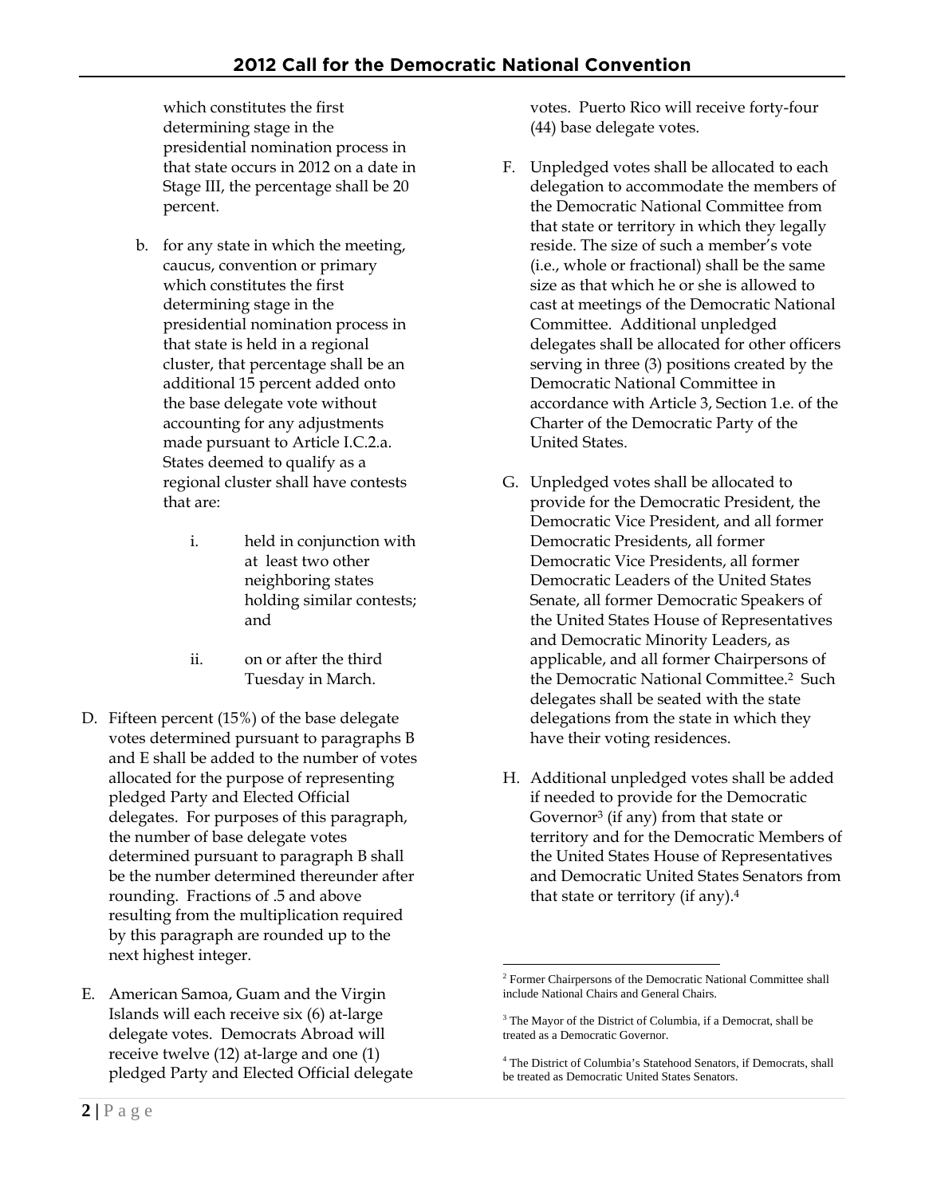which constitutes the first determining stage in the presidential nomination process in that state occurs in 2012 on a date in Stage III, the percentage shall be 20 percent.

b. for any state in which the meeting, caucus, convention or primary which constitutes the first determining stage in the presidential nomination process in that state is held in a regional cluster, that percentage shall be an additional 15 percent added onto the base delegate vote without accounting for any adjustments made pursuant to Article I.C.2.a. States deemed to qualify as a regional cluster shall have contests that are:

   i. held in conjunction with at least two other neighboring states holding similar contests; and

   ii. on or after the third Tuesday in March.

D. Fifteen percent (15%) of the base delegate votes determined pursuant to paragraphs B and E shall be added to the number of votes allocated for the purpose of representing pledged Party and Elected Official delegates. For purposes of this paragraph, the number of base delegate votes determined pursuant to paragraph B shall be the number determined thereunder after rounding. Fractions of .5 and above resulting from the multiplication required by this paragraph are rounded up to the next highest integer.

E. American Samoa, Guam and the Virgin Islands will each receive six (6) at-large delegate votes. Democrats Abroad will receive twelve (12) at-large and one (1) pledged Party and Elected Official delegate votes. Puerto Rico will receive forty-four (44) base delegate votes.

F. Unpledged votes shall be allocated to each delegation to accommodate the members of the Democratic National Committee from that state or territory in which they legally reside. The size of such a member's vote (i.e., whole or fractional) shall be the same size as that which he or she is allowed to cast at meetings of the Democratic National Committee. Additional unpledged delegates shall be allocated for other officers serving in three (3) positions created by the Democratic National Committee in accordance with Article 3, Section 1.e. of the Charter of the Democratic Party of the United States.

G. Unpledged votes shall be allocated to provide for the Democratic President, the Democratic Vice President, and all former Democratic Presidents, all former Democratic Vice Presidents, all former Democratic Leaders of the United States Senate, all former Democratic Speakers of the United States House of Representatives and Democratic Minority Leaders, as applicable, and all former Chairpersons of the Democratic National Committee.[2] Such delegates shall be seated with the state delegations from the state in which they have their voting residences.

H. Additional unpledged votes shall be added if needed to provide for the Democratic Governor[3] (if any) from that state or territory and for the Democratic Members of the United States House of Representatives and Democratic United States Senators from that state or territory (if any).[4]

---

[2] Former Chairpersons of the Democratic National Committee shall include National Chairs and General Chairs.

[3] The Mayor of the District of Columbia, if a Democrat, shall be treated as a Democratic Governor.

[4] The District of Columbia's Statehood Senators, if Democrats, shall be treated as Democratic United States Senators.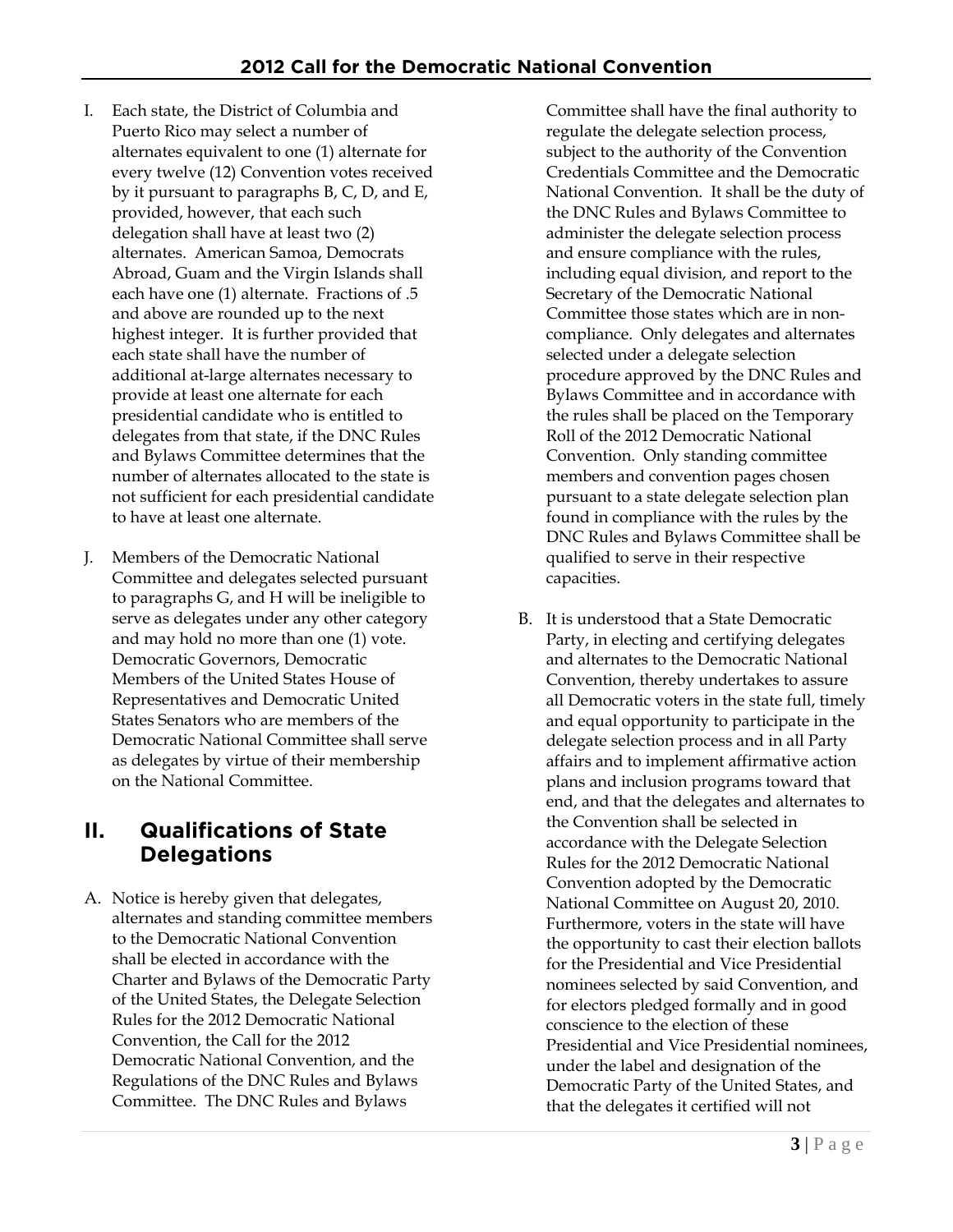I. Each state, the District of Columbia and Puerto Rico may select a number of alternates equivalent to one (1) alternate for every twelve (12) Convention votes received by it pursuant to paragraphs B, C, D, and E, provided, however, that each such delegation shall have at least two (2) alternates. American Samoa, Democrats Abroad, Guam and the Virgin Islands shall each have one (1) alternate. Fractions of .5 and above are rounded up to the next highest integer. It is further provided that each state shall have the number of additional at-large alternates necessary to provide at least one alternate for each presidential candidate who is entitled to delegates from that state, if the DNC Rules and Bylaws Committee determines that the number of alternates allocated to the state is not sufficient for each presidential candidate to have at least one alternate.

J. Members of the Democratic National Committee and delegates selected pursuant to paragraphs G, and H will be ineligible to serve as delegates under any other category and may hold no more than one (1) vote. Democratic Governors, Democratic Members of the United States House of Representatives and Democratic United States Senators who are members of the Democratic National Committee shall serve as delegates by virtue of their membership on the National Committee.

## II. Qualifications of State Delegations

A. Notice is hereby given that delegates, alternates and standing committee members to the Democratic National Convention shall be elected in accordance with the Charter and Bylaws of the Democratic Party of the United States, the Delegate Selection Rules for the 2012 Democratic National Convention, the Call for the 2012 Democratic National Convention, and the Regulations of the DNC Rules and Bylaws Committee. The DNC Rules and Bylaws Committee shall have the final authority to regulate the delegate selection process, subject to the authority of the Convention Credentials Committee and the Democratic National Convention. It shall be the duty of the DNC Rules and Bylaws Committee to administer the delegate selection process and ensure compliance with the rules, including equal division, and report to the Secretary of the Democratic National Committee those states which are in non-compliance. Only delegates and alternates selected under a delegate selection procedure approved by the DNC Rules and Bylaws Committee and in accordance with the rules shall be placed on the Temporary Roll of the 2012 Democratic National Convention. Only standing committee members and convention pages chosen pursuant to a state delegate selection plan found in compliance with the rules by the DNC Rules and Bylaws Committee shall be qualified to serve in their respective capacities.

B. It is understood that a State Democratic Party, in electing and certifying delegates and alternates to the Democratic National Convention, thereby undertakes to assure all Democratic voters in the state full, timely and equal opportunity to participate in the delegate selection process and in all Party affairs and to implement affirmative action plans and inclusion programs toward that end, and that the delegates and alternates to the Convention shall be selected in accordance with the Delegate Selection Rules for the 2012 Democratic National Convention adopted by the Democratic National Committee on August 20, 2010. Furthermore, voters in the state will have the opportunity to cast their election ballots for the Presidential and Vice Presidential nominees selected by said Convention, and for electors pledged formally and in good conscience to the election of these Presidential and Vice Presidential nominees, under the label and designation of the Democratic Party of the United States, and that the delegates it certified will not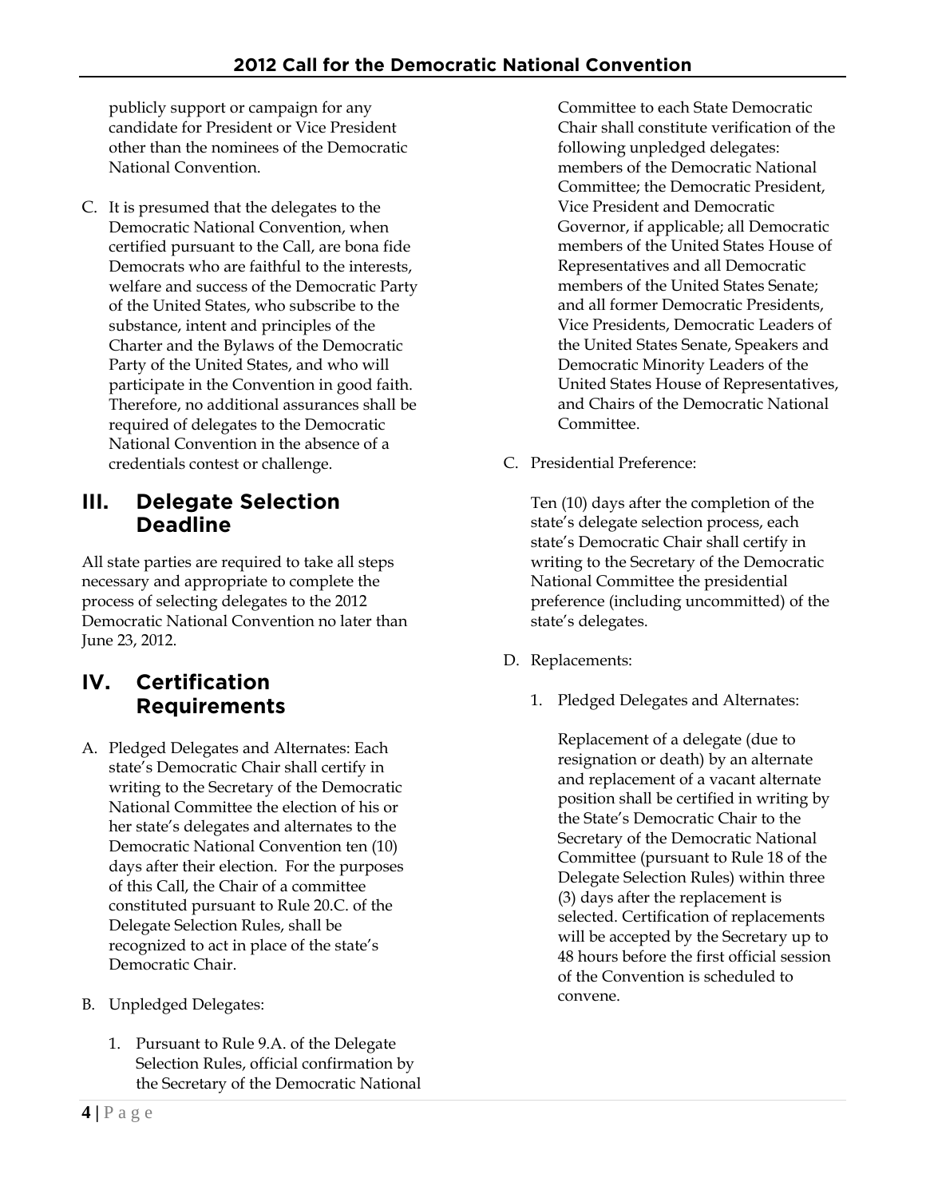publicly support or campaign for any candidate for President or Vice President other than the nominees of the Democratic National Convention.

C. It is presumed that the delegates to the Democratic National Convention, when certified pursuant to the Call, are bona fide Democrats who are faithful to the interests, welfare and success of the Democratic Party of the United States, who subscribe to the substance, intent and principles of the Charter and the Bylaws of the Democratic Party of the United States, and who will participate in the Convention in good faith. Therefore, no additional assurances shall be required of delegates to the Democratic National Convention in the absence of a credentials contest or challenge.

## III. Delegate Selection Deadline

All state parties are required to take all steps necessary and appropriate to complete the process of selecting delegates to the 2012 Democratic National Convention no later than June 23, 2012.

## IV. Certification Requirements

A. Pledged Delegates and Alternates: Each state's Democratic Chair shall certify in writing to the Secretary of the Democratic National Committee the election of his or her state's delegates and alternates to the Democratic National Convention ten (10) days after their election. For the purposes of this Call, the Chair of a committee constituted pursuant to Rule 20.C. of the Delegate Selection Rules, shall be recognized to act in place of the state's Democratic Chair.

B. Unpledged Delegates:

   1. Pursuant to Rule 9.A. of the Delegate Selection Rules, official confirmation by the Secretary of the Democratic National Committee to each State Democratic Chair shall constitute verification of the following unpledged delegates: members of the Democratic National Committee; the Democratic President, Vice President and Democratic Governor, if applicable; all Democratic members of the United States House of Representatives and all Democratic members of the United States Senate; and all former Democratic Presidents, Vice Presidents, Democratic Leaders of the United States Senate, Speakers and Democratic Minority Leaders of the United States House of Representatives, and Chairs of the Democratic National Committee.

C. Presidential Preference:

   Ten (10) days after the completion of the state's delegate selection process, each state's Democratic Chair shall certify in writing to the Secretary of the Democratic National Committee the presidential preference (including uncommitted) of the state's delegates.

D. Replacements:

   1. Pledged Delegates and Alternates:

      Replacement of a delegate (due to resignation or death) by an alternate and replacement of a vacant alternate position shall be certified in writing by the State's Democratic Chair to the Secretary of the Democratic National Committee (pursuant to Rule 18 of the Delegate Selection Rules) within three (3) days after the replacement is selected. Certification of replacements will be accepted by the Secretary up to 48 hours before the first official session of the Convention is scheduled to convene.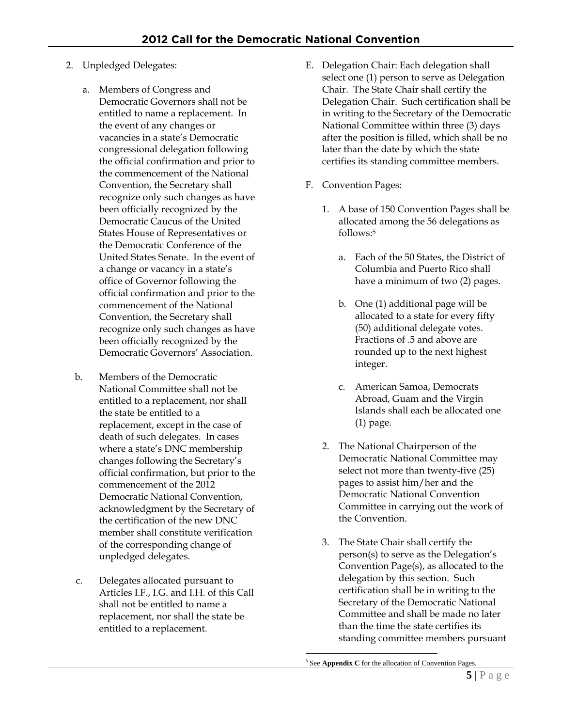2. Unpledged Delegates:

   a. Members of Congress and Democratic Governors shall not be entitled to name a replacement. In the event of any changes or vacancies in a state's Democratic congressional delegation following the official confirmation and prior to the commencement of the National Convention, the Secretary shall recognize only such changes as have been officially recognized by the Democratic Caucus of the United States House of Representatives or the Democratic Conference of the United States Senate. In the event of a change or vacancy in a state's office of Governor following the official confirmation and prior to the commencement of the National Convention, the Secretary shall recognize only such changes as have been officially recognized by the Democratic Governors' Association.

   b. Members of the Democratic National Committee shall not be entitled to a replacement, nor shall the state be entitled to a replacement, except in the case of death of such delegates. In cases where a state's DNC membership changes following the Secretary's official confirmation, but prior to the commencement of the 2012 Democratic National Convention, acknowledgment by the Secretary of the certification of the new DNC member shall constitute verification of the corresponding change of unpledged delegates.

   c. Delegates allocated pursuant to Articles I.F., I.G. and I.H. of this Call shall not be entitled to name a replacement, nor shall the state be entitled to a replacement.

E. Delegation Chair: Each delegation shall select one (1) person to serve as Delegation Chair. The State Chair shall certify the Delegation Chair. Such certification shall be in writing to the Secretary of the Democratic National Committee within three (3) days after the position is filled, which shall be no later than the date by which the state certifies its standing committee members.

F. Convention Pages:

   1. A base of 150 Convention Pages shall be allocated among the 56 delegations as follows:[5]

      a. Each of the 50 States, the District of Columbia and Puerto Rico shall have a minimum of two (2) pages.

      b. One (1) additional page will be allocated to a state for every fifty (50) additional delegate votes. Fractions of .5 and above are rounded up to the next highest integer.

      c. American Samoa, Democrats Abroad, Guam and the Virgin Islands shall each be allocated one (1) page.

   2. The National Chairperson of the Democratic National Committee may select not more than twenty-five (25) pages to assist him/her and the Democratic National Convention Committee in carrying out the work of the Convention.

   3. The State Chair shall certify the person(s) to serve as the Delegation's Convention Page(s), as allocated to the delegation by this section. Such certification shall be in writing to the Secretary of the Democratic National Committee and shall be made no later than the time the state certifies its standing committee members pursuant

[5] See **Appendix C** for the allocation of Convention Pages.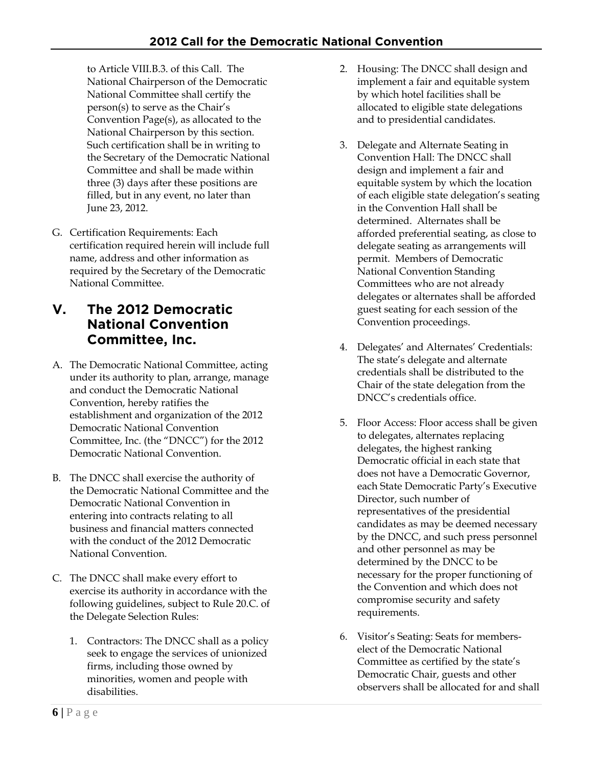to Article VIII.B.3. of this Call. The National Chairperson of the Democratic National Committee shall certify the person(s) to serve as the Chair's Convention Page(s), as allocated to the National Chairperson by this section. Such certification shall be in writing to the Secretary of the Democratic National Committee and shall be made within three (3) days after these positions are filled, but in any event, no later than June 23, 2012.

G. Certification Requirements: Each certification required herein will include full name, address and other information as required by the Secretary of the Democratic National Committee.

## V. The 2012 Democratic National Convention Committee, Inc.

A. The Democratic National Committee, acting under its authority to plan, arrange, manage and conduct the Democratic National Convention, hereby ratifies the establishment and organization of the 2012 Democratic National Convention Committee, Inc. (the "DNCC") for the 2012 Democratic National Convention.

B. The DNCC shall exercise the authority of the Democratic National Committee and the Democratic National Convention in entering into contracts relating to all business and financial matters connected with the conduct of the 2012 Democratic National Convention.

C. The DNCC shall make every effort to exercise its authority in accordance with the following guidelines, subject to Rule 20.C. of the Delegate Selection Rules:

1. Contractors: The DNCC shall as a policy seek to engage the services of unionized firms, including those owned by minorities, women and people with disabilities.

2. Housing: The DNCC shall design and implement a fair and equitable system by which hotel facilities shall be allocated to eligible state delegations and to presidential candidates.

3. Delegate and Alternate Seating in Convention Hall: The DNCC shall design and implement a fair and equitable system by which the location of each eligible state delegation's seating in the Convention Hall shall be determined. Alternates shall be afforded preferential seating, as close to delegate seating as arrangements will permit. Members of Democratic National Convention Standing Committees who are not already delegates or alternates shall be afforded guest seating for each session of the Convention proceedings.

4. Delegates' and Alternates' Credentials: The state's delegate and alternate credentials shall be distributed to the Chair of the state delegation from the DNCC's credentials office.

5. Floor Access: Floor access shall be given to delegates, alternates replacing delegates, the highest ranking Democratic official in each state that does not have a Democratic Governor, each State Democratic Party's Executive Director, such number of representatives of the presidential candidates as may be deemed necessary by the DNCC, and such press personnel and other personnel as may be determined by the DNCC to be necessary for the proper functioning of the Convention and which does not compromise security and safety requirements.

6. Visitor's Seating: Seats for members-elect of the Democratic National Committee as certified by the state's Democratic Chair, guests and other observers shall be allocated for and shall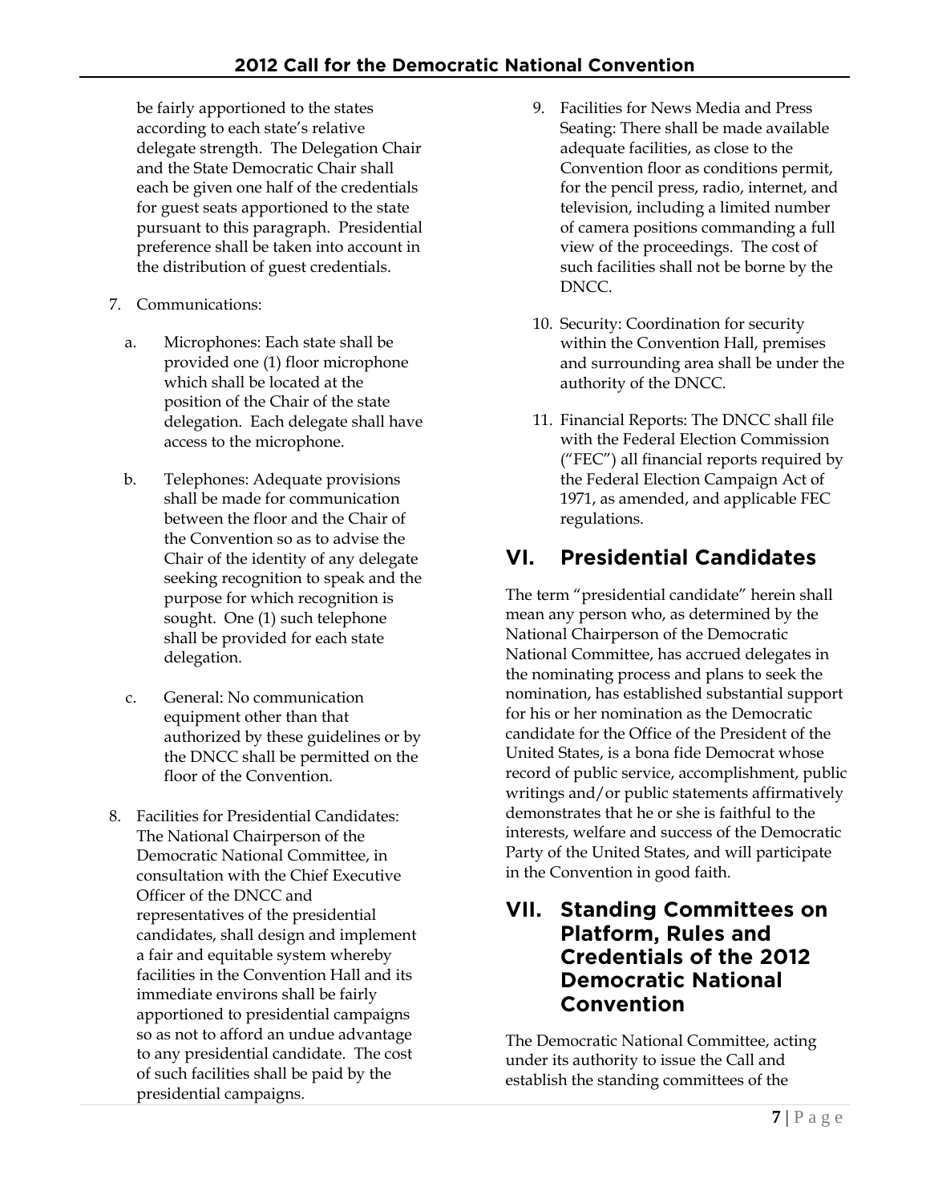be fairly apportioned to the states according to each state's relative delegate strength. The Delegation Chair and the State Democratic Chair shall each be given one half of the credentials for guest seats apportioned to the state pursuant to this paragraph. Presidential preference shall be taken into account in the distribution of guest credentials.

7. Communications:

   a. Microphones: Each state shall be provided one (1) floor microphone which shall be located at the position of the Chair of the state delegation. Each delegate shall have access to the microphone.

   b. Telephones: Adequate provisions shall be made for communication between the floor and the Chair of the Convention so as to advise the Chair of the identity of any delegate seeking recognition to speak and the purpose for which recognition is sought. One (1) such telephone shall be provided for each state delegation.

   c. General: No communication equipment other than that authorized by these guidelines or by the DNCC shall be permitted on the floor of the Convention.

8. Facilities for Presidential Candidates: The National Chairperson of the Democratic National Committee, in consultation with the Chief Executive Officer of the DNCC and representatives of the presidential candidates, shall design and implement a fair and equitable system whereby facilities in the Convention Hall and its immediate environs shall be fairly apportioned to presidential campaigns so as not to afford an undue advantage to any presidential candidate. The cost of such facilities shall be paid by the presidential campaigns.

9. Facilities for News Media and Press Seating: There shall be made available adequate facilities, as close to the Convention floor as conditions permit, for the pencil press, radio, internet, and television, including a limited number of camera positions commanding a full view of the proceedings. The cost of such facilities shall not be borne by the DNCC.

10. Security: Coordination for security within the Convention Hall, premises and surrounding area shall be under the authority of the DNCC.

11. Financial Reports: The DNCC shall file with the Federal Election Commission ("FEC") all financial reports required by the Federal Election Campaign Act of 1971, as amended, and applicable FEC regulations.

## VI. Presidential Candidates

The term "presidential candidate" herein shall mean any person who, as determined by the National Chairperson of the Democratic National Committee, has accrued delegates in the nominating process and plans to seek the nomination, has established substantial support for his or her nomination as the Democratic candidate for the Office of the President of the United States, is a bona fide Democrat whose record of public service, accomplishment, public writings and/or public statements affirmatively demonstrates that he or she is faithful to the interests, welfare and success of the Democratic Party of the United States, and will participate in the Convention in good faith.

## VII. Standing Committees on Platform, Rules and Credentials of the 2012 Democratic National Convention

The Democratic National Committee, acting under its authority to issue the Call and establish the standing committees of the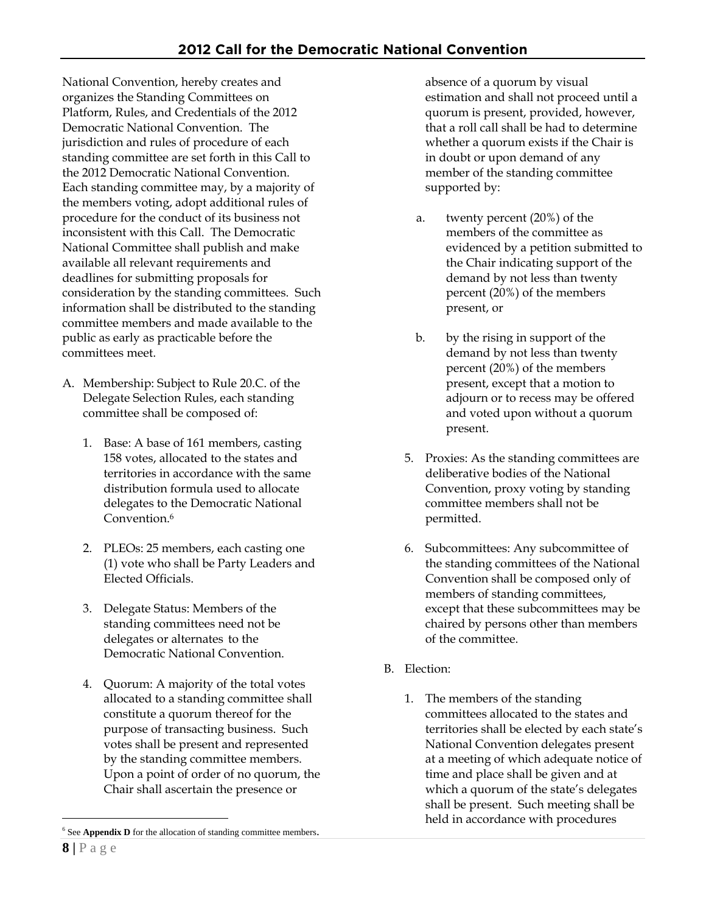National Convention, hereby creates and organizes the Standing Committees on Platform, Rules, and Credentials of the 2012 Democratic National Convention. The jurisdiction and rules of procedure of each standing committee are set forth in this Call to the 2012 Democratic National Convention. Each standing committee may, by a majority of the members voting, adopt additional rules of procedure for the conduct of its business not inconsistent with this Call. The Democratic National Committee shall publish and make available all relevant requirements and deadlines for submitting proposals for consideration by the standing committees. Such information shall be distributed to the standing committee members and made available to the public as early as practicable before the committees meet.

A. Membership: Subject to Rule 20.C. of the Delegate Selection Rules, each standing committee shall be composed of:

   1. Base: A base of 161 members, casting 158 votes, allocated to the states and territories in accordance with the same distribution formula used to allocate delegates to the Democratic National Convention.[6]

   2. PLEOs: 25 members, each casting one (1) vote who shall be Party Leaders and Elected Officials.

   3. Delegate Status: Members of the standing committees need not be delegates or alternates to the Democratic National Convention.

   4. Quorum: A majority of the total votes allocated to a standing committee shall constitute a quorum thereof for the purpose of transacting business. Such votes shall be present and represented by the standing committee members. Upon a point of order of no quorum, the Chair shall ascertain the presence or absence of a quorum by visual estimation and shall not proceed until a quorum is present, provided, however, that a roll call shall be had to determine whether a quorum exists if the Chair is in doubt or upon demand of any member of the standing committee supported by:

      a. twenty percent (20%) of the members of the committee as evidenced by a petition submitted to the Chair indicating support of the demand by not less than twenty percent (20%) of the members present, or

      b. by the rising in support of the demand by not less than twenty percent (20%) of the members present, except that a motion to adjourn or to recess may be offered and voted upon without a quorum present.

   5. Proxies: As the standing committees are deliberative bodies of the National Convention, proxy voting by standing committee members shall not be permitted.

   6. Subcommittees: Any subcommittee of the standing committees of the National Convention shall be composed only of members of standing committees, except that these subcommittees may be chaired by persons other than members of the committee.

B. Election:

   1. The members of the standing committees allocated to the states and territories shall be elected by each state's National Convention delegates present at a meeting of which adequate notice of time and place shall be given and at which a quorum of the state's delegates shall be present. Such meeting shall be held in accordance with procedures

[6] See **Appendix D** for the allocation of standing committee members.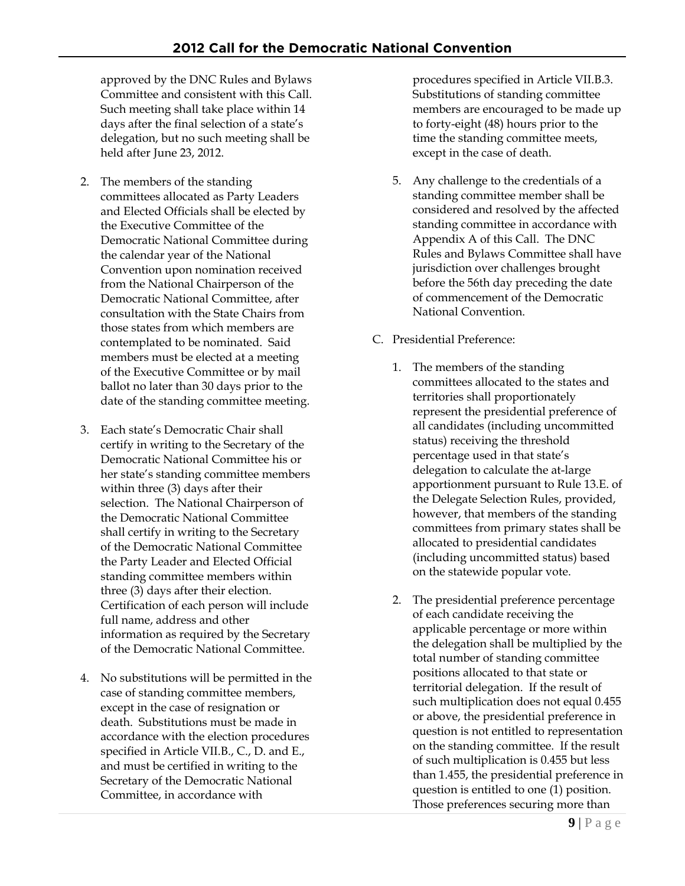approved by the DNC Rules and Bylaws Committee and consistent with this Call. Such meeting shall take place within 14 days after the final selection of a state's delegation, but no such meeting shall be held after June 23, 2012.

2. The members of the standing committees allocated as Party Leaders and Elected Officials shall be elected by the Executive Committee of the Democratic National Committee during the calendar year of the National Convention upon nomination received from the National Chairperson of the Democratic National Committee, after consultation with the State Chairs from those states from which members are contemplated to be nominated. Said members must be elected at a meeting of the Executive Committee or by mail ballot no later than 30 days prior to the date of the standing committee meeting.

3. Each state's Democratic Chair shall certify in writing to the Secretary of the Democratic National Committee his or her state's standing committee members within three (3) days after their selection. The National Chairperson of the Democratic National Committee shall certify in writing to the Secretary of the Democratic National Committee the Party Leader and Elected Official standing committee members within three (3) days after their election. Certification of each person will include full name, address and other information as required by the Secretary of the Democratic National Committee.

4. No substitutions will be permitted in the case of standing committee members, except in the case of resignation or death. Substitutions must be made in accordance with the election procedures specified in Article VII.B., C., D. and E., and must be certified in writing to the Secretary of the Democratic National Committee, in accordance with procedures specified in Article VII.B.3. Substitutions of standing committee members are encouraged to be made up to forty-eight (48) hours prior to the time the standing committee meets, except in the case of death.

5. Any challenge to the credentials of a standing committee member shall be considered and resolved by the affected standing committee in accordance with Appendix A of this Call. The DNC Rules and Bylaws Committee shall have jurisdiction over challenges brought before the 56th day preceding the date of commencement of the Democratic National Convention.

C. Presidential Preference:

1. The members of the standing committees allocated to the states and territories shall proportionately represent the presidential preference of all candidates (including uncommitted status) receiving the threshold percentage used in that state's delegation to calculate the at-large apportionment pursuant to Rule 13.E. of the Delegate Selection Rules, provided, however, that members of the standing committees from primary states shall be allocated to presidential candidates (including uncommitted status) based on the statewide popular vote.

2. The presidential preference percentage of each candidate receiving the applicable percentage or more within the delegation shall be multiplied by the total number of standing committee positions allocated to that state or territorial delegation. If the result of such multiplication does not equal 0.455 or above, the presidential preference in question is not entitled to representation on the standing committee. If the result of such multiplication is 0.455 but less than 1.455, the presidential preference in question is entitled to one (1) position. Those preferences securing more than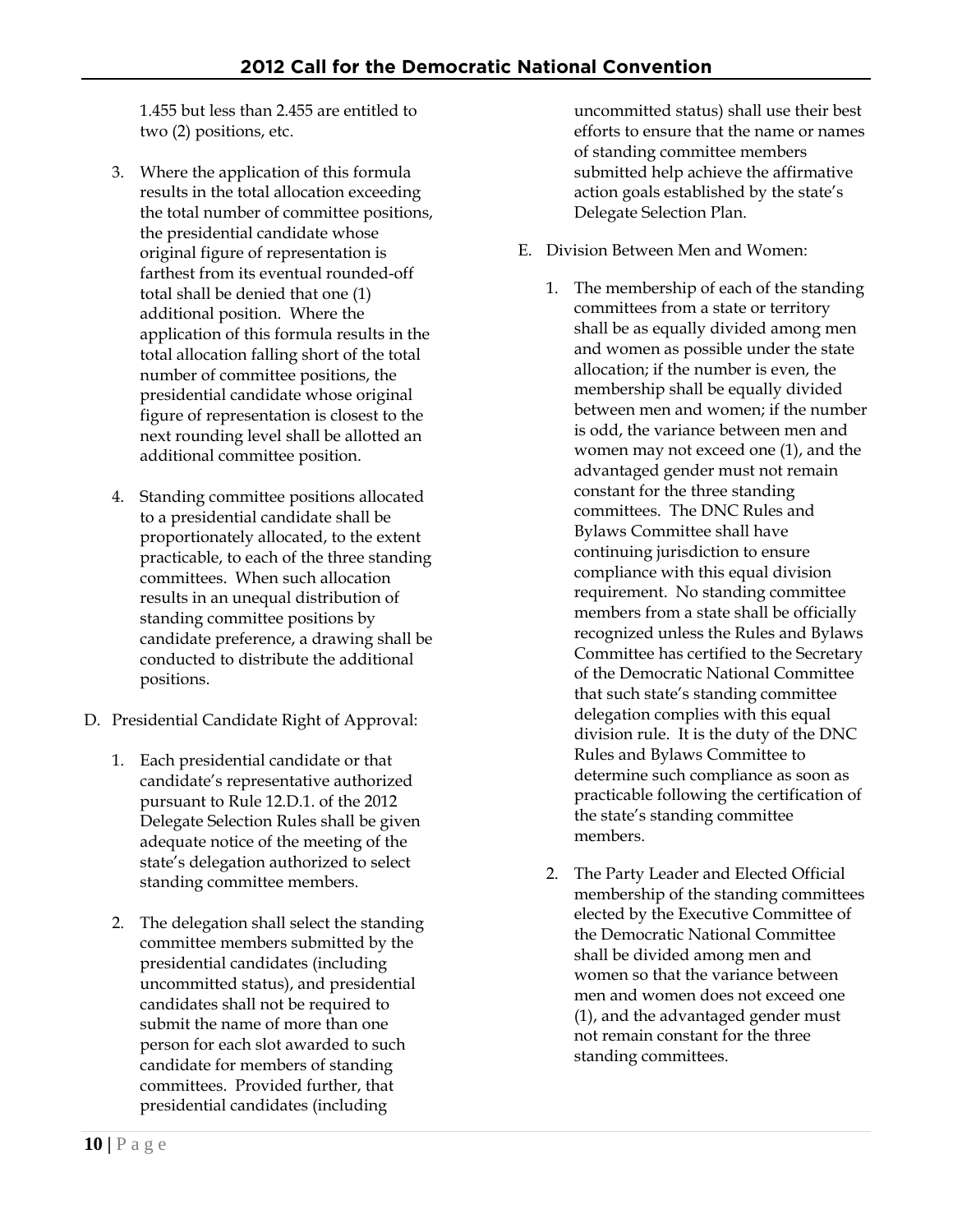1.455 but less than 2.455 are entitled to two (2) positions, etc.

3. Where the application of this formula results in the total allocation exceeding the total number of committee positions, the presidential candidate whose original figure of representation is farthest from its eventual rounded-off total shall be denied that one (1) additional position. Where the application of this formula results in the total allocation falling short of the total number of committee positions, the presidential candidate whose original figure of representation is closest to the next rounding level shall be allotted an additional committee position.

4. Standing committee positions allocated to a presidential candidate shall be proportionately allocated, to the extent practicable, to each of the three standing committees. When such allocation results in an unequal distribution of standing committee positions by candidate preference, a drawing shall be conducted to distribute the additional positions.

D. Presidential Candidate Right of Approval:

1. Each presidential candidate or that candidate's representative authorized pursuant to Rule 12.D.1. of the 2012 Delegate Selection Rules shall be given adequate notice of the meeting of the state's delegation authorized to select standing committee members.

2. The delegation shall select the standing committee members submitted by the presidential candidates (including uncommitted status), and presidential candidates shall not be required to submit the name of more than one person for each slot awarded to such candidate for members of standing committees. Provided further, that presidential candidates (including uncommitted status) shall use their best efforts to ensure that the name or names of standing committee members submitted help achieve the affirmative action goals established by the state's Delegate Selection Plan.

E. Division Between Men and Women:

1. The membership of each of the standing committees from a state or territory shall be as equally divided among men and women as possible under the state allocation; if the number is even, the membership shall be equally divided between men and women; if the number is odd, the variance between men and women may not exceed one (1), and the advantaged gender must not remain constant for the three standing committees. The DNC Rules and Bylaws Committee shall have continuing jurisdiction to ensure compliance with this equal division requirement. No standing committee members from a state shall be officially recognized unless the Rules and Bylaws Committee has certified to the Secretary of the Democratic National Committee that such state's standing committee delegation complies with this equal division rule. It is the duty of the DNC Rules and Bylaws Committee to determine such compliance as soon as practicable following the certification of the state's standing committee members.

2. The Party Leader and Elected Official membership of the standing committees elected by the Executive Committee of the Democratic National Committee shall be divided among men and women so that the variance between men and women does not exceed one (1), and the advantaged gender must not remain constant for the three standing committees.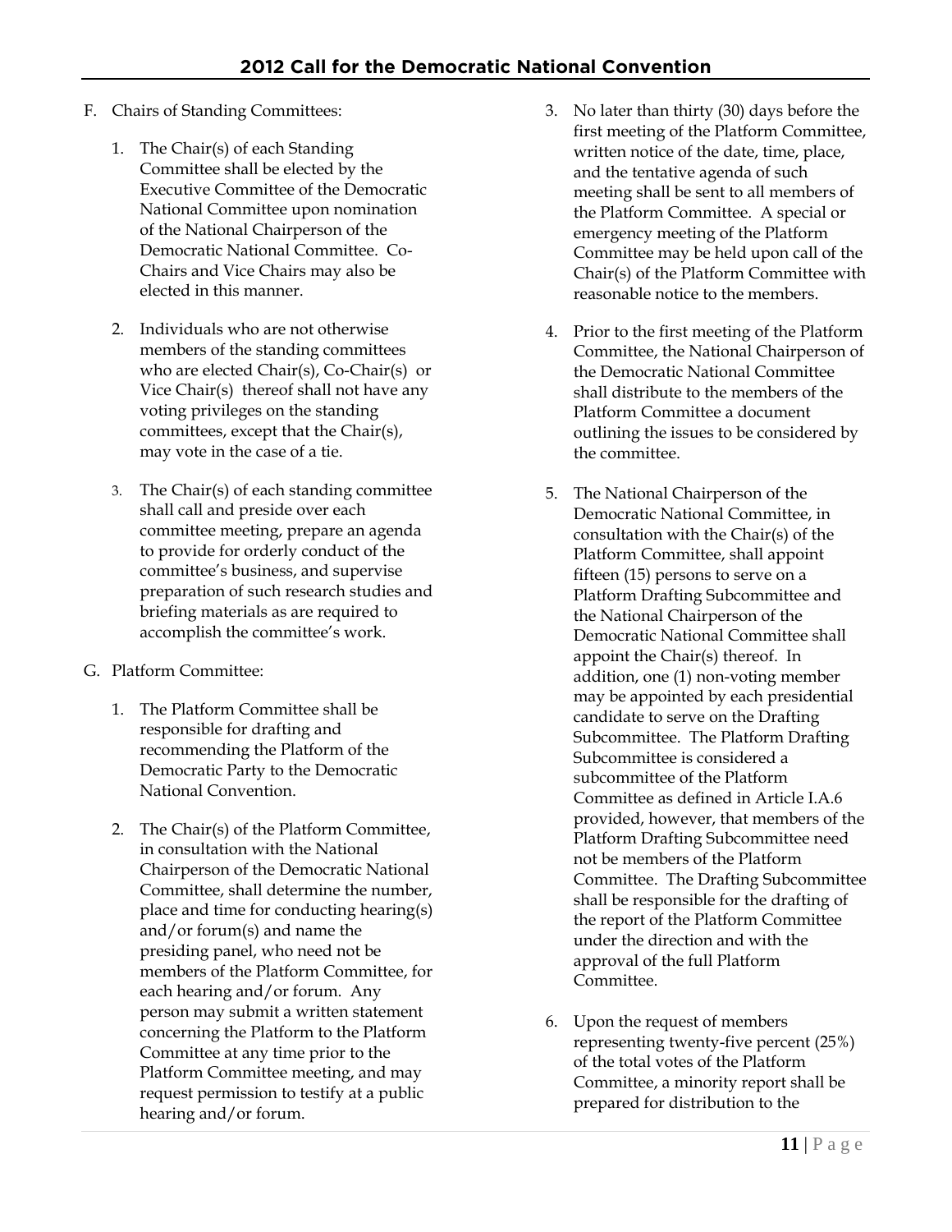F. Chairs of Standing Committees:

   1. The Chair(s) of each Standing Committee shall be elected by the Executive Committee of the Democratic National Committee upon nomination of the National Chairperson of the Democratic National Committee. Co-Chairs and Vice Chairs may also be elected in this manner.

   2. Individuals who are not otherwise members of the standing committees who are elected Chair(s), Co-Chair(s) or Vice Chair(s) thereof shall not have any voting privileges on the standing committees, except that the Chair(s), may vote in the case of a tie.

   3. The Chair(s) of each standing committee shall call and preside over each committee meeting, prepare an agenda to provide for orderly conduct of the committee's business, and supervise preparation of such research studies and briefing materials as are required to accomplish the committee's work.

G. Platform Committee:

   1. The Platform Committee shall be responsible for drafting and recommending the Platform of the Democratic Party to the Democratic National Convention.

   2. The Chair(s) of the Platform Committee, in consultation with the National Chairperson of the Democratic National Committee, shall determine the number, place and time for conducting hearing(s) and/or forum(s) and name the presiding panel, who need not be members of the Platform Committee, for each hearing and/or forum. Any person may submit a written statement concerning the Platform to the Platform Committee at any time prior to the Platform Committee meeting, and may request permission to testify at a public hearing and/or forum.

   3. No later than thirty (30) days before the first meeting of the Platform Committee, written notice of the date, time, place, and the tentative agenda of such meeting shall be sent to all members of the Platform Committee. A special or emergency meeting of the Platform Committee may be held upon call of the Chair(s) of the Platform Committee with reasonable notice to the members.

   4. Prior to the first meeting of the Platform Committee, the National Chairperson of the Democratic National Committee shall distribute to the members of the Platform Committee a document outlining the issues to be considered by the committee.

   5. The National Chairperson of the Democratic National Committee, in consultation with the Chair(s) of the Platform Committee, shall appoint fifteen (15) persons to serve on a Platform Drafting Subcommittee and the National Chairperson of the Democratic National Committee shall appoint the Chair(s) thereof. In addition, one (1) non-voting member may be appointed by each presidential candidate to serve on the Drafting Subcommittee. The Platform Drafting Subcommittee is considered a subcommittee of the Platform Committee as defined in Article I.A.6 provided, however, that members of the Platform Drafting Subcommittee need not be members of the Platform Committee. The Drafting Subcommittee shall be responsible for the drafting of the report of the Platform Committee under the direction and with the approval of the full Platform Committee.

   6. Upon the request of members representing twenty-five percent (25%) of the total votes of the Platform Committee, a minority report shall be prepared for distribution to the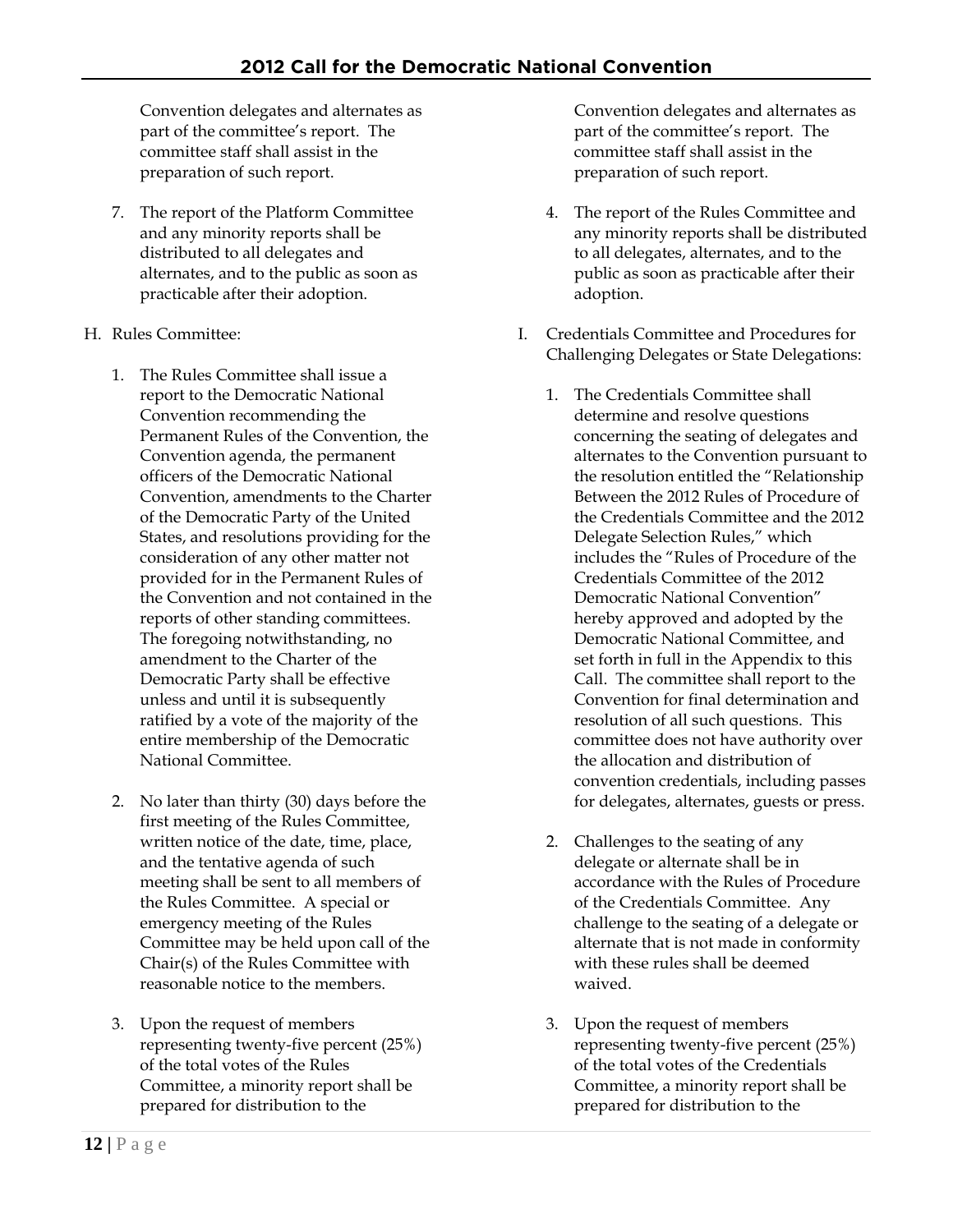Convention delegates and alternates as part of the committee's report. The committee staff shall assist in the preparation of such report.

7. The report of the Platform Committee and any minority reports shall be distributed to all delegates and alternates, and to the public as soon as practicable after their adoption.

H. Rules Committee:

1. The Rules Committee shall issue a report to the Democratic National Convention recommending the Permanent Rules of the Convention, the Convention agenda, the permanent officers of the Democratic National Convention, amendments to the Charter of the Democratic Party of the United States, and resolutions providing for the consideration of any other matter not provided for in the Permanent Rules of the Convention and not contained in the reports of other standing committees. The foregoing notwithstanding, no amendment to the Charter of the Democratic Party shall be effective unless and until it is subsequently ratified by a vote of the majority of the entire membership of the Democratic National Committee.

2. No later than thirty (30) days before the first meeting of the Rules Committee, written notice of the date, time, place, and the tentative agenda of such meeting shall be sent to all members of the Rules Committee. A special or emergency meeting of the Rules Committee may be held upon call of the Chair(s) of the Rules Committee with reasonable notice to the members.

3. Upon the request of members representing twenty-five percent (25%) of the total votes of the Rules Committee, a minority report shall be prepared for distribution to the Convention delegates and alternates as part of the committee's report. The committee staff shall assist in the preparation of such report.

4. The report of the Rules Committee and any minority reports shall be distributed to all delegates, alternates, and to the public as soon as practicable after their adoption.

I. Credentials Committee and Procedures for Challenging Delegates or State Delegations:

1. The Credentials Committee shall determine and resolve questions concerning the seating of delegates and alternates to the Convention pursuant to the resolution entitled the "Relationship Between the 2012 Rules of Procedure of the Credentials Committee and the 2012 Delegate Selection Rules," which includes the "Rules of Procedure of the Credentials Committee of the 2012 Democratic National Convention" hereby approved and adopted by the Democratic National Committee, and set forth in full in the Appendix to this Call. The committee shall report to the Convention for final determination and resolution of all such questions. This committee does not have authority over the allocation and distribution of convention credentials, including passes for delegates, alternates, guests or press.

2. Challenges to the seating of any delegate or alternate shall be in accordance with the Rules of Procedure of the Credentials Committee. Any challenge to the seating of a delegate or alternate that is not made in conformity with these rules shall be deemed waived.

3. Upon the request of members representing twenty-five percent (25%) of the total votes of the Credentials Committee, a minority report shall be prepared for distribution to the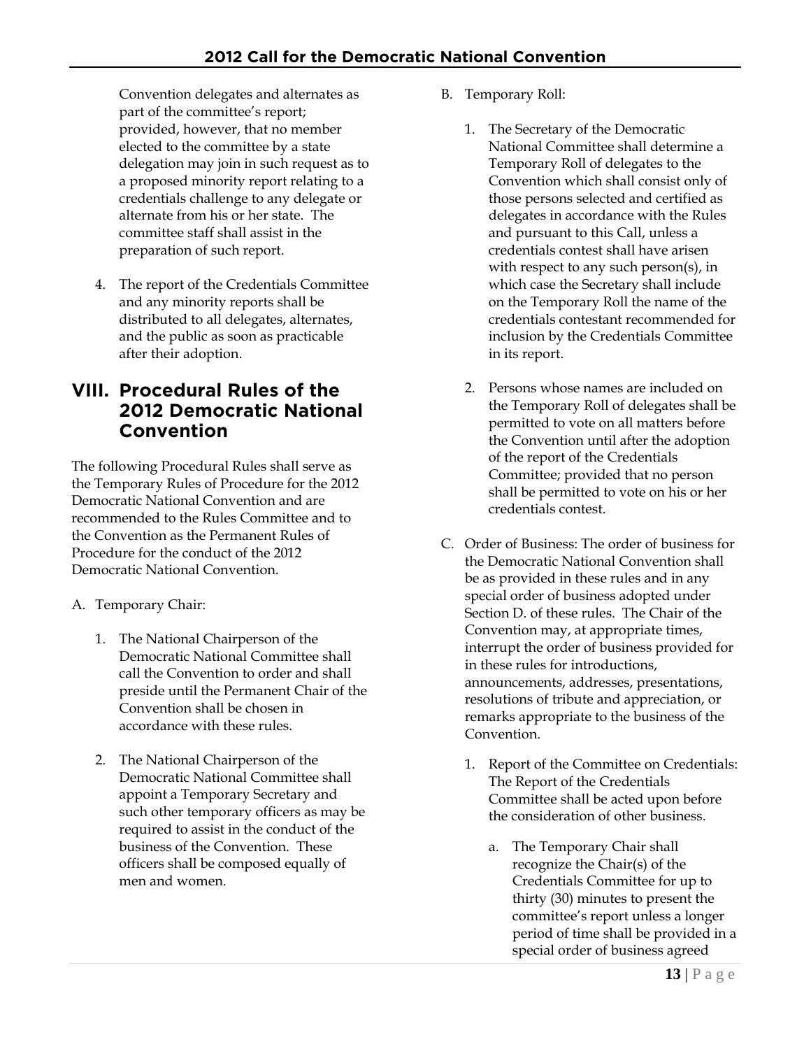Convention delegates and alternates as part of the committee's report; provided, however, that no member elected to the committee by a state delegation may join in such request as to a proposed minority report relating to a credentials challenge to any delegate or alternate from his or her state. The committee staff shall assist in the preparation of such report.

4. The report of the Credentials Committee and any minority reports shall be distributed to all delegates, alternates, and the public as soon as practicable after their adoption.

## VIII. Procedural Rules of the 2012 Democratic National Convention

The following Procedural Rules shall serve as the Temporary Rules of Procedure for the 2012 Democratic National Convention and are recommended to the Rules Committee and to the Convention as the Permanent Rules of Procedure for the conduct of the 2012 Democratic National Convention.

A. Temporary Chair:

1. The National Chairperson of the Democratic National Committee shall call the Convention to order and shall preside until the Permanent Chair of the Convention shall be chosen in accordance with these rules.

2. The National Chairperson of the Democratic National Committee shall appoint a Temporary Secretary and such other temporary officers as may be required to assist in the conduct of the business of the Convention. These officers shall be composed equally of men and women.

B. Temporary Roll:

1. The Secretary of the Democratic National Committee shall determine a Temporary Roll of delegates to the Convention which shall consist only of those persons selected and certified as delegates in accordance with the Rules and pursuant to this Call, unless a credentials contest shall have arisen with respect to any such person(s), in which case the Secretary shall include on the Temporary Roll the name of the credentials contestant recommended for inclusion by the Credentials Committee in its report.

2. Persons whose names are included on the Temporary Roll of delegates shall be permitted to vote on all matters before the Convention until after the adoption of the report of the Credentials Committee; provided that no person shall be permitted to vote on his or her credentials contest.

C. Order of Business: The order of business for the Democratic National Convention shall be as provided in these rules and in any special order of business adopted under Section D. of these rules. The Chair of the Convention may, at appropriate times, interrupt the order of business provided for in these rules for introductions, announcements, addresses, presentations, resolutions of tribute and appreciation, or remarks appropriate to the business of the Convention.

1. Report of the Committee on Credentials: The Report of the Credentials Committee shall be acted upon before the consideration of other business.

   a. The Temporary Chair shall recognize the Chair(s) of the Credentials Committee for up to thirty (30) minutes to present the committee's report unless a longer period of time shall be provided in a special order of business agreed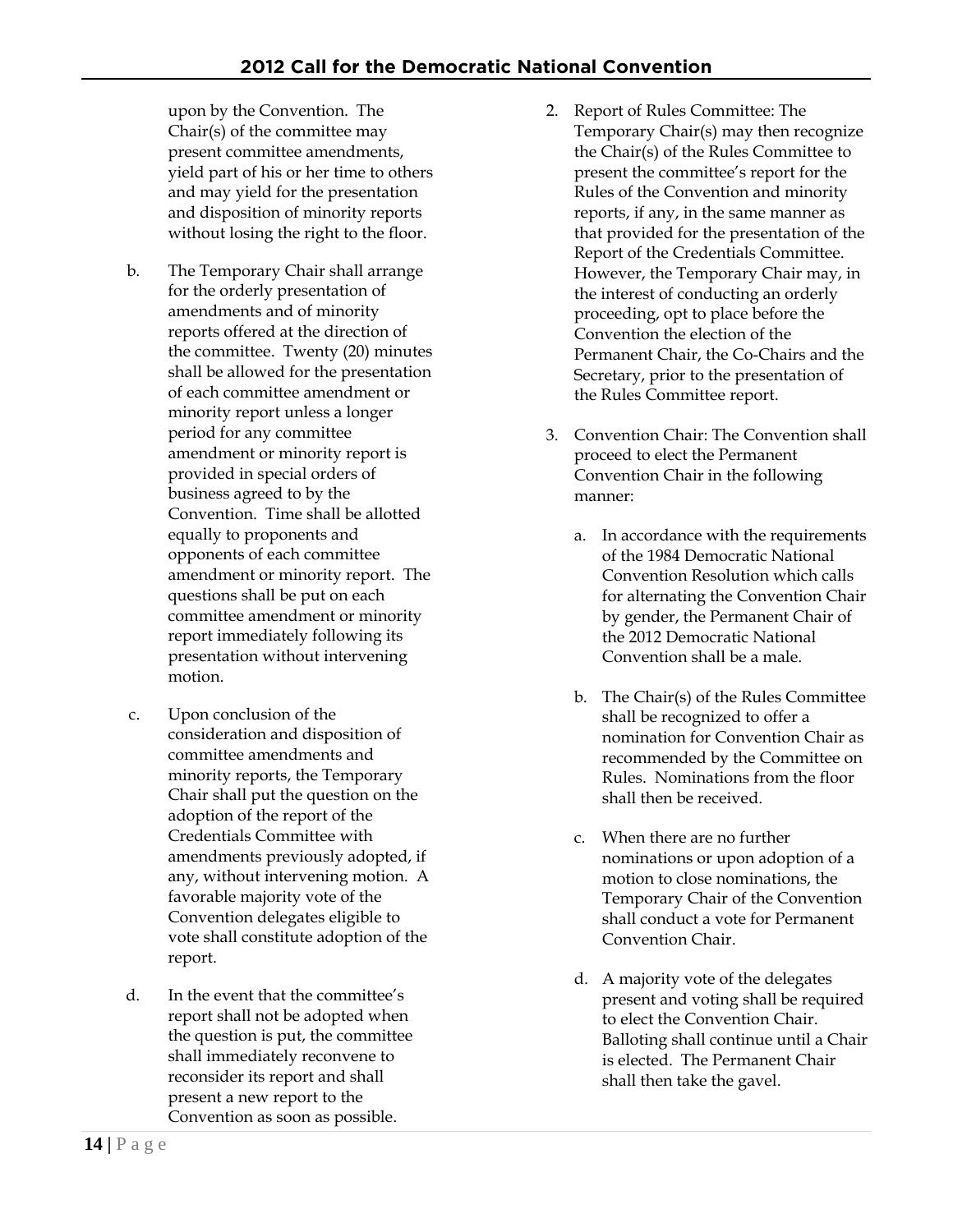upon by the Convention. The Chair(s) of the committee may present committee amendments, yield part of his or her time to others and may yield for the presentation and disposition of minority reports without losing the right to the floor.

b. The Temporary Chair shall arrange for the orderly presentation of amendments and of minority reports offered at the direction of the committee. Twenty (20) minutes shall be allowed for the presentation of each committee amendment or minority report unless a longer period for any committee amendment or minority report is provided in special orders of business agreed to by the Convention. Time shall be allotted equally to proponents and opponents of each committee amendment or minority report. The questions shall be put on each committee amendment or minority report immediately following its presentation without intervening motion.

c. Upon conclusion of the consideration and disposition of committee amendments and minority reports, the Temporary Chair shall put the question on the adoption of the report of the Credentials Committee with amendments previously adopted, if any, without intervening motion. A favorable majority vote of the Convention delegates eligible to vote shall constitute adoption of the report.

d. In the event that the committee's report shall not be adopted when the question is put, the committee shall immediately reconvene to reconsider its report and shall present a new report to the Convention as soon as possible.

2. Report of Rules Committee: The Temporary Chair(s) may then recognize the Chair(s) of the Rules Committee to present the committee's report for the Rules of the Convention and minority reports, if any, in the same manner as that provided for the presentation of the Report of the Credentials Committee. However, the Temporary Chair may, in the interest of conducting an orderly proceeding, opt to place before the Convention the election of the Permanent Chair, the Co-Chairs and the Secretary, prior to the presentation of the Rules Committee report.

3. Convention Chair: The Convention shall proceed to elect the Permanent Convention Chair in the following manner:

   a. In accordance with the requirements of the 1984 Democratic National Convention Resolution which calls for alternating the Convention Chair by gender, the Permanent Chair of the 2012 Democratic National Convention shall be a male.

   b. The Chair(s) of the Rules Committee shall be recognized to offer a nomination for Convention Chair as recommended by the Committee on Rules. Nominations from the floor shall then be received.

   c. When there are no further nominations or upon adoption of a motion to close nominations, the Temporary Chair of the Convention shall conduct a vote for Permanent Convention Chair.

   d. A majority vote of the delegates present and voting shall be required to elect the Convention Chair. Balloting shall continue until a Chair is elected. The Permanent Chair shall then take the gavel.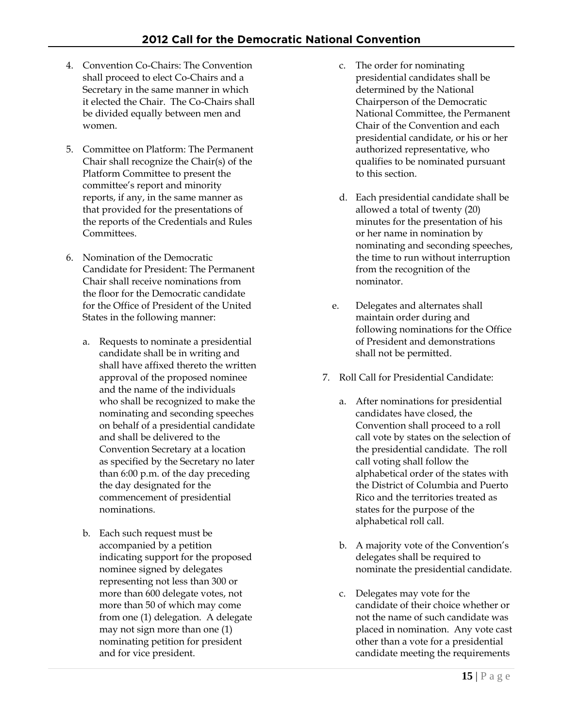4. Convention Co-Chairs: The Convention shall proceed to elect Co-Chairs and a Secretary in the same manner in which it elected the Chair. The Co-Chairs shall be divided equally between men and women.

5. Committee on Platform: The Permanent Chair shall recognize the Chair(s) of the Platform Committee to present the committee's report and minority reports, if any, in the same manner as that provided for the presentations of the reports of the Credentials and Rules Committees.

6. Nomination of the Democratic Candidate for President: The Permanent Chair shall receive nominations from the floor for the Democratic candidate for the Office of President of the United States in the following manner:

   a. Requests to nominate a presidential candidate shall be in writing and shall have affixed thereto the written approval of the proposed nominee and the name of the individuals who shall be recognized to make the nominating and seconding speeches on behalf of a presidential candidate and shall be delivered to the Convention Secretary at a location as specified by the Secretary no later than 6:00 p.m. of the day preceding the day designated for the commencement of presidential nominations.

   b. Each such request must be accompanied by a petition indicating support for the proposed nominee signed by delegates representing not less than 300 or more than 600 delegate votes, not more than 50 of which may come from one (1) delegation. A delegate may not sign more than one (1) nominating petition for president and for vice president.

   c. The order for nominating presidential candidates shall be determined by the National Chairperson of the Democratic National Committee, the Permanent Chair of the Convention and each presidential candidate, or his or her authorized representative, who qualifies to be nominated pursuant to this section.

   d. Each presidential candidate shall be allowed a total of twenty (20) minutes for the presentation of his or her name in nomination by nominating and seconding speeches, the time to run without interruption from the recognition of the nominator.

   e. Delegates and alternates shall maintain order during and following nominations for the Office of President and demonstrations shall not be permitted.

7. Roll Call for Presidential Candidate:

   a. After nominations for presidential candidates have closed, the Convention shall proceed to a roll call vote by states on the selection of the presidential candidate. The roll call voting shall follow the alphabetical order of the states with the District of Columbia and Puerto Rico and the territories treated as states for the purpose of the alphabetical roll call.

   b. A majority vote of the Convention's delegates shall be required to nominate the presidential candidate.

   c. Delegates may vote for the candidate of their choice whether or not the name of such candidate was placed in nomination. Any vote cast other than a vote for a presidential candidate meeting the requirements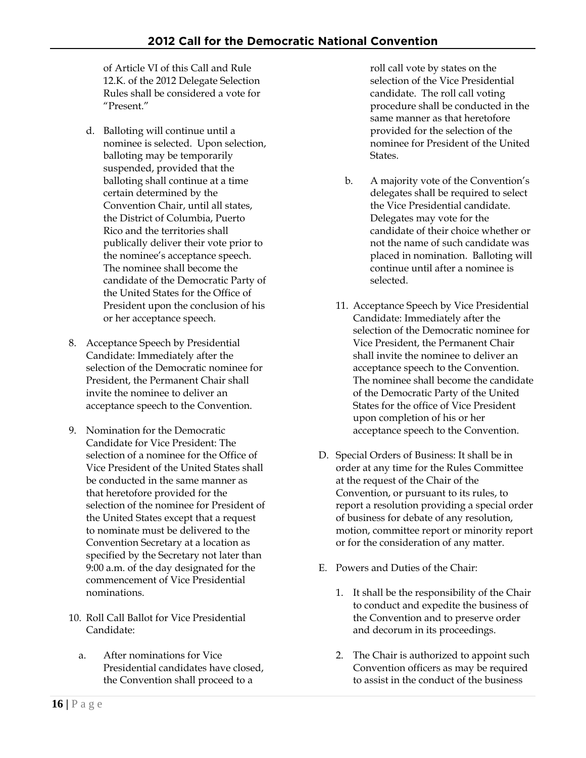of Article VI of this Call and Rule 12.K. of the 2012 Delegate Selection Rules shall be considered a vote for "Present."

d. Balloting will continue until a nominee is selected. Upon selection, balloting may be temporarily suspended, provided that the balloting shall continue at a time certain determined by the Convention Chair, until all states, the District of Columbia, Puerto Rico and the territories shall publically deliver their vote prior to the nominee's acceptance speech. The nominee shall become the candidate of the Democratic Party of the United States for the Office of President upon the conclusion of his or her acceptance speech.

8. Acceptance Speech by Presidential Candidate: Immediately after the selection of the Democratic nominee for President, the Permanent Chair shall invite the nominee to deliver an acceptance speech to the Convention.

9. Nomination for the Democratic Candidate for Vice President: The selection of a nominee for the Office of Vice President of the United States shall be conducted in the same manner as that heretofore provided for the selection of the nominee for President of the United States except that a request to nominate must be delivered to the Convention Secretary at a location as specified by the Secretary not later than 9:00 a.m. of the day designated for the commencement of Vice Presidential nominations.

10. Roll Call Ballot for Vice Presidential Candidate:

    a. After nominations for Vice Presidential candidates have closed, the Convention shall proceed to a roll call vote by states on the selection of the Vice Presidential candidate. The roll call voting procedure shall be conducted in the same manner as that heretofore provided for the selection of the nominee for President of the United States.

    b. A majority vote of the Convention's delegates shall be required to select the Vice Presidential candidate. Delegates may vote for the candidate of their choice whether or not the name of such candidate was placed in nomination. Balloting will continue until after a nominee is selected.

11. Acceptance Speech by Vice Presidential Candidate: Immediately after the selection of the Democratic nominee for Vice President, the Permanent Chair shall invite the nominee to deliver an acceptance speech to the Convention. The nominee shall become the candidate of the Democratic Party of the United States for the office of Vice President upon completion of his or her acceptance speech.

D. Special Orders of Business: It shall be in order at any time for the Rules Committee at the request of the Chair of the Convention, or pursuant to its rules, to report a resolution providing a special order of business for debate of any resolution, motion, committee report or minority report or for the consideration of any matter.

E. Powers and Duties of the Chair:

1. It shall be the responsibility of the Chair to conduct and expedite the business of the Convention and to preserve order and decorum in its proceedings.

2. The Chair is authorized to appoint such Convention officers as may be required to assist in the conduct of the business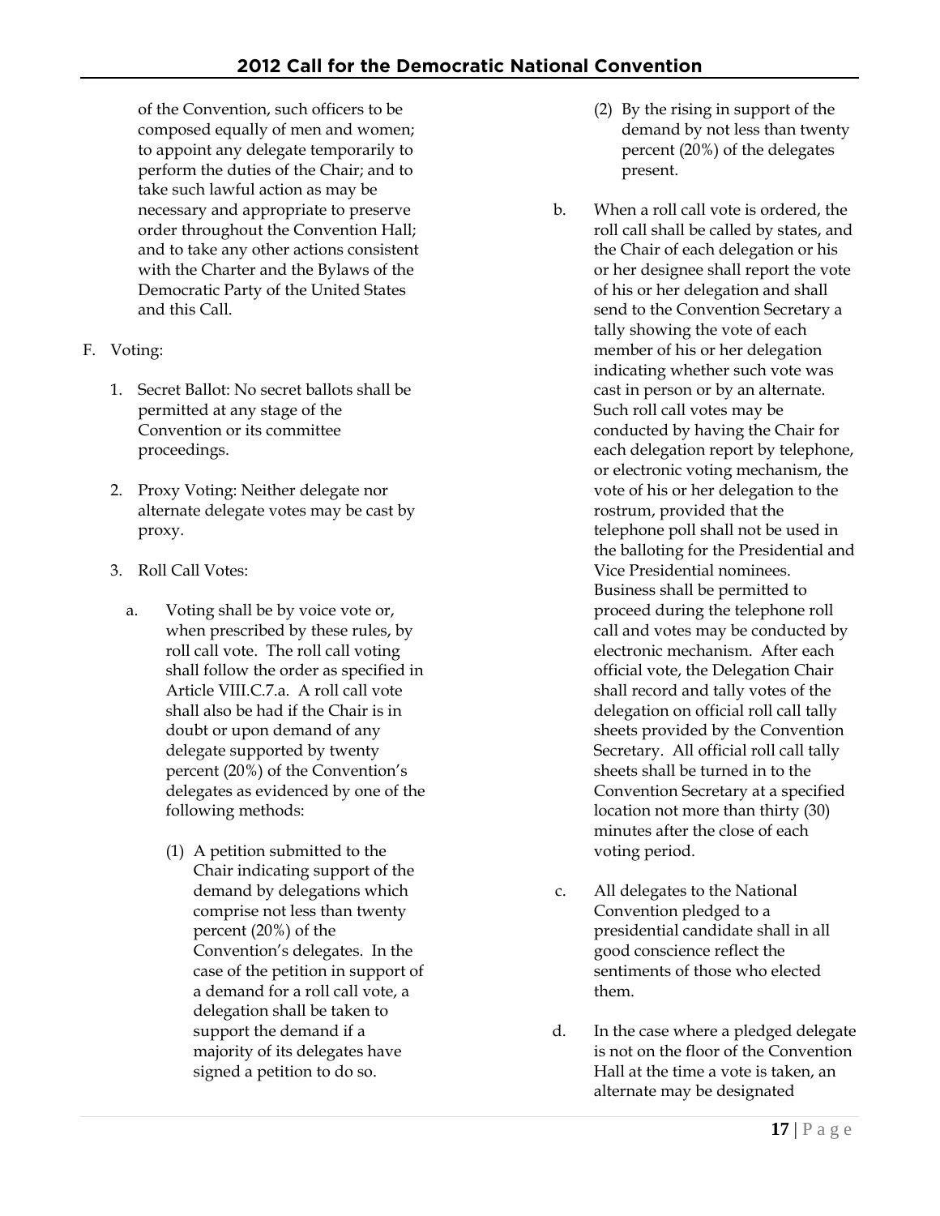of the Convention, such officers to be composed equally of men and women; to appoint any delegate temporarily to perform the duties of the Chair; and to take such lawful action as may be necessary and appropriate to preserve order throughout the Convention Hall; and to take any other actions consistent with the Charter and the Bylaws of the Democratic Party of the United States and this Call.

F. Voting:

1. Secret Ballot: No secret ballots shall be permitted at any stage of the Convention or its committee proceedings.

2. Proxy Voting: Neither delegate nor alternate delegate votes may be cast by proxy.

3. Roll Call Votes:

   a. Voting shall be by voice vote or, when prescribed by these rules, by roll call vote. The roll call voting shall follow the order as specified in Article VIII.C.7.a. A roll call vote shall also be had if the Chair is in doubt or upon demand of any delegate supported by twenty percent (20%) of the Convention's delegates as evidenced by one of the following methods:

      (1) A petition submitted to the Chair indicating support of the demand by delegations which comprise not less than twenty percent (20%) of the Convention's delegates. In the case of the petition in support of a demand for a roll call vote, a delegation shall be taken to support the demand if a majority of its delegates have signed a petition to do so.

      (2) By the rising in support of the demand by not less than twenty percent (20%) of the delegates present.

   b. When a roll call vote is ordered, the roll call shall be called by states, and the Chair of each delegation or his or her designee shall report the vote of his or her delegation and shall send to the Convention Secretary a tally showing the vote of each member of his or her delegation indicating whether such vote was cast in person or by an alternate. Such roll call votes may be conducted by having the Chair for each delegation report by telephone, or electronic voting mechanism, the vote of his or her delegation to the rostrum, provided that the telephone poll shall not be used in the balloting for the Presidential and Vice Presidential nominees. Business shall be permitted to proceed during the telephone roll call and votes may be conducted by electronic mechanism. After each official vote, the Delegation Chair shall record and tally votes of the delegation on official roll call tally sheets provided by the Convention Secretary. All official roll call tally sheets shall be turned in to the Convention Secretary at a specified location not more than thirty (30) minutes after the close of each voting period.

   c. All delegates to the National Convention pledged to a presidential candidate shall in all good conscience reflect the sentiments of those who elected them.

   d. In the case where a pledged delegate is not on the floor of the Convention Hall at the time a vote is taken, an alternate may be designated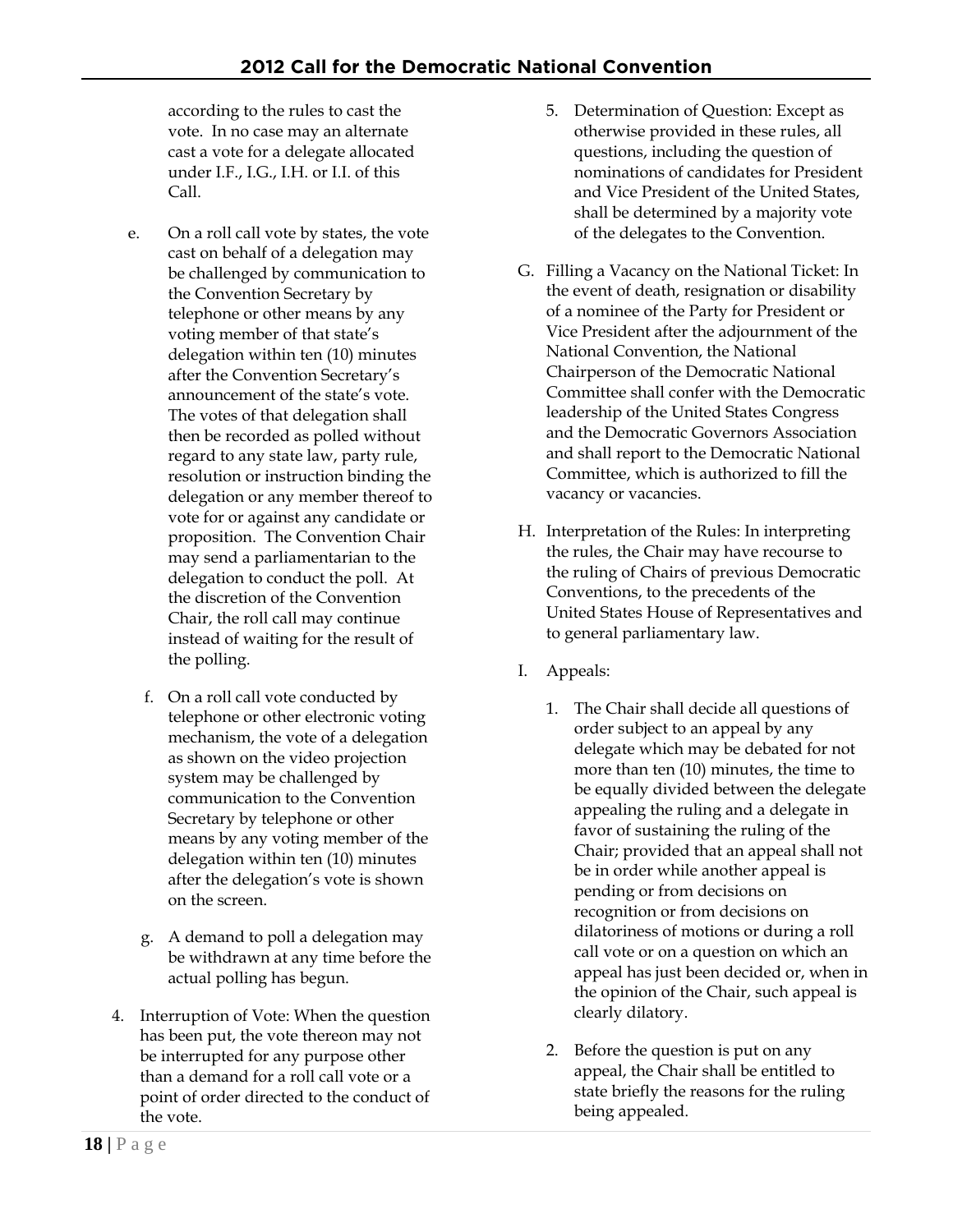according to the rules to cast the vote. In no case may an alternate cast a vote for a delegate allocated under I.F., I.G., I.H. or I.I. of this Call.

e. On a roll call vote by states, the vote cast on behalf of a delegation may be challenged by communication to the Convention Secretary by telephone or other means by any voting member of that state's delegation within ten (10) minutes after the Convention Secretary's announcement of the state's vote. The votes of that delegation shall then be recorded as polled without regard to any state law, party rule, resolution or instruction binding the delegation or any member thereof to vote for or against any candidate or proposition. The Convention Chair may send a parliamentarian to the delegation to conduct the poll. At the discretion of the Convention Chair, the roll call may continue instead of waiting for the result of the polling.

f. On a roll call vote conducted by telephone or other electronic voting mechanism, the vote of a delegation as shown on the video projection system may be challenged by communication to the Convention Secretary by telephone or other means by any voting member of the delegation within ten (10) minutes after the delegation's vote is shown on the screen.

g. A demand to poll a delegation may be withdrawn at any time before the actual polling has begun.

4. Interruption of Vote: When the question has been put, the vote thereon may not be interrupted for any purpose other than a demand for a roll call vote or a point of order directed to the conduct of the vote.

5. Determination of Question: Except as otherwise provided in these rules, all questions, including the question of nominations of candidates for President and Vice President of the United States, shall be determined by a majority vote of the delegates to the Convention.

G. Filling a Vacancy on the National Ticket: In the event of death, resignation or disability of a nominee of the Party for President or Vice President after the adjournment of the National Convention, the National Chairperson of the Democratic National Committee shall confer with the Democratic leadership of the United States Congress and the Democratic Governors Association and shall report to the Democratic National Committee, which is authorized to fill the vacancy or vacancies.

H. Interpretation of the Rules: In interpreting the rules, the Chair may have recourse to the ruling of Chairs of previous Democratic Conventions, to the precedents of the United States House of Representatives and to general parliamentary law.

I. Appeals:

1. The Chair shall decide all questions of order subject to an appeal by any delegate which may be debated for not more than ten (10) minutes, the time to be equally divided between the delegate appealing the ruling and a delegate in favor of sustaining the ruling of the Chair; provided that an appeal shall not be in order while another appeal is pending or from decisions on recognition or from decisions on dilatoriness of motions or during a roll call vote or on a question on which an appeal has just been decided or, when in the opinion of the Chair, such appeal is clearly dilatory.

2. Before the question is put on any appeal, the Chair shall be entitled to state briefly the reasons for the ruling being appealed.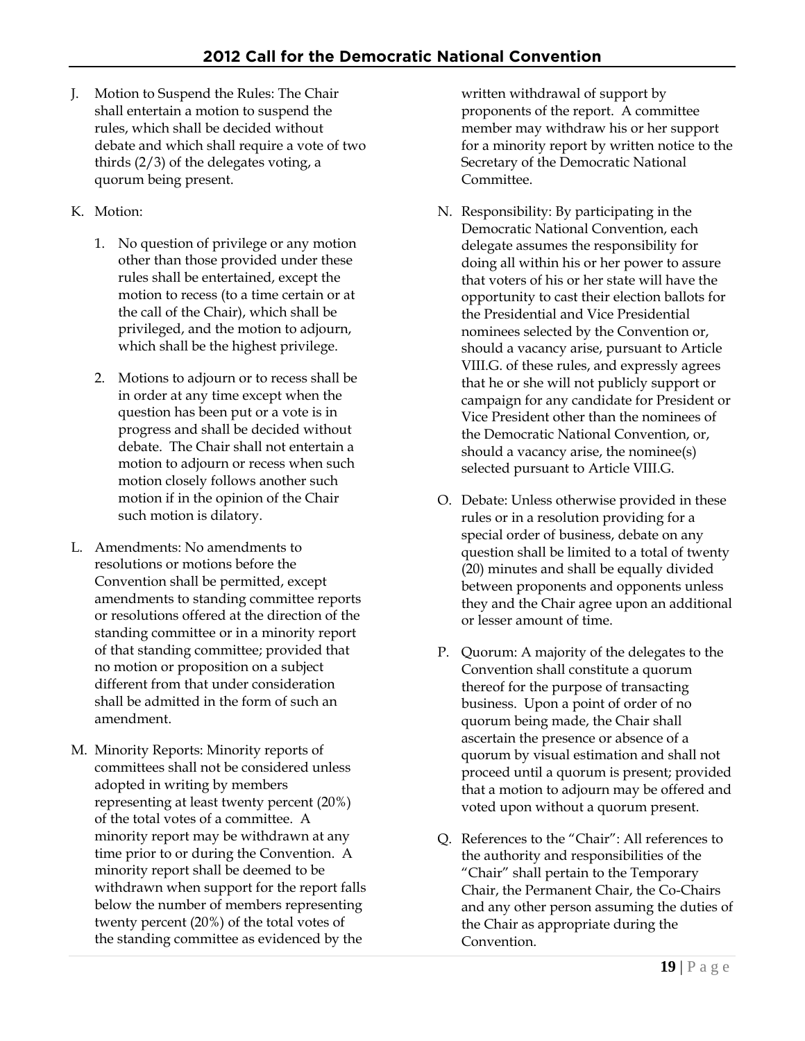J. Motion to Suspend the Rules: The Chair shall entertain a motion to suspend the rules, which shall be decided without debate and which shall require a vote of two thirds (2/3) of the delegates voting, a quorum being present.

K. Motion:

   1. No question of privilege or any motion other than those provided under these rules shall be entertained, except the motion to recess (to a time certain or at the call of the Chair), which shall be privileged, and the motion to adjourn, which shall be the highest privilege.

   2. Motions to adjourn or to recess shall be in order at any time except when the question has been put or a vote is in progress and shall be decided without debate. The Chair shall not entertain a motion to adjourn or recess when such motion closely follows another such motion if in the opinion of the Chair such motion is dilatory.

L. Amendments: No amendments to resolutions or motions before the Convention shall be permitted, except amendments to standing committee reports or resolutions offered at the direction of the standing committee or in a minority report of that standing committee; provided that no motion or proposition on a subject different from that under consideration shall be admitted in the form of such an amendment.

M. Minority Reports: Minority reports of committees shall not be considered unless adopted in writing by members representing at least twenty percent (20%) of the total votes of a committee. A minority report may be withdrawn at any time prior to or during the Convention. A minority report shall be deemed to be withdrawn when support for the report falls below the number of members representing twenty percent (20%) of the total votes of the standing committee as evidenced by the written withdrawal of support by proponents of the report. A committee member may withdraw his or her support for a minority report by written notice to the Secretary of the Democratic National Committee.

N. Responsibility: By participating in the Democratic National Convention, each delegate assumes the responsibility for doing all within his or her power to assure that voters of his or her state will have the opportunity to cast their election ballots for the Presidential and Vice Presidential nominees selected by the Convention or, should a vacancy arise, pursuant to Article VIII.G. of these rules, and expressly agrees that he or she will not publicly support or campaign for any candidate for President or Vice President other than the nominees of the Democratic National Convention, or, should a vacancy arise, the nominee(s) selected pursuant to Article VIII.G.

O. Debate: Unless otherwise provided in these rules or in a resolution providing for a special order of business, debate on any question shall be limited to a total of twenty (20) minutes and shall be equally divided between proponents and opponents unless they and the Chair agree upon an additional or lesser amount of time.

P. Quorum: A majority of the delegates to the Convention shall constitute a quorum thereof for the purpose of transacting business. Upon a point of order of no quorum being made, the Chair shall ascertain the presence or absence of a quorum by visual estimation and shall not proceed until a quorum is present; provided that a motion to adjourn may be offered and voted upon without a quorum present.

Q. References to the "Chair": All references to the authority and responsibilities of the "Chair" shall pertain to the Temporary Chair, the Permanent Chair, the Co-Chairs and any other person assuming the duties of the Chair as appropriate during the Convention.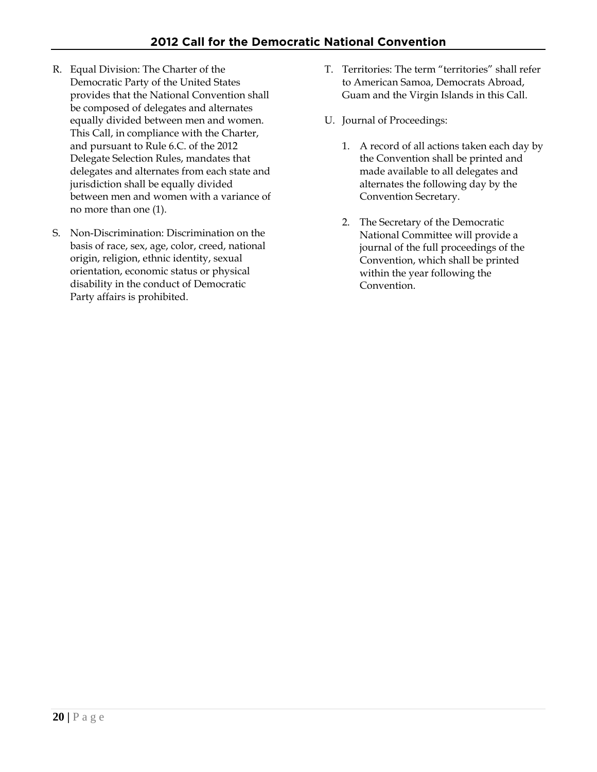R. Equal Division: The Charter of the Democratic Party of the United States provides that the National Convention shall be composed of delegates and alternates equally divided between men and women. This Call, in compliance with the Charter, and pursuant to Rule 6.C. of the 2012 Delegate Selection Rules, mandates that delegates and alternates from each state and jurisdiction shall be equally divided between men and women with a variance of no more than one (1).

S. Non-Discrimination: Discrimination on the basis of race, sex, age, color, creed, national origin, religion, ethnic identity, sexual orientation, economic status or physical disability in the conduct of Democratic Party affairs is prohibited.

T. Territories: The term "territories" shall refer to American Samoa, Democrats Abroad, Guam and the Virgin Islands in this Call.

U. Journal of Proceedings:

1. A record of all actions taken each day by the Convention shall be printed and made available to all delegates and alternates the following day by the Convention Secretary.

2. The Secretary of the Democratic National Committee will provide a journal of the full proceedings of the Convention, which shall be printed within the year following the Convention.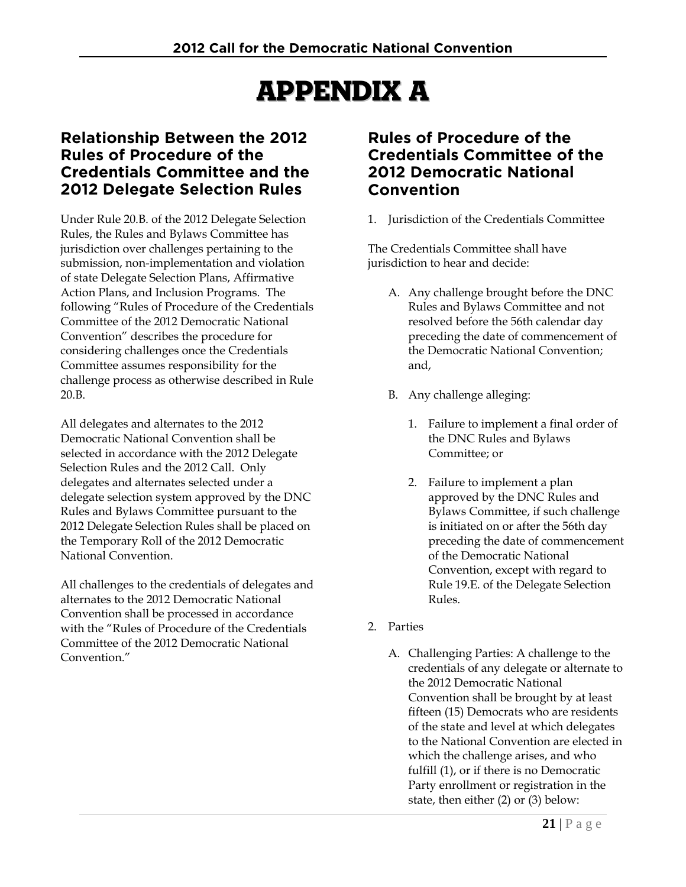# APPENDIX A

## Relationship Between the 2012 Rules of Procedure of the Credentials Committee and the 2012 Delegate Selection Rules

Under Rule 20.B. of the 2012 Delegate Selection Rules, the Rules and Bylaws Committee has jurisdiction over challenges pertaining to the submission, non-implementation and violation of state Delegate Selection Plans, Affirmative Action Plans, and Inclusion Programs. The following "Rules of Procedure of the Credentials Committee of the 2012 Democratic National Convention" describes the procedure for considering challenges once the Credentials Committee assumes responsibility for the challenge process as otherwise described in Rule 20.B.

All delegates and alternates to the 2012 Democratic National Convention shall be selected in accordance with the 2012 Delegate Selection Rules and the 2012 Call. Only delegates and alternates selected under a delegate selection system approved by the DNC Rules and Bylaws Committee pursuant to the 2012 Delegate Selection Rules shall be placed on the Temporary Roll of the 2012 Democratic National Convention.

All challenges to the credentials of delegates and alternates to the 2012 Democratic National Convention shall be processed in accordance with the "Rules of Procedure of the Credentials Committee of the 2012 Democratic National Convention."

## Rules of Procedure of the Credentials Committee of the 2012 Democratic National Convention

1. Jurisdiction of the Credentials Committee

The Credentials Committee shall have jurisdiction to hear and decide:

A. Any challenge brought before the DNC Rules and Bylaws Committee and not resolved before the 56th calendar day preceding the date of commencement of the Democratic National Convention; and,

B. Any challenge alleging:

   1. Failure to implement a final order of the DNC Rules and Bylaws Committee; or

   2. Failure to implement a plan approved by the DNC Rules and Bylaws Committee, if such challenge is initiated on or after the 56th day preceding the date of commencement of the Democratic National Convention, except with regard to Rule 19.E. of the Delegate Selection Rules.

2. Parties

A. Challenging Parties: A challenge to the credentials of any delegate or alternate to the 2012 Democratic National Convention shall be brought by at least fifteen (15) Democrats who are residents of the state and level at which delegates to the National Convention are elected in which the challenge arises, and who fulfill (1), or if there is no Democratic Party enrollment or registration in the state, then either (2) or (3) below: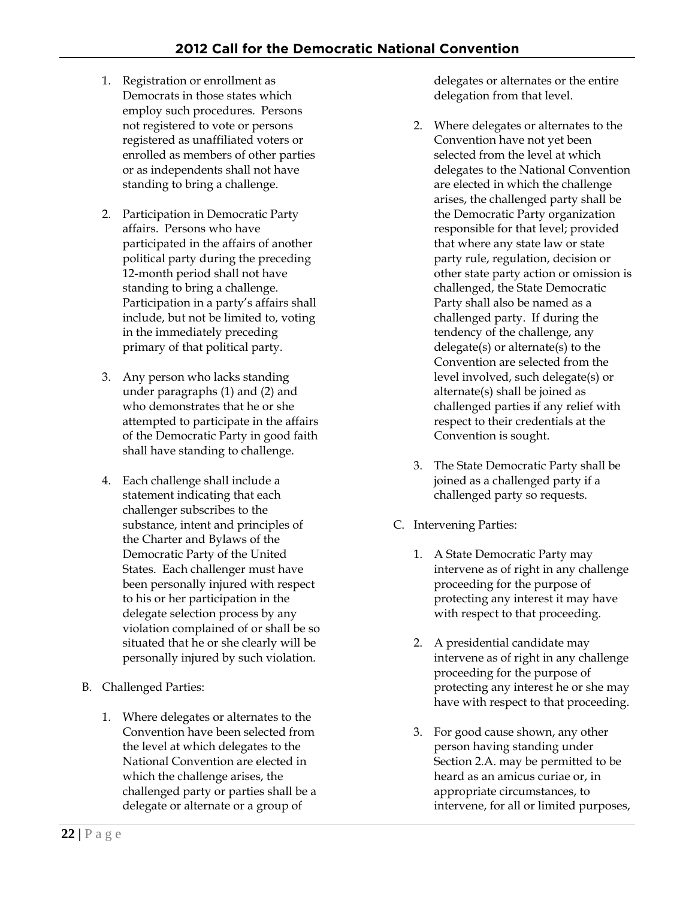1. Registration or enrollment as Democrats in those states which employ such procedures. Persons not registered to vote or persons registered as unaffiliated voters or enrolled as members of other parties or as independents shall not have standing to bring a challenge.

2. Participation in Democratic Party affairs. Persons who have participated in the affairs of another political party during the preceding 12-month period shall not have standing to bring a challenge. Participation in a party's affairs shall include, but not be limited to, voting in the immediately preceding primary of that political party.

3. Any person who lacks standing under paragraphs (1) and (2) and who demonstrates that he or she attempted to participate in the affairs of the Democratic Party in good faith shall have standing to challenge.

4. Each challenge shall include a statement indicating that each challenger subscribes to the substance, intent and principles of the Charter and Bylaws of the Democratic Party of the United States. Each challenger must have been personally injured with respect to his or her participation in the delegate selection process by any violation complained of or shall be so situated that he or she clearly will be personally injured by such violation.

B. Challenged Parties:

1. Where delegates or alternates to the Convention have been selected from the level at which delegates to the National Convention are elected in which the challenge arises, the challenged party or parties shall be a delegate or alternate or a group of delegates or alternates or the entire delegation from that level.

2. Where delegates or alternates to the Convention have not yet been selected from the level at which delegates to the National Convention are elected in which the challenge arises, the challenged party shall be the Democratic Party organization responsible for that level; provided that where any state law or state party rule, regulation, decision or other state party action or omission is challenged, the State Democratic Party shall also be named as a challenged party. If during the tendency of the challenge, any delegate(s) or alternate(s) to the Convention are selected from the level involved, such delegate(s) or alternate(s) shall be joined as challenged parties if any relief with respect to their credentials at the Convention is sought.

3. The State Democratic Party shall be joined as a challenged party if a challenged party so requests.

C. Intervening Parties:

1. A State Democratic Party may intervene as of right in any challenge proceeding for the purpose of protecting any interest it may have with respect to that proceeding.

2. A presidential candidate may intervene as of right in any challenge proceeding for the purpose of protecting any interest he or she may have with respect to that proceeding.

3. For good cause shown, any other person having standing under Section 2.A. may be permitted to be heard as an amicus curiae or, in appropriate circumstances, to intervene, for all or limited purposes,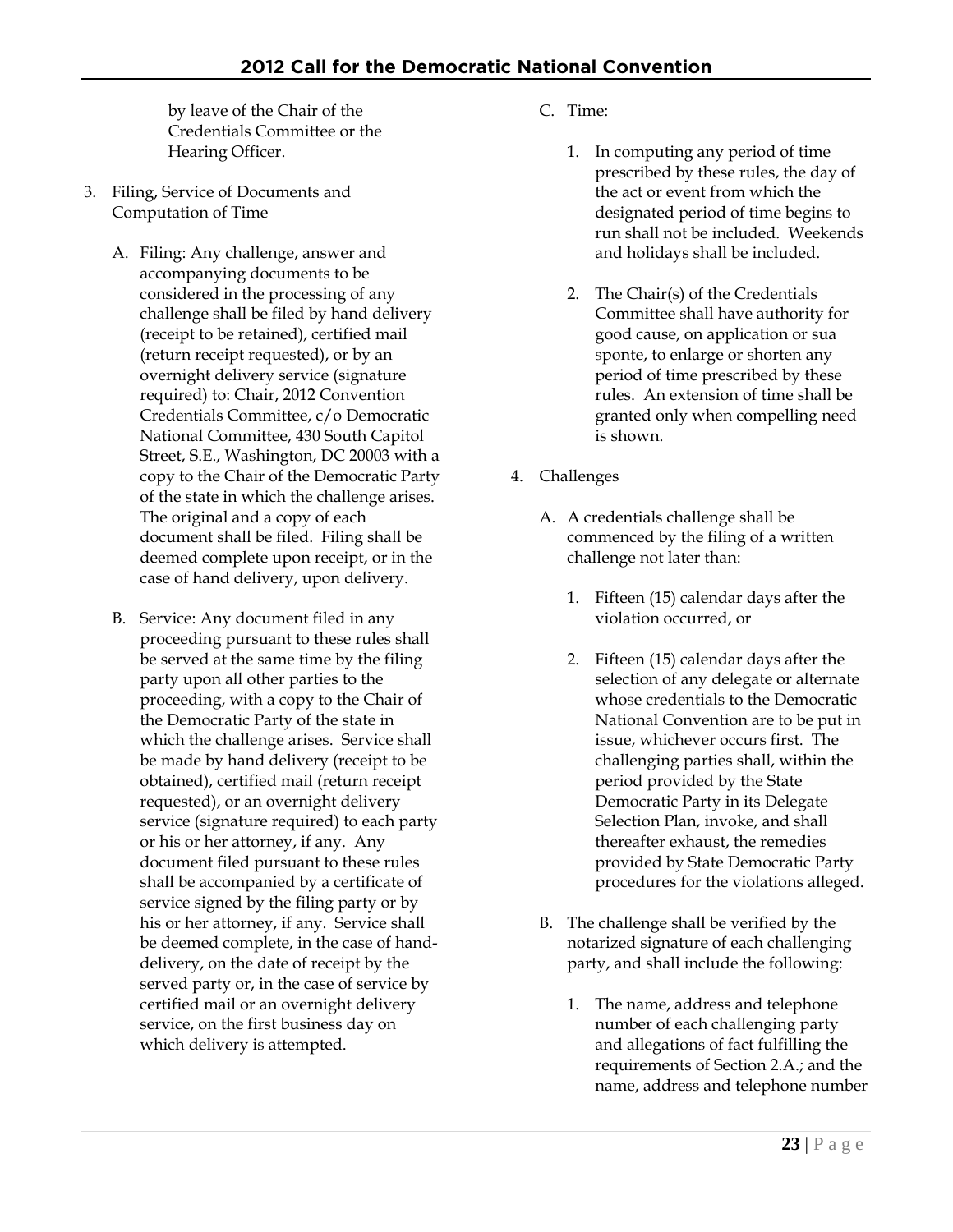by leave of the Chair of the Credentials Committee or the Hearing Officer.

3. Filing, Service of Documents and Computation of Time

   A. Filing: Any challenge, answer and accompanying documents to be considered in the processing of any challenge shall be filed by hand delivery (receipt to be retained), certified mail (return receipt requested), or by an overnight delivery service (signature required) to: Chair, 2012 Convention Credentials Committee, c/o Democratic National Committee, 430 South Capitol Street, S.E., Washington, DC 20003 with a copy to the Chair of the Democratic Party of the state in which the challenge arises. The original and a copy of each document shall be filed. Filing shall be deemed complete upon receipt, or in the case of hand delivery, upon delivery.

   B. Service: Any document filed in any proceeding pursuant to these rules shall be served at the same time by the filing party upon all other parties to the proceeding, with a copy to the Chair of the Democratic Party of the state in which the challenge arises. Service shall be made by hand delivery (receipt to be obtained), certified mail (return receipt requested), or an overnight delivery service (signature required) to each party or his or her attorney, if any. Any document filed pursuant to these rules shall be accompanied by a certificate of service signed by the filing party or by his or her attorney, if any. Service shall be deemed complete, in the case of hand-delivery, on the date of receipt by the served party or, in the case of service by certified mail or an overnight delivery service, on the first business day on which delivery is attempted.

   C. Time:

      1. In computing any period of time prescribed by these rules, the day of the act or event from which the designated period of time begins to run shall not be included. Weekends and holidays shall be included.

      2. The Chair(s) of the Credentials Committee shall have authority for good cause, on application or sua sponte, to enlarge or shorten any period of time prescribed by these rules. An extension of time shall be granted only when compelling need is shown.

4. Challenges

   A. A credentials challenge shall be commenced by the filing of a written challenge not later than:

      1. Fifteen (15) calendar days after the violation occurred, or

      2. Fifteen (15) calendar days after the selection of any delegate or alternate whose credentials to the Democratic National Convention are to be put in issue, whichever occurs first. The challenging parties shall, within the period provided by the State Democratic Party in its Delegate Selection Plan, invoke, and shall thereafter exhaust, the remedies provided by State Democratic Party procedures for the violations alleged.

   B. The challenge shall be verified by the notarized signature of each challenging party, and shall include the following:

      1. The name, address and telephone number of each challenging party and allegations of fact fulfilling the requirements of Section 2.A.; and the name, address and telephone number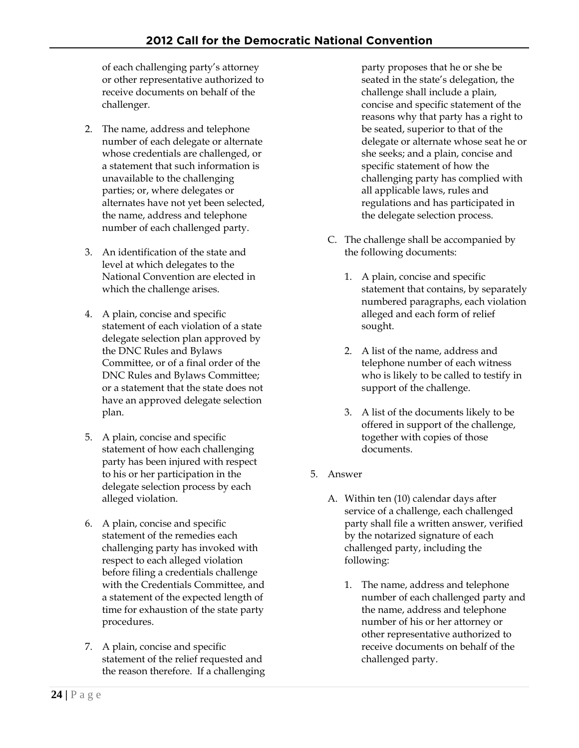of each challenging party's attorney or other representative authorized to receive documents on behalf of the challenger.

2. The name, address and telephone number of each delegate or alternate whose credentials are challenged, or a statement that such information is unavailable to the challenging parties; or, where delegates or alternates have not yet been selected, the name, address and telephone number of each challenged party.

3. An identification of the state and level at which delegates to the National Convention are elected in which the challenge arises.

4. A plain, concise and specific statement of each violation of a state delegate selection plan approved by the DNC Rules and Bylaws Committee, or of a final order of the DNC Rules and Bylaws Committee; or a statement that the state does not have an approved delegate selection plan.

5. A plain, concise and specific statement of how each challenging party has been injured with respect to his or her participation in the delegate selection process by each alleged violation.

6. A plain, concise and specific statement of the remedies each challenging party has invoked with respect to each alleged violation before filing a credentials challenge with the Credentials Committee, and a statement of the expected length of time for exhaustion of the state party procedures.

7. A plain, concise and specific statement of the relief requested and the reason therefore. If a challenging party proposes that he or she be seated in the state's delegation, the challenge shall include a plain, concise and specific statement of the reasons why that party has a right to be seated, superior to that of the delegate or alternate whose seat he or she seeks; and a plain, concise and specific statement of how the challenging party has complied with all applicable laws, rules and regulations and has participated in the delegate selection process.

C. The challenge shall be accompanied by the following documents:

1. A plain, concise and specific statement that contains, by separately numbered paragraphs, each violation alleged and each form of relief sought.

2. A list of the name, address and telephone number of each witness who is likely to be called to testify in support of the challenge.

3. A list of the documents likely to be offered in support of the challenge, together with copies of those documents.

5. Answer

A. Within ten (10) calendar days after service of a challenge, each challenged party shall file a written answer, verified by the notarized signature of each challenged party, including the following:

1. The name, address and telephone number of each challenged party and the name, address and telephone number of his or her attorney or other representative authorized to receive documents on behalf of the challenged party.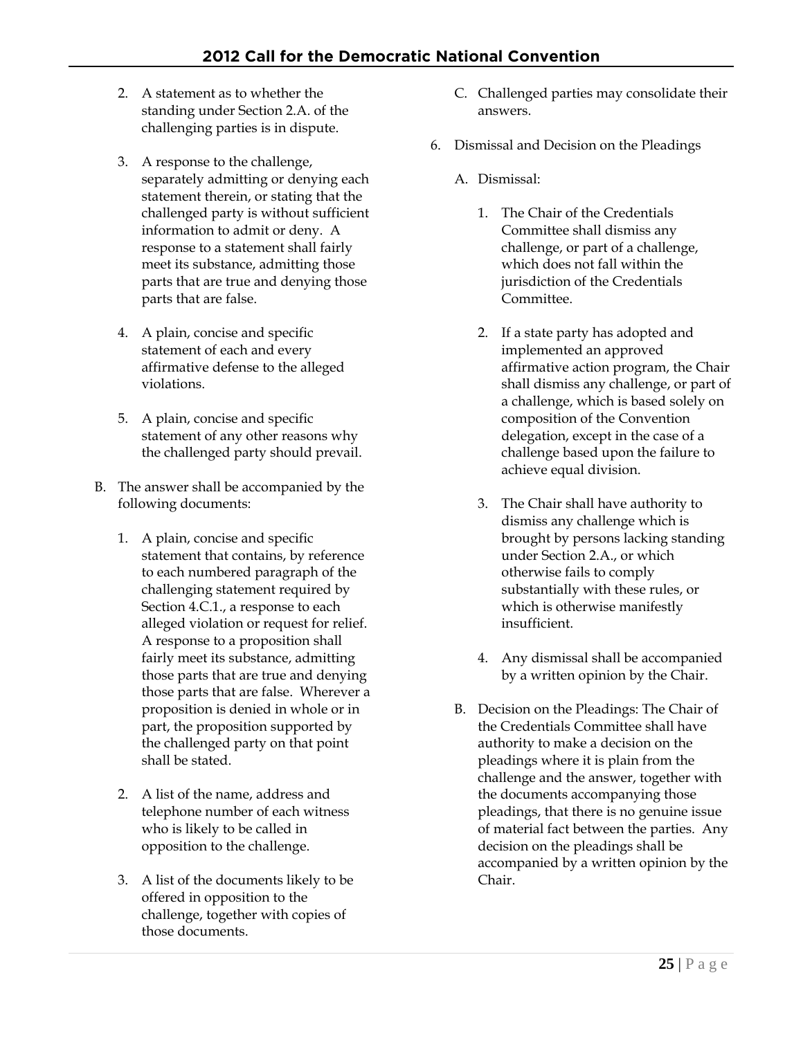2. A statement as to whether the standing under Section 2.A. of the challenging parties is in dispute.

3. A response to the challenge, separately admitting or denying each statement therein, or stating that the challenged party is without sufficient information to admit or deny. A response to a statement shall fairly meet its substance, admitting those parts that are true and denying those parts that are false.

4. A plain, concise and specific statement of each and every affirmative defense to the alleged violations.

5. A plain, concise and specific statement of any other reasons why the challenged party should prevail.

B. The answer shall be accompanied by the following documents:

1. A plain, concise and specific statement that contains, by reference to each numbered paragraph of the challenging statement required by Section 4.C.1., a response to each alleged violation or request for relief. A response to a proposition shall fairly meet its substance, admitting those parts that are true and denying those parts that are false. Wherever a proposition is denied in whole or in part, the proposition supported by the challenged party on that point shall be stated.

2. A list of the name, address and telephone number of each witness who is likely to be called in opposition to the challenge.

3. A list of the documents likely to be offered in opposition to the challenge, together with copies of those documents.

C. Challenged parties may consolidate their answers.

6. Dismissal and Decision on the Pleadings

A. Dismissal:

1. The Chair of the Credentials Committee shall dismiss any challenge, or part of a challenge, which does not fall within the jurisdiction of the Credentials Committee.

2. If a state party has adopted and implemented an approved affirmative action program, the Chair shall dismiss any challenge, or part of a challenge, which is based solely on composition of the Convention delegation, except in the case of a challenge based upon the failure to achieve equal division.

3. The Chair shall have authority to dismiss any challenge which is brought by persons lacking standing under Section 2.A., or which otherwise fails to comply substantially with these rules, or which is otherwise manifestly insufficient.

4. Any dismissal shall be accompanied by a written opinion by the Chair.

B. Decision on the Pleadings: The Chair of the Credentials Committee shall have authority to make a decision on the pleadings where it is plain from the challenge and the answer, together with the documents accompanying those pleadings, that there is no genuine issue of material fact between the parties. Any decision on the pleadings shall be accompanied by a written opinion by the Chair.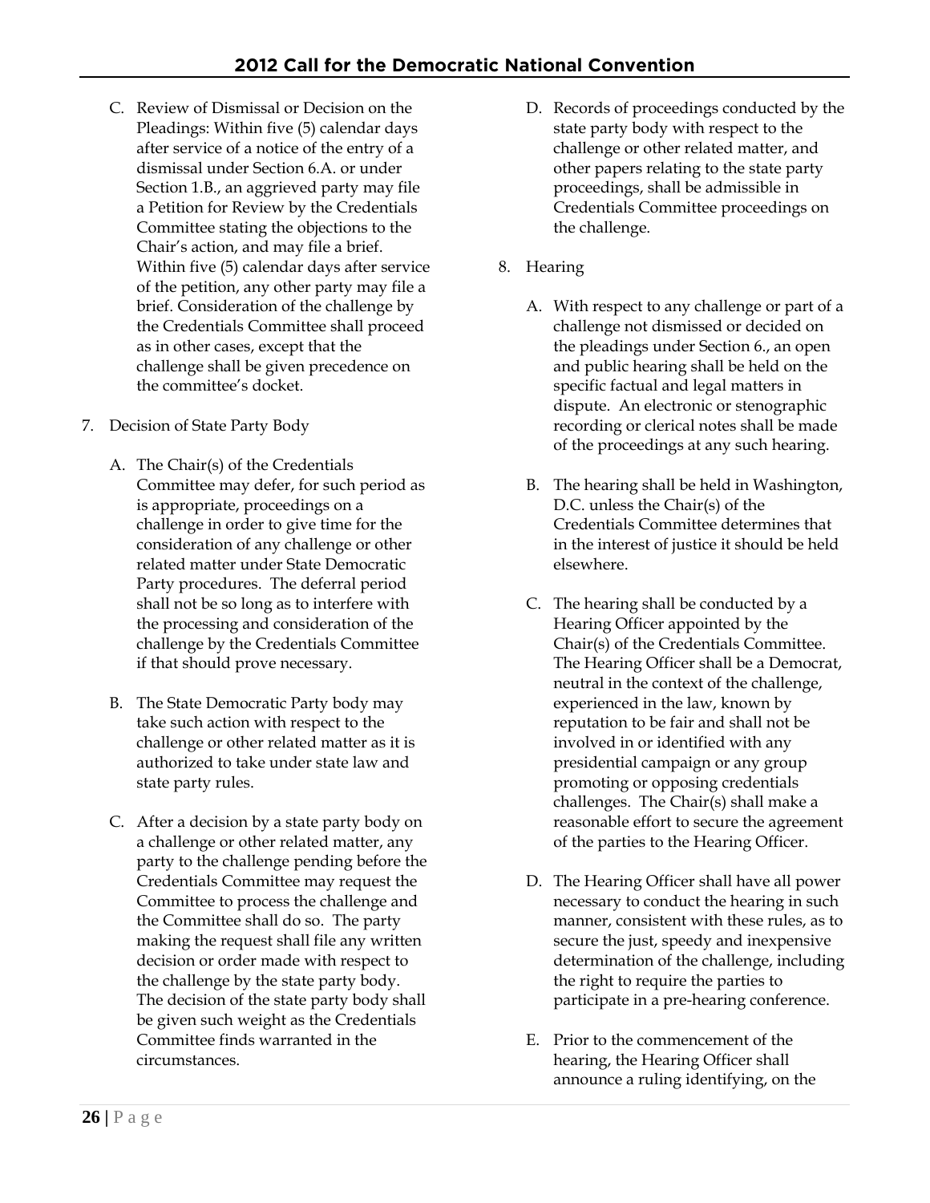C. Review of Dismissal or Decision on the Pleadings: Within five (5) calendar days after service of a notice of the entry of a dismissal under Section 6.A. or under Section 1.B., an aggrieved party may file a Petition for Review by the Credentials Committee stating the objections to the Chair's action, and may file a brief. Within five (5) calendar days after service of the petition, any other party may file a brief. Consideration of the challenge by the Credentials Committee shall proceed as in other cases, except that the challenge shall be given precedence on the committee's docket.

7. Decision of State Party Body

   A. The Chair(s) of the Credentials Committee may defer, for such period as is appropriate, proceedings on a challenge in order to give time for the consideration of any challenge or other related matter under State Democratic Party procedures. The deferral period shall not be so long as to interfere with the processing and consideration of the challenge by the Credentials Committee if that should prove necessary.

   B. The State Democratic Party body may take such action with respect to the challenge or other related matter as it is authorized to take under state law and state party rules.

   C. After a decision by a state party body on a challenge or other related matter, any party to the challenge pending before the Credentials Committee may request the Committee to process the challenge and the Committee shall do so. The party making the request shall file any written decision or order made with respect to the challenge by the state party body. The decision of the state party body shall be given such weight as the Credentials Committee finds warranted in the circumstances.

   D. Records of proceedings conducted by the state party body with respect to the challenge or other related matter, and other papers relating to the state party proceedings, shall be admissible in Credentials Committee proceedings on the challenge.

8. Hearing

   A. With respect to any challenge or part of a challenge not dismissed or decided on the pleadings under Section 6., an open and public hearing shall be held on the specific factual and legal matters in dispute. An electronic or stenographic recording or clerical notes shall be made of the proceedings at any such hearing.

   B. The hearing shall be held in Washington, D.C. unless the Chair(s) of the Credentials Committee determines that in the interest of justice it should be held elsewhere.

   C. The hearing shall be conducted by a Hearing Officer appointed by the Chair(s) of the Credentials Committee. The Hearing Officer shall be a Democrat, neutral in the context of the challenge, experienced in the law, known by reputation to be fair and shall not be involved in or identified with any presidential campaign or any group promoting or opposing credentials challenges. The Chair(s) shall make a reasonable effort to secure the agreement of the parties to the Hearing Officer.

   D. The Hearing Officer shall have all power necessary to conduct the hearing in such manner, consistent with these rules, as to secure the just, speedy and inexpensive determination of the challenge, including the right to require the parties to participate in a pre-hearing conference.

   E. Prior to the commencement of the hearing, the Hearing Officer shall announce a ruling identifying, on the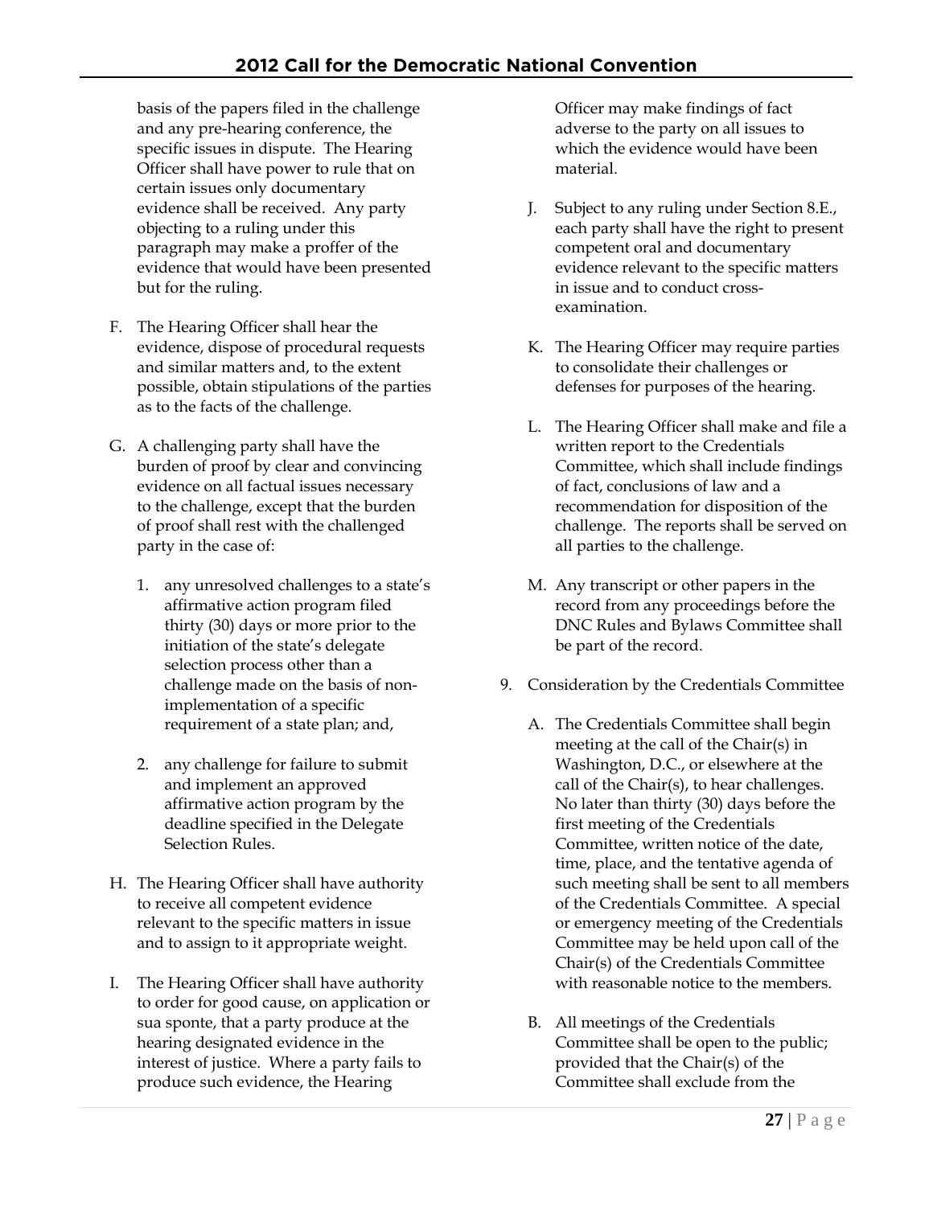basis of the papers filed in the challenge and any pre-hearing conference, the specific issues in dispute. The Hearing Officer shall have power to rule that on certain issues only documentary evidence shall be received. Any party objecting to a ruling under this paragraph may make a proffer of the evidence that would have been presented but for the ruling.

F. The Hearing Officer shall hear the evidence, dispose of procedural requests and similar matters and, to the extent possible, obtain stipulations of the parties as to the facts of the challenge.

G. A challenging party shall have the burden of proof by clear and convincing evidence on all factual issues necessary to the challenge, except that the burden of proof shall rest with the challenged party in the case of:

   1. any unresolved challenges to a state's affirmative action program filed thirty (30) days or more prior to the initiation of the state's delegate selection process other than a challenge made on the basis of non-implementation of a specific requirement of a state plan; and,

   2. any challenge for failure to submit and implement an approved affirmative action program by the deadline specified in the Delegate Selection Rules.

H. The Hearing Officer shall have authority to receive all competent evidence relevant to the specific matters in issue and to assign to it appropriate weight.

I. The Hearing Officer shall have authority to order for good cause, on application or sua sponte, that a party produce at the hearing designated evidence in the interest of justice. Where a party fails to produce such evidence, the Hearing Officer may make findings of fact adverse to the party on all issues to which the evidence would have been material.

J. Subject to any ruling under Section 8.E., each party shall have the right to present competent oral and documentary evidence relevant to the specific matters in issue and to conduct cross-examination.

K. The Hearing Officer may require parties to consolidate their challenges or defenses for purposes of the hearing.

L. The Hearing Officer shall make and file a written report to the Credentials Committee, which shall include findings of fact, conclusions of law and a recommendation for disposition of the challenge. The reports shall be served on all parties to the challenge.

M. Any transcript or other papers in the record from any proceedings before the DNC Rules and Bylaws Committee shall be part of the record.

9. Consideration by the Credentials Committee

   A. The Credentials Committee shall begin meeting at the call of the Chair(s) in Washington, D.C., or elsewhere at the call of the Chair(s), to hear challenges. No later than thirty (30) days before the first meeting of the Credentials Committee, written notice of the date, time, place, and the tentative agenda of such meeting shall be sent to all members of the Credentials Committee. A special or emergency meeting of the Credentials Committee may be held upon call of the Chair(s) of the Credentials Committee with reasonable notice to the members.

   B. All meetings of the Credentials Committee shall be open to the public; provided that the Chair(s) of the Committee shall exclude from the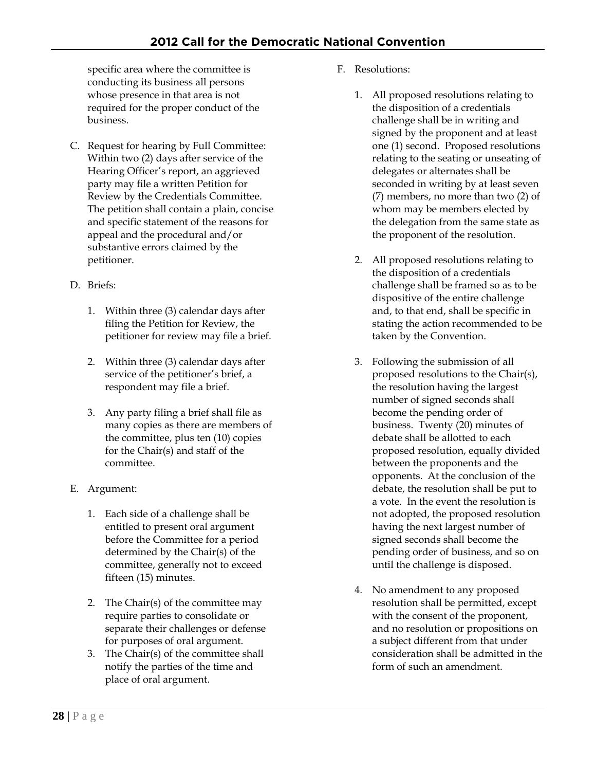specific area where the committee is conducting its business all persons whose presence in that area is not required for the proper conduct of the business.

C. Request for hearing by Full Committee: Within two (2) days after service of the Hearing Officer's report, an aggrieved party may file a written Petition for Review by the Credentials Committee. The petition shall contain a plain, concise and specific statement of the reasons for appeal and the procedural and/or substantive errors claimed by the petitioner.

D. Briefs:

   1. Within three (3) calendar days after filing the Petition for Review, the petitioner for review may file a brief.

   2. Within three (3) calendar days after service of the petitioner's brief, a respondent may file a brief.

   3. Any party filing a brief shall file as many copies as there are members of the committee, plus ten (10) copies for the Chair(s) and staff of the committee.

E. Argument:

   1. Each side of a challenge shall be entitled to present oral argument before the Committee for a period determined by the Chair(s) of the committee, generally not to exceed fifteen (15) minutes.

   2. The Chair(s) of the committee may require parties to consolidate or separate their challenges or defense for purposes of oral argument.

   3. The Chair(s) of the committee shall notify the parties of the time and place of oral argument.

F. Resolutions:

   1. All proposed resolutions relating to the disposition of a credentials challenge shall be in writing and signed by the proponent and at least one (1) second. Proposed resolutions relating to the seating or unseating of delegates or alternates shall be seconded in writing by at least seven (7) members, no more than two (2) of whom may be members elected by the delegation from the same state as the proponent of the resolution.

   2. All proposed resolutions relating to the disposition of a credentials challenge shall be framed so as to be dispositive of the entire challenge and, to that end, shall be specific in stating the action recommended to be taken by the Convention.

   3. Following the submission of all proposed resolutions to the Chair(s), the resolution having the largest number of signed seconds shall become the pending order of business. Twenty (20) minutes of debate shall be allotted to each proposed resolution, equally divided between the proponents and the opponents. At the conclusion of the debate, the resolution shall be put to a vote. In the event the resolution is not adopted, the proposed resolution having the next largest number of signed seconds shall become the pending order of business, and so on until the challenge is disposed.

   4. No amendment to any proposed resolution shall be permitted, except with the consent of the proponent, and no resolution or propositions on a subject different from that under consideration shall be admitted in the form of such an amendment.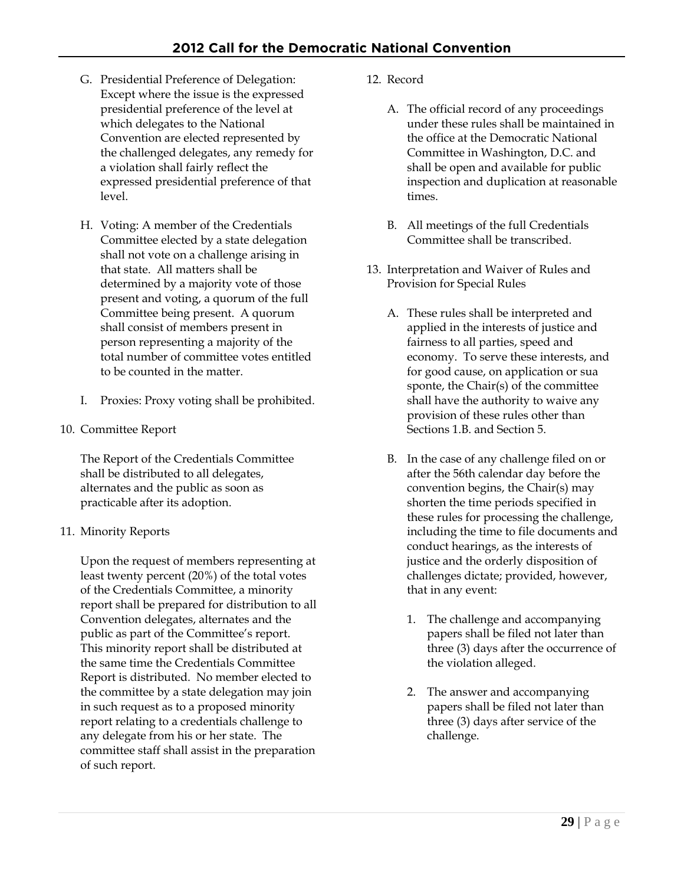G. Presidential Preference of Delegation: Except where the issue is the expressed presidential preference of the level at which delegates to the National Convention are elected represented by the challenged delegates, any remedy for a violation shall fairly reflect the expressed presidential preference of that level.

H. Voting: A member of the Credentials Committee elected by a state delegation shall not vote on a challenge arising in that state. All matters shall be determined by a majority vote of those present and voting, a quorum of the full Committee being present. A quorum shall consist of members present in person representing a majority of the total number of committee votes entitled to be counted in the matter.

I. Proxies: Proxy voting shall be prohibited.

10. Committee Report

The Report of the Credentials Committee shall be distributed to all delegates, alternates and the public as soon as practicable after its adoption.

11. Minority Reports

Upon the request of members representing at least twenty percent (20%) of the total votes of the Credentials Committee, a minority report shall be prepared for distribution to all Convention delegates, alternates and the public as part of the Committee's report. This minority report shall be distributed at the same time the Credentials Committee Report is distributed. No member elected to the committee by a state delegation may join in such request as to a proposed minority report relating to a credentials challenge to any delegate from his or her state. The committee staff shall assist in the preparation of such report.

12. Record

A. The official record of any proceedings under these rules shall be maintained in the office at the Democratic National Committee in Washington, D.C. and shall be open and available for public inspection and duplication at reasonable times.

B. All meetings of the full Credentials Committee shall be transcribed.

13. Interpretation and Waiver of Rules and Provision for Special Rules

A. These rules shall be interpreted and applied in the interests of justice and fairness to all parties, speed and economy. To serve these interests, and for good cause, on application or sua sponte, the Chair(s) of the committee shall have the authority to waive any provision of these rules other than Sections 1.B. and Section 5.

B. In the case of any challenge filed on or after the 56th calendar day before the convention begins, the Chair(s) may shorten the time periods specified in these rules for processing the challenge, including the time to file documents and conduct hearings, as the interests of justice and the orderly disposition of challenges dictate; provided, however, that in any event:

1. The challenge and accompanying papers shall be filed not later than three (3) days after the occurrence of the violation alleged.

2. The answer and accompanying papers shall be filed not later than three (3) days after service of the challenge.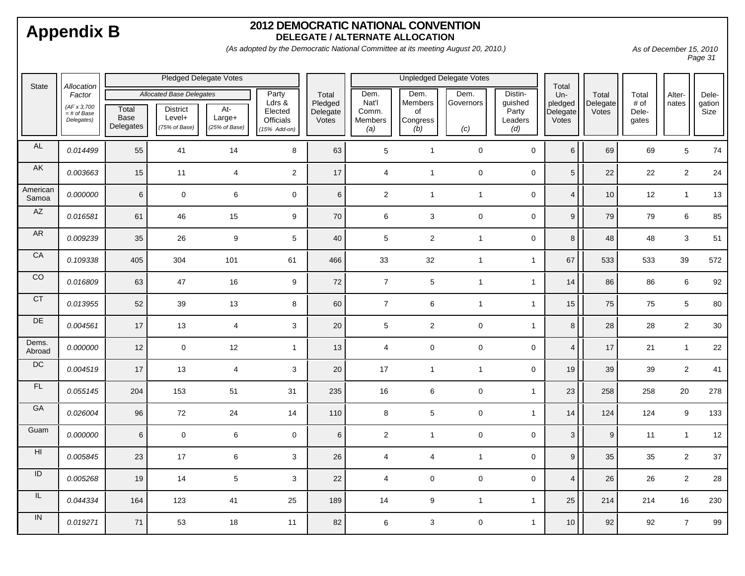# Appendix B

## 2012 DEMOCRATIC NATIONAL CONVENTION

### DELEGATE / ALTERNATE ALLOCATION

*(As adopted by the Democratic National Committee at its meeting August 20, 2010.)*

*As of December 15, 2010*

| State | *Allocation Factor* *(AF x 3,700 = # of Base Delegates)* | Pledged Delegate Votes | | | | Total Pledged Delegate Votes | Unpledged Delegate Votes | | | | Total Un-pledged Delegate Votes | Total Delegate Votes | Total # of Dele-gates | Alter-nates | Dele-gation Size |
|---|---|---|---|---|---|---|---|---|---|---|---|---|---|---|---|
| | | *Allocated Base Delegates* | | | Party Ldrs & Elected Officials *(15% Add-on)* | | Dem. Nat'l Comm. Members *(a)* | Dem. Members of Congress *(b)* | Dem. Governors *(c)* | Distin-guished Party Leaders *(d)* | | | | | |
| | | Total Base Delegates | District Level+ *(75% of Base)* | At-Large+ *(25% of Base)* | | | | | | | | | | | |
| AL | *0.014499* | 55 | 41 | 14 | 8 | 63 | 5 | 1 | 0 | 0 | 6 | 69 | 69 | 5 | 74 |
| AK | *0.003663* | 15 | 11 | 4 | 2 | 17 | 4 | 1 | 0 | 0 | 5 | 22 | 22 | 2 | 24 |
| American Samoa | *0.000000* | 6 | 0 | 6 | 0 | 6 | 2 | 1 | 1 | 0 | 4 | 10 | 12 | 1 | 13 |
| AZ | *0.016581* | 61 | 46 | 15 | 9 | 70 | 6 | 3 | 0 | 0 | 9 | 79 | 79 | 6 | 85 |
| AR | *0.009239* | 35 | 26 | 9 | 5 | 40 | 5 | 2 | 1 | 0 | 8 | 48 | 48 | 3 | 51 |
| CA | *0.109338* | 405 | 304 | 101 | 61 | 466 | 33 | 32 | 1 | 1 | 67 | 533 | 533 | 39 | 572 |
| CO | *0.016809* | 63 | 47 | 16 | 9 | 72 | 7 | 5 | 1 | 1 | 14 | 86 | 86 | 6 | 92 |
| CT | *0.013955* | 52 | 39 | 13 | 8 | 60 | 7 | 6 | 1 | 1 | 15 | 75 | 75 | 5 | 80 |
| DE | *0.004561* | 17 | 13 | 4 | 3 | 20 | 5 | 2 | 0 | 1 | 8 | 28 | 28 | 2 | 30 |
| Dems. Abroad | *0.000000* | 12 | 0 | 12 | 1 | 13 | 4 | 0 | 0 | 0 | 4 | 17 | 21 | 1 | 22 |
| DC | *0.004519* | 17 | 13 | 4 | 3 | 20 | 17 | 1 | 1 | 0 | 19 | 39 | 39 | 2 | 41 |
| FL | *0.055145* | 204 | 153 | 51 | 31 | 235 | 16 | 6 | 0 | 1 | 23 | 258 | 258 | 20 | 278 |
| GA | *0.026004* | 96 | 72 | 24 | 14 | 110 | 8 | 5 | 0 | 1 | 14 | 124 | 124 | 9 | 133 |
| Guam | *0.000000* | 6 | 0 | 6 | 0 | 6 | 2 | 1 | 0 | 0 | 3 | 9 | 11 | 1 | 12 |
| HI | *0.005845* | 23 | 17 | 6 | 3 | 26 | 4 | 4 | 1 | 0 | 9 | 35 | 35 | 2 | 37 |
| ID | *0.005268* | 19 | 14 | 5 | 3 | 22 | 4 | 0 | 0 | 0 | 4 | 26 | 26 | 2 | 28 |
| IL | *0.044334* | 164 | 123 | 41 | 25 | 189 | 14 | 9 | 1 | 1 | 25 | 214 | 214 | 16 | 230 |
| IN | *0.019271* | 71 | 53 | 18 | 11 | 82 | 6 | 3 | 0 | 1 | 10 | 92 | 92 | 7 | 99 |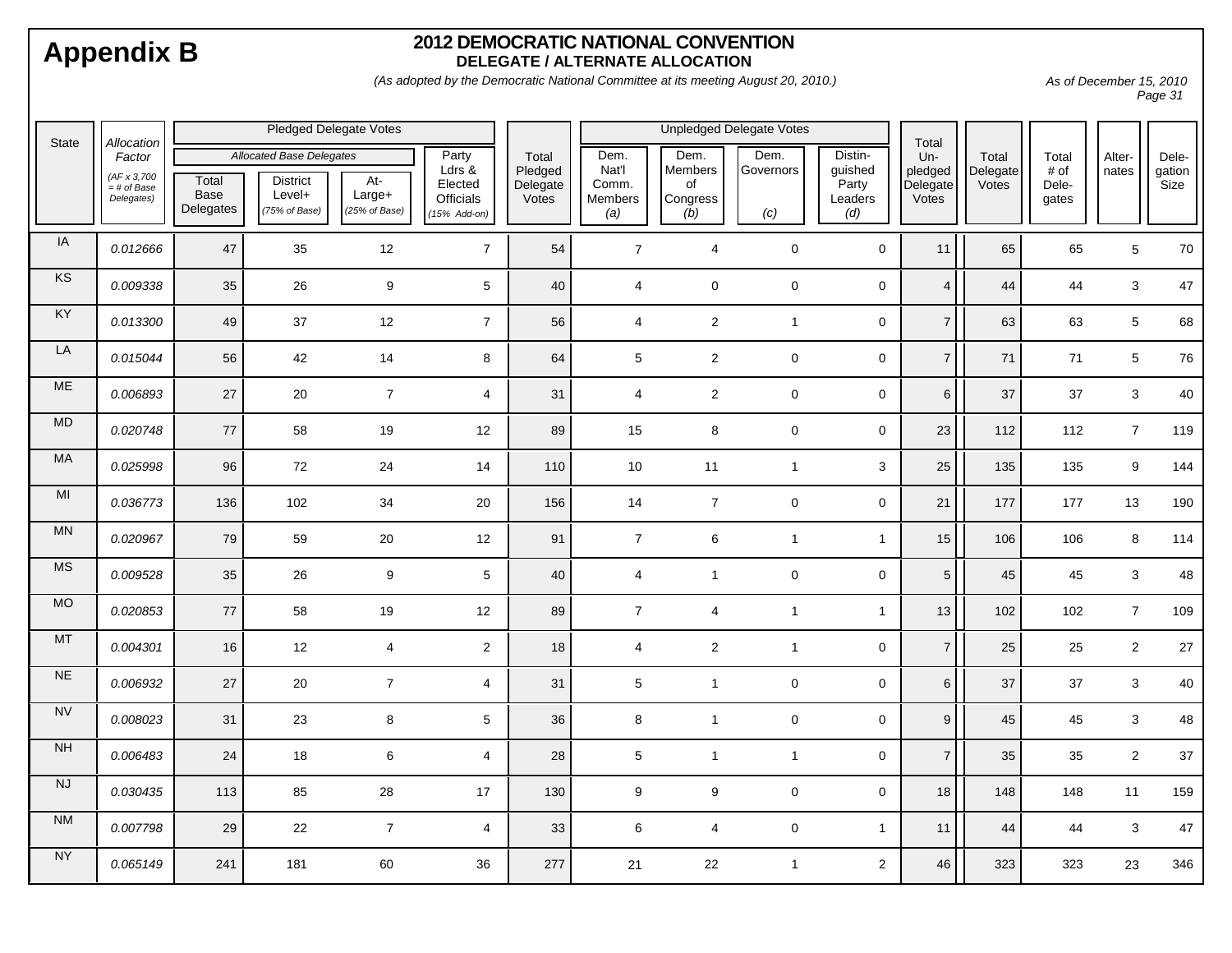# Appendix B

## 2012 DEMOCRATIC NATIONAL CONVENTION
### DELEGATE / ALTERNATE ALLOCATION

*(As adopted by the Democratic National Committee at its meeting August 20, 2010.)*

*As of December 15, 2010*

| State | Allocation Factor (AF x 3,700 = # of Base Delegates) | Pledged Delegate Votes: Allocated Base Delegates: Total Base Delegates | District Level+ (75% of Base) | At-Large+ (25% of Base) | Party Ldrs & Elected Officials (15% Add-on) | Total Pledged Delegate Votes | Unpledged Delegate Votes: Dem. Nat'l Comm. Members (a) | Dem. Members of Congress (b) | Dem. Governors (c) | Distinguished Party Leaders (d) | Total Unpledged Delegate Votes | Total Delegate Votes | Total # of Delegates | Alternates | Delegation Size |
|---|---|---|---|---|---|---|---|---|---|---|---|---|---|---|---|
| IA | 0.012666 | 47 | 35 | 12 | 7 | 54 | 7 | 4 | 0 | 0 | 11 | 65 | 65 | 5 | 70 |
| KS | 0.009338 | 35 | 26 | 9 | 5 | 40 | 4 | 0 | 0 | 0 | 4 | 44 | 44 | 3 | 47 |
| KY | 0.013300 | 49 | 37 | 12 | 7 | 56 | 4 | 2 | 1 | 0 | 7 | 63 | 63 | 5 | 68 |
| LA | 0.015044 | 56 | 42 | 14 | 8 | 64 | 5 | 2 | 0 | 0 | 7 | 71 | 71 | 5 | 76 |
| ME | 0.006893 | 27 | 20 | 7 | 4 | 31 | 4 | 2 | 0 | 0 | 6 | 37 | 37 | 3 | 40 |
| MD | 0.020748 | 77 | 58 | 19 | 12 | 89 | 15 | 8 | 0 | 0 | 23 | 112 | 112 | 7 | 119 |
| MA | 0.025998 | 96 | 72 | 24 | 14 | 110 | 10 | 11 | 1 | 3 | 25 | 135 | 135 | 9 | 144 |
| MI | 0.036773 | 136 | 102 | 34 | 20 | 156 | 14 | 7 | 0 | 0 | 21 | 177 | 177 | 13 | 190 |
| MN | 0.020967 | 79 | 59 | 20 | 12 | 91 | 7 | 6 | 1 | 1 | 15 | 106 | 106 | 8 | 114 |
| MS | 0.009528 | 35 | 26 | 9 | 5 | 40 | 4 | 1 | 0 | 0 | 5 | 45 | 45 | 3 | 48 |
| MO | 0.020853 | 77 | 58 | 19 | 12 | 89 | 7 | 4 | 1 | 1 | 13 | 102 | 102 | 7 | 109 |
| MT | 0.004301 | 16 | 12 | 4 | 2 | 18 | 4 | 2 | 1 | 0 | 7 | 25 | 25 | 2 | 27 |
| NE | 0.006932 | 27 | 20 | 7 | 4 | 31 | 5 | 1 | 0 | 0 | 6 | 37 | 37 | 3 | 40 |
| NV | 0.008023 | 31 | 23 | 8 | 5 | 36 | 8 | 1 | 0 | 0 | 9 | 45 | 45 | 3 | 48 |
| NH | 0.006483 | 24 | 18 | 6 | 4 | 28 | 5 | 1 | 1 | 0 | 7 | 35 | 35 | 2 | 37 |
| NJ | 0.030435 | 113 | 85 | 28 | 17 | 130 | 9 | 9 | 0 | 0 | 18 | 148 | 148 | 11 | 159 |
| NM | 0.007798 | 29 | 22 | 7 | 4 | 33 | 6 | 4 | 0 | 1 | 11 | 44 | 44 | 3 | 47 |
| NY | 0.065149 | 241 | 181 | 60 | 36 | 277 | 21 | 22 | 1 | 2 | 46 | 323 | 323 | 23 | 346 |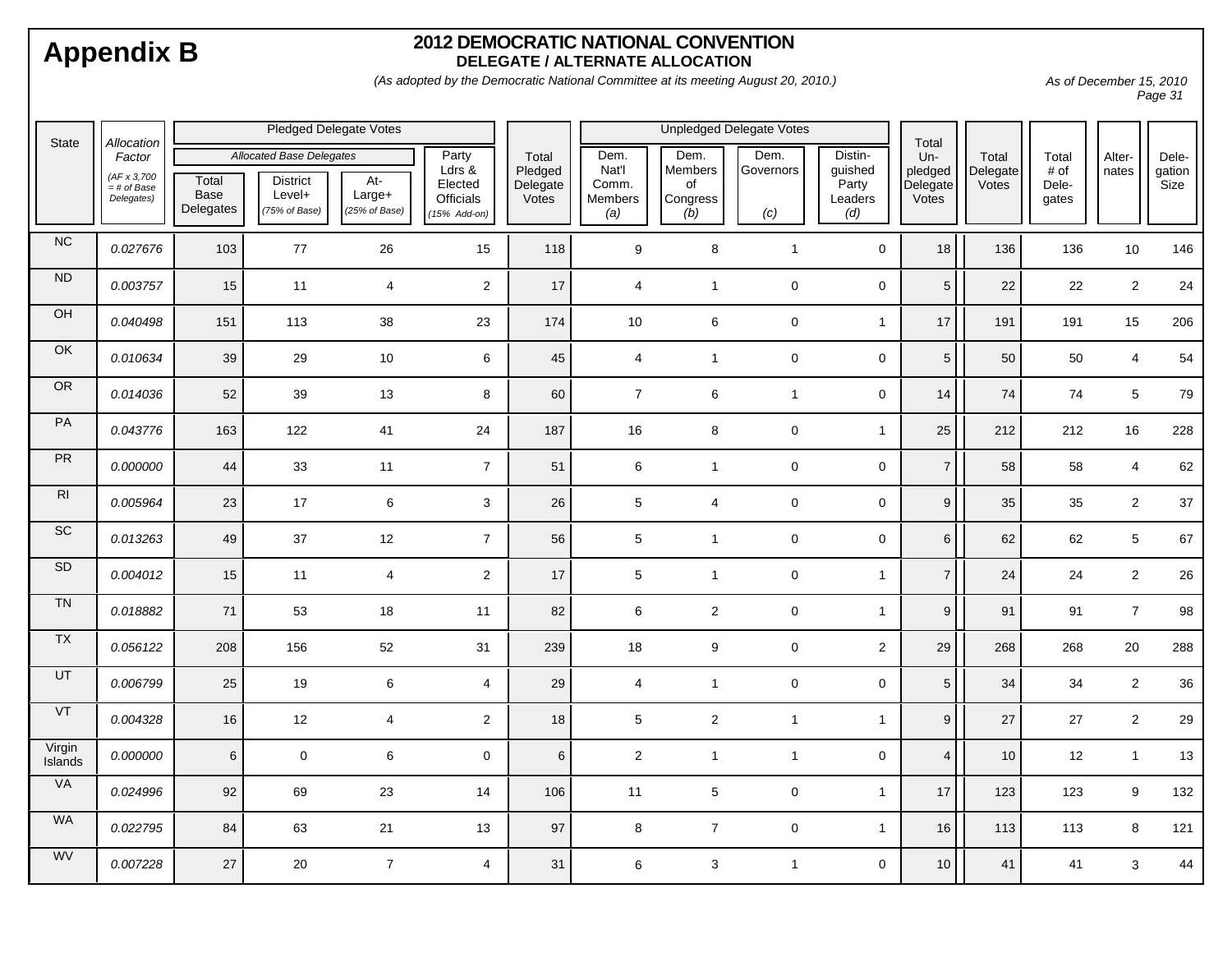# Appendix B

## 2012 DEMOCRATIC NATIONAL CONVENTION
### DELEGATE / ALTERNATE ALLOCATION

*(As adopted by the Democratic National Committee at its meeting August 20, 2010.)*

*As of December 15, 2010*

| State | Allocation Factor (AF x 3,700 = # of Base Delegates) | Pledged Delegate Votes | | | | Total Pledged Delegate Votes | Unpledged Delegate Votes | | | | Total Un-pledged Delegate Votes | Total Delegate Votes | Total # of Dele-gates | Alter-nates | Dele-gation Size |
|---|---|---|---|---|---|---|---|---|---|---|---|---|---|---|---|
| | | Allocated Base Delegates | | | Party Ldrs & Elected Officials (15% Add-on) | | Dem. Nat'l Comm. Members (a) | Dem. Members of Congress (b) | Dem. Governors (c) | Distin-guished Party Leaders (d) | | | | | |
| | | Total Base Delegates | District Level+ (75% of Base) | At-Large+ (25% of Base) | | | | | | | | | | | |
| NC | 0.027676 | 103 | 77 | 26 | 15 | 118 | 9 | 8 | 1 | 0 | 18 | 136 | 136 | 10 | 146 |
| ND | 0.003757 | 15 | 11 | 4 | 2 | 17 | 4 | 1 | 0 | 0 | 5 | 22 | 22 | 2 | 24 |
| OH | 0.040498 | 151 | 113 | 38 | 23 | 174 | 10 | 6 | 0 | 1 | 17 | 191 | 191 | 15 | 206 |
| OK | 0.010634 | 39 | 29 | 10 | 6 | 45 | 4 | 1 | 0 | 0 | 5 | 50 | 50 | 4 | 54 |
| OR | 0.014036 | 52 | 39 | 13 | 8 | 60 | 7 | 6 | 1 | 0 | 14 | 74 | 74 | 5 | 79 |
| PA | 0.043776 | 163 | 122 | 41 | 24 | 187 | 16 | 8 | 0 | 1 | 25 | 212 | 212 | 16 | 228 |
| PR | 0.000000 | 44 | 33 | 11 | 7 | 51 | 6 | 1 | 0 | 0 | 7 | 58 | 58 | 4 | 62 |
| RI | 0.005964 | 23 | 17 | 6 | 3 | 26 | 5 | 4 | 0 | 0 | 9 | 35 | 35 | 2 | 37 |
| SC | 0.013263 | 49 | 37 | 12 | 7 | 56 | 5 | 1 | 0 | 0 | 6 | 62 | 62 | 5 | 67 |
| SD | 0.004012 | 15 | 11 | 4 | 2 | 17 | 5 | 1 | 0 | 1 | 7 | 24 | 24 | 2 | 26 |
| TN | 0.018882 | 71 | 53 | 18 | 11 | 82 | 6 | 2 | 0 | 1 | 9 | 91 | 91 | 7 | 98 |
| TX | 0.056122 | 208 | 156 | 52 | 31 | 239 | 18 | 9 | 0 | 2 | 29 | 268 | 268 | 20 | 288 |
| UT | 0.006799 | 25 | 19 | 6 | 4 | 29 | 4 | 1 | 0 | 0 | 5 | 34 | 34 | 2 | 36 |
| VT | 0.004328 | 16 | 12 | 4 | 2 | 18 | 5 | 2 | 1 | 1 | 9 | 27 | 27 | 2 | 29 |
| Virgin Islands | 0.000000 | 6 | 0 | 6 | 0 | 6 | 2 | 1 | 1 | 0 | 4 | 10 | 12 | 1 | 13 |
| VA | 0.024996 | 92 | 69 | 23 | 14 | 106 | 11 | 5 | 0 | 1 | 17 | 123 | 123 | 9 | 132 |
| WA | 0.022795 | 84 | 63 | 21 | 13 | 97 | 8 | 7 | 0 | 1 | 16 | 113 | 113 | 8 | 121 |
| WV | 0.007228 | 27 | 20 | 7 | 4 | 31 | 6 | 3 | 1 | 0 | 10 | 41 | 41 | 3 | 44 |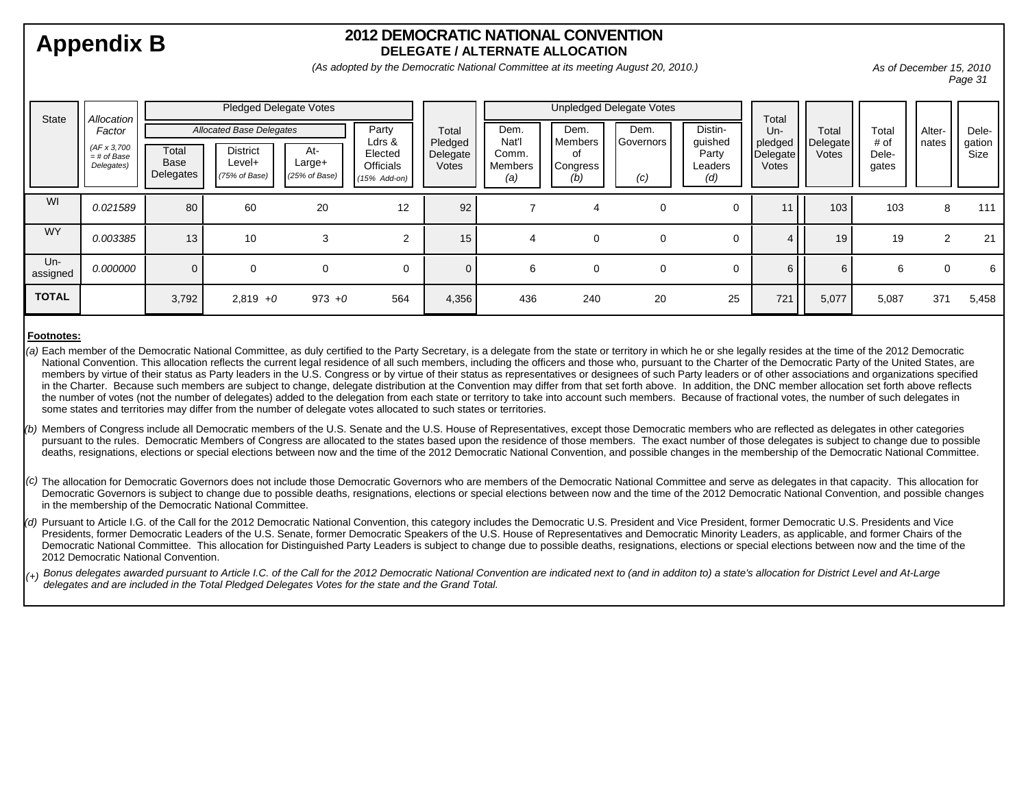# Appendix B

## 2012 DEMOCRATIC NATIONAL CONVENTION
### DELEGATE / ALTERNATE ALLOCATION

*(As adopted by the Democratic National Committee at its meeting August 20, 2010.)*

*As of December 15, 2010*

| State | *Allocation Factor* *(AF x 3,700 = # of Base Delegates)* | Pledged Delegate Votes | | | | Total Pledged Delegate Votes | Unpledged Delegate Votes | | | | Total Un-pledged Delegate Votes | Total Delegate Votes | Total # of Dele-gates | Alter-nates | Dele-gation Size |
|---|---|---|---|---|---|---|---|---|---|---|---|---|---|---|---|
| | | *Allocated Base Delegates* | | | Party Ldrs & Elected Officials *(15% Add-on)* | | Dem. Nat'l Comm. Members *(a)* | Dem. Members of Congress *(b)* | Dem. Governors *(c)* | Distin-guished Party Leaders *(d)* | | | | | |
| | | Total Base Delegates | District Level+ *(75% of Base)* | At-Large+ *(25% of Base)* | | | | | | | | | | | |
| WI | *0.021589* | 80 | 60 | 20 | 12 | 92 | 7 | 4 | 0 | 0 | 11 | 103 | 103 | 8 | 111 |
| WY | *0.003385* | 13 | 10 | 3 | 2 | 15 | 4 | 0 | 0 | 0 | 4 | 19 | 19 | 2 | 21 |
| Un-assigned | *0.000000* | 0 | 0 | 0 | 0 | 0 | 6 | 0 | 0 | 0 | 6 | 6 | 6 | 0 | 6 |
| **TOTAL** | | 3,792 | 2,819 *+0* | 973 *+0* | 564 | 4,356 | 436 | 240 | 20 | 25 | 721 | 5,077 | 5,087 | 371 | 5,458 |

**Footnotes:**

(a) Each member of the Democratic National Committee, as duly certified to the Party Secretary, is a delegate from the state or territory in which he or she legally resides at the time of the 2012 Democratic National Convention. This allocation reflects the current legal residence of all such members, including the officers and those who, pursuant to the Charter of the Democratic Party of the United States, are members by virtue of their status as Party leaders in the U.S. Congress or by virtue of their status as representatives or designees of such Party leaders or of other associations and organizations specified in the Charter. Because such members are subject to change, delegate distribution at the Convention may differ from that set forth above. In addition, the DNC member allocation set forth above reflects the number of votes (not the number of delegates) added to the delegation from each state or territory to take into account such members. Because of fractional votes, the number of such delegates in some states and territories may differ from the number of delegate votes allocated to such states or territories.

(b) Members of Congress include all Democratic members of the U.S. Senate and the U.S. House of Representatives, except those Democratic members who are reflected as delegates in other categories pursuant to the rules. Democratic Members of Congress are allocated to the states based upon the residence of those members. The exact number of those delegates is subject to change due to possible deaths, resignations, elections or special elections between now and the time of the 2012 Democratic National Convention, and possible changes in the membership of the Democratic National Committee.

(c) The allocation for Democratic Governors does not include those Democratic Governors who are members of the Democratic National Committee and serve as delegates in that capacity. This allocation for Democratic Governors is subject to change due to possible deaths, resignations, elections or special elections between now and the time of the 2012 Democratic National Convention, and possible changes in the membership of the Democratic National Committee.

(d) Pursuant to Article I.G. of the Call for the 2012 Democratic National Convention, this category includes the Democratic U.S. President and Vice President, former Democratic U.S. Presidents and Vice Presidents, former Democratic Leaders of the U.S. Senate, former Democratic Speakers of the U.S. House of Representatives and Democratic Minority Leaders, as applicable, and former Chairs of the Democratic National Committee. This allocation for Distinguished Party Leaders is subject to change due to possible deaths, resignations, elections or special elections between now and the time of the 2012 Democratic National Convention.

(+) *Bonus delegates awarded pursuant to Article I.C. of the Call for the 2012 Democratic National Convention are indicated next to (and in additon to) a state's allocation for District Level and At-Large delegates and are included in the Total Pledged Delegates Votes for the state and the Grand Total.*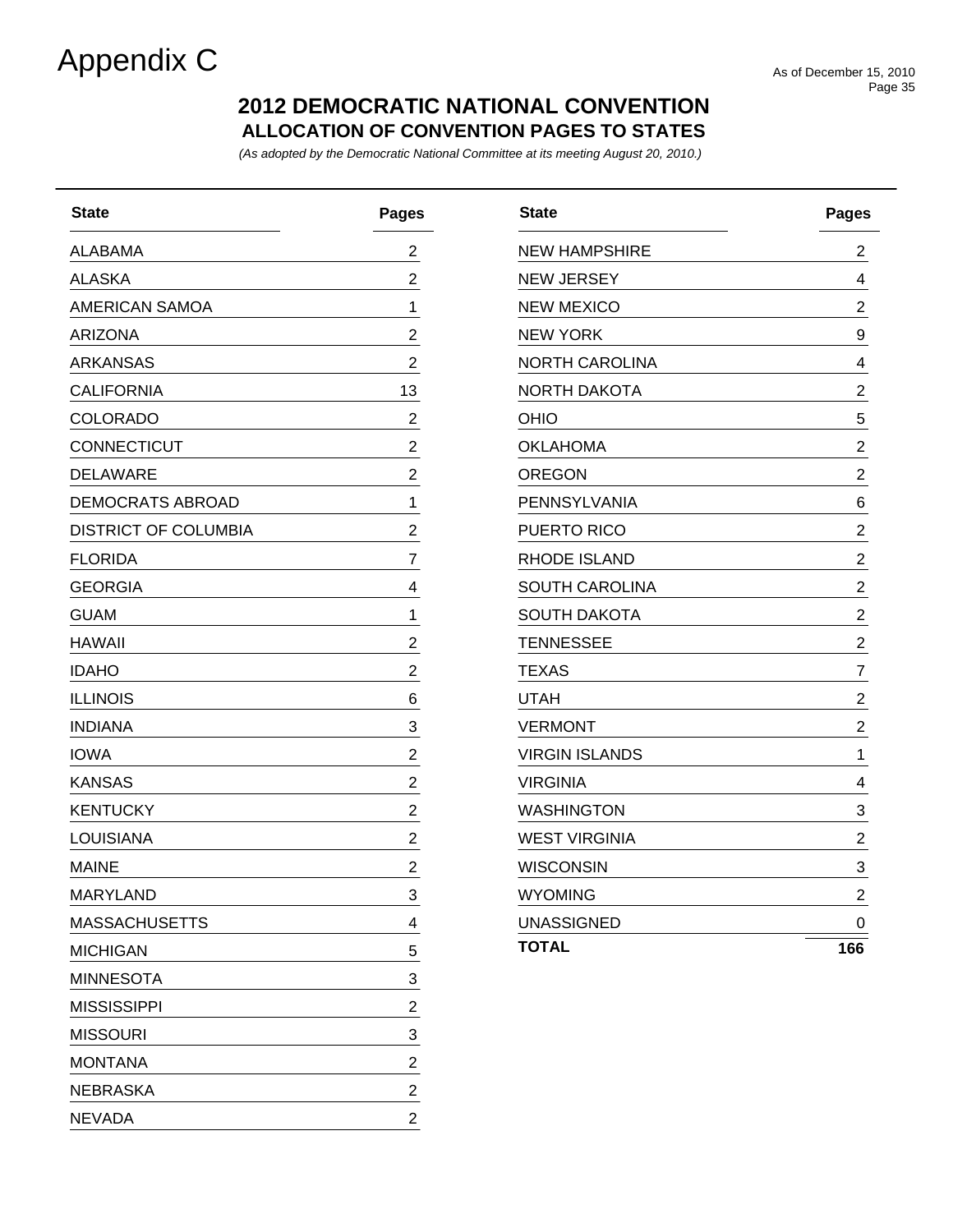# Appendix C

As of December 15, 2010

## 2012 DEMOCRATIC NATIONAL CONVENTION

### ALLOCATION OF CONVENTION PAGES TO STATES

*(As adopted by the Democratic National Committee at its meeting August 20, 2010.)*

| State | Pages |
|---|---|
| ALABAMA | 2 |
| ALASKA | 2 |
| AMERICAN SAMOA | 1 |
| ARIZONA | 2 |
| ARKANSAS | 2 |
| CALIFORNIA | 13 |
| COLORADO | 2 |
| CONNECTICUT | 2 |
| DELAWARE | 2 |
| DEMOCRATS ABROAD | 1 |
| DISTRICT OF COLUMBIA | 2 |
| FLORIDA | 7 |
| GEORGIA | 4 |
| GUAM | 1 |
| HAWAII | 2 |
| IDAHO | 2 |
| ILLINOIS | 6 |
| INDIANA | 3 |
| IOWA | 2 |
| KANSAS | 2 |
| KENTUCKY | 2 |
| LOUISIANA | 2 |
| MAINE | 2 |
| MARYLAND | 3 |
| MASSACHUSETTS | 4 |
| MICHIGAN | 5 |
| MINNESOTA | 3 |
| MISSISSIPPI | 2 |
| MISSOURI | 3 |
| MONTANA | 2 |
| NEBRASKA | 2 |
| NEVADA | 2 |
| NEW HAMPSHIRE | 2 |
| NEW JERSEY | 4 |
| NEW MEXICO | 2 |
| NEW YORK | 9 |
| NORTH CAROLINA | 4 |
| NORTH DAKOTA | 2 |
| OHIO | 5 |
| OKLAHOMA | 2 |
| OREGON | 2 |
| PENNSYLVANIA | 6 |
| PUERTO RICO | 2 |
| RHODE ISLAND | 2 |
| SOUTH CAROLINA | 2 |
| SOUTH DAKOTA | 2 |
| TENNESSEE | 2 |
| TEXAS | 7 |
| UTAH | 2 |
| VERMONT | 2 |
| VIRGIN ISLANDS | 1 |
| VIRGINIA | 4 |
| WASHINGTON | 3 |
| WEST VIRGINIA | 2 |
| WISCONSIN | 3 |
| WYOMING | 2 |
| UNASSIGNED | 0 |
| **TOTAL** | **166** |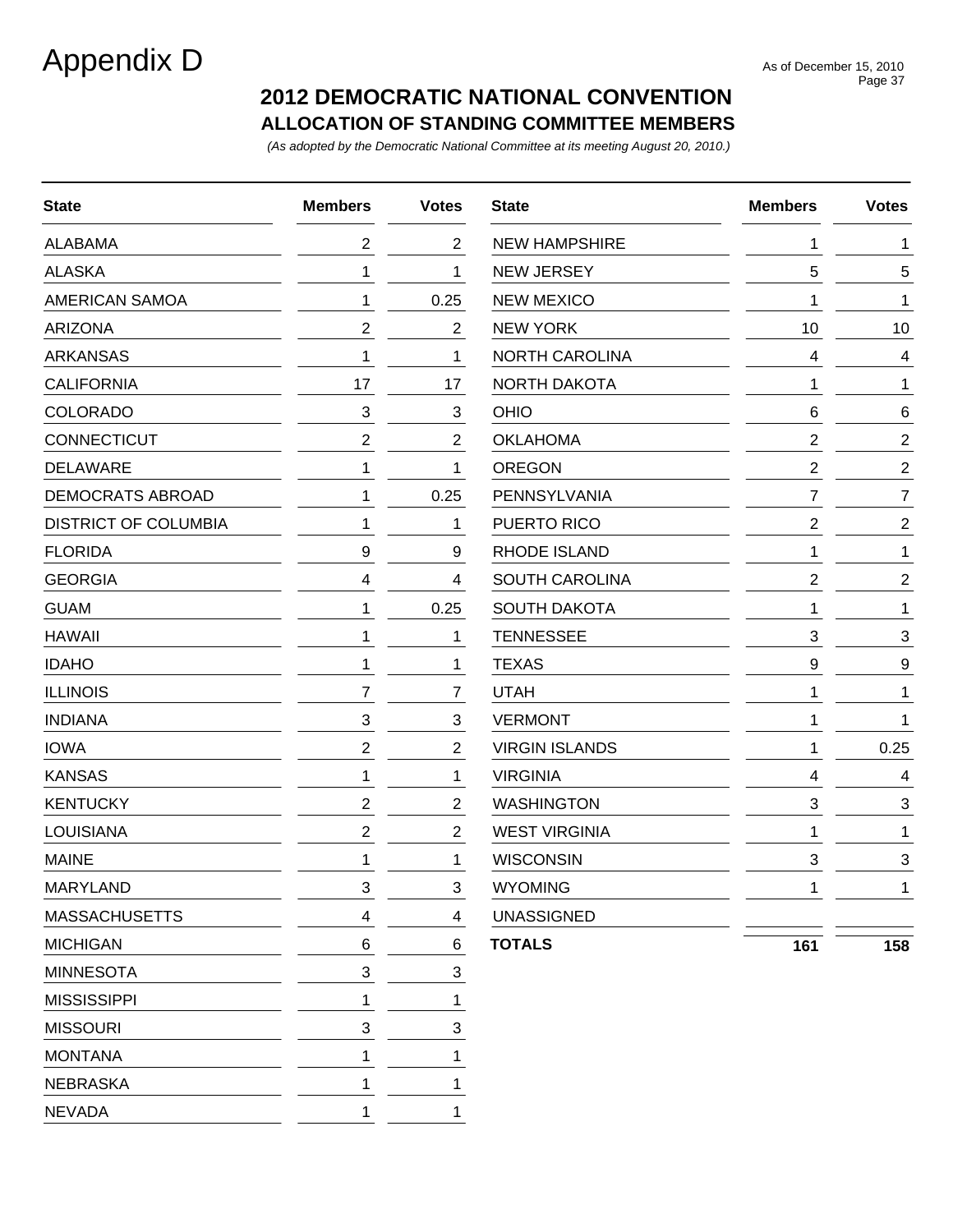# Appendix D

As of December 15, 2010

## 2012 DEMOCRATIC NATIONAL CONVENTION

### ALLOCATION OF STANDING COMMITTEE MEMBERS

*(As adopted by the Democratic National Committee at its meeting August 20, 2010.)*

| State | Members | Votes |
|---|---|---|
| ALABAMA | 2 | 2 |
| ALASKA | 1 | 1 |
| AMERICAN SAMOA | 1 | 0.25 |
| ARIZONA | 2 | 2 |
| ARKANSAS | 1 | 1 |
| CALIFORNIA | 17 | 17 |
| COLORADO | 3 | 3 |
| CONNECTICUT | 2 | 2 |
| DELAWARE | 1 | 1 |
| DEMOCRATS ABROAD | 1 | 0.25 |
| DISTRICT OF COLUMBIA | 1 | 1 |
| FLORIDA | 9 | 9 |
| GEORGIA | 4 | 4 |
| GUAM | 1 | 0.25 |
| HAWAII | 1 | 1 |
| IDAHO | 1 | 1 |
| ILLINOIS | 7 | 7 |
| INDIANA | 3 | 3 |
| IOWA | 2 | 2 |
| KANSAS | 1 | 1 |
| KENTUCKY | 2 | 2 |
| LOUISIANA | 2 | 2 |
| MAINE | 1 | 1 |
| MARYLAND | 3 | 3 |
| MASSACHUSETTS | 4 | 4 |
| MICHIGAN | 6 | 6 |
| MINNESOTA | 3 | 3 |
| MISSISSIPPI | 1 | 1 |
| MISSOURI | 3 | 3 |
| MONTANA | 1 | 1 |
| NEBRASKA | 1 | 1 |
| NEVADA | 1 | 1 |
| NEW HAMPSHIRE | 1 | 1 |
| NEW JERSEY | 5 | 5 |
| NEW MEXICO | 1 | 1 |
| NEW YORK | 10 | 10 |
| NORTH CAROLINA | 4 | 4 |
| NORTH DAKOTA | 1 | 1 |
| OHIO | 6 | 6 |
| OKLAHOMA | 2 | 2 |
| OREGON | 2 | 2 |
| PENNSYLVANIA | 7 | 7 |
| PUERTO RICO | 2 | 2 |
| RHODE ISLAND | 1 | 1 |
| SOUTH CAROLINA | 2 | 2 |
| SOUTH DAKOTA | 1 | 1 |
| TENNESSEE | 3 | 3 |
| TEXAS | 9 | 9 |
| UTAH | 1 | 1 |
| VERMONT | 1 | 1 |
| VIRGIN ISLANDS | 1 | 0.25 |
| VIRGINIA | 4 | 4 |
| WASHINGTON | 3 | 3 |
| WEST VIRGINIA | 1 | 1 |
| WISCONSIN | 3 | 3 |
| WYOMING | 1 | 1 |
| UNASSIGNED | | |
| **TOTALS** | **161** | **158** |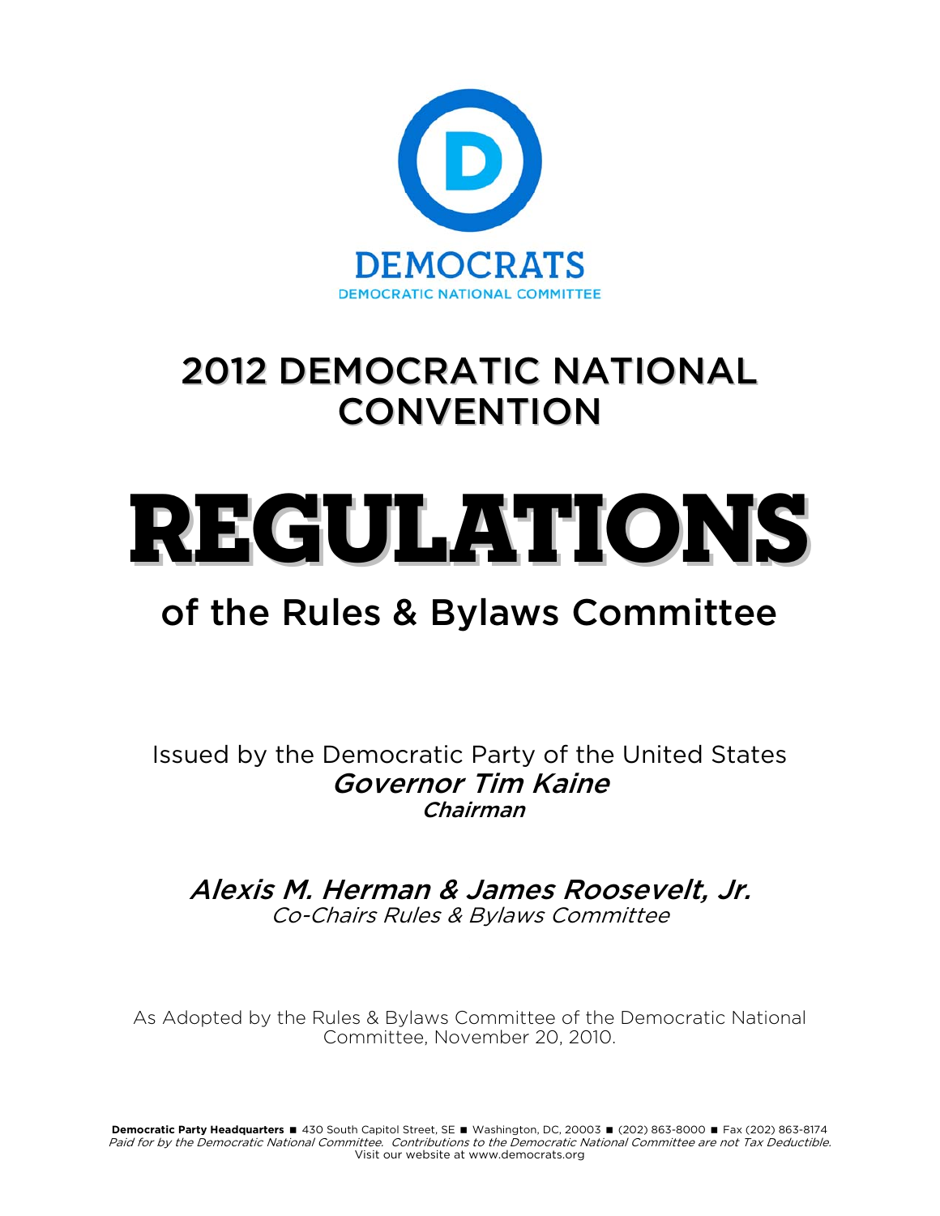DEMOCRATS

DEMOCRATIC NATIONAL COMMITTEE

# 2012 DEMOCRATIC NATIONAL CONVENTION

# REGULATIONS

## of the Rules & Bylaws Committee

Issued by the Democratic Party of the United States

***Governor Tim Kaine***
***Chairman***

***Alexis M. Herman & James Roosevelt, Jr.***
*Co-Chairs Rules & Bylaws Committee*

As Adopted by the Rules & Bylaws Committee of the Democratic National Committee, November 20, 2010.

**Democratic Party Headquarters** ■ 430 South Capitol Street, SE ■ Washington, DC, 20003 ■ (202) 863-8000 ■ Fax (202) 863-8174
*Paid for by the Democratic National Committee. Contributions to the Democratic National Committee are not Tax Deductible.*
Visit our website at www.democrats.org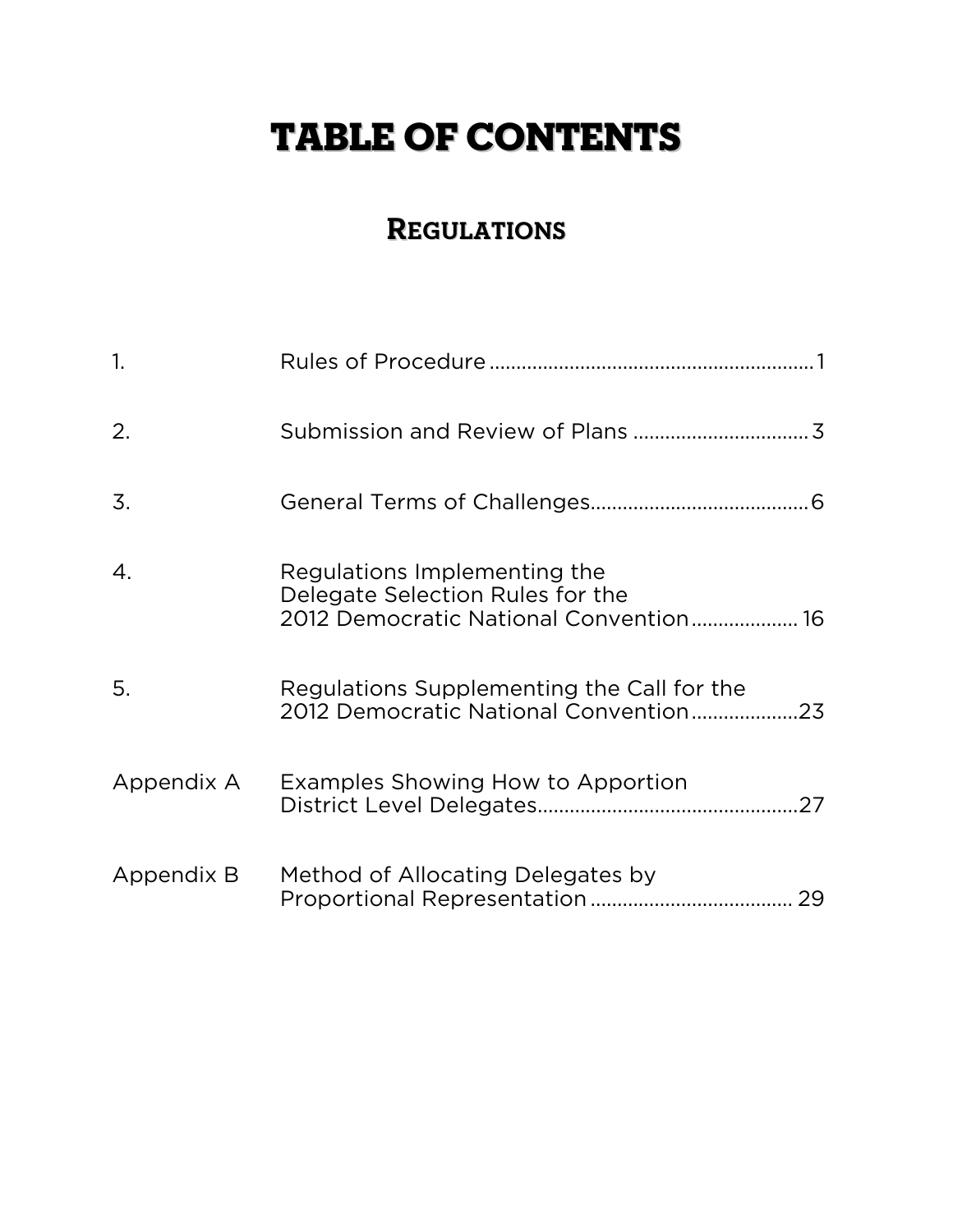# TABLE OF CONTENTS

## REGULATIONS

| | | |
|---|---|---|
| 1. | Rules of Procedure | 1 |
| 2. | Submission and Review of Plans | 3 |
| 3. | General Terms of Challenges | 6 |
| 4. | Regulations Implementing the Delegate Selection Rules for the 2012 Democratic National Convention | 16 |
| 5. | Regulations Supplementing the Call for the 2012 Democratic National Convention | 23 |
| Appendix A | Examples Showing How to Apportion District Level Delegates | 27 |
| Appendix B | Method of Allocating Delegates by Proportional Representation | 29 |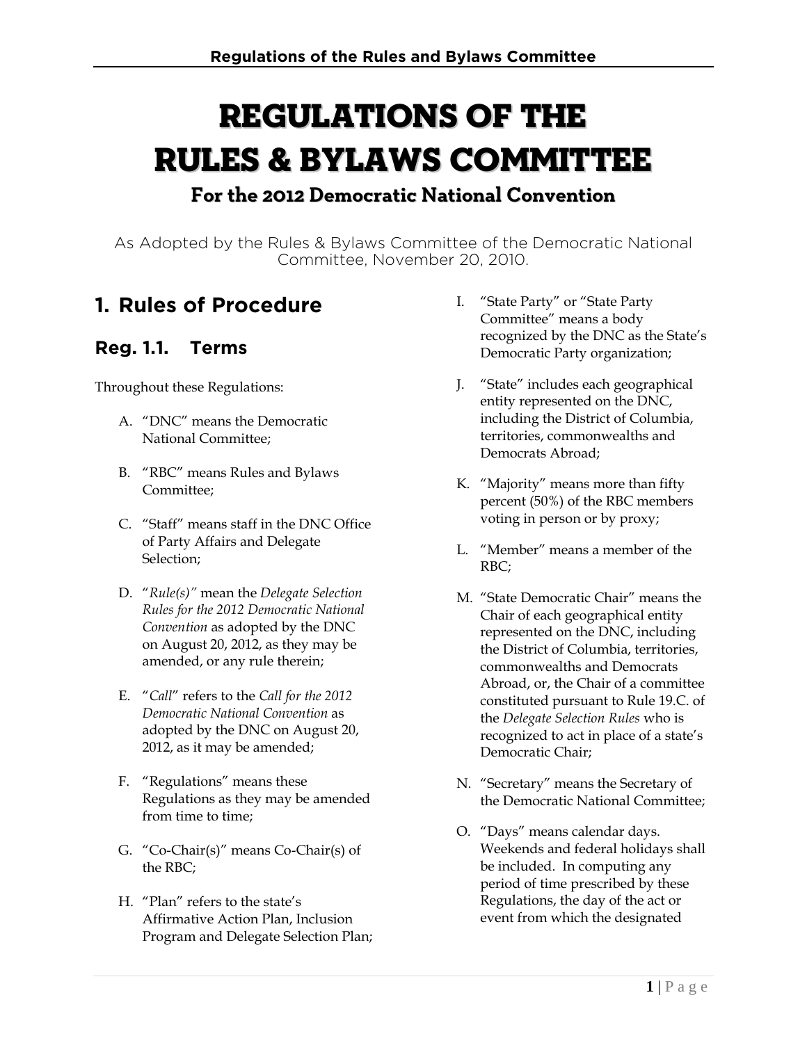# REGULATIONS OF THE RULES & BYLAWS COMMITTEE

## For the 2012 Democratic National Convention

As Adopted by the Rules & Bylaws Committee of the Democratic National Committee, November 20, 2010.

## 1. Rules of Procedure

### Reg. 1.1. Terms

Throughout these Regulations:

A. "DNC" means the Democratic National Committee;

B. "RBC" means Rules and Bylaws Committee;

C. "Staff" means staff in the DNC Office of Party Affairs and Delegate Selection;

D. "*Rule(s)*" mean the *Delegate Selection Rules for the 2012 Democratic National Convention* as adopted by the DNC on August 20, 2012, as they may be amended, or any rule therein;

E. "*Call*" refers to the *Call for the 2012 Democratic National Convention* as adopted by the DNC on August 20, 2012, as it may be amended;

F. "Regulations" means these Regulations as they may be amended from time to time;

G. "Co-Chair(s)" means Co-Chair(s) of the RBC;

H. "Plan" refers to the state's Affirmative Action Plan, Inclusion Program and Delegate Selection Plan;

I. "State Party" or "State Party Committee" means a body recognized by the DNC as the State's Democratic Party organization;

J. "State" includes each geographical entity represented on the DNC, including the District of Columbia, territories, commonwealths and Democrats Abroad;

K. "Majority" means more than fifty percent (50%) of the RBC members voting in person or by proxy;

L. "Member" means a member of the RBC;

M. "State Democratic Chair" means the Chair of each geographical entity represented on the DNC, including the District of Columbia, territories, commonwealths and Democrats Abroad, or, the Chair of a committee constituted pursuant to Rule 19.C. of the *Delegate Selection Rules* who is recognized to act in place of a state's Democratic Chair;

N. "Secretary" means the Secretary of the Democratic National Committee;

O. "Days" means calendar days. Weekends and federal holidays shall be included. In computing any period of time prescribed by these Regulations, the day of the act or event from which the designated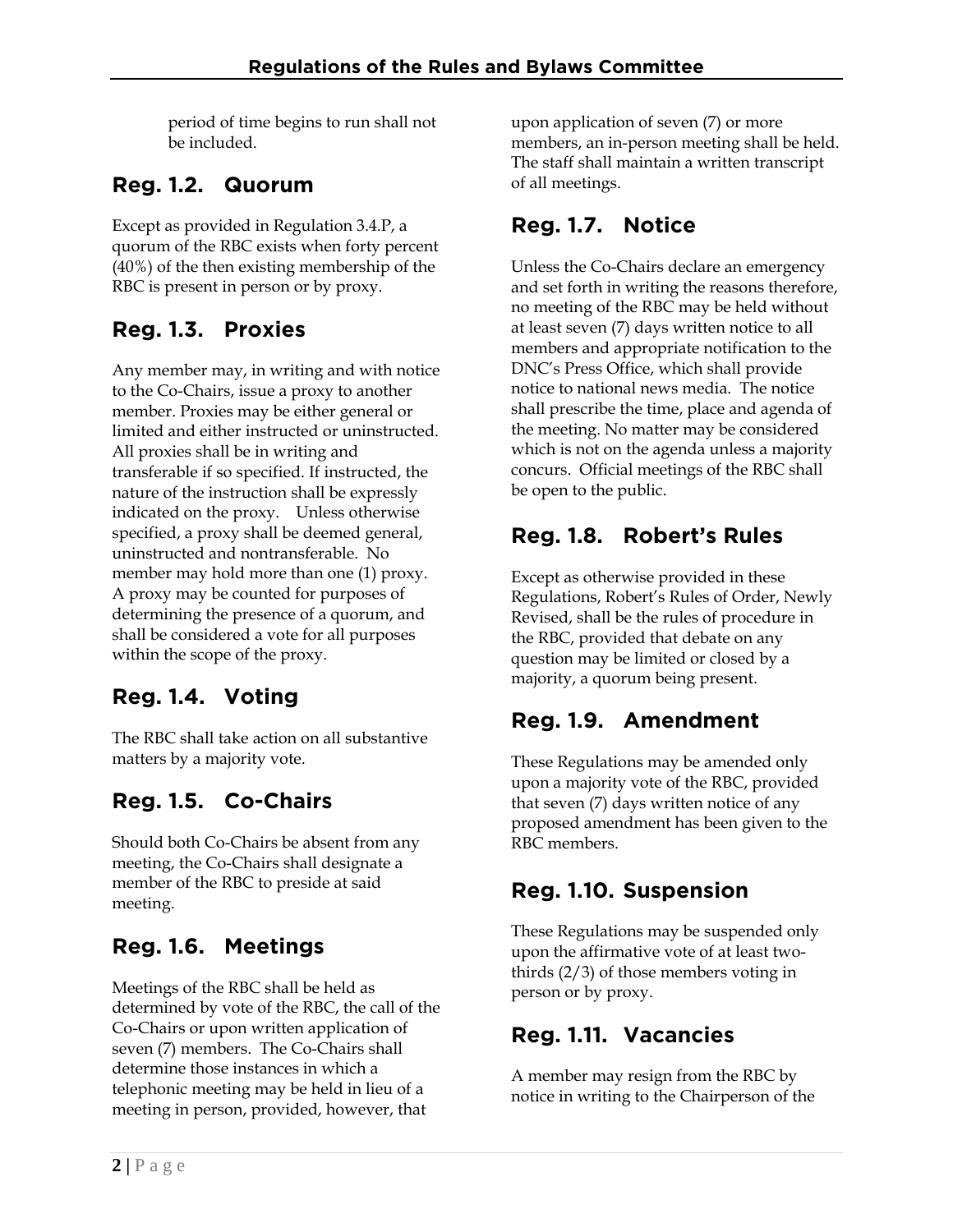period of time begins to run shall not be included.

## Reg. 1.2. Quorum

Except as provided in Regulation 3.4.P, a quorum of the RBC exists when forty percent (40%) of the then existing membership of the RBC is present in person or by proxy.

## Reg. 1.3. Proxies

Any member may, in writing and with notice to the Co-Chairs, issue a proxy to another member. Proxies may be either general or limited and either instructed or uninstructed. All proxies shall be in writing and transferable if so specified. If instructed, the nature of the instruction shall be expressly indicated on the proxy. Unless otherwise specified, a proxy shall be deemed general, uninstructed and nontransferable. No member may hold more than one (1) proxy. A proxy may be counted for purposes of determining the presence of a quorum, and shall be considered a vote for all purposes within the scope of the proxy.

## Reg. 1.4. Voting

The RBC shall take action on all substantive matters by a majority vote.

## Reg. 1.5. Co-Chairs

Should both Co-Chairs be absent from any meeting, the Co-Chairs shall designate a member of the RBC to preside at said meeting.

## Reg. 1.6. Meetings

Meetings of the RBC shall be held as determined by vote of the RBC, the call of the Co-Chairs or upon written application of seven (7) members. The Co-Chairs shall determine those instances in which a telephonic meeting may be held in lieu of a meeting in person, provided, however, that upon application of seven (7) or more members, an in-person meeting shall be held. The staff shall maintain a written transcript of all meetings.

## Reg. 1.7. Notice

Unless the Co-Chairs declare an emergency and set forth in writing the reasons therefore, no meeting of the RBC may be held without at least seven (7) days written notice to all members and appropriate notification to the DNC's Press Office, which shall provide notice to national news media. The notice shall prescribe the time, place and agenda of the meeting. No matter may be considered which is not on the agenda unless a majority concurs. Official meetings of the RBC shall be open to the public.

## Reg. 1.8. Robert's Rules

Except as otherwise provided in these Regulations, Robert's Rules of Order, Newly Revised, shall be the rules of procedure in the RBC, provided that debate on any question may be limited or closed by a majority, a quorum being present.

## Reg. 1.9. Amendment

These Regulations may be amended only upon a majority vote of the RBC, provided that seven (7) days written notice of any proposed amendment has been given to the RBC members.

## Reg. 1.10. Suspension

These Regulations may be suspended only upon the affirmative vote of at least two-thirds (2/3) of those members voting in person or by proxy.

## Reg. 1.11. Vacancies

A member may resign from the RBC by notice in writing to the Chairperson of the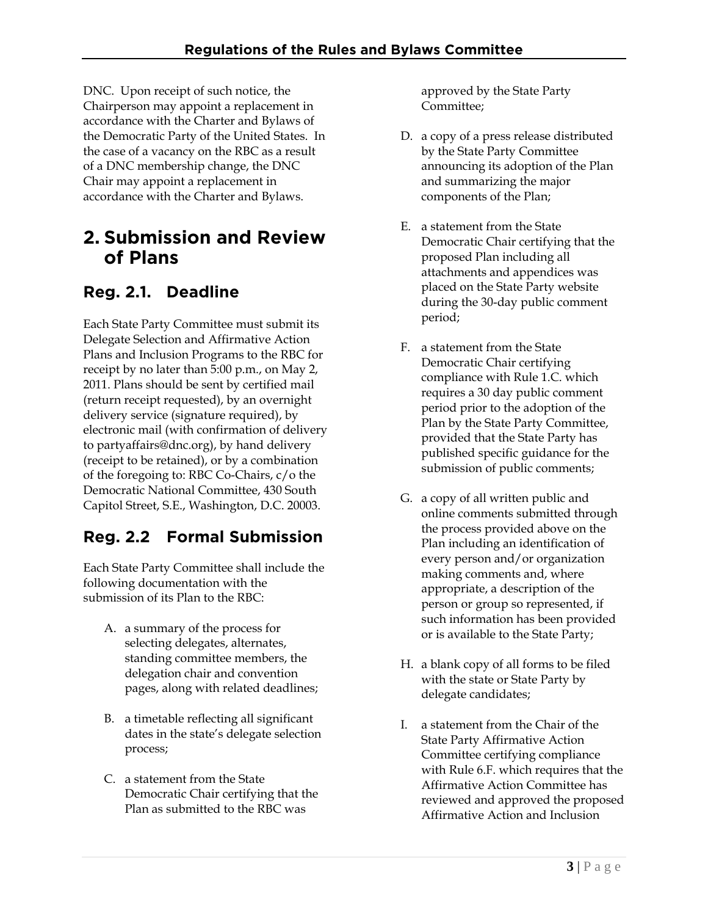DNC. Upon receipt of such notice, the Chairperson may appoint a replacement in accordance with the Charter and Bylaws of the Democratic Party of the United States. In the case of a vacancy on the RBC as a result of a DNC membership change, the DNC Chair may appoint a replacement in accordance with the Charter and Bylaws.

# 2. Submission and Review of Plans

## Reg. 2.1. Deadline

Each State Party Committee must submit its Delegate Selection and Affirmative Action Plans and Inclusion Programs to the RBC for receipt by no later than 5:00 p.m., on May 2, 2011. Plans should be sent by certified mail (return receipt requested), by an overnight delivery service (signature required), by electronic mail (with confirmation of delivery to partyaffairs@dnc.org), by hand delivery (receipt to be retained), or by a combination of the foregoing to: RBC Co-Chairs, c/o the Democratic National Committee, 430 South Capitol Street, S.E., Washington, D.C. 20003.

## Reg. 2.2 Formal Submission

Each State Party Committee shall include the following documentation with the submission of its Plan to the RBC:

A. a summary of the process for selecting delegates, alternates, standing committee members, the delegation chair and convention pages, along with related deadlines;

B. a timetable reflecting all significant dates in the state's delegate selection process;

C. a statement from the State Democratic Chair certifying that the Plan as submitted to the RBC was approved by the State Party Committee;

D. a copy of a press release distributed by the State Party Committee announcing its adoption of the Plan and summarizing the major components of the Plan;

E. a statement from the State Democratic Chair certifying that the proposed Plan including all attachments and appendices was placed on the State Party website during the 30-day public comment period;

F. a statement from the State Democratic Chair certifying compliance with Rule 1.C. which requires a 30 day public comment period prior to the adoption of the Plan by the State Party Committee, provided that the State Party has published specific guidance for the submission of public comments;

G. a copy of all written public and online comments submitted through the process provided above on the Plan including an identification of every person and/or organization making comments and, where appropriate, a description of the person or group so represented, if such information has been provided or is available to the State Party;

H. a blank copy of all forms to be filed with the state or State Party by delegate candidates;

I. a statement from the Chair of the State Party Affirmative Action Committee certifying compliance with Rule 6.F. which requires that the Affirmative Action Committee has reviewed and approved the proposed Affirmative Action and Inclusion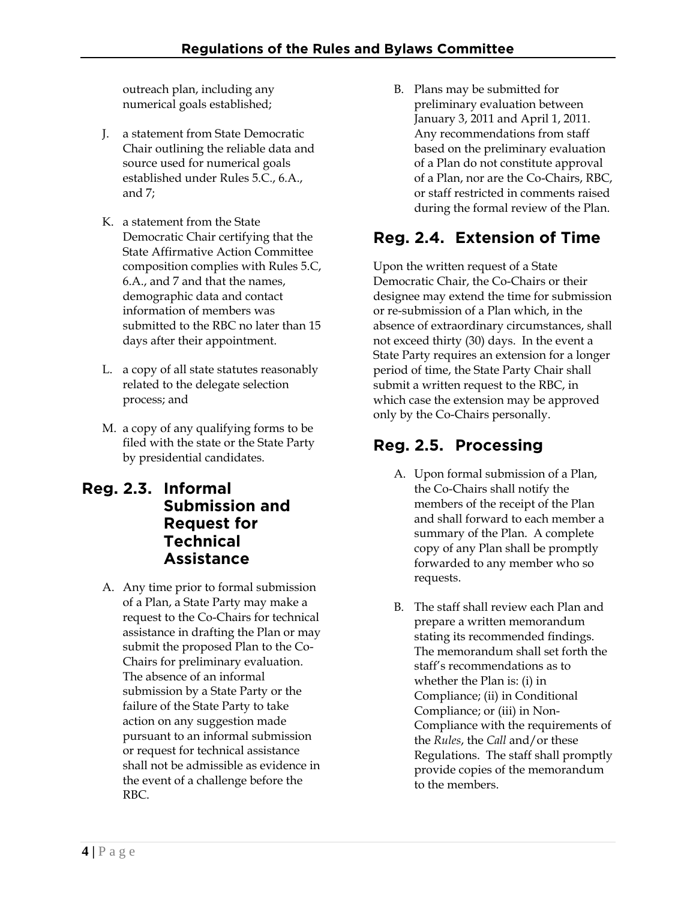outreach plan, including any numerical goals established;

J. a statement from State Democratic Chair outlining the reliable data and source used for numerical goals established under Rules 5.C., 6.A., and 7;

K. a statement from the State Democratic Chair certifying that the State Affirmative Action Committee composition complies with Rules 5.C, 6.A., and 7 and that the names, demographic data and contact information of members was submitted to the RBC no later than 15 days after their appointment.

L. a copy of all state statutes reasonably related to the delegate selection process; and

M. a copy of any qualifying forms to be filed with the state or the State Party by presidential candidates.

## Reg. 2.3. Informal Submission and Request for Technical Assistance

A. Any time prior to formal submission of a Plan, a State Party may make a request to the Co-Chairs for technical assistance in drafting the Plan or may submit the proposed Plan to the Co-Chairs for preliminary evaluation. The absence of an informal submission by a State Party or the failure of the State Party to take action on any suggestion made pursuant to an informal submission or request for technical assistance shall not be admissible as evidence in the event of a challenge before the RBC.

B. Plans may be submitted for preliminary evaluation between January 3, 2011 and April 1, 2011. Any recommendations from staff based on the preliminary evaluation of a Plan do not constitute approval of a Plan, nor are the Co-Chairs, RBC, or staff restricted in comments raised during the formal review of the Plan.

## Reg. 2.4. Extension of Time

Upon the written request of a State Democratic Chair, the Co-Chairs or their designee may extend the time for submission or re-submission of a Plan which, in the absence of extraordinary circumstances, shall not exceed thirty (30) days. In the event a State Party requires an extension for a longer period of time, the State Party Chair shall submit a written request to the RBC, in which case the extension may be approved only by the Co-Chairs personally.

## Reg. 2.5. Processing

A. Upon formal submission of a Plan, the Co-Chairs shall notify the members of the receipt of the Plan and shall forward to each member a summary of the Plan. A complete copy of any Plan shall be promptly forwarded to any member who so requests.

B. The staff shall review each Plan and prepare a written memorandum stating its recommended findings. The memorandum shall set forth the staff's recommendations as to whether the Plan is: (i) in Compliance; (ii) in Conditional Compliance; or (iii) in Non-Compliance with the requirements of the *Rules*, the *Call* and/or these Regulations. The staff shall promptly provide copies of the memorandum to the members.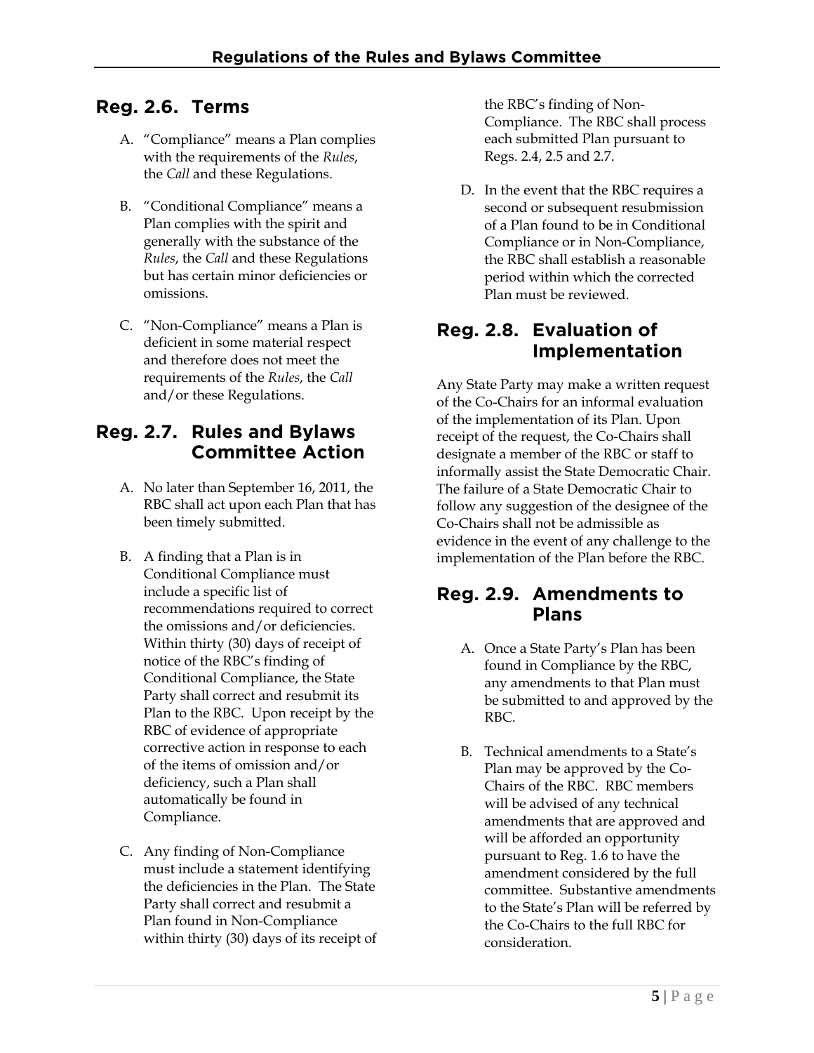## Reg. 2.6. Terms

A. "Compliance" means a Plan complies with the requirements of the *Rules*, the *Call* and these Regulations.

B. "Conditional Compliance" means a Plan complies with the spirit and generally with the substance of the *Rules*, the *Call* and these Regulations but has certain minor deficiencies or omissions.

C. "Non-Compliance" means a Plan is deficient in some material respect and therefore does not meet the requirements of the *Rules*, the *Call* and/or these Regulations.

## Reg. 2.7. Rules and Bylaws Committee Action

A. No later than September 16, 2011, the RBC shall act upon each Plan that has been timely submitted.

B. A finding that a Plan is in Conditional Compliance must include a specific list of recommendations required to correct the omissions and/or deficiencies. Within thirty (30) days of receipt of notice of the RBC's finding of Conditional Compliance, the State Party shall correct and resubmit its Plan to the RBC. Upon receipt by the RBC of evidence of appropriate corrective action in response to each of the items of omission and/or deficiency, such a Plan shall automatically be found in Compliance.

C. Any finding of Non-Compliance must include a statement identifying the deficiencies in the Plan. The State Party shall correct and resubmit a Plan found in Non-Compliance within thirty (30) days of its receipt of the RBC's finding of Non-Compliance. The RBC shall process each submitted Plan pursuant to Regs. 2.4, 2.5 and 2.7.

D. In the event that the RBC requires a second or subsequent resubmission of a Plan found to be in Conditional Compliance or in Non-Compliance, the RBC shall establish a reasonable period within which the corrected Plan must be reviewed.

## Reg. 2.8. Evaluation of Implementation

Any State Party may make a written request of the Co-Chairs for an informal evaluation of the implementation of its Plan. Upon receipt of the request, the Co-Chairs shall designate a member of the RBC or staff to informally assist the State Democratic Chair. The failure of a State Democratic Chair to follow any suggestion of the designee of the Co-Chairs shall not be admissible as evidence in the event of any challenge to the implementation of the Plan before the RBC.

## Reg. 2.9. Amendments to Plans

A. Once a State Party's Plan has been found in Compliance by the RBC, any amendments to that Plan must be submitted to and approved by the RBC.

B. Technical amendments to a State's Plan may be approved by the Co-Chairs of the RBC. RBC members will be advised of any technical amendments that are approved and will be afforded an opportunity pursuant to Reg. 1.6 to have the amendment considered by the full committee. Substantive amendments to the State's Plan will be referred by the Co-Chairs to the full RBC for consideration.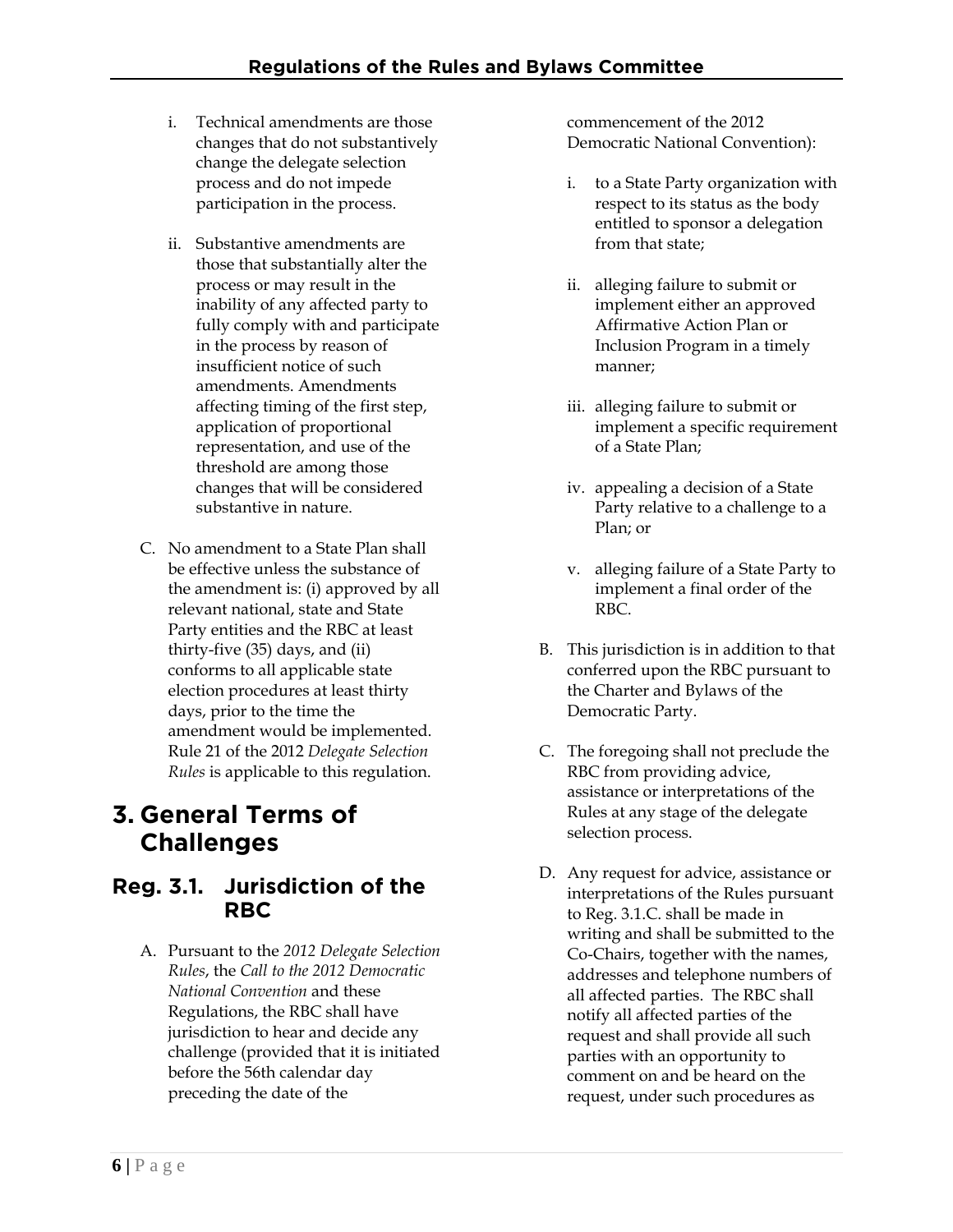i. Technical amendments are those changes that do not substantively change the delegate selection process and do not impede participation in the process.

ii. Substantive amendments are those that substantially alter the process or may result in the inability of any affected party to fully comply with and participate in the process by reason of insufficient notice of such amendments. Amendments affecting timing of the first step, application of proportional representation, and use of the threshold are among those changes that will be considered substantive in nature.

C. No amendment to a State Plan shall be effective unless the substance of the amendment is: (i) approved by all relevant national, state and State Party entities and the RBC at least thirty-five (35) days, and (ii) conforms to all applicable state election procedures at least thirty days, prior to the time the amendment would be implemented. Rule 21 of the 2012 *Delegate Selection Rules* is applicable to this regulation.

# 3. General Terms of Challenges

## Reg. 3.1. Jurisdiction of the RBC

A. Pursuant to the *2012 Delegate Selection Rules*, the *Call to the 2012 Democratic National Convention* and these Regulations, the RBC shall have jurisdiction to hear and decide any challenge (provided that it is initiated before the 56th calendar day preceding the date of the commencement of the 2012 Democratic National Convention):

i. to a State Party organization with respect to its status as the body entitled to sponsor a delegation from that state;

ii. alleging failure to submit or implement either an approved Affirmative Action Plan or Inclusion Program in a timely manner;

iii. alleging failure to submit or implement a specific requirement of a State Plan;

iv. appealing a decision of a State Party relative to a challenge to a Plan; or

v. alleging failure of a State Party to implement a final order of the RBC.

B. This jurisdiction is in addition to that conferred upon the RBC pursuant to the Charter and Bylaws of the Democratic Party.

C. The foregoing shall not preclude the RBC from providing advice, assistance or interpretations of the Rules at any stage of the delegate selection process.

D. Any request for advice, assistance or interpretations of the Rules pursuant to Reg. 3.1.C. shall be made in writing and shall be submitted to the Co-Chairs, together with the names, addresses and telephone numbers of all affected parties. The RBC shall notify all affected parties of the request and shall provide all such parties with an opportunity to comment on and be heard on the request, under such procedures as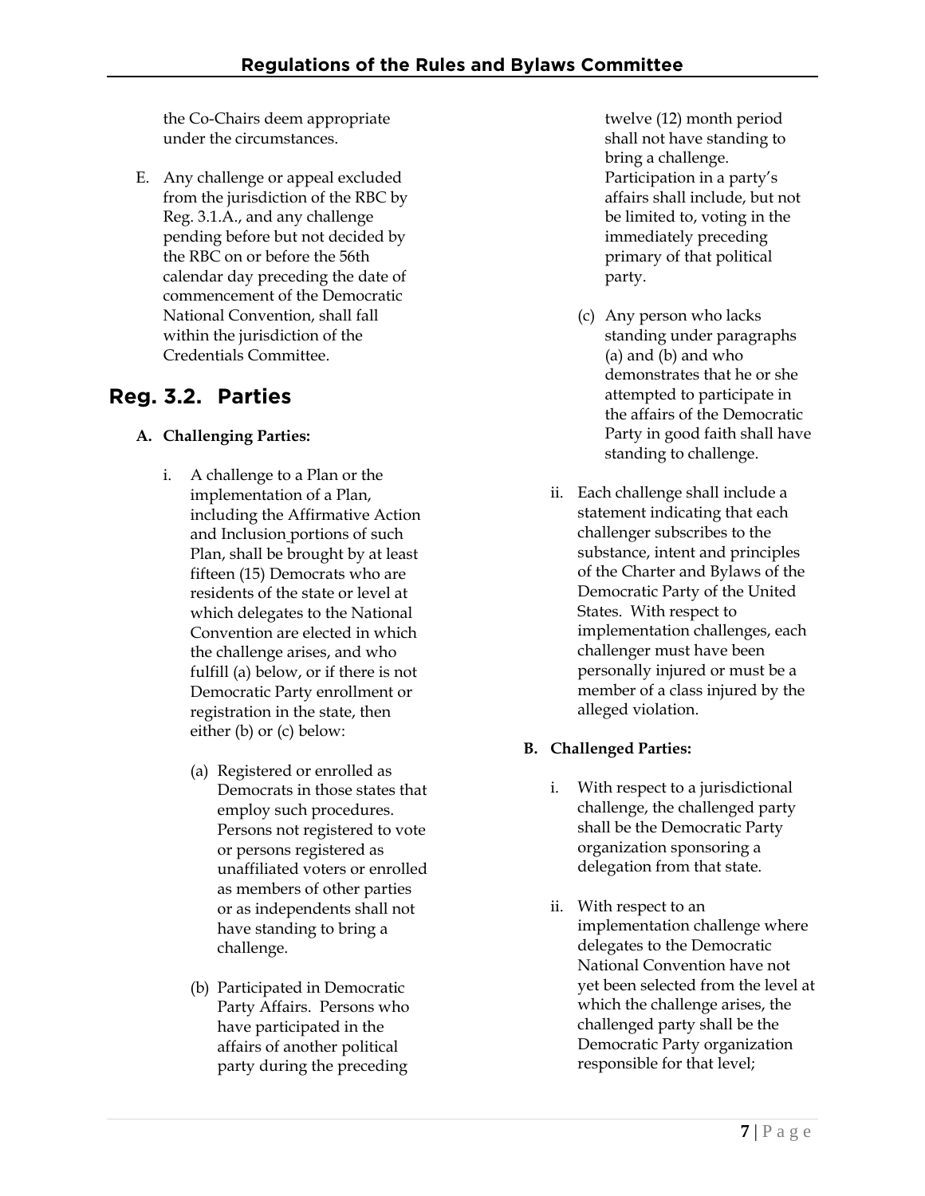the Co-Chairs deem appropriate under the circumstances.

E. Any challenge or appeal excluded from the jurisdiction of the RBC by Reg. 3.1.A., and any challenge pending before but not decided by the RBC on or before the 56th calendar day preceding the date of commencement of the Democratic National Convention, shall fall within the jurisdiction of the Credentials Committee.

## Reg. 3.2. Parties

**A. Challenging Parties:**

i. A challenge to a Plan or the implementation of a Plan, including the Affirmative Action and Inclusion portions of such Plan, shall be brought by at least fifteen (15) Democrats who are residents of the state or level at which delegates to the National Convention are elected in which the challenge arises, and who fulfill (a) below, or if there is not Democratic Party enrollment or registration in the state, then either (b) or (c) below:

(a) Registered or enrolled as Democrats in those states that employ such procedures. Persons not registered to vote or persons registered as unaffiliated voters or enrolled as members of other parties or as independents shall not have standing to bring a challenge.

(b) Participated in Democratic Party Affairs. Persons who have participated in the affairs of another political party during the preceding twelve (12) month period shall not have standing to bring a challenge. Participation in a party's affairs shall include, but not be limited to, voting in the immediately preceding primary of that political party.

(c) Any person who lacks standing under paragraphs (a) and (b) and who demonstrates that he or she attempted to participate in the affairs of the Democratic Party in good faith shall have standing to challenge.

ii. Each challenge shall include a statement indicating that each challenger subscribes to the substance, intent and principles of the Charter and Bylaws of the Democratic Party of the United States. With respect to implementation challenges, each challenger must have been personally injured or must be a member of a class injured by the alleged violation.

**B. Challenged Parties:**

i. With respect to a jurisdictional challenge, the challenged party shall be the Democratic Party organization sponsoring a delegation from that state.

ii. With respect to an implementation challenge where delegates to the Democratic National Convention have not yet been selected from the level at which the challenge arises, the challenged party shall be the Democratic Party organization responsible for that level;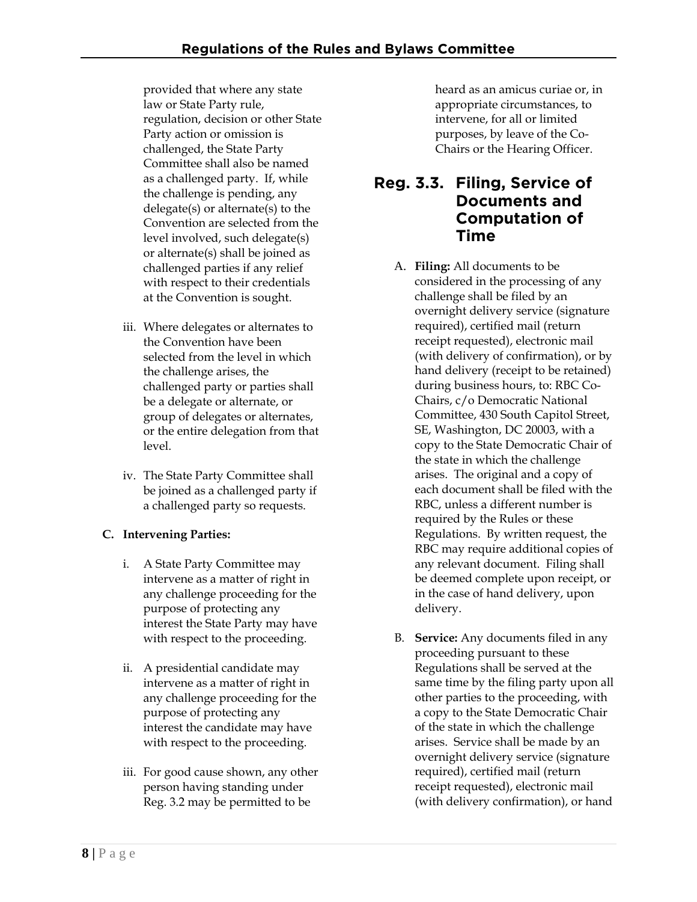provided that where any state law or State Party rule, regulation, decision or other State Party action or omission is challenged, the State Party Committee shall also be named as a challenged party. If, while the challenge is pending, any delegate(s) or alternate(s) to the Convention are selected from the level involved, such delegate(s) or alternate(s) shall be joined as challenged parties if any relief with respect to their credentials at the Convention is sought.

iii. Where delegates or alternates to the Convention have been selected from the level in which the challenge arises, the challenged party or parties shall be a delegate or alternate, or group of delegates or alternates, or the entire delegation from that level.

iv. The State Party Committee shall be joined as a challenged party if a challenged party so requests.

**C. Intervening Parties:**

i. A State Party Committee may intervene as a matter of right in any challenge proceeding for the purpose of protecting any interest the State Party may have with respect to the proceeding.

ii. A presidential candidate may intervene as a matter of right in any challenge proceeding for the purpose of protecting any interest the candidate may have with respect to the proceeding.

iii. For good cause shown, any other person having standing under Reg. 3.2 may be permitted to be heard as an amicus curiae or, in appropriate circumstances, to intervene, for all or limited purposes, by leave of the Co-Chairs or the Hearing Officer.

## Reg. 3.3. Filing, Service of Documents and Computation of Time

A. **Filing:** All documents to be considered in the processing of any challenge shall be filed by an overnight delivery service (signature required), certified mail (return receipt requested), electronic mail (with delivery of confirmation), or by hand delivery (receipt to be retained) during business hours, to: RBC Co-Chairs, c/o Democratic National Committee, 430 South Capitol Street, SE, Washington, DC 20003, with a copy to the State Democratic Chair of the state in which the challenge arises. The original and a copy of each document shall be filed with the RBC, unless a different number is required by the Rules or these Regulations. By written request, the RBC may require additional copies of any relevant document. Filing shall be deemed complete upon receipt, or in the case of hand delivery, upon delivery.

B. **Service:** Any documents filed in any proceeding pursuant to these Regulations shall be served at the same time by the filing party upon all other parties to the proceeding, with a copy to the State Democratic Chair of the state in which the challenge arises. Service shall be made by an overnight delivery service (signature required), certified mail (return receipt requested), electronic mail (with delivery confirmation), or hand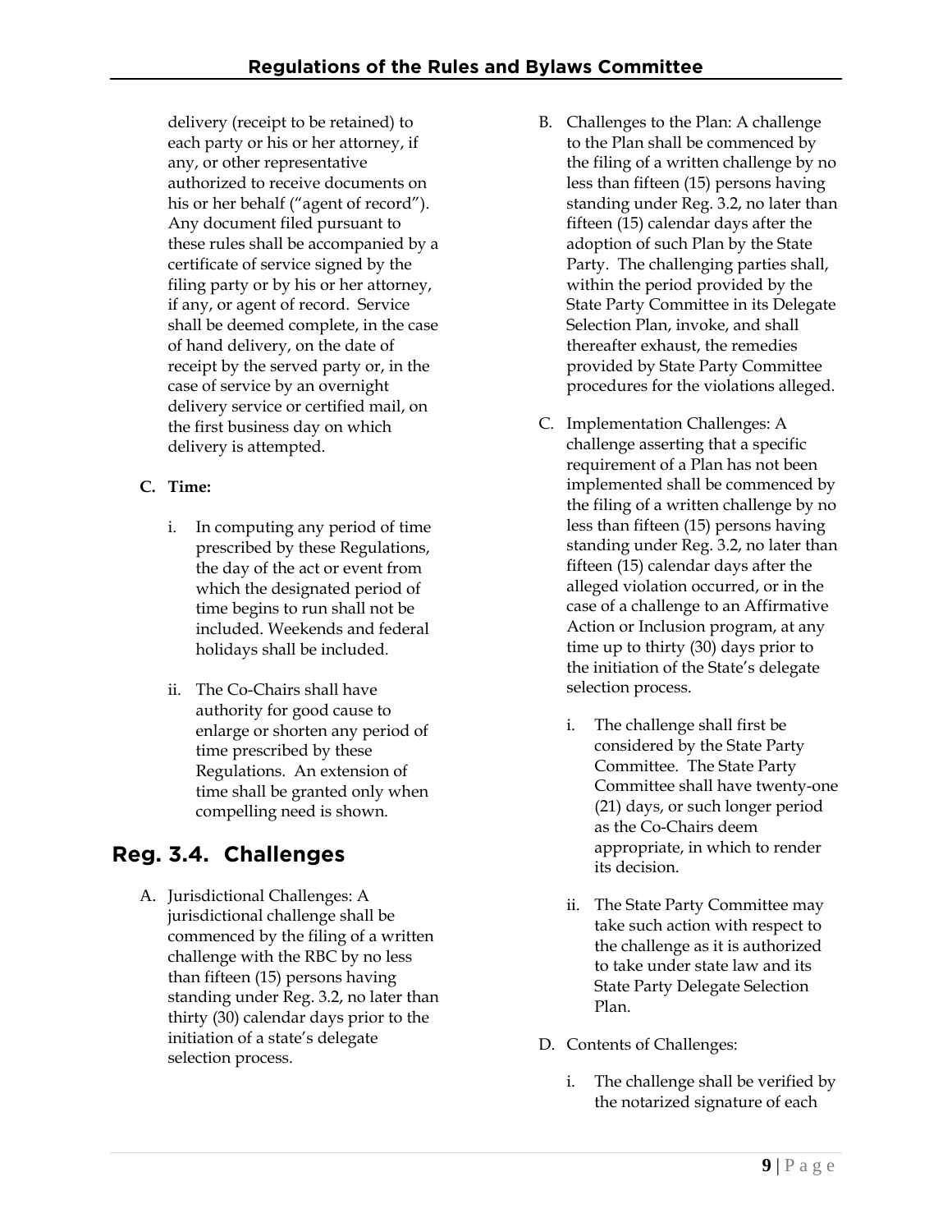delivery (receipt to be retained) to each party or his or her attorney, if any, or other representative authorized to receive documents on his or her behalf ("agent of record"). Any document filed pursuant to these rules shall be accompanied by a certificate of service signed by the filing party or by his or her attorney, if any, or agent of record. Service shall be deemed complete, in the case of hand delivery, on the date of receipt by the served party or, in the case of service by an overnight delivery service or certified mail, on the first business day on which delivery is attempted.

**C. Time:**

i. In computing any period of time prescribed by these Regulations, the day of the act or event from which the designated period of time begins to run shall not be included. Weekends and federal holidays shall be included.

ii. The Co-Chairs shall have authority for good cause to enlarge or shorten any period of time prescribed by these Regulations. An extension of time shall be granted only when compelling need is shown.

## Reg. 3.4. Challenges

A. Jurisdictional Challenges: A jurisdictional challenge shall be commenced by the filing of a written challenge with the RBC by no less than fifteen (15) persons having standing under Reg. 3.2, no later than thirty (30) calendar days prior to the initiation of a state's delegate selection process.

B. Challenges to the Plan: A challenge to the Plan shall be commenced by the filing of a written challenge by no less than fifteen (15) persons having standing under Reg. 3.2, no later than fifteen (15) calendar days after the adoption of such Plan by the State Party. The challenging parties shall, within the period provided by the State Party Committee in its Delegate Selection Plan, invoke, and shall thereafter exhaust, the remedies provided by State Party Committee procedures for the violations alleged.

C. Implementation Challenges: A challenge asserting that a specific requirement of a Plan has not been implemented shall be commenced by the filing of a written challenge by no less than fifteen (15) persons having standing under Reg. 3.2, no later than fifteen (15) calendar days after the alleged violation occurred, or in the case of a challenge to an Affirmative Action or Inclusion program, at any time up to thirty (30) days prior to the initiation of the State's delegate selection process.

i. The challenge shall first be considered by the State Party Committee. The State Party Committee shall have twenty-one (21) days, or such longer period as the Co-Chairs deem appropriate, in which to render its decision.

ii. The State Party Committee may take such action with respect to the challenge as it is authorized to take under state law and its State Party Delegate Selection Plan.

D. Contents of Challenges:

i. The challenge shall be verified by the notarized signature of each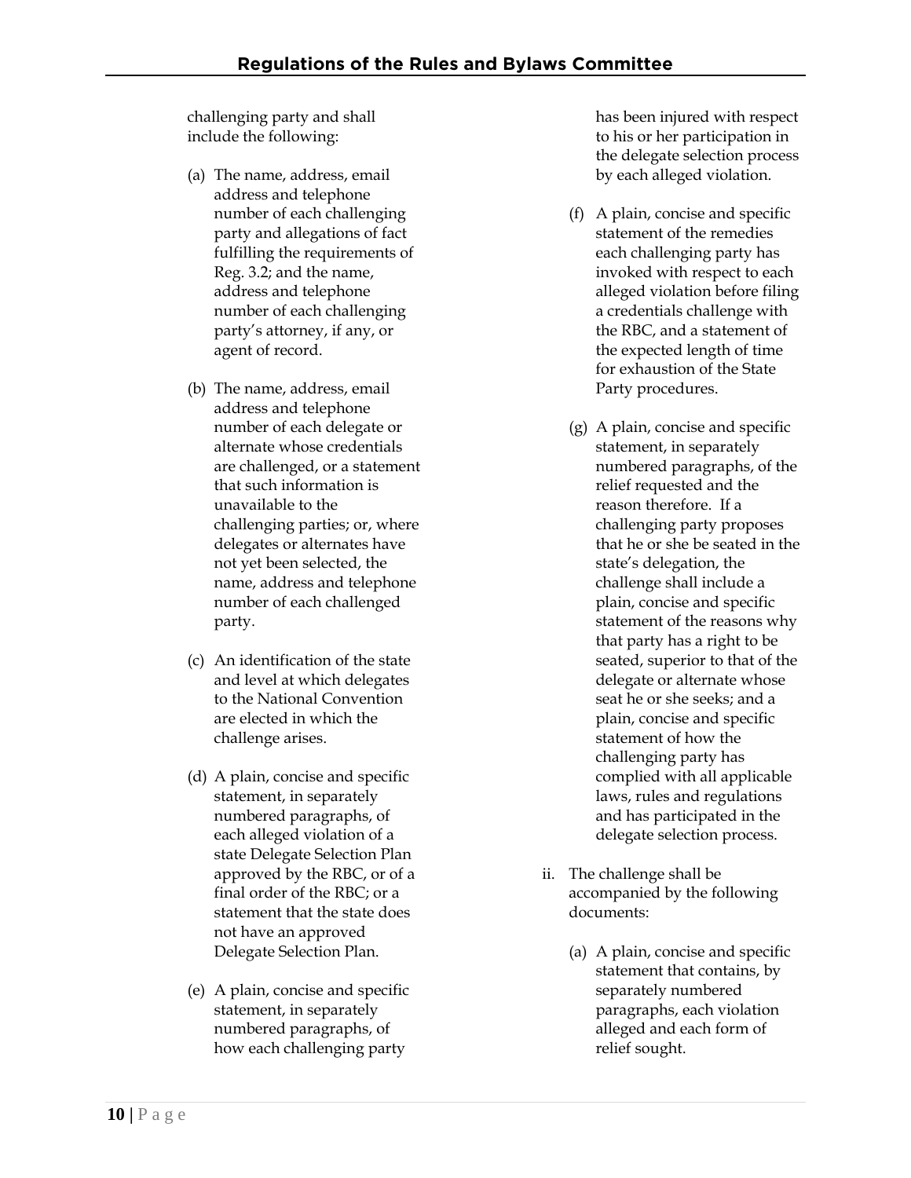challenging party and shall include the following:

(a) The name, address, email address and telephone number of each challenging party and allegations of fact fulfilling the requirements of Reg. 3.2; and the name, address and telephone number of each challenging party's attorney, if any, or agent of record.

(b) The name, address, email address and telephone number of each delegate or alternate whose credentials are challenged, or a statement that such information is unavailable to the challenging parties; or, where delegates or alternates have not yet been selected, the name, address and telephone number of each challenged party.

(c) An identification of the state and level at which delegates to the National Convention are elected in which the challenge arises.

(d) A plain, concise and specific statement, in separately numbered paragraphs, of each alleged violation of a state Delegate Selection Plan approved by the RBC, or of a final order of the RBC; or a statement that the state does not have an approved Delegate Selection Plan.

(e) A plain, concise and specific statement, in separately numbered paragraphs, of how each challenging party has been injured with respect to his or her participation in the delegate selection process by each alleged violation.

(f) A plain, concise and specific statement of the remedies each challenging party has invoked with respect to each alleged violation before filing a credentials challenge with the RBC, and a statement of the expected length of time for exhaustion of the State Party procedures.

(g) A plain, concise and specific statement, in separately numbered paragraphs, of the relief requested and the reason therefore. If a challenging party proposes that he or she be seated in the state's delegation, the challenge shall include a plain, concise and specific statement of the reasons why that party has a right to be seated, superior to that of the delegate or alternate whose seat he or she seeks; and a plain, concise and specific statement of how the challenging party has complied with all applicable laws, rules and regulations and has participated in the delegate selection process.

ii. The challenge shall be accompanied by the following documents:

(a) A plain, concise and specific statement that contains, by separately numbered paragraphs, each violation alleged and each form of relief sought.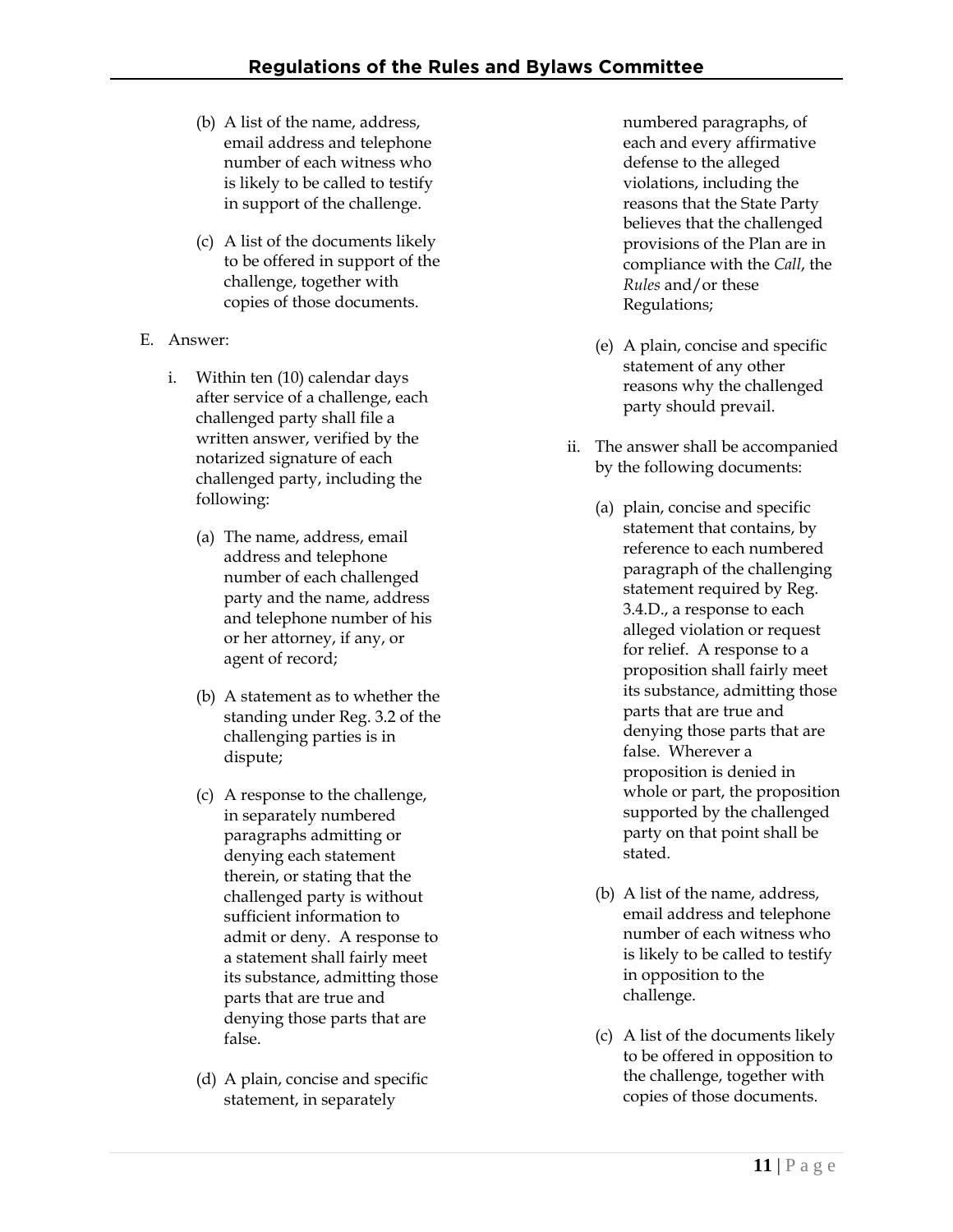(b) A list of the name, address, email address and telephone number of each witness who is likely to be called to testify in support of the challenge.

(c) A list of the documents likely to be offered in support of the challenge, together with copies of those documents.

E. Answer:

i. Within ten (10) calendar days after service of a challenge, each challenged party shall file a written answer, verified by the notarized signature of each challenged party, including the following:

(a) The name, address, email address and telephone number of each challenged party and the name, address and telephone number of his or her attorney, if any, or agent of record;

(b) A statement as to whether the standing under Reg. 3.2 of the challenging parties is in dispute;

(c) A response to the challenge, in separately numbered paragraphs admitting or denying each statement therein, or stating that the challenged party is without sufficient information to admit or deny. A response to a statement shall fairly meet its substance, admitting those parts that are true and denying those parts that are false.

(d) A plain, concise and specific statement, in separately numbered paragraphs, of each and every affirmative defense to the alleged violations, including the reasons that the State Party believes that the challenged provisions of the Plan are in compliance with the *Call*, the *Rules* and/or these Regulations;

(e) A plain, concise and specific statement of any other reasons why the challenged party should prevail.

ii. The answer shall be accompanied by the following documents:

(a) plain, concise and specific statement that contains, by reference to each numbered paragraph of the challenging statement required by Reg. 3.4.D., a response to each alleged violation or request for relief. A response to a proposition shall fairly meet its substance, admitting those parts that are true and denying those parts that are false. Wherever a proposition is denied in whole or part, the proposition supported by the challenged party on that point shall be stated.

(b) A list of the name, address, email address and telephone number of each witness who is likely to be called to testify in opposition to the challenge.

(c) A list of the documents likely to be offered in opposition to the challenge, together with copies of those documents.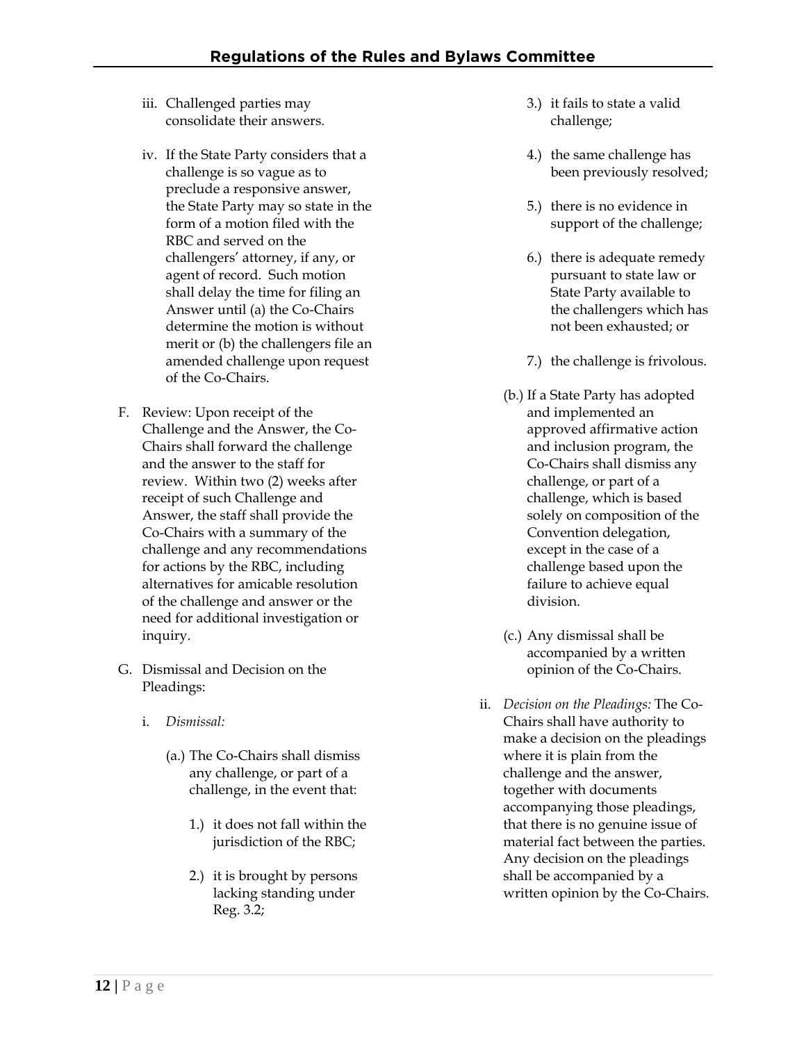iii. Challenged parties may consolidate their answers.

iv. If the State Party considers that a challenge is so vague as to preclude a responsive answer, the State Party may so state in the form of a motion filed with the RBC and served on the challengers' attorney, if any, or agent of record. Such motion shall delay the time for filing an Answer until (a) the Co-Chairs determine the motion is without merit or (b) the challengers file an amended challenge upon request of the Co-Chairs.

F. Review: Upon receipt of the Challenge and the Answer, the Co-Chairs shall forward the challenge and the answer to the staff for review. Within two (2) weeks after receipt of such Challenge and Answer, the staff shall provide the Co-Chairs with a summary of the challenge and any recommendations for actions by the RBC, including alternatives for amicable resolution of the challenge and answer or the need for additional investigation or inquiry.

G. Dismissal and Decision on the Pleadings:

i. *Dismissal:*

(a.) The Co-Chairs shall dismiss any challenge, or part of a challenge, in the event that:

1.) it does not fall within the jurisdiction of the RBC;

2.) it is brought by persons lacking standing under Reg. 3.2;

3.) it fails to state a valid challenge;

4.) the same challenge has been previously resolved;

5.) there is no evidence in support of the challenge;

6.) there is adequate remedy pursuant to state law or State Party available to the challengers which has not been exhausted; or

7.) the challenge is frivolous.

(b.) If a State Party has adopted and implemented an approved affirmative action and inclusion program, the Co-Chairs shall dismiss any challenge, or part of a challenge, which is based solely on composition of the Convention delegation, except in the case of a challenge based upon the failure to achieve equal division.

(c.) Any dismissal shall be accompanied by a written opinion of the Co-Chairs.

ii. *Decision on the Pleadings:* The Co-Chairs shall have authority to make a decision on the pleadings where it is plain from the challenge and the answer, together with documents accompanying those pleadings, that there is no genuine issue of material fact between the parties. Any decision on the pleadings shall be accompanied by a written opinion by the Co-Chairs.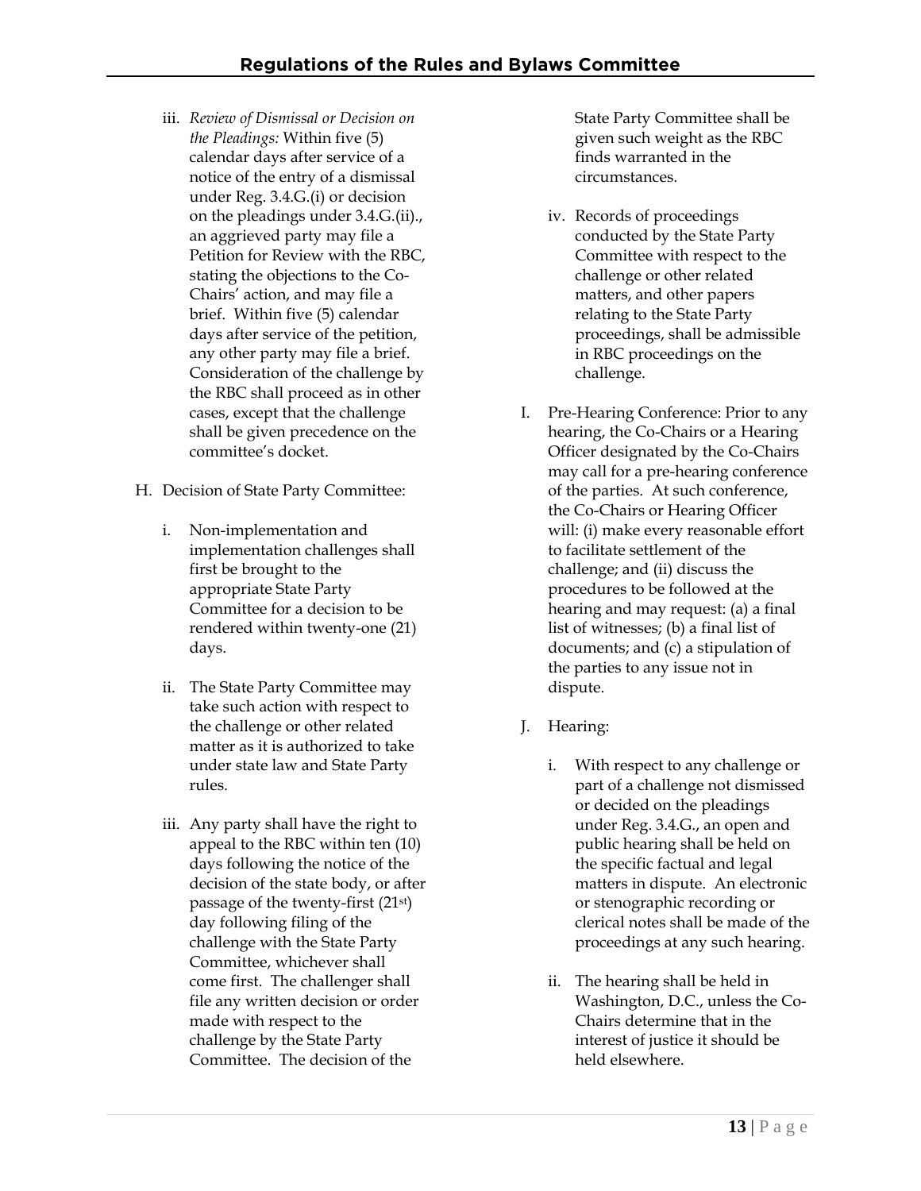iii. *Review of Dismissal or Decision on the Pleadings:* Within five (5) calendar days after service of a notice of the entry of a dismissal under Reg. 3.4.G.(i) or decision on the pleadings under 3.4.G.(ii)., an aggrieved party may file a Petition for Review with the RBC, stating the objections to the Co-Chairs' action, and may file a brief. Within five (5) calendar days after service of the petition, any other party may file a brief. Consideration of the challenge by the RBC shall proceed as in other cases, except that the challenge shall be given precedence on the committee's docket.

H. Decision of State Party Committee:

i. Non-implementation and implementation challenges shall first be brought to the appropriate State Party Committee for a decision to be rendered within twenty-one (21) days.

ii. The State Party Committee may take such action with respect to the challenge or other related matter as it is authorized to take under state law and State Party rules.

iii. Any party shall have the right to appeal to the RBC within ten (10) days following the notice of the decision of the state body, or after passage of the twenty-first (21st) day following filing of the challenge with the State Party Committee, whichever shall come first. The challenger shall file any written decision or order made with respect to the challenge by the State Party Committee. The decision of the State Party Committee shall be given such weight as the RBC finds warranted in the circumstances.

iv. Records of proceedings conducted by the State Party Committee with respect to the challenge or other related matters, and other papers relating to the State Party proceedings, shall be admissible in RBC proceedings on the challenge.

I. Pre-Hearing Conference: Prior to any hearing, the Co-Chairs or a Hearing Officer designated by the Co-Chairs may call for a pre-hearing conference of the parties. At such conference, the Co-Chairs or Hearing Officer will: (i) make every reasonable effort to facilitate settlement of the challenge; and (ii) discuss the procedures to be followed at the hearing and may request: (a) a final list of witnesses; (b) a final list of documents; and (c) a stipulation of the parties to any issue not in dispute.

J. Hearing:

i. With respect to any challenge or part of a challenge not dismissed or decided on the pleadings under Reg. 3.4.G., an open and public hearing shall be held on the specific factual and legal matters in dispute. An electronic or stenographic recording or clerical notes shall be made of the proceedings at any such hearing.

ii. The hearing shall be held in Washington, D.C., unless the Co-Chairs determine that in the interest of justice it should be held elsewhere.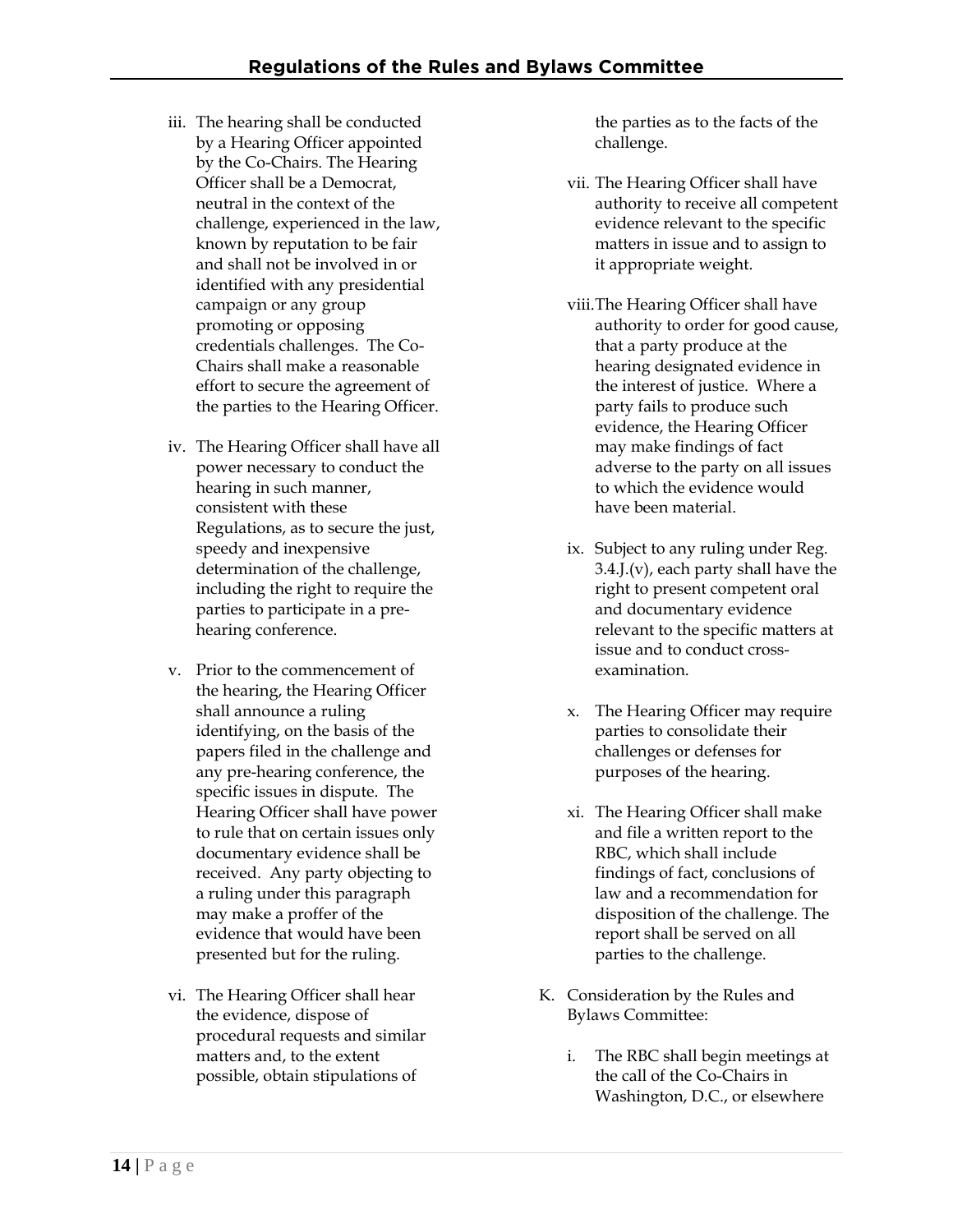iii. The hearing shall be conducted by a Hearing Officer appointed by the Co-Chairs. The Hearing Officer shall be a Democrat, neutral in the context of the challenge, experienced in the law, known by reputation to be fair and shall not be involved in or identified with any presidential campaign or any group promoting or opposing credentials challenges. The Co-Chairs shall make a reasonable effort to secure the agreement of the parties to the Hearing Officer.

iv. The Hearing Officer shall have all power necessary to conduct the hearing in such manner, consistent with these Regulations, as to secure the just, speedy and inexpensive determination of the challenge, including the right to require the parties to participate in a pre-hearing conference.

v. Prior to the commencement of the hearing, the Hearing Officer shall announce a ruling identifying, on the basis of the papers filed in the challenge and any pre-hearing conference, the specific issues in dispute. The Hearing Officer shall have power to rule that on certain issues only documentary evidence shall be received. Any party objecting to a ruling under this paragraph may make a proffer of the evidence that would have been presented but for the ruling.

vi. The Hearing Officer shall hear the evidence, dispose of procedural requests and similar matters and, to the extent possible, obtain stipulations of the parties as to the facts of the challenge.

vii. The Hearing Officer shall have authority to receive all competent evidence relevant to the specific matters in issue and to assign to it appropriate weight.

viii. The Hearing Officer shall have authority to order for good cause, that a party produce at the hearing designated evidence in the interest of justice. Where a party fails to produce such evidence, the Hearing Officer may make findings of fact adverse to the party on all issues to which the evidence would have been material.

ix. Subject to any ruling under Reg. 3.4.J.(v), each party shall have the right to present competent oral and documentary evidence relevant to the specific matters at issue and to conduct cross-examination.

x. The Hearing Officer may require parties to consolidate their challenges or defenses for purposes of the hearing.

xi. The Hearing Officer shall make and file a written report to the RBC, which shall include findings of fact, conclusions of law and a recommendation for disposition of the challenge. The report shall be served on all parties to the challenge.

K. Consideration by the Rules and Bylaws Committee:

i. The RBC shall begin meetings at the call of the Co-Chairs in Washington, D.C., or elsewhere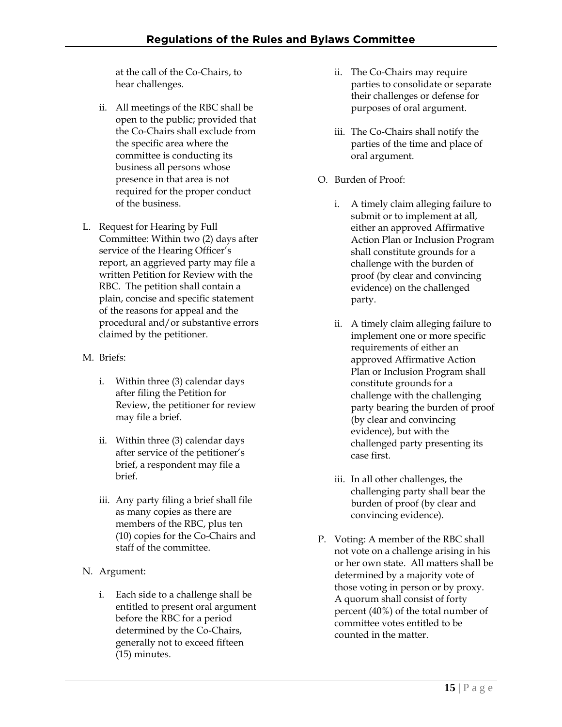at the call of the Co-Chairs, to hear challenges.

ii. All meetings of the RBC shall be open to the public; provided that the Co-Chairs shall exclude from the specific area where the committee is conducting its business all persons whose presence in that area is not required for the proper conduct of the business.

L. Request for Hearing by Full Committee: Within two (2) days after service of the Hearing Officer's report, an aggrieved party may file a written Petition for Review with the RBC. The petition shall contain a plain, concise and specific statement of the reasons for appeal and the procedural and/or substantive errors claimed by the petitioner.

M. Briefs:

i. Within three (3) calendar days after filing the Petition for Review, the petitioner for review may file a brief.

ii. Within three (3) calendar days after service of the petitioner's brief, a respondent may file a brief.

iii. Any party filing a brief shall file as many copies as there are members of the RBC, plus ten (10) copies for the Co-Chairs and staff of the committee.

N. Argument:

i. Each side to a challenge shall be entitled to present oral argument before the RBC for a period determined by the Co-Chairs, generally not to exceed fifteen (15) minutes.

ii. The Co-Chairs may require parties to consolidate or separate their challenges or defense for purposes of oral argument.

iii. The Co-Chairs shall notify the parties of the time and place of oral argument.

O. Burden of Proof:

i. A timely claim alleging failure to submit or to implement at all, either an approved Affirmative Action Plan or Inclusion Program shall constitute grounds for a challenge with the burden of proof (by clear and convincing evidence) on the challenged party.

ii. A timely claim alleging failure to implement one or more specific requirements of either an approved Affirmative Action Plan or Inclusion Program shall constitute grounds for a challenge with the challenging party bearing the burden of proof (by clear and convincing evidence), but with the challenged party presenting its case first.

iii. In all other challenges, the challenging party shall bear the burden of proof (by clear and convincing evidence).

P. Voting: A member of the RBC shall not vote on a challenge arising in his or her own state. All matters shall be determined by a majority vote of those voting in person or by proxy. A quorum shall consist of forty percent (40%) of the total number of committee votes entitled to be counted in the matter.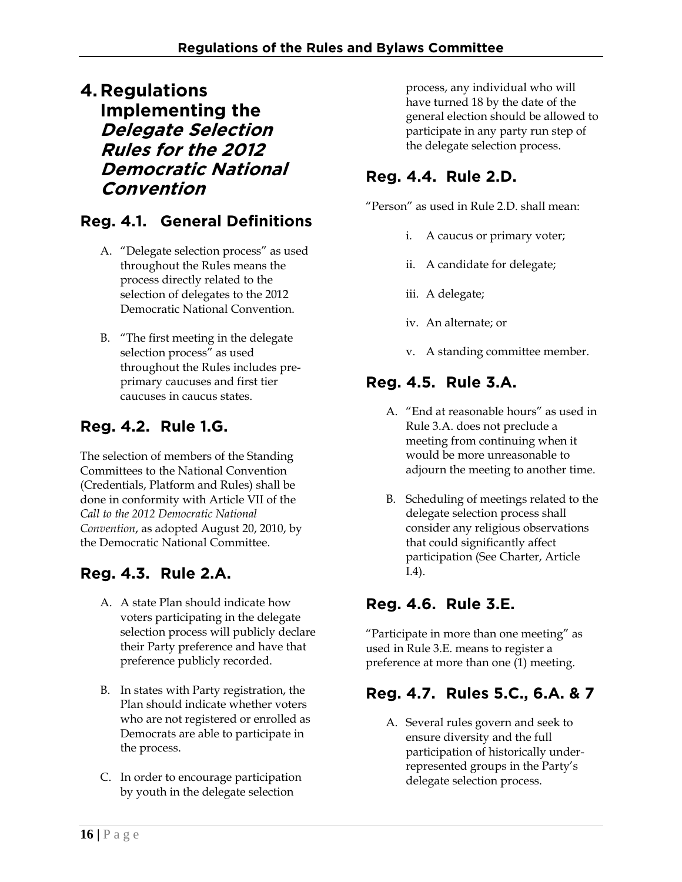# 4. Regulations Implementing the *Delegate Selection Rules for the 2012 Democratic National Convention*

## Reg. 4.1. General Definitions

A. "Delegate selection process" as used throughout the Rules means the process directly related to the selection of delegates to the 2012 Democratic National Convention.

B. "The first meeting in the delegate selection process" as used throughout the Rules includes pre-primary caucuses and first tier caucuses in caucus states.

## Reg. 4.2. Rule 1.G.

The selection of members of the Standing Committees to the National Convention (Credentials, Platform and Rules) shall be done in conformity with Article VII of the *Call to the 2012 Democratic National Convention*, as adopted August 20, 2010, by the Democratic National Committee.

## Reg. 4.3. Rule 2.A.

A. A state Plan should indicate how voters participating in the delegate selection process will publicly declare their Party preference and have that preference publicly recorded.

B. In states with Party registration, the Plan should indicate whether voters who are not registered or enrolled as Democrats are able to participate in the process.

C. In order to encourage participation by youth in the delegate selection process, any individual who will have turned 18 by the date of the general election should be allowed to participate in any party run step of the delegate selection process.

## Reg. 4.4. Rule 2.D.

"Person" as used in Rule 2.D. shall mean:

i. A caucus or primary voter;

ii. A candidate for delegate;

iii. A delegate;

iv. An alternate; or

v. A standing committee member.

## Reg. 4.5. Rule 3.A.

A. "End at reasonable hours" as used in Rule 3.A. does not preclude a meeting from continuing when it would be more unreasonable to adjourn the meeting to another time.

B. Scheduling of meetings related to the delegate selection process shall consider any religious observations that could significantly affect participation (See Charter, Article I.4).

## Reg. 4.6. Rule 3.E.

"Participate in more than one meeting" as used in Rule 3.E. means to register a preference at more than one (1) meeting.

## Reg. 4.7. Rules 5.C., 6.A. & 7

A. Several rules govern and seek to ensure diversity and the full participation of historically under-represented groups in the Party's delegate selection process.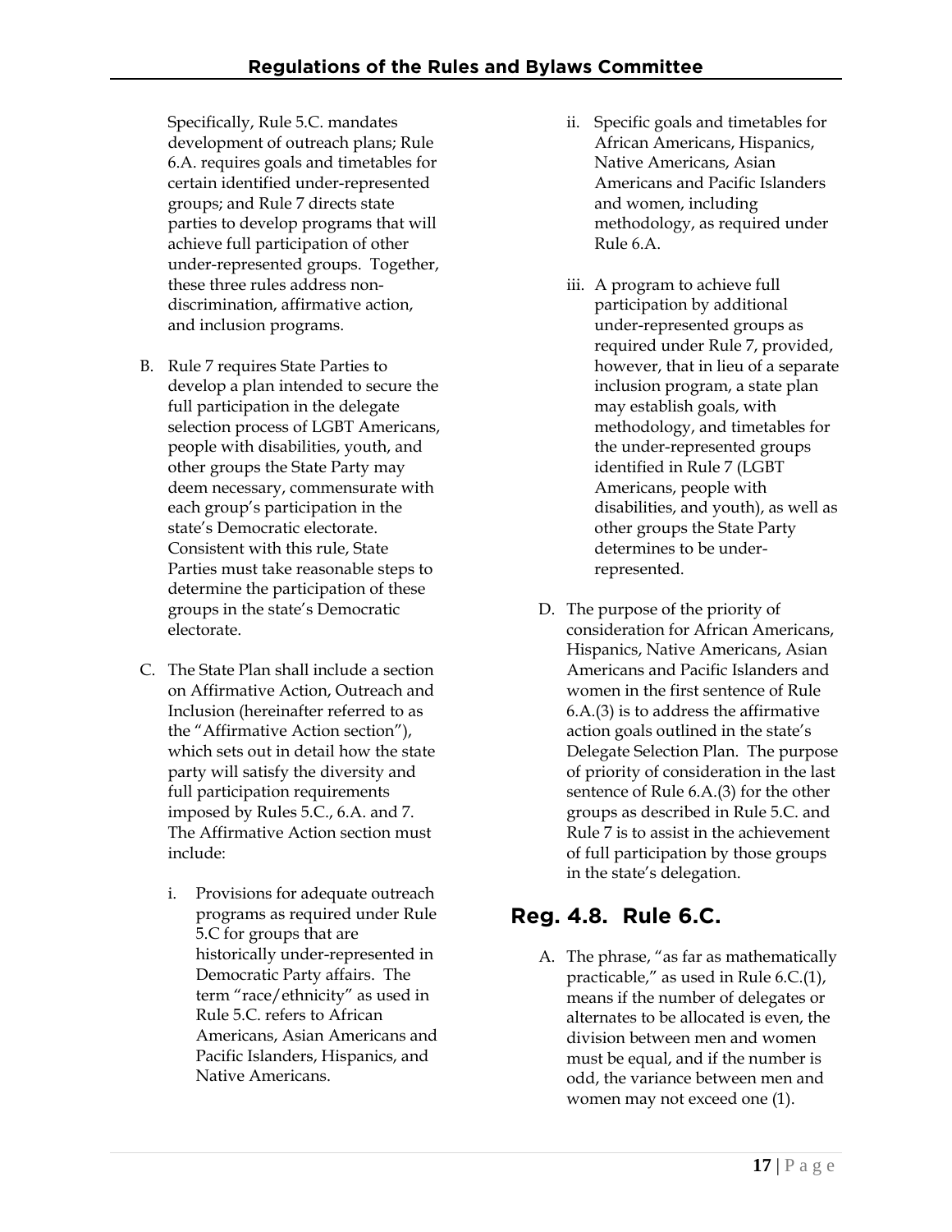Specifically, Rule 5.C. mandates development of outreach plans; Rule 6.A. requires goals and timetables for certain identified under-represented groups; and Rule 7 directs state parties to develop programs that will achieve full participation of other under-represented groups. Together, these three rules address non-discrimination, affirmative action, and inclusion programs.

B. Rule 7 requires State Parties to develop a plan intended to secure the full participation in the delegate selection process of LGBT Americans, people with disabilities, youth, and other groups the State Party may deem necessary, commensurate with each group's participation in the state's Democratic electorate. Consistent with this rule, State Parties must take reasonable steps to determine the participation of these groups in the state's Democratic electorate.

C. The State Plan shall include a section on Affirmative Action, Outreach and Inclusion (hereinafter referred to as the "Affirmative Action section"), which sets out in detail how the state party will satisfy the diversity and full participation requirements imposed by Rules 5.C., 6.A. and 7. The Affirmative Action section must include:

   i. Provisions for adequate outreach programs as required under Rule 5.C for groups that are historically under-represented in Democratic Party affairs. The term "race/ethnicity" as used in Rule 5.C. refers to African Americans, Asian Americans and Pacific Islanders, Hispanics, and Native Americans.

   ii. Specific goals and timetables for African Americans, Hispanics, Native Americans, Asian Americans and Pacific Islanders and women, including methodology, as required under Rule 6.A.

   iii. A program to achieve full participation by additional under-represented groups as required under Rule 7, provided, however, that in lieu of a separate inclusion program, a state plan may establish goals, with methodology, and timetables for the under-represented groups identified in Rule 7 (LGBT Americans, people with disabilities, and youth), as well as other groups the State Party determines to be under-represented.

D. The purpose of the priority of consideration for African Americans, Hispanics, Native Americans, Asian Americans and Pacific Islanders and women in the first sentence of Rule 6.A.(3) is to address the affirmative action goals outlined in the state's Delegate Selection Plan. The purpose of priority of consideration in the last sentence of Rule 6.A.(3) for the other groups as described in Rule 5.C. and Rule 7 is to assist in the achievement of full participation by those groups in the state's delegation.

## Reg. 4.8. Rule 6.C.

A. The phrase, "as far as mathematically practicable," as used in Rule 6.C.(1), means if the number of delegates or alternates to be allocated is even, the division between men and women must be equal, and if the number is odd, the variance between men and women may not exceed one (1).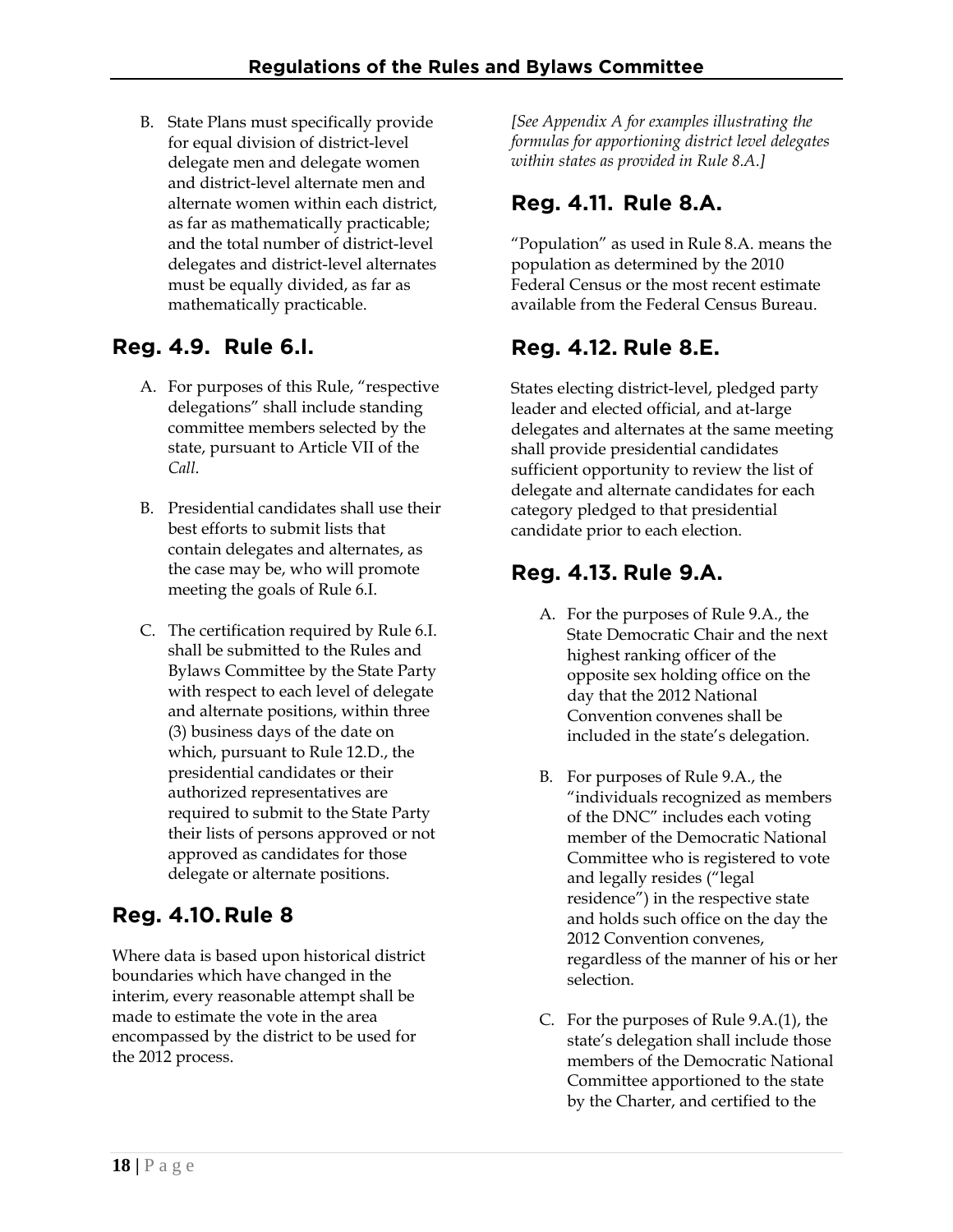B. State Plans must specifically provide for equal division of district-level delegate men and delegate women and district-level alternate men and alternate women within each district, as far as mathematically practicable; and the total number of district-level delegates and district-level alternates must be equally divided, as far as mathematically practicable.

## Reg. 4.9. Rule 6.I.

A. For purposes of this Rule, "respective delegations" shall include standing committee members selected by the state, pursuant to Article VII of the *Call*.

B. Presidential candidates shall use their best efforts to submit lists that contain delegates and alternates, as the case may be, who will promote meeting the goals of Rule 6.I.

C. The certification required by Rule 6.I. shall be submitted to the Rules and Bylaws Committee by the State Party with respect to each level of delegate and alternate positions, within three (3) business days of the date on which, pursuant to Rule 12.D., the presidential candidates or their authorized representatives are required to submit to the State Party their lists of persons approved or not approved as candidates for those delegate or alternate positions.

## Reg. 4.10. Rule 8

Where data is based upon historical district boundaries which have changed in the interim, every reasonable attempt shall be made to estimate the vote in the area encompassed by the district to be used for the 2012 process.

*[See Appendix A for examples illustrating the formulas for apportioning district level delegates within states as provided in Rule 8.A.]*

## Reg. 4.11. Rule 8.A.

"Population" as used in Rule 8.A. means the population as determined by the 2010 Federal Census or the most recent estimate available from the Federal Census Bureau.

## Reg. 4.12. Rule 8.E.

States electing district-level, pledged party leader and elected official, and at-large delegates and alternates at the same meeting shall provide presidential candidates sufficient opportunity to review the list of delegate and alternate candidates for each category pledged to that presidential candidate prior to each election.

## Reg. 4.13. Rule 9.A.

A. For the purposes of Rule 9.A., the State Democratic Chair and the next highest ranking officer of the opposite sex holding office on the day that the 2012 National Convention convenes shall be included in the state's delegation.

B. For purposes of Rule 9.A., the "individuals recognized as members of the DNC" includes each voting member of the Democratic National Committee who is registered to vote and legally resides ("legal residence") in the respective state and holds such office on the day the 2012 Convention convenes, regardless of the manner of his or her selection.

C. For the purposes of Rule 9.A.(1), the state's delegation shall include those members of the Democratic National Committee apportioned to the state by the Charter, and certified to the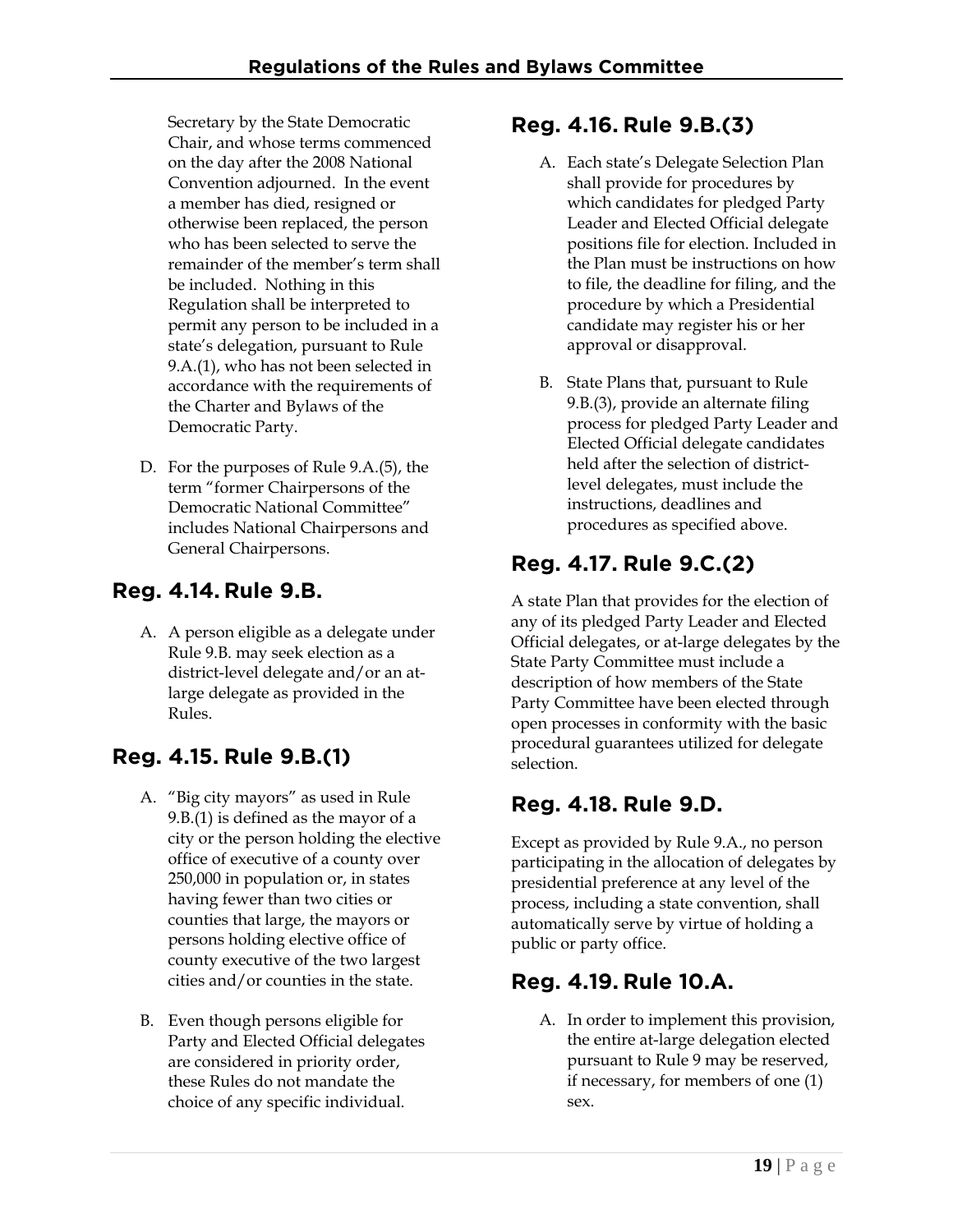Secretary by the State Democratic Chair, and whose terms commenced on the day after the 2008 National Convention adjourned. In the event a member has died, resigned or otherwise been replaced, the person who has been selected to serve the remainder of the member's term shall be included. Nothing in this Regulation shall be interpreted to permit any person to be included in a state's delegation, pursuant to Rule 9.A.(1), who has not been selected in accordance with the requirements of the Charter and Bylaws of the Democratic Party.

D. For the purposes of Rule 9.A.(5), the term "former Chairpersons of the Democratic National Committee" includes National Chairpersons and General Chairpersons.

## Reg. 4.14. Rule 9.B.

A. A person eligible as a delegate under Rule 9.B. may seek election as a district-level delegate and/or an at-large delegate as provided in the Rules.

## Reg. 4.15. Rule 9.B.(1)

A. "Big city mayors" as used in Rule 9.B.(1) is defined as the mayor of a city or the person holding the elective office of executive of a county over 250,000 in population or, in states having fewer than two cities or counties that large, the mayors or persons holding elective office of county executive of the two largest cities and/or counties in the state.

B. Even though persons eligible for Party and Elected Official delegates are considered in priority order, these Rules do not mandate the choice of any specific individual.

## Reg. 4.16. Rule 9.B.(3)

A. Each state's Delegate Selection Plan shall provide for procedures by which candidates for pledged Party Leader and Elected Official delegate positions file for election. Included in the Plan must be instructions on how to file, the deadline for filing, and the procedure by which a Presidential candidate may register his or her approval or disapproval.

B. State Plans that, pursuant to Rule 9.B.(3), provide an alternate filing process for pledged Party Leader and Elected Official delegate candidates held after the selection of district-level delegates, must include the instructions, deadlines and procedures as specified above.

## Reg. 4.17. Rule 9.C.(2)

A state Plan that provides for the election of any of its pledged Party Leader and Elected Official delegates, or at-large delegates by the State Party Committee must include a description of how members of the State Party Committee have been elected through open processes in conformity with the basic procedural guarantees utilized for delegate selection.

## Reg. 4.18. Rule 9.D.

Except as provided by Rule 9.A., no person participating in the allocation of delegates by presidential preference at any level of the process, including a state convention, shall automatically serve by virtue of holding a public or party office.

## Reg. 4.19. Rule 10.A.

A. In order to implement this provision, the entire at-large delegation elected pursuant to Rule 9 may be reserved, if necessary, for members of one (1) sex.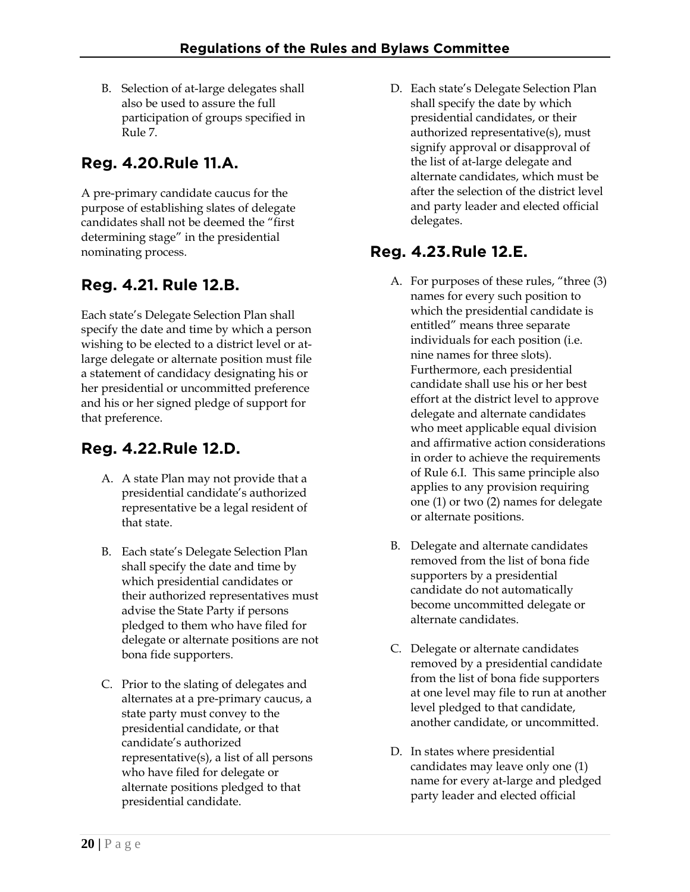B. Selection of at-large delegates shall also be used to assure the full participation of groups specified in Rule 7.

## Reg. 4.20. Rule 11.A.

A pre-primary candidate caucus for the purpose of establishing slates of delegate candidates shall not be deemed the "first determining stage" in the presidential nominating process.

## Reg. 4.21. Rule 12.B.

Each state's Delegate Selection Plan shall specify the date and time by which a person wishing to be elected to a district level or at-large delegate or alternate position must file a statement of candidacy designating his or her presidential or uncommitted preference and his or her signed pledge of support for that preference.

## Reg. 4.22. Rule 12.D.

A. A state Plan may not provide that a presidential candidate's authorized representative be a legal resident of that state.

B. Each state's Delegate Selection Plan shall specify the date and time by which presidential candidates or their authorized representatives must advise the State Party if persons pledged to them who have filed for delegate or alternate positions are not bona fide supporters.

C. Prior to the slating of delegates and alternates at a pre-primary caucus, a state party must convey to the presidential candidate, or that candidate's authorized representative(s), a list of all persons who have filed for delegate or alternate positions pledged to that presidential candidate.

D. Each state's Delegate Selection Plan shall specify the date by which presidential candidates, or their authorized representative(s), must signify approval or disapproval of the list of at-large delegate and alternate candidates, which must be after the selection of the district level and party leader and elected official delegates.

## Reg. 4.23. Rule 12.E.

A. For purposes of these rules, "three (3) names for every such position to which the presidential candidate is entitled" means three separate individuals for each position (i.e. nine names for three slots). Furthermore, each presidential candidate shall use his or her best effort at the district level to approve delegate and alternate candidates who meet applicable equal division and affirmative action considerations in order to achieve the requirements of Rule 6.I. This same principle also applies to any provision requiring one (1) or two (2) names for delegate or alternate positions.

B. Delegate and alternate candidates removed from the list of bona fide supporters by a presidential candidate do not automatically become uncommitted delegate or alternate candidates.

C. Delegate or alternate candidates removed by a presidential candidate from the list of bona fide supporters at one level may file to run at another level pledged to that candidate, another candidate, or uncommitted.

D. In states where presidential candidates may leave only one (1) name for every at-large and pledged party leader and elected official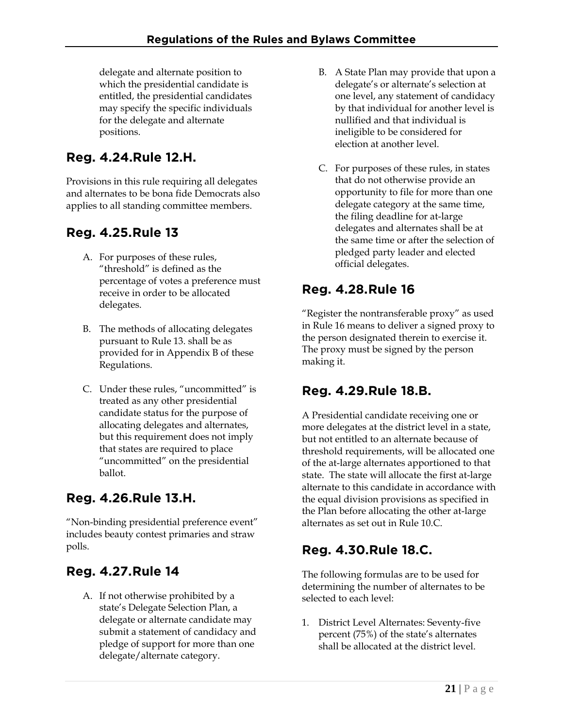delegate and alternate position to which the presidential candidate is entitled, the presidential candidates may specify the specific individuals for the delegate and alternate positions.

## Reg. 4.24.Rule 12.H.

Provisions in this rule requiring all delegates and alternates to be bona fide Democrats also applies to all standing committee members.

## Reg. 4.25.Rule 13

A. For purposes of these rules, "threshold" is defined as the percentage of votes a preference must receive in order to be allocated delegates.

B. The methods of allocating delegates pursuant to Rule 13. shall be as provided for in Appendix B of these Regulations.

C. Under these rules, "uncommitted" is treated as any other presidential candidate status for the purpose of allocating delegates and alternates, but this requirement does not imply that states are required to place "uncommitted" on the presidential ballot.

## Reg. 4.26.Rule 13.H.

"Non-binding presidential preference event" includes beauty contest primaries and straw polls.

## Reg. 4.27.Rule 14

A. If not otherwise prohibited by a state's Delegate Selection Plan, a delegate or alternate candidate may submit a statement of candidacy and pledge of support for more than one delegate/alternate category.

B. A State Plan may provide that upon a delegate's or alternate's selection at one level, any statement of candidacy by that individual for another level is nullified and that individual is ineligible to be considered for election at another level.

C. For purposes of these rules, in states that do not otherwise provide an opportunity to file for more than one delegate category at the same time, the filing deadline for at-large delegates and alternates shall be at the same time or after the selection of pledged party leader and elected official delegates.

## Reg. 4.28.Rule 16

"Register the nontransferable proxy" as used in Rule 16 means to deliver a signed proxy to the person designated therein to exercise it. The proxy must be signed by the person making it.

## Reg. 4.29.Rule 18.B.

A Presidential candidate receiving one or more delegates at the district level in a state, but not entitled to an alternate because of threshold requirements, will be allocated one of the at-large alternates apportioned to that state. The state will allocate the first at-large alternate to this candidate in accordance with the equal division provisions as specified in the Plan before allocating the other at-large alternates as set out in Rule 10.C.

## Reg. 4.30.Rule 18.C.

The following formulas are to be used for determining the number of alternates to be selected to each level:

1. District Level Alternates: Seventy-five percent (75%) of the state's alternates shall be allocated at the district level.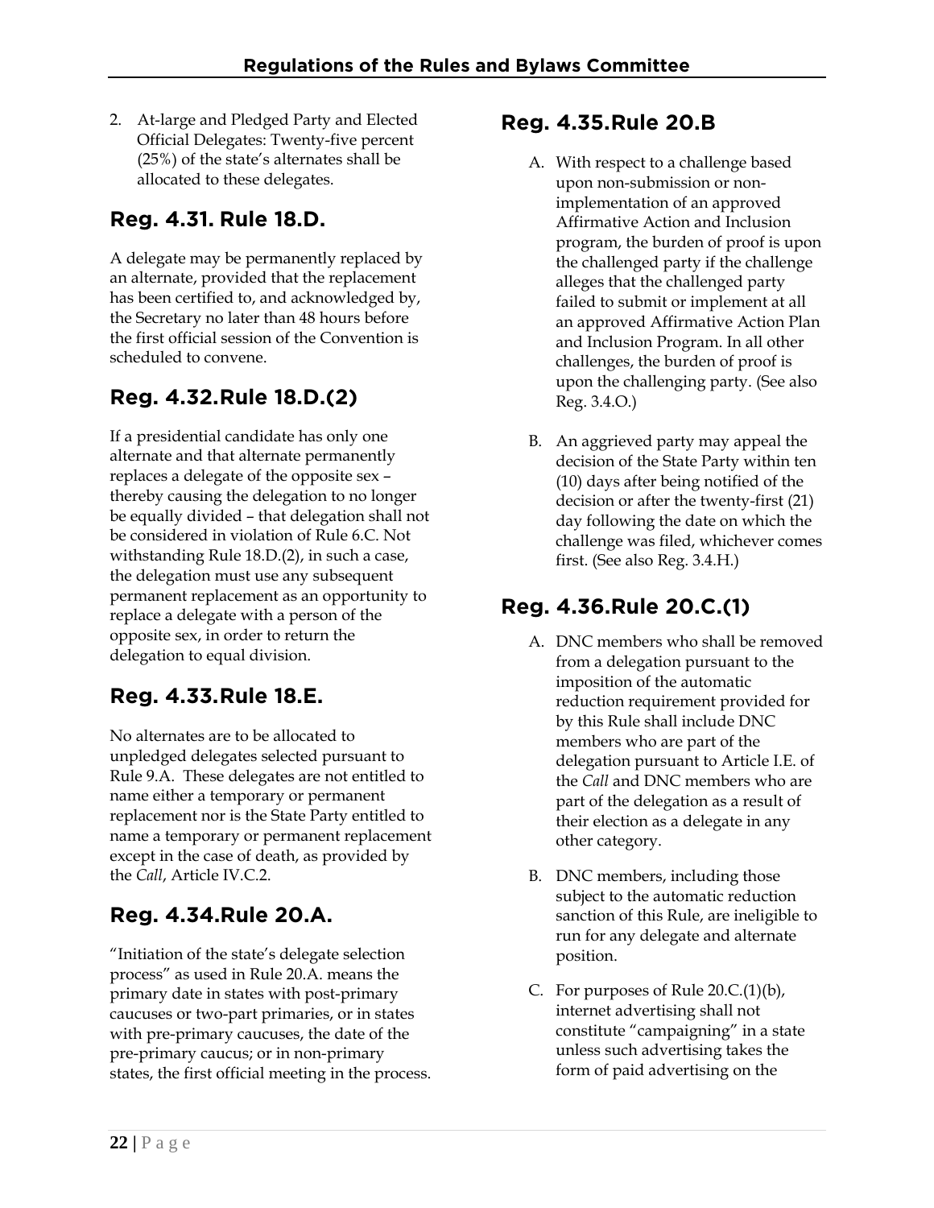2. At-large and Pledged Party and Elected Official Delegates: Twenty-five percent (25%) of the state's alternates shall be allocated to these delegates.

## Reg. 4.31. Rule 18.D.

A delegate may be permanently replaced by an alternate, provided that the replacement has been certified to, and acknowledged by, the Secretary no later than 48 hours before the first official session of the Convention is scheduled to convene.

## Reg. 4.32.Rule 18.D.(2)

If a presidential candidate has only one alternate and that alternate permanently replaces a delegate of the opposite sex – thereby causing the delegation to no longer be equally divided – that delegation shall not be considered in violation of Rule 6.C. Not withstanding Rule 18.D.(2), in such a case, the delegation must use any subsequent permanent replacement as an opportunity to replace a delegate with a person of the opposite sex, in order to return the delegation to equal division.

## Reg. 4.33.Rule 18.E.

No alternates are to be allocated to unpledged delegates selected pursuant to Rule 9.A. These delegates are not entitled to name either a temporary or permanent replacement nor is the State Party entitled to name a temporary or permanent replacement except in the case of death, as provided by the *Call*, Article IV.C.2.

## Reg. 4.34.Rule 20.A.

"Initiation of the state's delegate selection process" as used in Rule 20.A. means the primary date in states with post-primary caucuses or two-part primaries, or in states with pre-primary caucuses, the date of the pre-primary caucus; or in non-primary states, the first official meeting in the process.

## Reg. 4.35.Rule 20.B

A. With respect to a challenge based upon non-submission or non-implementation of an approved Affirmative Action and Inclusion program, the burden of proof is upon the challenged party if the challenge alleges that the challenged party failed to submit or implement at all an approved Affirmative Action Plan and Inclusion Program. In all other challenges, the burden of proof is upon the challenging party. (See also Reg. 3.4.O.)

B. An aggrieved party may appeal the decision of the State Party within ten (10) days after being notified of the decision or after the twenty-first (21) day following the date on which the challenge was filed, whichever comes first. (See also Reg. 3.4.H.)

## Reg. 4.36.Rule 20.C.(1)

A. DNC members who shall be removed from a delegation pursuant to the imposition of the automatic reduction requirement provided for by this Rule shall include DNC members who are part of the delegation pursuant to Article I.E. of the *Call* and DNC members who are part of the delegation as a result of their election as a delegate in any other category.

B. DNC members, including those subject to the automatic reduction sanction of this Rule, are ineligible to run for any delegate and alternate position.

C. For purposes of Rule 20.C.(1)(b), internet advertising shall not constitute "campaigning" in a state unless such advertising takes the form of paid advertising on the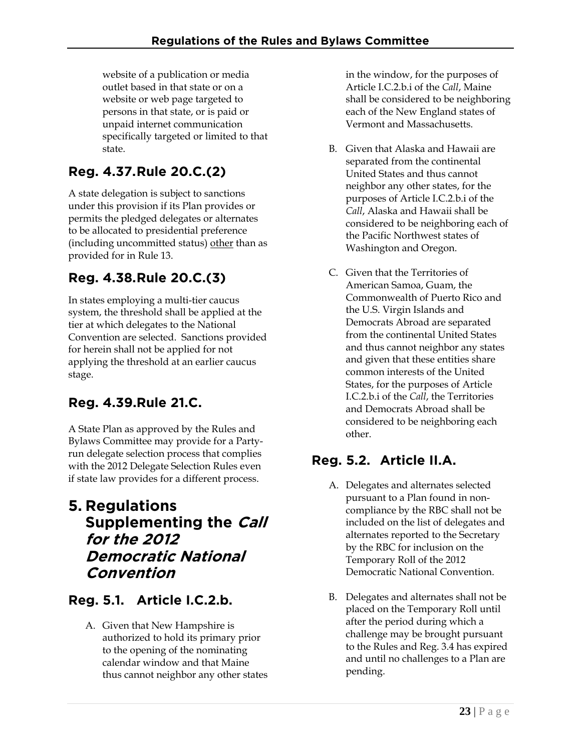website of a publication or media outlet based in that state or on a website or web page targeted to persons in that state, or is paid or unpaid internet communication specifically targeted or limited to that state.

### Reg. 4.37. Rule 20.C.(2)

A state delegation is subject to sanctions under this provision if its Plan provides or permits the pledged delegates or alternates to be allocated to presidential preference (including uncommitted status) other than as provided for in Rule 13.

### Reg. 4.38. Rule 20.C.(3)

In states employing a multi-tier caucus system, the threshold shall be applied at the tier at which delegates to the National Convention are selected. Sanctions provided for herein shall not be applied for not applying the threshold at an earlier caucus stage.

### Reg. 4.39. Rule 21.C.

A State Plan as approved by the Rules and Bylaws Committee may provide for a Party-run delegate selection process that complies with the 2012 Delegate Selection Rules even if state law provides for a different process.

## 5. Regulations Supplementing the *Call for the 2012 Democratic National Convention*

### Reg. 5.1. Article I.C.2.b.

A. Given that New Hampshire is authorized to hold its primary prior to the opening of the nominating calendar window and that Maine thus cannot neighbor any other states in the window, for the purposes of Article I.C.2.b.i of the *Call*, Maine shall be considered to be neighboring each of the New England states of Vermont and Massachusetts.

B. Given that Alaska and Hawaii are separated from the continental United States and thus cannot neighbor any other states, for the purposes of Article I.C.2.b.i of the *Call*, Alaska and Hawaii shall be considered to be neighboring each of the Pacific Northwest states of Washington and Oregon.

C. Given that the Territories of American Samoa, Guam, the Commonwealth of Puerto Rico and the U.S. Virgin Islands and Democrats Abroad are separated from the continental United States and thus cannot neighbor any states and given that these entities share common interests of the United States, for the purposes of Article I.C.2.b.i of the *Call*, the Territories and Democrats Abroad shall be considered to be neighboring each other.

### Reg. 5.2. Article II.A.

A. Delegates and alternates selected pursuant to a Plan found in non-compliance by the RBC shall not be included on the list of delegates and alternates reported to the Secretary by the RBC for inclusion on the Temporary Roll of the 2012 Democratic National Convention.

B. Delegates and alternates shall not be placed on the Temporary Roll until after the period during which a challenge may be brought pursuant to the Rules and Reg. 3.4 has expired and until no challenges to a Plan are pending.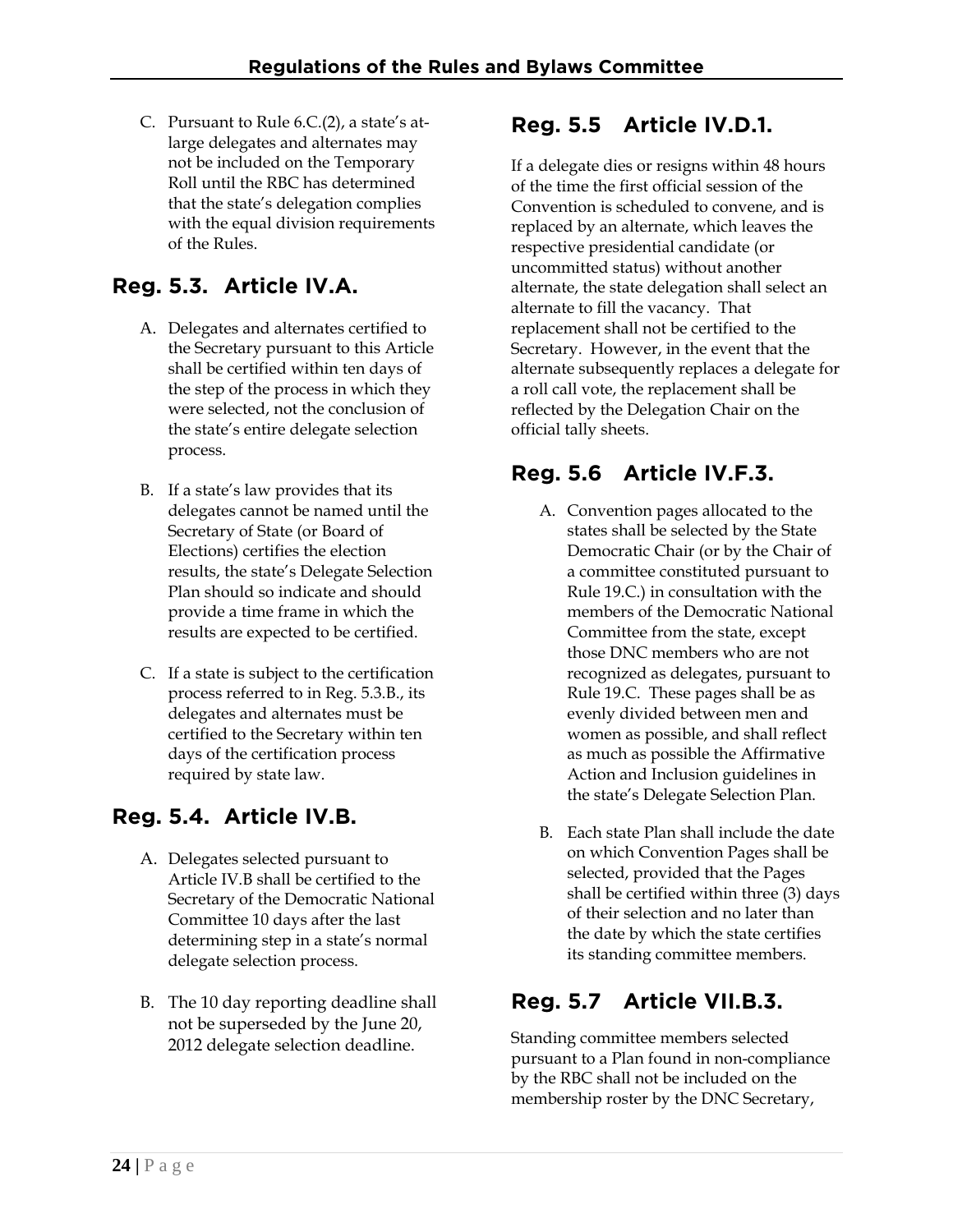C. Pursuant to Rule 6.C.(2), a state's at-large delegates and alternates may not be included on the Temporary Roll until the RBC has determined that the state's delegation complies with the equal division requirements of the Rules.

## Reg. 5.3. Article IV.A.

A. Delegates and alternates certified to the Secretary pursuant to this Article shall be certified within ten days of the step of the process in which they were selected, not the conclusion of the state's entire delegate selection process.

B. If a state's law provides that its delegates cannot be named until the Secretary of State (or Board of Elections) certifies the election results, the state's Delegate Selection Plan should so indicate and should provide a time frame in which the results are expected to be certified.

C. If a state is subject to the certification process referred to in Reg. 5.3.B., its delegates and alternates must be certified to the Secretary within ten days of the certification process required by state law.

## Reg. 5.4. Article IV.B.

A. Delegates selected pursuant to Article IV.B shall be certified to the Secretary of the Democratic National Committee 10 days after the last determining step in a state's normal delegate selection process.

B. The 10 day reporting deadline shall not be superseded by the June 20, 2012 delegate selection deadline.

## Reg. 5.5 Article IV.D.1.

If a delegate dies or resigns within 48 hours of the time the first official session of the Convention is scheduled to convene, and is replaced by an alternate, which leaves the respective presidential candidate (or uncommitted status) without another alternate, the state delegation shall select an alternate to fill the vacancy. That replacement shall not be certified to the Secretary. However, in the event that the alternate subsequently replaces a delegate for a roll call vote, the replacement shall be reflected by the Delegation Chair on the official tally sheets.

## Reg. 5.6 Article IV.F.3.

A. Convention pages allocated to the states shall be selected by the State Democratic Chair (or by the Chair of a committee constituted pursuant to Rule 19.C.) in consultation with the members of the Democratic National Committee from the state, except those DNC members who are not recognized as delegates, pursuant to Rule 19.C. These pages shall be as evenly divided between men and women as possible, and shall reflect as much as possible the Affirmative Action and Inclusion guidelines in the state's Delegate Selection Plan.

B. Each state Plan shall include the date on which Convention Pages shall be selected, provided that the Pages shall be certified within three (3) days of their selection and no later than the date by which the state certifies its standing committee members.

## Reg. 5.7 Article VII.B.3.

Standing committee members selected pursuant to a Plan found in non-compliance by the RBC shall not be included on the membership roster by the DNC Secretary,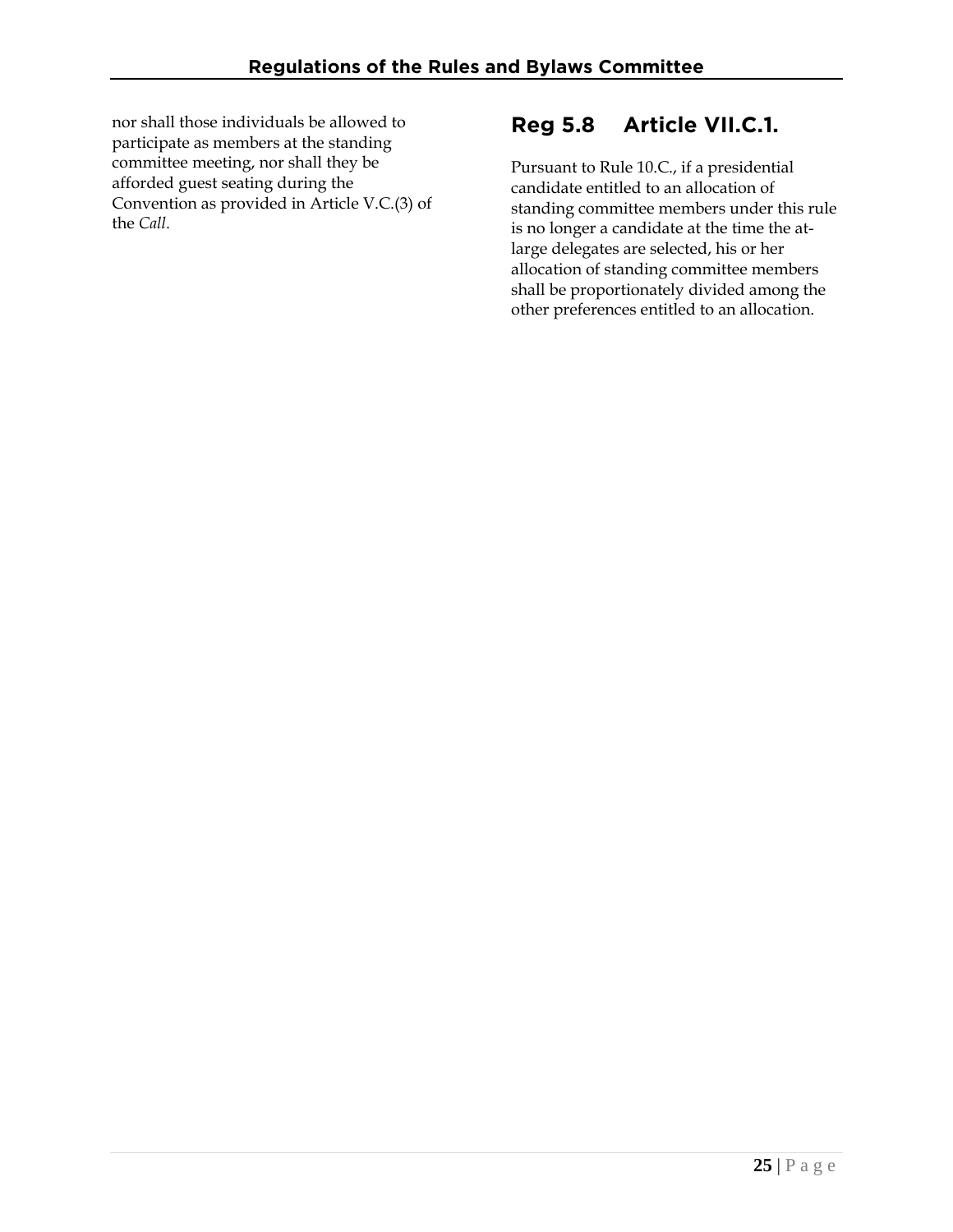nor shall those individuals be allowed to participate as members at the standing committee meeting, nor shall they be afforded guest seating during the Convention as provided in Article V.C.(3) of the *Call*.

## Reg 5.8 Article VII.C.1.

Pursuant to Rule 10.C., if a presidential candidate entitled to an allocation of standing committee members under this rule is no longer a candidate at the time the at-large delegates are selected, his or her allocation of standing committee members shall be proportionately divided among the other preferences entitled to an allocation.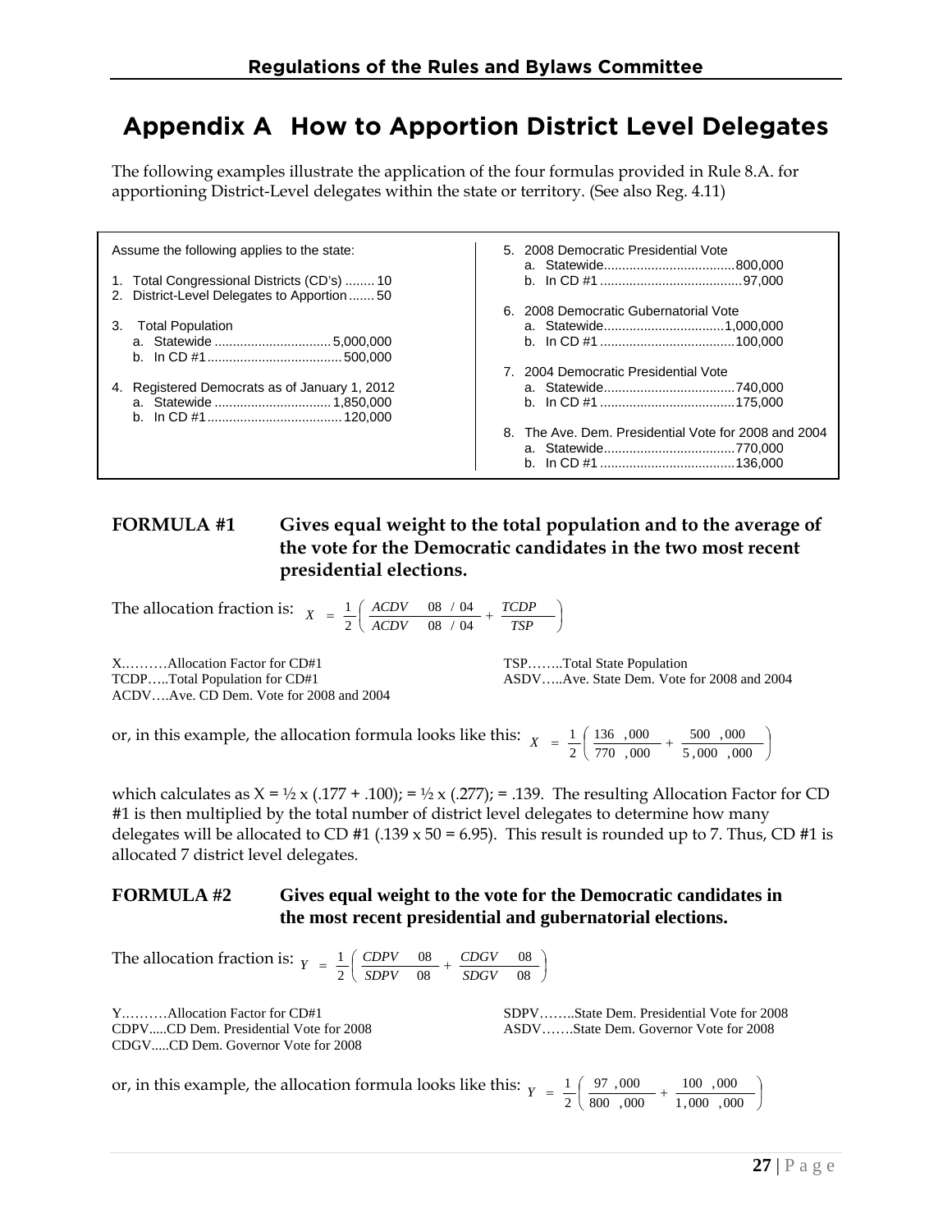# Appendix A How to Apportion District Level Delegates

The following examples illustrate the application of the four formulas provided in Rule 8.A. for apportioning District-Level delegates within the state or territory. (See also Reg. 4.11)

Assume the following applies to the state:

1. Total Congressional Districts (CD's) ........ 10
2. District-Level Delegates to Apportion ....... 50
3. Total Population
   a. Statewide ................................ 5,000,000
   b. In CD #1 ..................................... 500,000
4. Registered Democrats as of January 1, 2012
   a. Statewide ................................ 1,850,000
   b. In CD #1 ..................................... 120,000
5. 2008 Democratic Presidential Vote
   a. Statewide.................................... 800,000
   b. In CD #1 ....................................... 97,000
6. 2008 Democratic Gubernatorial Vote
   a. Statewide.................................. 1,000,000
   b. In CD #1 ..................................... 100,000
7. 2004 Democratic Presidential Vote
   a. Statewide.................................... 740,000
   b. In CD #1 ..................................... 175,000
8. The Ave. Dem. Presidential Vote for 2008 and 2004
   a. Statewide.................................... 770,000
   b. In CD #1 ..................................... 136,000

**FORMULA #1** **Gives equal weight to the total population and to the average of the vote for the Democratic candidates in the two most recent presidential elections.**

The allocation fraction is: $X = \frac{1}{2}\left(\frac{ACDV \quad 08/04}{ACDV \quad 08/04} + \frac{TCDP}{TSP}\right)$

X……….Allocation Factor for CD#1
TCDP…..Total Population for CD#1
ACDV….Ave. CD Dem. Vote for 2008 and 2004
TSP……..Total State Population
ASDV…..Ave. State Dem. Vote for 2008 and 2004

or, in this example, the allocation formula looks like this: $X = \frac{1}{2}\left(\frac{136,000}{770,000} + \frac{500,000}{5,000,000}\right)$

which calculates as X = ½ x (.177 + .100); = ½ x (.277); = .139. The resulting Allocation Factor for CD #1 is then multiplied by the total number of district level delegates to determine how many delegates will be allocated to CD #1 (.139 x 50 = 6.95). This result is rounded up to 7. Thus, CD #1 is allocated 7 district level delegates.

**FORMULA #2** **Gives equal weight to the vote for the Democratic candidates in the most recent presidential and gubernatorial elections.**

The allocation fraction is: $Y = \frac{1}{2}\left(\frac{CDPV \quad 08}{SDPV \quad 08} + \frac{CDGV \quad 08}{SDGV \quad 08}\right)$

Y……….Allocation Factor for CD#1
CDPV.....CD Dem. Presidential Vote for 2008
CDGV.....CD Dem. Governor Vote for 2008
SDPV……..State Dem. Presidential Vote for 2008
ASDV…….State Dem. Governor Vote for 2008

or, in this example, the allocation formula looks like this: $Y = \frac{1}{2}\left(\frac{97,000}{800,000} + \frac{100,000}{1,000,000}\right)$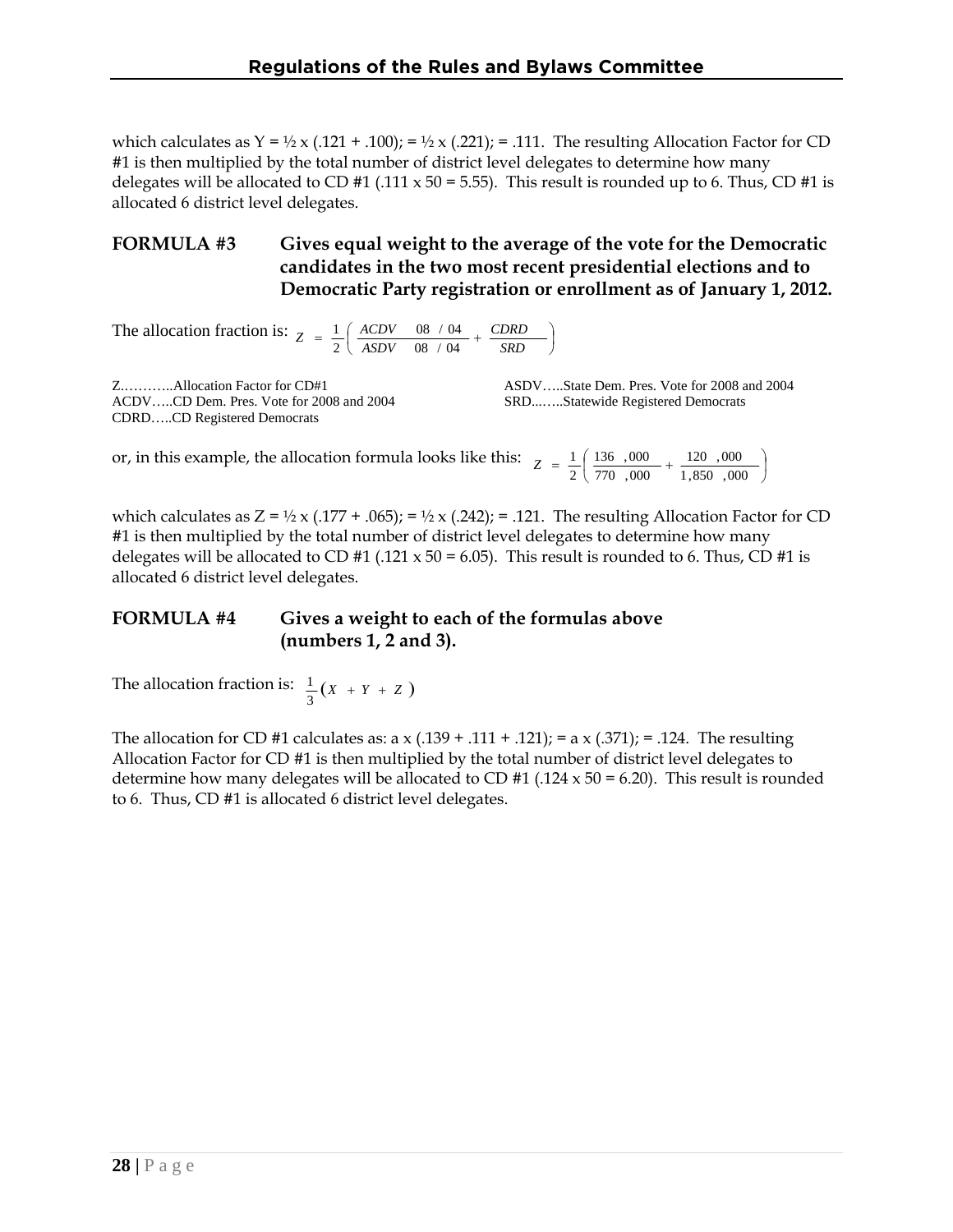which calculates as Y = ½ x (.121 + .100); = ½ x (.221); = .111. The resulting Allocation Factor for CD #1 is then multiplied by the total number of district level delegates to determine how many delegates will be allocated to CD #1 (.111 x 50 = 5.55). This result is rounded up to 6. Thus, CD #1 is allocated 6 district level delegates.

### FORMULA #3 — Gives equal weight to the average of the vote for the Democratic candidates in the two most recent presidential elections and to Democratic Party registration or enrollment as of January 1, 2012.

The allocation fraction is: $Z = \frac{1}{2}\left( \frac{ACDV \quad 08/04}{ASDV \quad 08/04} + \frac{CDRD}{SRD} \right)$

Z………..Allocation Factor for CD#1
ACDV…..CD Dem. Pres. Vote for 2008 and 2004
CDRD…..CD Registered Democrats
ASDV…..State Dem. Pres. Vote for 2008 and 2004
SRD...…..Statewide Registered Democrats

or, in this example, the allocation formula looks like this: $Z = \frac{1}{2}\left( \frac{136,000}{770,000} + \frac{120,000}{1,850,000} \right)$

which calculates as Z = ½ x (.177 + .065); = ½ x (.242); = .121. The resulting Allocation Factor for CD #1 is then multiplied by the total number of district level delegates to determine how many delegates will be allocated to CD #1 (.121 x 50 = 6.05). This result is rounded to 6. Thus, CD #1 is allocated 6 district level delegates.

### FORMULA #4 — Gives a weight to each of the formulas above (numbers 1, 2 and 3).

The allocation fraction is: $\frac{1}{3}(X + Y + Z)$

The allocation for CD #1 calculates as: a x (.139 + .111 + .121); = a x (.371); = .124. The resulting Allocation Factor for CD #1 is then multiplied by the total number of district level delegates to determine how many delegates will be allocated to CD #1 (.124 x 50 = 6.20). This result is rounded to 6. Thus, CD #1 is allocated 6 district level delegates.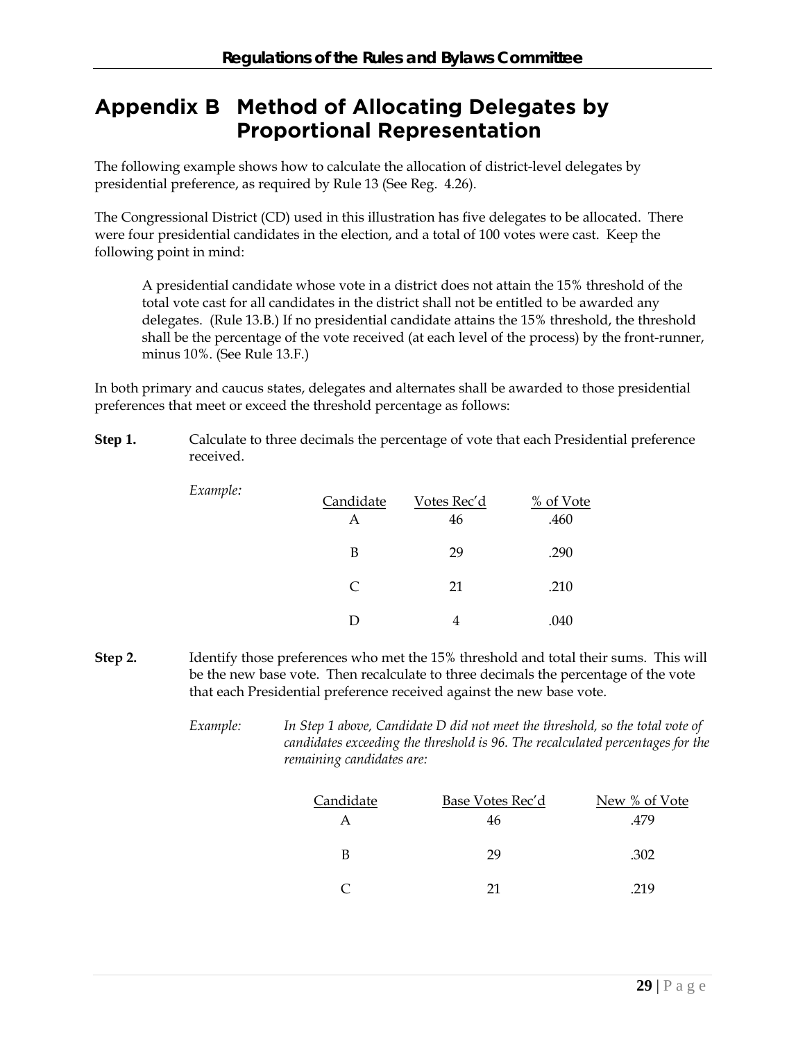# Appendix B Method of Allocating Delegates by Proportional Representation

The following example shows how to calculate the allocation of district-level delegates by presidential preference, as required by Rule 13 (See Reg. 4.26).

The Congressional District (CD) used in this illustration has five delegates to be allocated. There were four presidential candidates in the election, and a total of 100 votes were cast. Keep the following point in mind:

> A presidential candidate whose vote in a district does not attain the 15% threshold of the total vote cast for all candidates in the district shall not be entitled to be awarded any delegates. (Rule 13.B.) If no presidential candidate attains the 15% threshold, the threshold shall be the percentage of the vote received (at each level of the process) by the front-runner, minus 10%. (See Rule 13.F.)

In both primary and caucus states, delegates and alternates shall be awarded to those presidential preferences that meet or exceed the threshold percentage as follows:

**Step 1.** Calculate to three decimals the percentage of vote that each Presidential preference received.

*Example:*

| Candidate | Votes Rec'd | % of Vote |
|---|---|---|
| A | 46 | .460 |
| B | 29 | .290 |
| C | 21 | .210 |
| D | 4 | .040 |

**Step 2.** Identify those preferences who met the 15% threshold and total their sums. This will be the new base vote. Then recalculate to three decimals the percentage of the vote that each Presidential preference received against the new base vote.

*Example:* *In Step 1 above, Candidate D did not meet the threshold, so the total vote of candidates exceeding the threshold is 96. The recalculated percentages for the remaining candidates are:*

| Candidate | Base Votes Rec'd | New % of Vote |
|---|---|---|
| A | 46 | .479 |
| B | 29 | .302 |
| C | 21 | .219 |